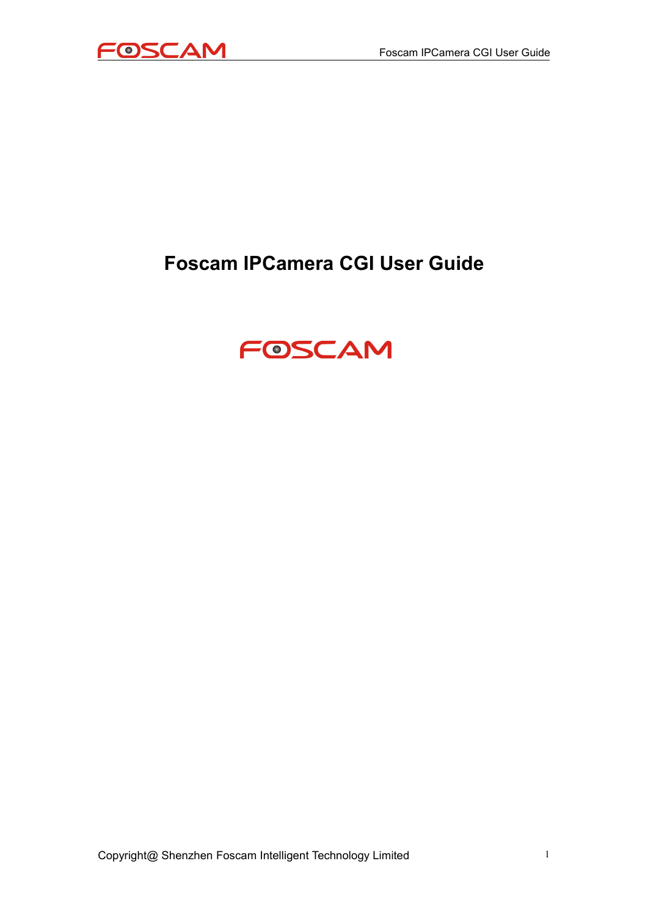# Foscam IPCamera CGI User Guide

FOSCAM

Copyright@ Shenzhen Foscam Intelligent Technology Limited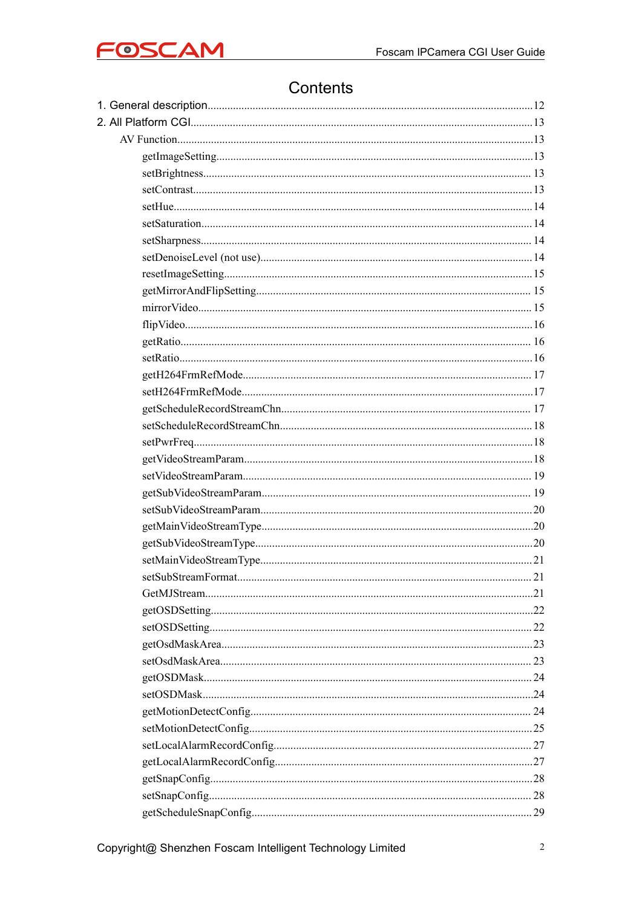# Contents

1. General description............12
2. All Platform CGI............13
   - AV Function............13
     - getImageSetting............13
     - setBrightness............13
     - setContrast............13
     - setHue............14
     - setSaturation............14
     - setSharpness............14
     - setDenoiseLevel (not use)............14
     - resetImageSetting............15
     - getMirrorAndFlipSetting............15
     - mirrorVideo............15
     - flipVideo............16
     - getRatio............16
     - setRatio............16
     - getH264FrmRefMode............17
     - setH264FrmRefMode............17
     - getScheduleRecordStreamChn............17
     - setScheduleRecordStreamChn............18
     - setPwrFreq............18
     - getVideoStreamParam............18
     - setVideoStreamParam............19
     - getSubVideoStreamParam............19
     - setSubVideoStreamParam............20
     - getMainVideoStreamType............20
     - getSubVideoStreamType............20
     - setMainVideoStreamType............21
     - setSubStreamFormat............21
     - GetMJStream............21
     - getOSDSetting............22
     - setOSDSetting............22
     - getOsdMaskArea............23
     - setOsdMaskArea............23
     - getOSDMask............24
     - setOSDMask............24
     - getMotionDetectConfig............24
     - setMotionDetectConfig............25
     - setLocalAlarmRecordConfig............27
     - getLocalAlarmRecordConfig............27
     - getSnapConfig............28
     - setSnapConfig............28
     - getScheduleSnapConfig............29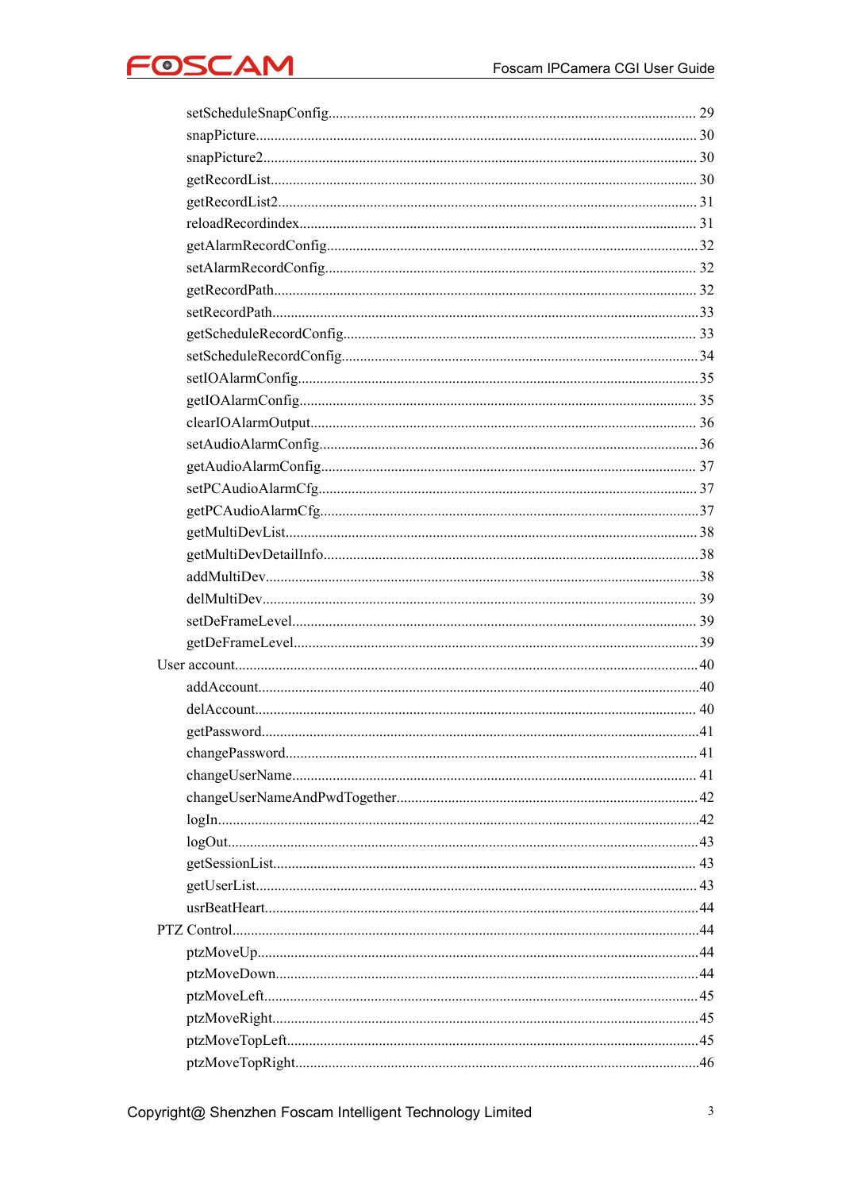setScheduleSnapConfig........................................................................................................ 29
snapPicture........................................................................................................................ 30
snapPicture2...................................................................................................................... 30
getRecordList..................................................................................................................... 30
getRecordList2................................................................................................................... 31
reloadRecordindex.............................................................................................................. 31
getAlarmRecordConfig....................................................................................................... 32
setAlarmRecordConfig........................................................................................................ 32
getRecordPath..................................................................................................................... 32
setRecordPath...................................................................................................................... 33
getScheduleRecordConfig................................................................................................... 33
setScheduleRecordConfig.................................................................................................... 34
setIOAlarmConfig............................................................................................................... 35
getIOAlarmConfig............................................................................................................... 35
clearIOAlarmOutput............................................................................................................ 36
setAudioAlarmConfig.......................................................................................................... 36
getAudioAlarmConfig.......................................................................................................... 37
setPCAudioAlarmCfg.......................................................................................................... 37
getPCAudioAlarmCfg.......................................................................................................... 37
getMultiDevList................................................................................................................... 38
getMultiDevDetailInfo......................................................................................................... 38
addMultiDev........................................................................................................................ 38
delMultiDev......................................................................................................................... 39
setDeFrameLevel................................................................................................................. 39
getDeFrameLevel................................................................................................................. 39

User account............................................................................................................................ 40
addAccount.......................................................................................................................... 40
delAccount........................................................................................................................... 40
getPassword......................................................................................................................... 41
changePassword................................................................................................................... 41
changeUserName................................................................................................................. 41
changeUserNameAndPwdTogether..................................................................................... 42
logIn..................................................................................................................................... 42
logOut.................................................................................................................................. 43
getSessionList...................................................................................................................... 43
getUserList........................................................................................................................... 43
usrBeatHeart......................................................................................................................... 44

PTZ Control............................................................................................................................. 44
ptzMoveUp........................................................................................................................... 44
ptzMoveDown...................................................................................................................... 44
ptzMoveLeft......................................................................................................................... 45
ptzMoveRight....................................................................................................................... 45
ptzMoveTopLeft................................................................................................................... 45
ptzMoveTopRight................................................................................................................. 46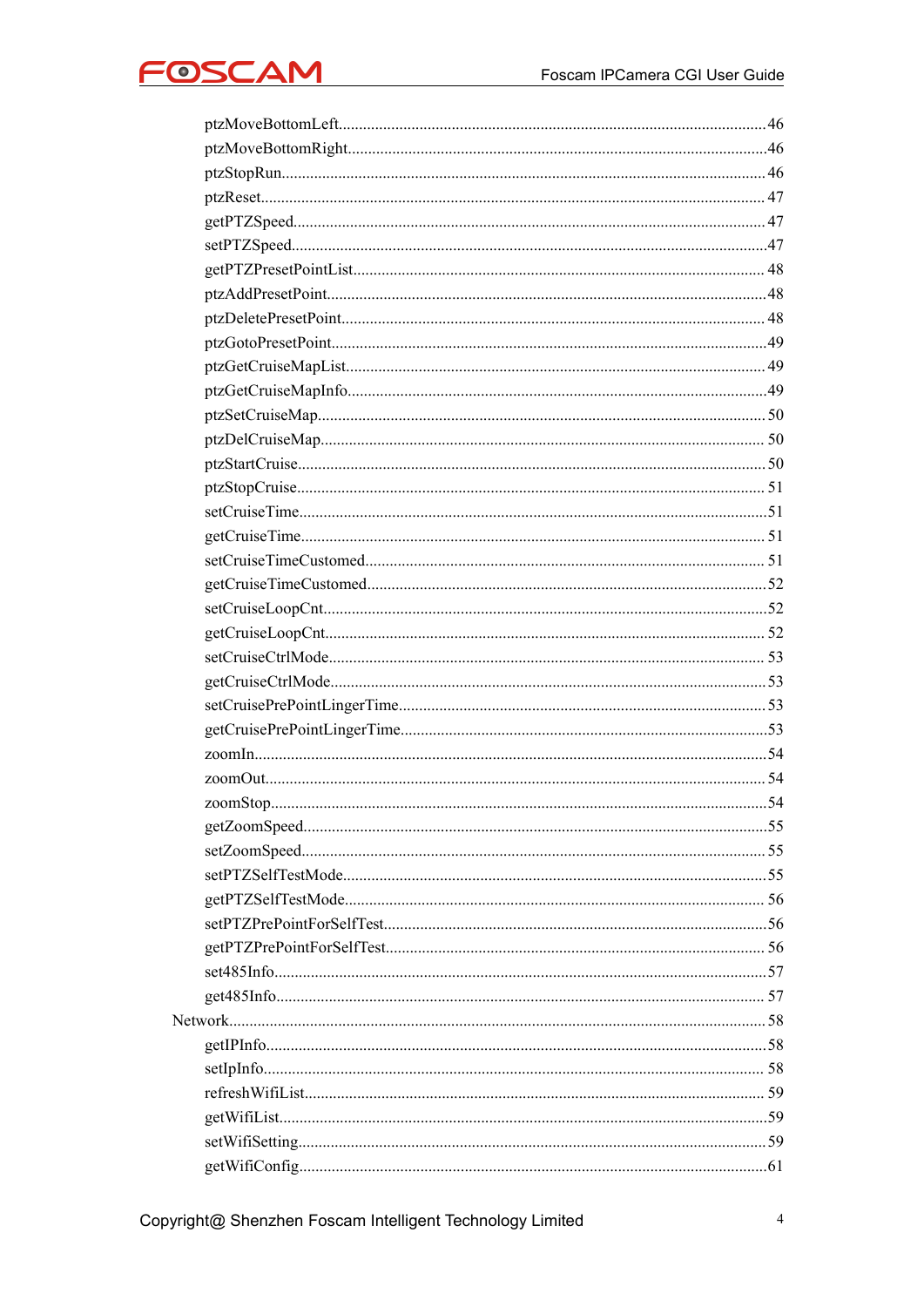ptzMoveBottomLeft........................................................................................................46
ptzMoveBottomRight......................................................................................................46
ptzStopRun......................................................................................................................46
ptzReset........................................................................................................................... 47
getPTZSpeed................................................................................................................... 47
setPTZSpeed....................................................................................................................47
getPTZPresetPointList.................................................................................................... 48
ptzAddPresetPoint...........................................................................................................48
ptzDeletePresetPoint....................................................................................................... 48
ptzGotoPresetPoint..........................................................................................................49
ptzGetCruiseMapList...................................................................................................... 49
ptzGetCruiseMapInfo......................................................................................................49
ptzSetCruiseMap............................................................................................................. 50
ptzDelCruiseMap............................................................................................................ 50
ptzStartCruise.................................................................................................................. 50
ptzStopCruise.................................................................................................................. 51
setCruiseTime..................................................................................................................51
getCruiseTime................................................................................................................. 51
setCruiseTimeCustomed................................................................................................. 51
getCruiseTimeCustomed.................................................................................................52
setCruiseLoopCnt............................................................................................................52
getCruiseLoopCnt........................................................................................................... 52
setCruiseCtrlMode.......................................................................................................... 53
getCruiseCtrlMode..........................................................................................................53
setCruisePrePointLingerTime.........................................................................................53
getCruisePrePointLingerTime.........................................................................................53
zoomIn.............................................................................................................................54
zoomOut.......................................................................................................................... 54
zoomStop......................................................................................................................... 54
getZoomSpeed.................................................................................................................55
setZoomSpeed................................................................................................................. 55
setPTZSelfTestMode.......................................................................................................55
getPTZSelfTestMode...................................................................................................... 56
setPTZPrePointForSelfTest.............................................................................................56
getPTZPrePointForSelfTest............................................................................................ 56
set485Info........................................................................................................................57
get485Info....................................................................................................................... 57

Network.................................................................................................................................. 58

getIPInfo..........................................................................................................................58
setIpInfo.......................................................................................................................... 58
refreshWifiList................................................................................................................ 59
getWifiList.......................................................................................................................59
setWifiSetting..................................................................................................................59
getWifiConfig..................................................................................................................61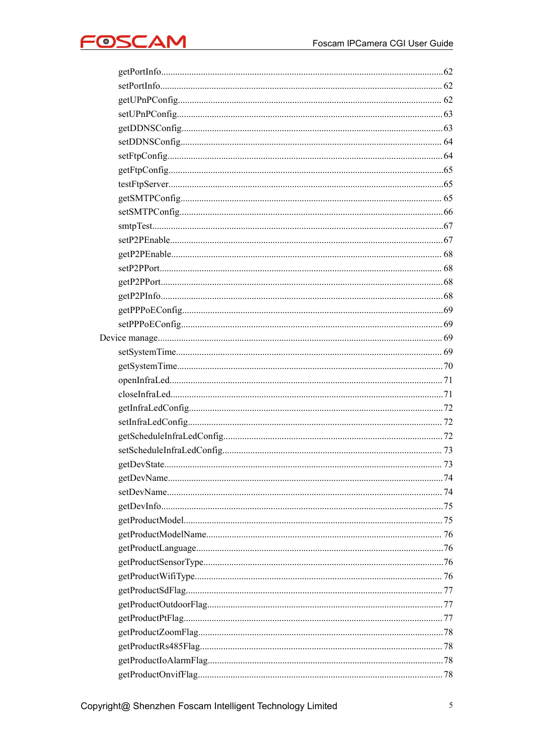- getPortInfo....................62
- setPortInfo....................62
- getUPnPConfig....................62
- setUPnPConfig....................63
- getDDNSConfig....................63
- setDDNSConfig....................64
- setFtpConfig....................64
- getFtpConfig....................65
- testFtpServer....................65
- getSMTPConfig....................65
- setSMTPConfig....................66
- smtpTest....................67
- setP2PEnable....................67
- getP2PEnable....................68
- setP2PPort....................68
- getP2PPort....................68
- getP2PInfo....................68
- getPPPoEConfig....................69
- setPPPoEConfig....................69

Device manage....................69

- setSystemTime....................69
- getSystemTime....................70
- openInfraLed....................71
- closeInfraLed....................71
- getInfraLedConfig....................72
- setInfraLedConfig....................72
- getScheduleInfraLedConfig....................72
- setScheduleInfraLedConfig....................73
- getDevState....................73
- getDevName....................74
- setDevName....................74
- getDevInfo....................75
- getProductModel....................75
- getProductModelName....................76
- getProductLanguage....................76
- getProductSensorType....................76
- getProductWifiType....................76
- getProductSdFlag....................77
- getProductOutdoorFlag....................77
- getProductPtFlag....................77
- getProductZoomFlag....................78
- getProductRs485Flag....................78
- getProductIoAlarmFlag....................78
- getProductOnvifFlag....................78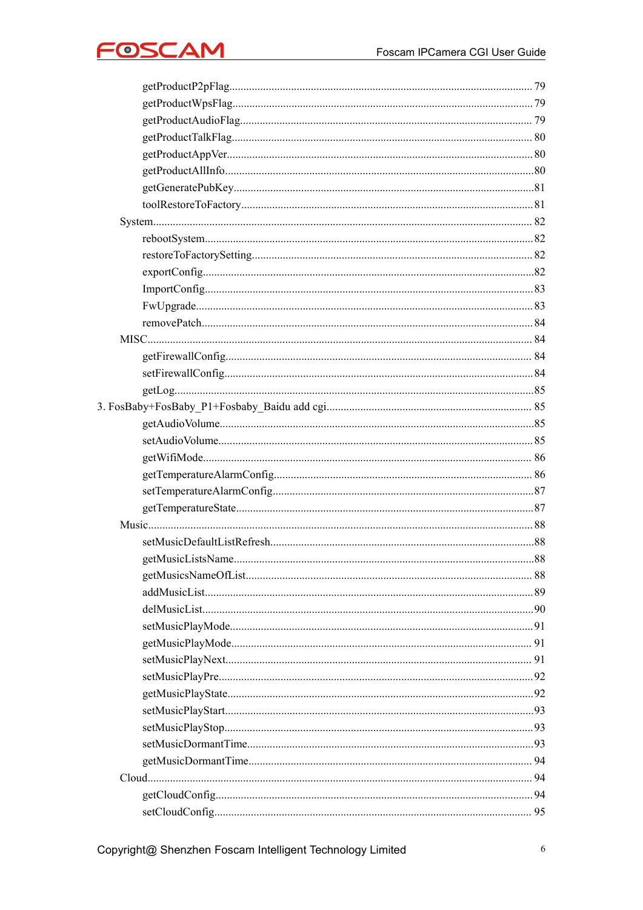getProductP2pFlag.......................................................................................................... 79
getProductWpsFlag......................................................................................................... 79
getProductAudioFlag...................................................................................................... 79
getProductTalkFlag......................................................................................................... 80
getProductAppVer........................................................................................................... 80
getProductAllInfo............................................................................................................ 80
getGeneratePubKey......................................................................................................... 81
toolRestoreToFactory...................................................................................................... 81

System..................................................................................................................................... 82
rebootSystem................................................................................................................... 82
restoreToFactorySetting.................................................................................................. 82
exportConfig.................................................................................................................... 82
ImportConfig................................................................................................................... 83
FwUpgrade...................................................................................................................... 83
removePatch.................................................................................................................... 84

MISC....................................................................................................................................... 84
getFirewallConfig............................................................................................................ 84
setFirewallConfig............................................................................................................ 84
getLog.............................................................................................................................. 85

3. FosBaby+FosBaby_P1+Fosbaby_Baidu add cgi......................................................................... 85
getAudioVolume.............................................................................................................. 85
setAudioVolume.............................................................................................................. 85
getWifiMode.................................................................................................................... 86
getTemperatureAlarmConfig.......................................................................................... 86
setTemperatureAlarmConfig........................................................................................... 87
getTemperatureState........................................................................................................ 87

Music...................................................................................................................................... 88
setMusicDefaultListRefresh............................................................................................ 88
getMusicListsName......................................................................................................... 88
getMusicsNameOfList..................................................................................................... 88
addMusicList................................................................................................................... 89
delMusicList.................................................................................................................... 90
setMusicPlayMode.......................................................................................................... 91
getMusicPlayMode.......................................................................................................... 91
setMusicPlayNext........................................................................................................... 91
setMusicPlayPre.............................................................................................................. 92
getMusicPlayState........................................................................................................... 92
setMusicPlayStart............................................................................................................ 93
setMusicPlayStop............................................................................................................ 93
setMusicDormantTime.................................................................................................... 93
getMusicDormantTime.................................................................................................... 94

Cloud....................................................................................................................................... 94
getCloudConfig............................................................................................................... 94
setCloudConfig................................................................................................................ 95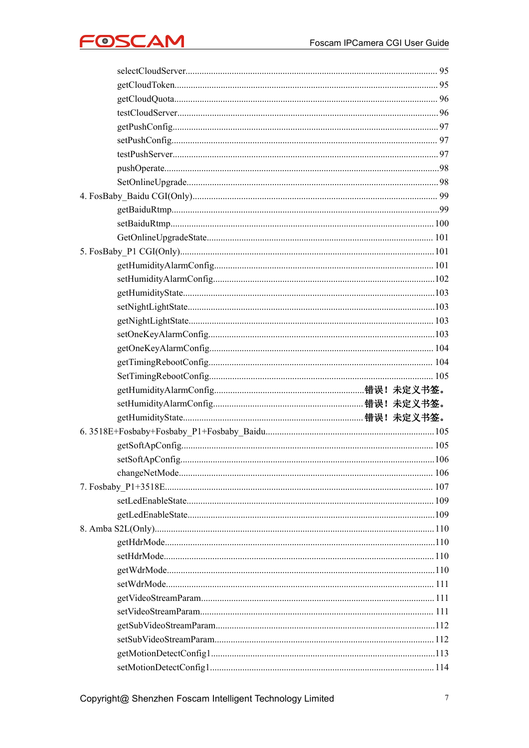selectCloudServer........................................................................................ 95
getCloudToken............................................................................................. 95
getCloudQuota.............................................................................................. 96
testCloudServer............................................................................................ 96
getPushConfig............................................................................................... 97
setPushConfig............................................................................................... 97
testPushServer.............................................................................................. 97
pushOperate.................................................................................................. 98
SetOnlineUpgrade......................................................................................... 98

4. FosBaby_Baidu CGI(Only)........................................................................ 99
getBaiduRtmp................................................................................................ 99
setBaiduRtmp................................................................................................ 100
GetOnlineUpgradeState................................................................................ 101

5. FosBaby_P1 CGI(Only)............................................................................ 101
getHumidityAlarmConfig.............................................................................. 101
setHumidityAlarmConfig............................................................................... 102
getHumidityState........................................................................................... 103
setNightLightState......................................................................................... 103
getNightLightState......................................................................................... 103
setOneKeyAlarmConfig................................................................................. 103
getOneKeyAlarmConfig................................................................................ 104
getTimingRebootConfig................................................................................ 104
SetTimingRebootConfig................................................................................ 105
getHumidityAlarmConfig..............................................................错误！未定义书签。
setHumidityAlarmConfig...............................................................错误！未定义书签。
getHumidityState...........................................................................错误！未定义书签。

6. 3518E+Fosbaby+Fosbaby_P1+Fosbaby_Baidu...................................... 105
getSoftApConfig............................................................................................ 105
setSoftApConfig............................................................................................. 106
changeNetMode............................................................................................ 106

7. Fosbaby_P1+3518E.................................................................................. 107
setLedEnableState......................................................................................... 109
getLedEnableState......................................................................................... 109

8. Amba S2L(Only)....................................................................................... 110
getHdrMode................................................................................................... 110
setHdrMode................................................................................................... 110
getWdrMode.................................................................................................. 110
setWdrMode.................................................................................................. 111
getVideoStreamParam................................................................................... 111
setVideoStreamParam................................................................................... 111
getSubVideoStreamParam............................................................................. 112
setSubVideoStreamParam............................................................................. 112
getMotionDetectConfig1............................................................................... 113
setMotionDetectConfig1............................................................................... 114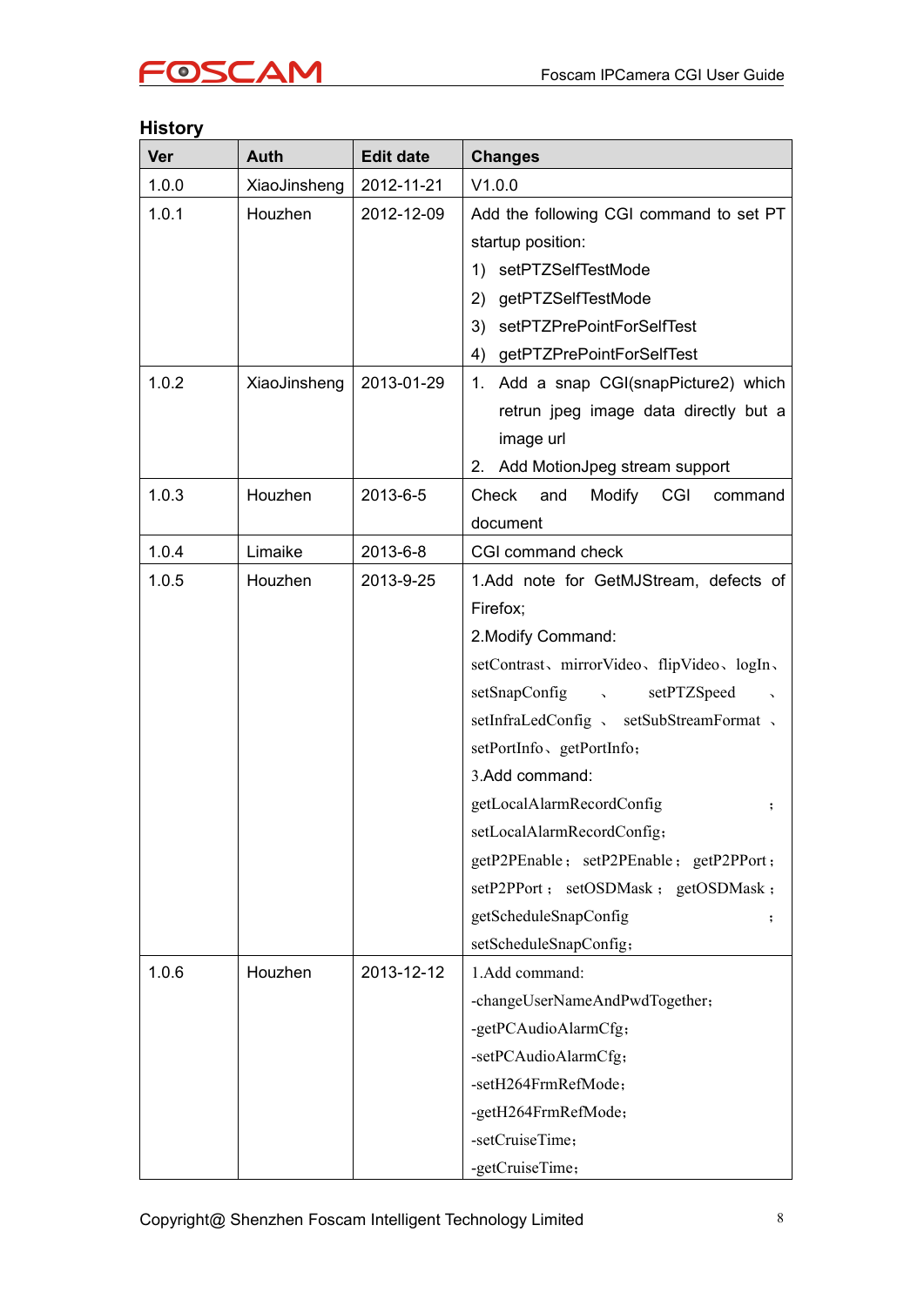## History

| Ver | Auth | Edit date | Changes |
|---|---|---|---|
| 1.0.0 | XiaoJinsheng | 2012-11-21 | V1.0.0 |
| 1.0.1 | Houzhen | 2012-12-09 | Add the following CGI command to set PT startup position:<br>1) setPTZSelfTestMode<br>2) getPTZSelfTestMode<br>3) setPTZPrePointForSelfTest<br>4) getPTZPrePointForSelfTest |
| 1.0.2 | XiaoJinsheng | 2013-01-29 | 1. Add a snap CGI(snapPicture2) which retrun jpeg image data directly but a image url<br>2. Add MotionJpeg stream support |
| 1.0.3 | Houzhen | 2013-6-5 | Check and Modify CGI command document |
| 1.0.4 | Limaike | 2013-6-8 | CGI command check |
| 1.0.5 | Houzhen | 2013-9-25 | 1.Add note for GetMJStream, defects of Firefox;<br>2.Modify Command:<br>setContrast、mirrorVideo、flipVideo、logIn、setSnapConfig 、 setPTZSpeed 、 setInfraLedConfig 、 setSubStreamFormat 、 setPortInfo、getPortInfo;<br>3.Add command:<br>getLocalAlarmRecordConfig ; setLocalAlarmRecordConfig;<br>getP2PEnable; setP2PEnable; getP2PPort; setP2PPort ; setOSDMask ; getOSDMask ; getScheduleSnapConfig ; setScheduleSnapConfig; |
| 1.0.6 | Houzhen | 2013-12-12 | 1.Add command:<br>-changeUserNameAndPwdTogether;<br>-getPCAudioAlarmCfg;<br>-setPCAudioAlarmCfg;<br>-setH264FrmRefMode;<br>-getH264FrmRefMode;<br>-setCruiseTime;<br>-getCruiseTime; |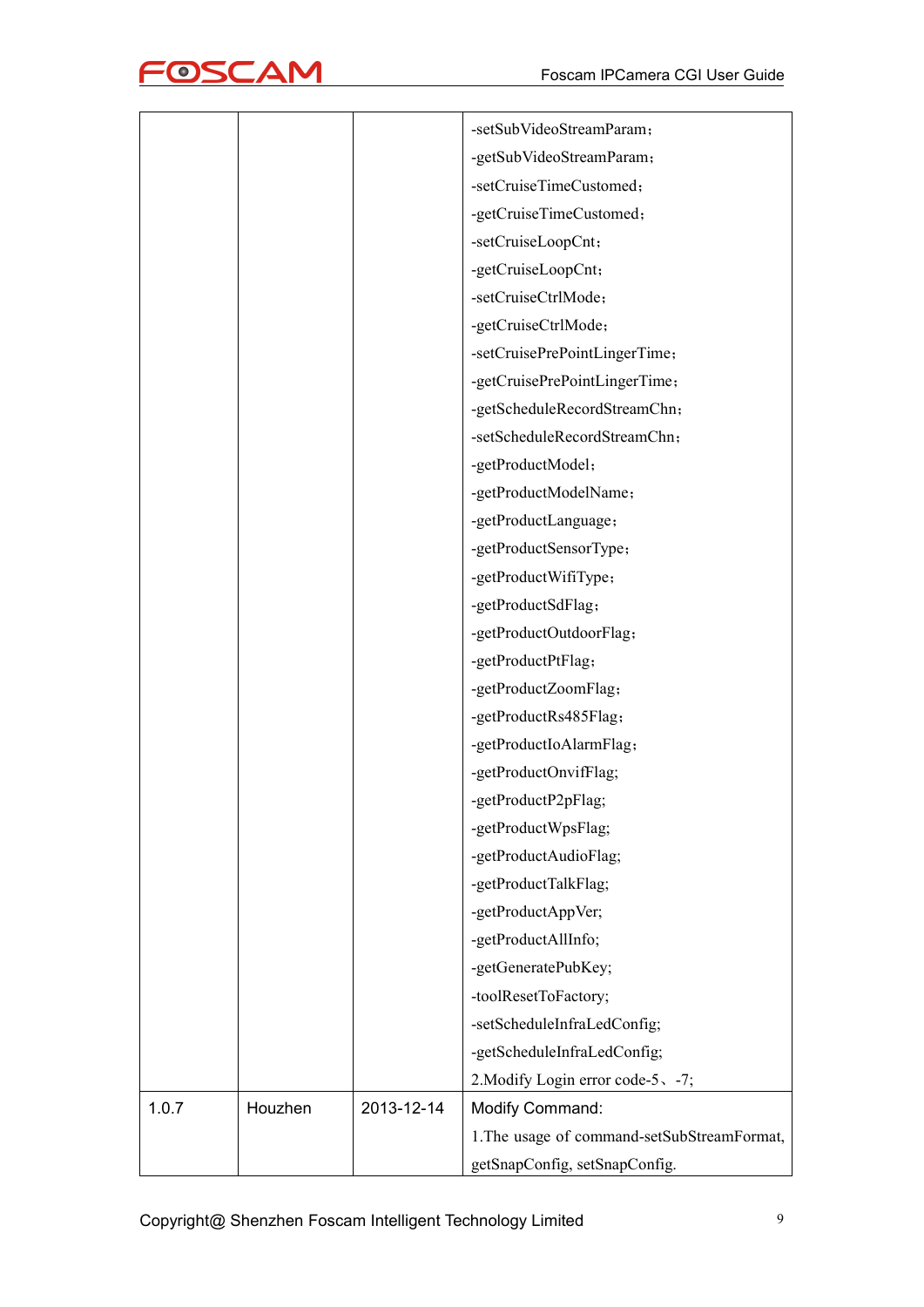| | | | |
|---|---|---|---|
| | | | -setSubVideoStreamParam；<br>-getSubVideoStreamParam；<br>-setCruiseTimeCustomed；<br>-getCruiseTimeCustomed；<br>-setCruiseLoopCnt；<br>-getCruiseLoopCnt；<br>-setCruiseCtrlMode；<br>-getCruiseCtrlMode；<br>-setCruisePrePointLingerTime；<br>-getCruisePrePointLingerTime；<br>-getScheduleRecordStreamChn；<br>-setScheduleRecordStreamChn；<br>-getProductModel；<br>-getProductModelName；<br>-getProductLanguage；<br>-getProductSensorType；<br>-getProductWifiType；<br>-getProductSdFlag；<br>-getProductOutdoorFlag；<br>-getProductPtFlag；<br>-getProductZoomFlag；<br>-getProductRs485Flag；<br>-getProductIoAlarmFlag；<br>-getProductOnvifFlag;<br>-getProductP2pFlag;<br>-getProductWpsFlag;<br>-getProductAudioFlag;<br>-getProductTalkFlag;<br>-getProductAppVer;<br>-getProductAllInfo;<br>-getGeneratePubKey;<br>-toolResetToFactory;<br>-setScheduleInfraLedConfig;<br>-getScheduleInfraLedConfig;<br>2.Modify Login error code-5、-7; |
| 1.0.7 | Houzhen | 2013-12-14 | Modify Command:<br>1.The usage of command-setSubStreamFormat, getSnapConfig, setSnapConfig. |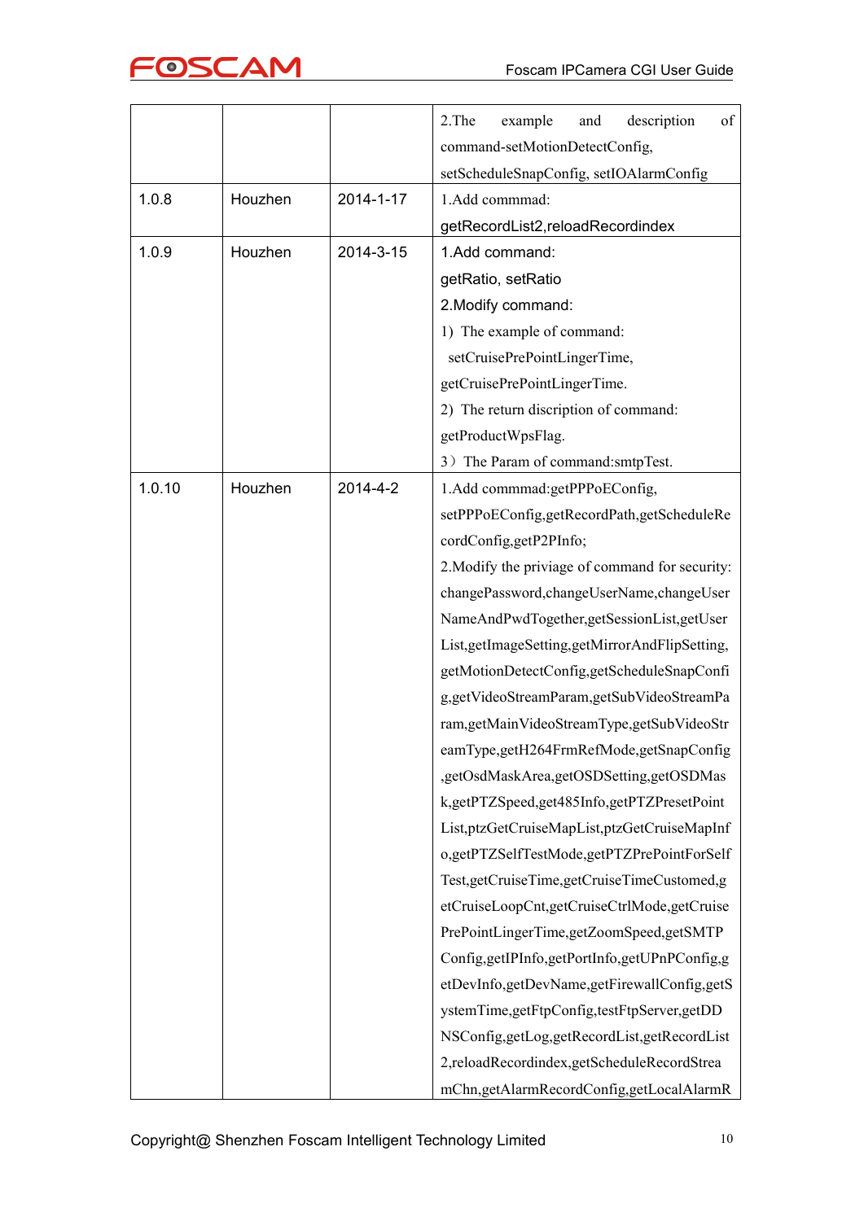| | | | |
|---|---|---|---|
| | | | 2.The example and description of command-setMotionDetectConfig, setScheduleSnapConfig, setIOAlarmConfig |
| 1.0.8 | Houzhen | 2014-1-17 | 1.Add commmad: getRecordList2,reloadRecordindex |
| 1.0.9 | Houzhen | 2014-3-15 | 1.Add command: getRatio, setRatio<br>2.Modify command:<br>1) The example of command: setCruisePrePointLingerTime, getCruisePrePointLingerTime.<br>2) The return discription of command: getProductWpsFlag.<br>3）The Param of command:smtpTest. |
| 1.0.10 | Houzhen | 2014-4-2 | 1.Add commmad:getPPPoEConfig, setPPPoEConfig,getRecordPath,getScheduleRecordConfig,getP2PInfo;<br>2.Modify the priviage of command for security: changePassword,changeUserName,changeUserNameAndPwdTogether,getSessionList,getUserList,getImageSetting,getMirrorAndFlipSetting,getMotionDetectConfig,getScheduleSnapConfig,getVideoStreamParam,getSubVideoStreamParam,getMainVideoStreamType,getSubVideoStreamType,getH264FrmRefMode,getSnapConfig,getOsdMaskArea,getOSDSetting,getOSDMask,getPTZSpeed,get485Info,getPTZPresetPointList,ptzGetCruiseMapList,ptzGetCruiseMapInfo,getPTZSelfTestMode,getPTZPrePointForSelfTest,getCruiseTime,getCruiseTimeCustomed,getCruiseLoopCnt,getCruiseCtrlMode,getCruisePrePointLingerTime,getZoomSpeed,getSMTPConfig,getIPInfo,getPortInfo,getUPnPConfig,getDevInfo,getDevName,getFirewallConfig,getSystemTime,getFtpConfig,testFtpServer,getDDNSConfig,getLog,getRecordList,getRecordList2,reloadRecordindex,getScheduleRecordStreamChn,getAlarmRecordConfig,getLocalAlarmR |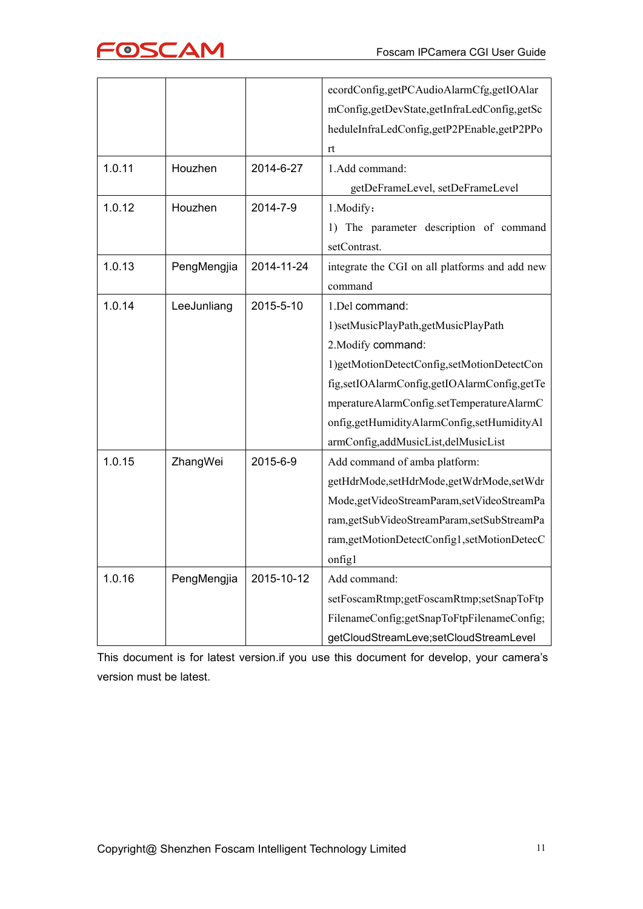| | | | ecordConfig,getPCAudioAlarmCfg,getIOAlarmConfig,getDevState,getInfraLedConfig,getScheduleInfraLedConfig,getP2PEnable,getP2PPort |
|---|---|---|---|
| 1.0.11 | Houzhen | 2014-6-27 | 1.Add command: getDeFrameLevel, setDeFrameLevel |
| 1.0.12 | Houzhen | 2014-7-9 | 1.Modify： 1) The parameter description of command setContrast. |
| 1.0.13 | PengMengjia | 2014-11-24 | integrate the CGI on all platforms and add new command |
| 1.0.14 | LeeJunliang | 2015-5-10 | 1.Del command: 1)setMusicPlayPath,getMusicPlayPath 2.Modify command: 1)getMotionDetectConfig,setMotionDetectConfig,setIOAlarmConfig,getIOAlarmConfig,getTemperatureAlarmConfig.setTemperatureAlarmConfig,getHumidityAlarmConfig,setHumidityAlarmConfig,addMusicList,delMusicList |
| 1.0.15 | ZhangWei | 2015-6-9 | Add command of amba platform: getHdrMode,setHdrMode,getWdrMode,setWdrMode,getVideoStreamParam,setVideoStreamParam,getSubVideoStreamParam,setSubStreamParam,getMotionDetectConfig1,setMotionDetecConfig1 |
| 1.0.16 | PengMengjia | 2015-10-12 | Add command: setFoscamRtmp;getFoscamRtmp;setSnapToFtpFilenameConfig;getSnapToFtpFilenameConfig;getCloudStreamLeve;setCloudStreamLevel |

This document is for latest version.if you use this document for develop, your camera's version must be latest.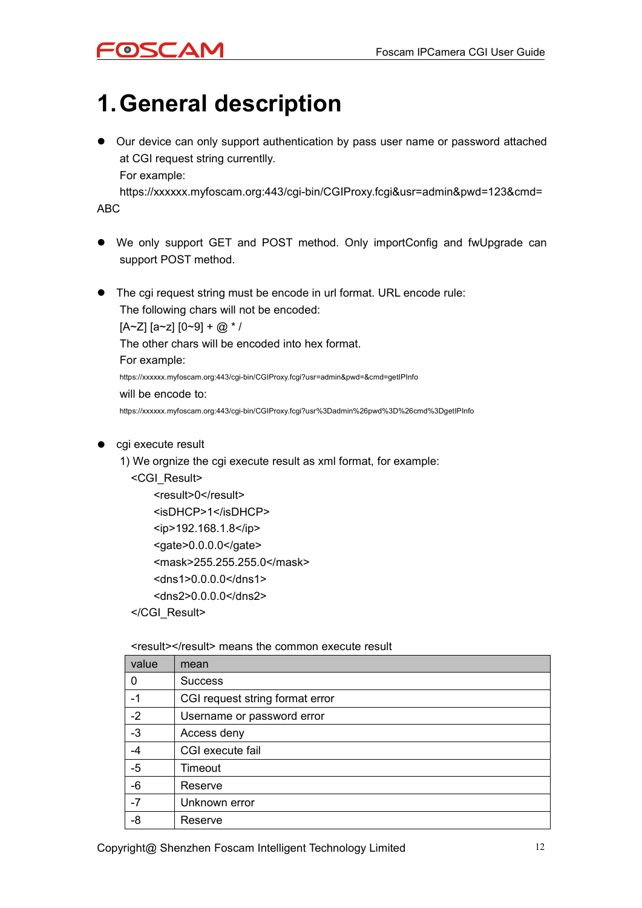# 1. General description

- Our device can only support authentication by pass user name or password attached at CGI request string currentlly.
  For example:
  https://xxxxxx.myfoscam.org:443/cgi-bin/CGIProxy.fcgi&usr=admin&pwd=123&cmd=ABC

- We only support GET and POST method. Only importConfig and fwUpgrade can support POST method.

- The cgi request string must be encode in url format. URL encode rule:
  The following chars will not be encoded:
  [A~Z] [a~z] [0~9] + @ * /
  The other chars will be encoded into hex format.
  For example:
  https://xxxxxx.myfoscam.org:443/cgi-bin/CGIProxy.fcgi?usr=admin&pwd=&cmd=getIPInfo
  will be encode to:
  https://xxxxxx.myfoscam.org:443/cgi-bin/CGIProxy.fcgi?usr%3Dadmin%26pwd%3D%26cmd%3DgetIPInfo

- cgi execute result
  1) We orgnize the cgi execute result as xml format, for example:

```
<CGI_Result>
    <result>0</result>
    <isDHCP>1</isDHCP>
    <ip>192.168.1.8</ip>
    <gate>0.0.0.0</gate>
    <mask>255.255.255.0</mask>
    <dns1>0.0.0.0</dns1>
    <dns2>0.0.0.0</dns2>
</CGI_Result>
```

<result></result> means the common execute result

| value | mean |
|---|---|
| 0 | Success |
| -1 | CGI request string format error |
| -2 | Username or password error |
| -3 | Access deny |
| -4 | CGI execute fail |
| -5 | Timeout |
| -6 | Reserve |
| -7 | Unknown error |
| -8 | Reserve |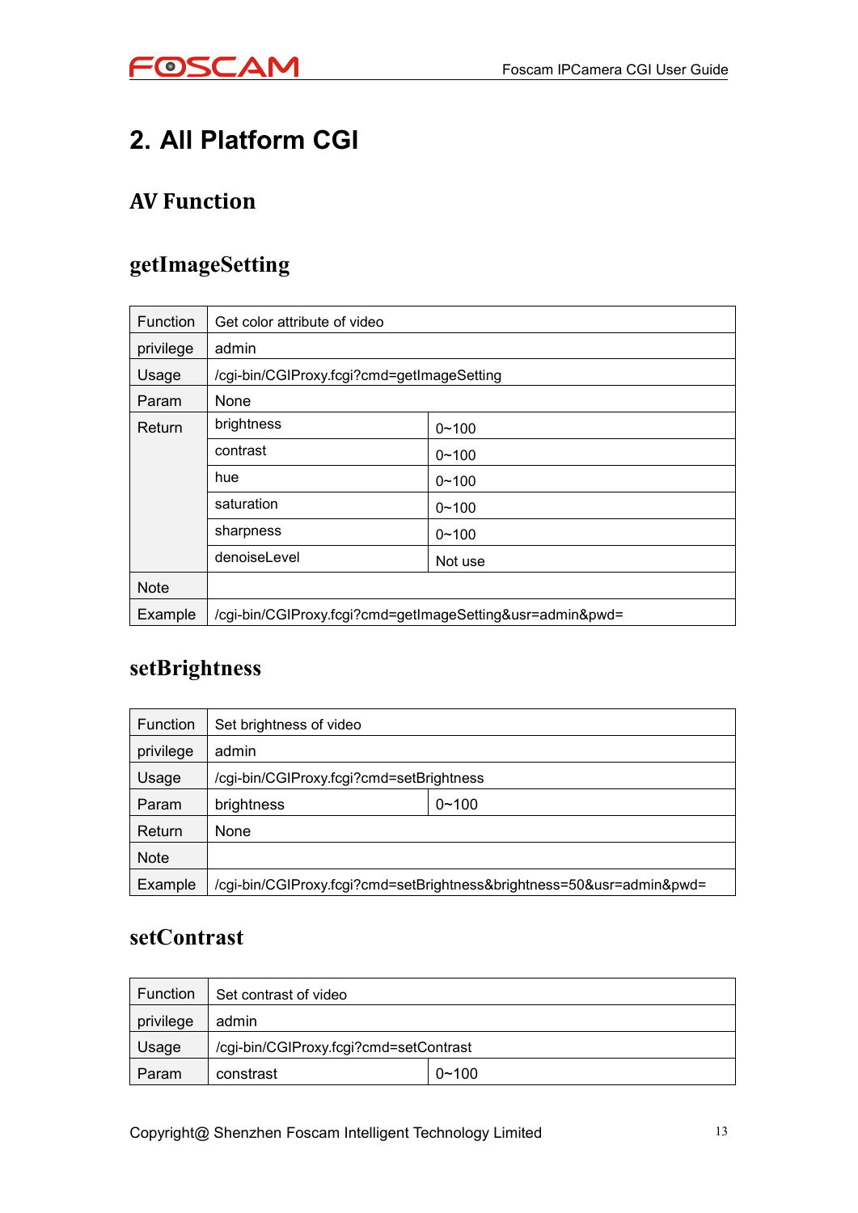# 2. All Platform CGI

## AV Function

### getImageSetting

| Function | Get color attribute of video | |
|---|---|---|
| privilege | admin | |
| Usage | /cgi-bin/CGIProxy.fcgi?cmd=getImageSetting | |
| Param | None | |
| Return | brightness | 0~100 |
| | contrast | 0~100 |
| | hue | 0~100 |
| | saturation | 0~100 |
| | sharpness | 0~100 |
| | denoiseLevel | Not use |
| Note | | |
| Example | /cgi-bin/CGIProxy.fcgi?cmd=getImageSetting&usr=admin&pwd= | |

### setBrightness

| Function | Set brightness of video | |
|---|---|---|
| privilege | admin | |
| Usage | /cgi-bin/CGIProxy.fcgi?cmd=setBrightness | |
| Param | brightness | 0~100 |
| Return | None | |
| Note | | |
| Example | /cgi-bin/CGIProxy.fcgi?cmd=setBrightness&brightness=50&usr=admin&pwd= | |

### setContrast

| Function | Set contrast of video | |
|---|---|---|
| privilege | admin | |
| Usage | /cgi-bin/CGIProxy.fcgi?cmd=setContrast | |
| Param | constrast | 0~100 |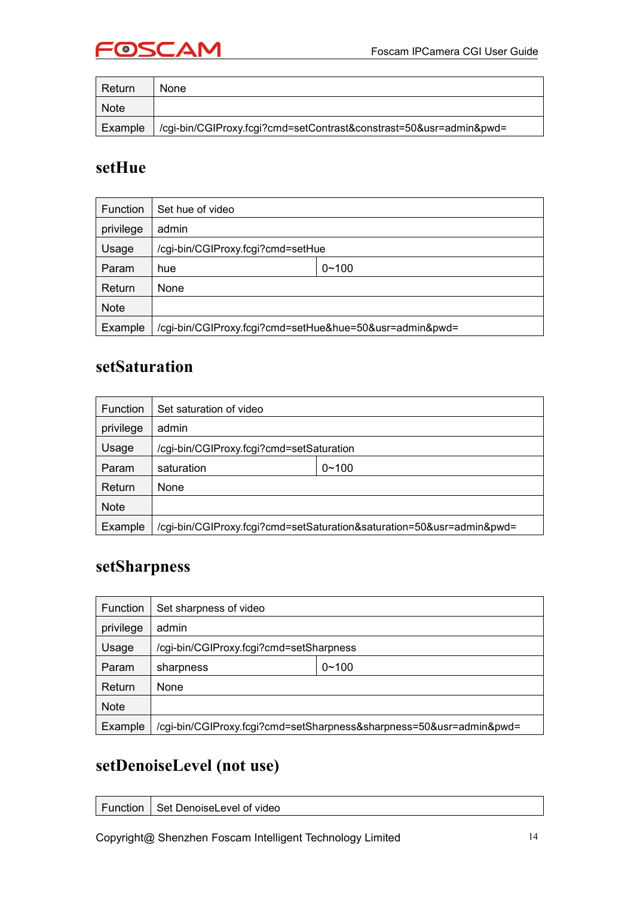| Return | None |
| --- | --- |
| Note | |
| Example | /cgi-bin/CGIProxy.fcgi?cmd=setContrast&constrast=50&usr=admin&pwd= |

## setHue

| Function | Set hue of video | |
| --- | --- | --- |
| privilege | admin | |
| Usage | /cgi-bin/CGIProxy.fcgi?cmd=setHue | |
| Param | hue | 0~100 |
| Return | None | |
| Note | | |
| Example | /cgi-bin/CGIProxy.fcgi?cmd=setHue&hue=50&usr=admin&pwd= | |

## setSaturation

| Function | Set saturation of video | |
| --- | --- | --- |
| privilege | admin | |
| Usage | /cgi-bin/CGIProxy.fcgi?cmd=setSaturation | |
| Param | saturation | 0~100 |
| Return | None | |
| Note | | |
| Example | /cgi-bin/CGIProxy.fcgi?cmd=setSaturation&saturation=50&usr=admin&pwd= | |

## setSharpness

| Function | Set sharpness of video | |
| --- | --- | --- |
| privilege | admin | |
| Usage | /cgi-bin/CGIProxy.fcgi?cmd=setSharpness | |
| Param | sharpness | 0~100 |
| Return | None | |
| Note | | |
| Example | /cgi-bin/CGIProxy.fcgi?cmd=setSharpness&sharpness=50&usr=admin&pwd= | |

## setDenoiseLevel (not use)

| Function | Set DenoiseLevel of video |
| --- | --- |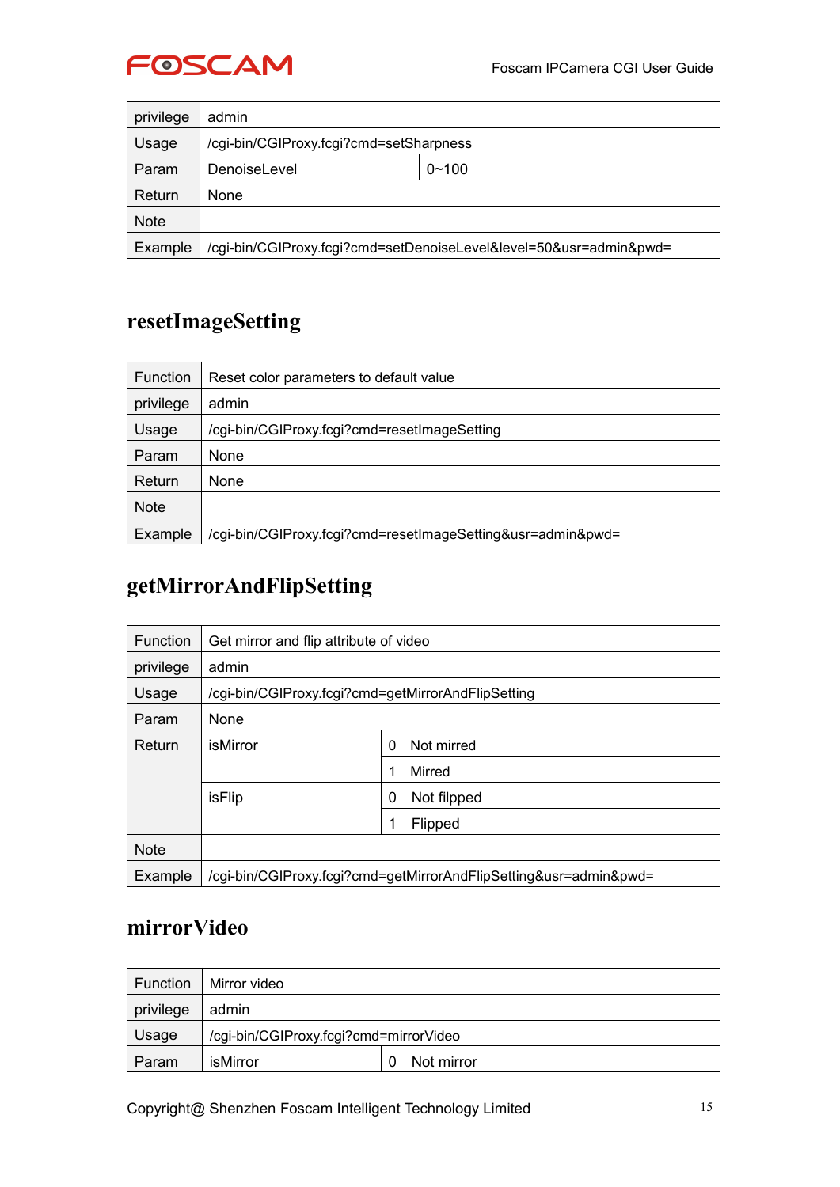| | | |
|---|---|---|
| privilege | admin | |
| Usage | /cgi-bin/CGIProxy.fcgi?cmd=setSharpness | |
| Param | DenoiseLevel | 0~100 |
| Return | None | |
| Note | | |
| Example | /cgi-bin/CGIProxy.fcgi?cmd=setDenoiseLevel&level=50&usr=admin&pwd= | |

## resetImageSetting

| | |
|---|---|
| Function | Reset color parameters to default value |
| privilege | admin |
| Usage | /cgi-bin/CGIProxy.fcgi?cmd=resetImageSetting |
| Param | None |
| Return | None |
| Note | |
| Example | /cgi-bin/CGIProxy.fcgi?cmd=resetImageSetting&usr=admin&pwd= |

## getMirrorAndFlipSetting

| | | |
|---|---|---|
| Function | Get mirror and flip attribute of video | |
| privilege | admin | |
| Usage | /cgi-bin/CGIProxy.fcgi?cmd=getMirrorAndFlipSetting | |
| Param | None | |
| Return | isMirror | 0 Not mirred |
| | | 1 Mirred |
| | isFlip | 0 Not filpped |
| | | 1 Flipped |
| Note | | |
| Example | /cgi-bin/CGIProxy.fcgi?cmd=getMirrorAndFlipSetting&usr=admin&pwd= | |

## mirrorVideo

| | | |
|---|---|---|
| Function | Mirror video | |
| privilege | admin | |
| Usage | /cgi-bin/CGIProxy.fcgi?cmd=mirrorVideo | |
| Param | isMirror | 0 Not mirror |

Copyright@ Shenzhen Foscam Intelligent Technology Limited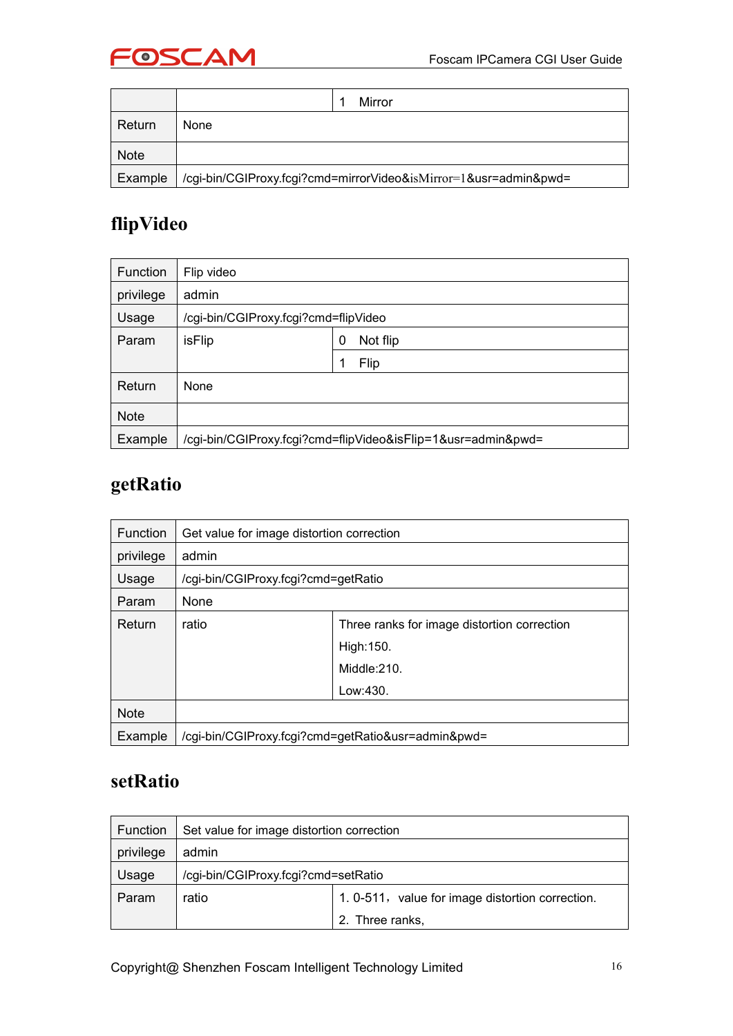| | | |
|---|---|---|
| | | 1　Mirror |
| Return | None | |
| Note | | |
| Example | /cgi-bin/CGIProxy.fcgi?cmd=mirrorVideo&isMirror=1&usr=admin&pwd= | |

## flipVideo

| | | |
|---|---|---|
| Function | Flip video | |
| privilege | admin | |
| Usage | /cgi-bin/CGIProxy.fcgi?cmd=flipVideo | |
| Param | isFlip | 0　Not flip |
| | | 1　Flip |
| Return | None | |
| Note | | |
| Example | /cgi-bin/CGIProxy.fcgi?cmd=flipVideo&isFlip=1&usr=admin&pwd= | |

## getRatio

| | | |
|---|---|---|
| Function | Get value for image distortion correction | |
| privilege | admin | |
| Usage | /cgi-bin/CGIProxy.fcgi?cmd=getRatio | |
| Param | None | |
| Return | ratio | Three ranks for image distortion correction<br>High:150.<br>Middle:210.<br>Low:430. |
| Note | | |
| Example | /cgi-bin/CGIProxy.fcgi?cmd=getRatio&usr=admin&pwd= | |

## setRatio

| | | |
|---|---|---|
| Function | Set value for image distortion correction | |
| privilege | admin | |
| Usage | /cgi-bin/CGIProxy.fcgi?cmd=setRatio | |
| Param | ratio | 1. 0-511，value for image distortion correction.<br>2. Three ranks, |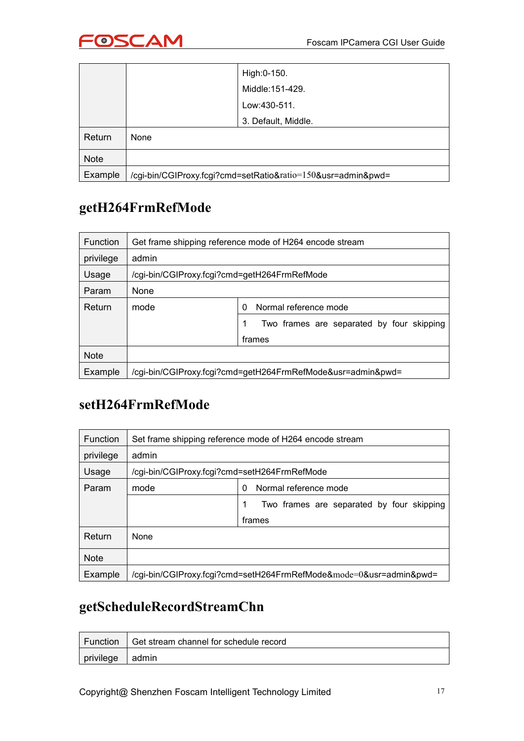|  |  | High:0-150.<br>Middle:151-429.<br>Low:430-511.<br>3. Default, Middle. |
|---|---|---|
| Return | None | |
| Note | | |
| Example | /cgi-bin/CGIProxy.fcgi?cmd=setRatio&ratio=150&usr=admin&pwd= | |

## getH264FrmRefMode

| Function | Get frame shipping reference mode of H264 encode stream | |
|---|---|---|
| privilege | admin | |
| Usage | /cgi-bin/CGIProxy.fcgi?cmd=getH264FrmRefMode | |
| Param | None | |
| Return | mode | 0 Normal reference mode |
| | | 1 Two frames are separated by four skipping frames |
| Note | | |
| Example | /cgi-bin/CGIProxy.fcgi?cmd=getH264FrmRefMode&usr=admin&pwd= | |

## setH264FrmRefMode

| Function | Set frame shipping reference mode of H264 encode stream | |
|---|---|---|
| privilege | admin | |
| Usage | /cgi-bin/CGIProxy.fcgi?cmd=setH264FrmRefMode | |
| Param | mode | 0 Normal reference mode |
| | | 1 Two frames are separated by four skipping frames |
| Return | None | |
| Note | | |
| Example | /cgi-bin/CGIProxy.fcgi?cmd=setH264FrmRefMode&mode=0&usr=admin&pwd= | |

## getScheduleRecordStreamChn

| Function | Get stream channel for schedule record |
|---|---|
| privilege | admin |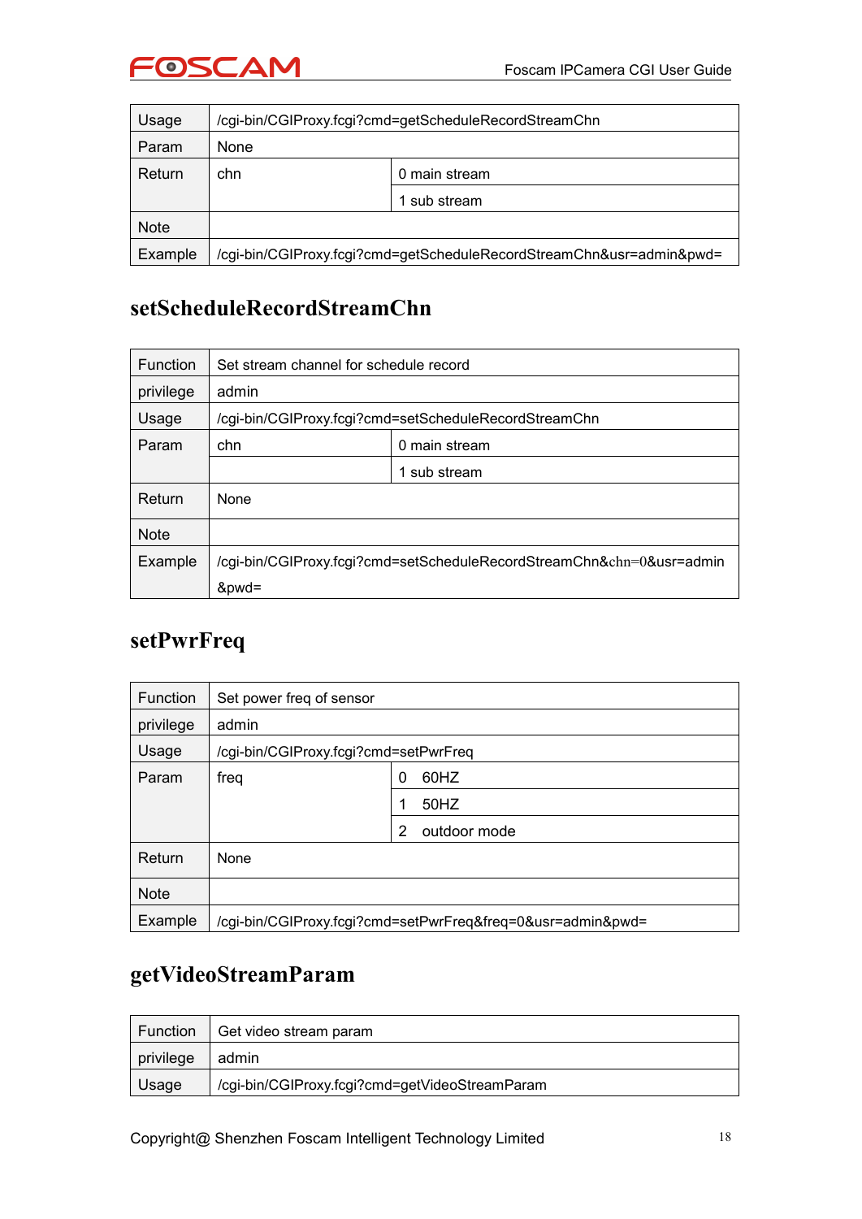| Usage | /cgi-bin/CGIProxy.fcgi?cmd=getScheduleRecordStreamChn | |
|---|---|---|
| Param | None | |
| Return | chn | 0 main stream |
| | | 1 sub stream |
| Note | | |
| Example | /cgi-bin/CGIProxy.fcgi?cmd=getScheduleRecordStreamChn&usr=admin&pwd= | |

## setScheduleRecordStreamChn

| Function | Set stream channel for schedule record | |
|---|---|---|
| privilege | admin | |
| Usage | /cgi-bin/CGIProxy.fcgi?cmd=setScheduleRecordStreamChn | |
| Param | chn | 0 main stream |
| | | 1 sub stream |
| Return | None | |
| Note | | |
| Example | /cgi-bin/CGIProxy.fcgi?cmd=setScheduleRecordStreamChn&chn=0&usr=admin&pwd= | |

## setPwrFreq

| Function | Set power freq of sensor | |
|---|---|---|
| privilege | admin | |
| Usage | /cgi-bin/CGIProxy.fcgi?cmd=setPwrFreq | |
| Param | freq | 0 60HZ |
| | | 1 50HZ |
| | | 2 outdoor mode |
| Return | None | |
| Note | | |
| Example | /cgi-bin/CGIProxy.fcgi?cmd=setPwrFreq&freq=0&usr=admin&pwd= | |

## getVideoStreamParam

| Function | Get video stream param |
|---|---|
| privilege | admin |
| Usage | /cgi-bin/CGIProxy.fcgi?cmd=getVideoStreamParam |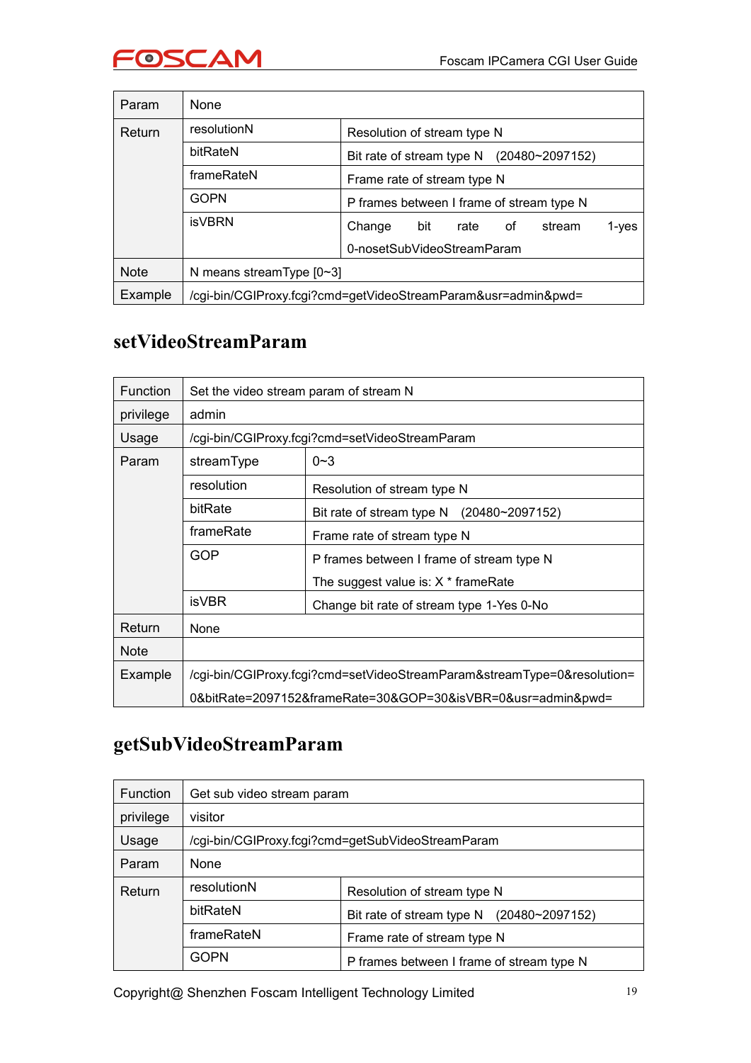| Param | None | |
|---|---|---|
| Return | resolutionN | Resolution of stream type N |
| | bitRateN | Bit rate of stream type N (20480~2097152) |
| | frameRateN | Frame rate of stream type N |
| | GOPN | P frames between I frame of stream type N |
| | isVBRN | Change bit rate of stream 1-yes 0-nosetSubVideoStreamParam |
| Note | N means streamType [0~3] | |
| Example | /cgi-bin/CGIProxy.fcgi?cmd=getVideoStreamParam&usr=admin&pwd= | |

## setVideoStreamParam

| Function | Set the video stream param of stream N | |
|---|---|---|
| privilege | admin | |
| Usage | /cgi-bin/CGIProxy.fcgi?cmd=setVideoStreamParam | |
| Param | streamType | 0~3 |
| | resolution | Resolution of stream type N |
| | bitRate | Bit rate of stream type N (20480~2097152) |
| | frameRate | Frame rate of stream type N |
| | GOP | P frames between I frame of stream type N<br>The suggest value is: X * frameRate |
| | isVBR | Change bit rate of stream type 1-Yes 0-No |
| Return | None | |
| Note | | |
| Example | /cgi-bin/CGIProxy.fcgi?cmd=setVideoStreamParam&streamType=0&resolution=0&bitRate=2097152&frameRate=30&GOP=30&isVBR=0&usr=admin&pwd= | |

## getSubVideoStreamParam

| Function | Get sub video stream param | |
|---|---|---|
| privilege | visitor | |
| Usage | /cgi-bin/CGIProxy.fcgi?cmd=getSubVideoStreamParam | |
| Param | None | |
| Return | resolutionN | Resolution of stream type N |
| | bitRateN | Bit rate of stream type N (20480~2097152) |
| | frameRateN | Frame rate of stream type N |
| | GOPN | P frames between I frame of stream type N |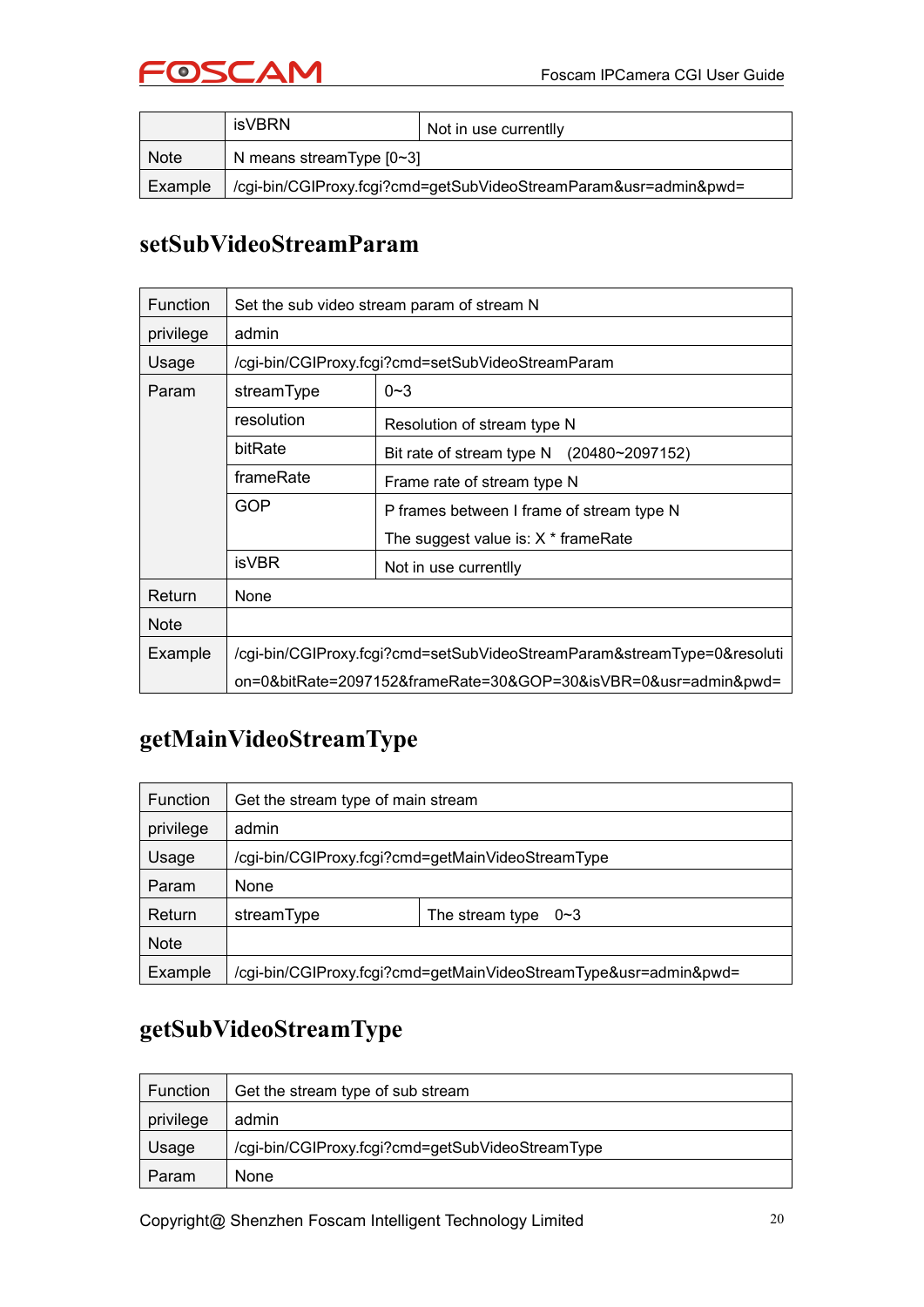| | isVBRN | Not in use currentlly |
|---|---|---|
| Note | N means streamType [0~3] | |
| Example | /cgi-bin/CGIProxy.fcgi?cmd=getSubVideoStreamParam&usr=admin&pwd= | |

## setSubVideoStreamParam

| Function | Set the sub video stream param of stream N | |
|---|---|---|
| privilege | admin | |
| Usage | /cgi-bin/CGIProxy.fcgi?cmd=setSubVideoStreamParam | |
| Param | streamType | 0~3 |
| | resolution | Resolution of stream type N |
| | bitRate | Bit rate of stream type N (20480~2097152) |
| | frameRate | Frame rate of stream type N |
| | GOP | P frames between I frame of stream type N<br>The suggest value is: X * frameRate |
| | isVBR | Not in use currentlly |
| Return | None | |
| Note | | |
| Example | /cgi-bin/CGIProxy.fcgi?cmd=setSubVideoStreamParam&streamType=0&resolution=0&bitRate=2097152&frameRate=30&GOP=30&isVBR=0&usr=admin&pwd= | |

## getMainVideoStreamType

| Function | Get the stream type of main stream | |
|---|---|---|
| privilege | admin | |
| Usage | /cgi-bin/CGIProxy.fcgi?cmd=getMainVideoStreamType | |
| Param | None | |
| Return | streamType | The stream type 0~3 |
| Note | | |
| Example | /cgi-bin/CGIProxy.fcgi?cmd=getMainVideoStreamType&usr=admin&pwd= | |

## getSubVideoStreamType

| Function | Get the stream type of sub stream |
|---|---|
| privilege | admin |
| Usage | /cgi-bin/CGIProxy.fcgi?cmd=getSubVideoStreamType |
| Param | None |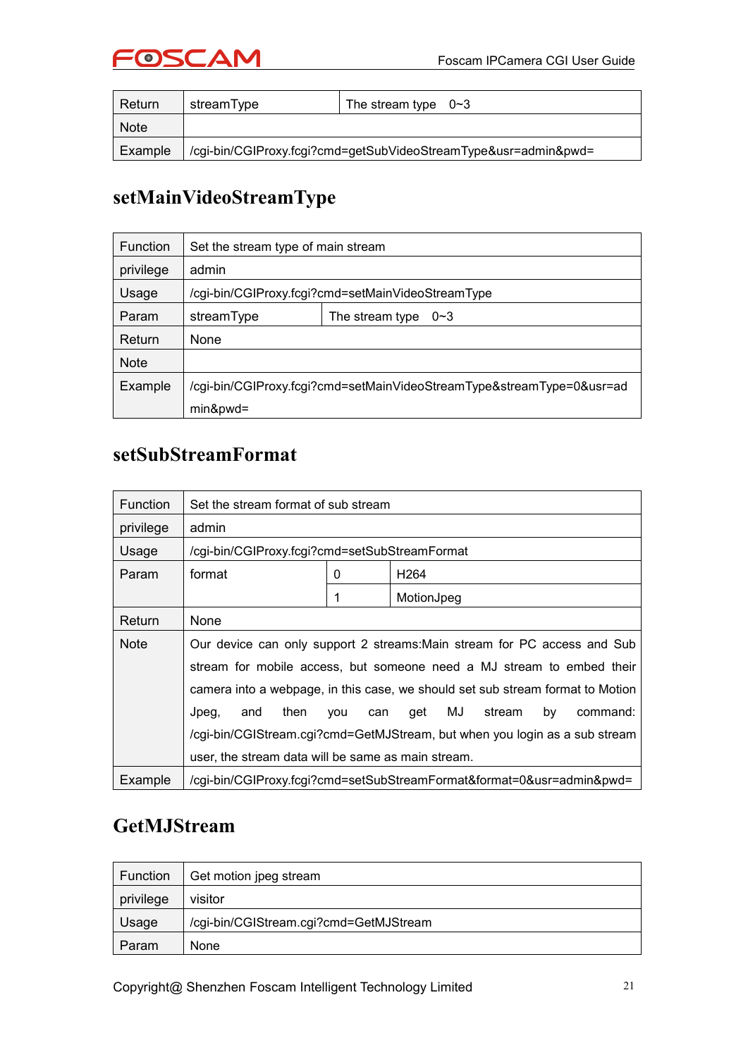| Return | streamType | The stream type 0~3 |
|---|---|---|
| Note | | |
| Example | /cgi-bin/CGIProxy.fcgi?cmd=getSubVideoStreamType&usr=admin&pwd= | |

## setMainVideoStreamType

| Function | Set the stream type of main stream | |
|---|---|---|
| privilege | admin | |
| Usage | /cgi-bin/CGIProxy.fcgi?cmd=setMainVideoStreamType | |
| Param | streamType | The stream type 0~3 |
| Return | None | |
| Note | | |
| Example | /cgi-bin/CGIProxy.fcgi?cmd=setMainVideoStreamType&streamType=0&usr=admin&pwd= | |

## setSubStreamFormat

| Function | Set the stream format of sub stream | | |
|---|---|---|---|
| privilege | admin | | |
| Usage | /cgi-bin/CGIProxy.fcgi?cmd=setSubStreamFormat | | |
| Param | format | 0 | H264 |
| | | 1 | MotionJpeg |
| Return | None | | |
| Note | Our device can only support 2 streams:Main stream for PC access and Sub stream for mobile access, but someone need a MJ stream to embed their camera into a webpage, in this case, we should set sub stream format to Motion Jpeg, and then you can get MJ stream by command: /cgi-bin/CGIStream.cgi?cmd=GetMJStream, but when you login as a sub stream user, the stream data will be same as main stream. | | |
| Example | /cgi-bin/CGIProxy.fcgi?cmd=setSubStreamFormat&format=0&usr=admin&pwd= | | |

## GetMJStream

| Function | Get motion jpeg stream |
|---|---|
| privilege | visitor |
| Usage | /cgi-bin/CGIStream.cgi?cmd=GetMJStream |
| Param | None |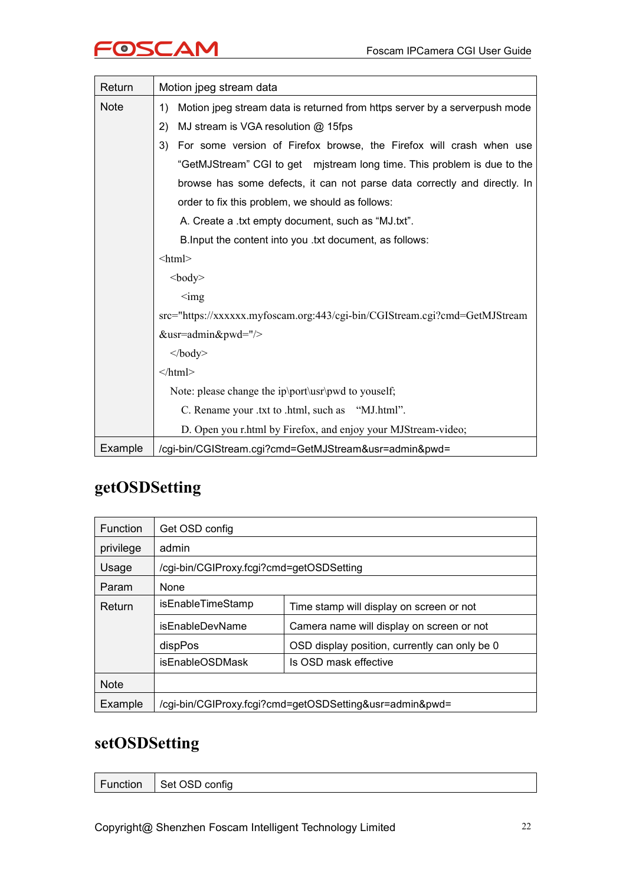| Return | Motion jpeg stream data |
|---|---|
| Note | 1) Motion jpeg stream data is returned from https server by a serverpush mode<br>2) MJ stream is VGA resolution @ 15fps<br>3) For some version of Firefox browse, the Firefox will crash when use "GetMJStream" CGI to get mjstream long time. This problem is due to the browse has some defects, it can not parse data correctly and directly. In order to fix this problem, we should as follows:<br>A. Create a .txt empty document, such as "MJ.txt".<br>B.Input the content into you .txt document, as follows:<br>&lt;html&gt;<br>&lt;body&gt;<br>&lt;img src="https://xxxxxx.myfoscam.org:443/cgi-bin/CGIStream.cgi?cmd=GetMJStream&usr=admin&pwd="/&gt;<br>&lt;/body&gt;<br>&lt;/html&gt;<br>Note: please change the ip\port\usr\pwd to youself;<br>C. Rename your .txt to .html, such as "MJ.html".<br>D. Open you r.html by Firefox, and enjoy your MJStream-video; |
| Example | /cgi-bin/CGIStream.cgi?cmd=GetMJStream&usr=admin&pwd= |

## getOSDSetting

| Function | Get OSD config | |
|---|---|---|
| privilege | admin | |
| Usage | /cgi-bin/CGIProxy.fcgi?cmd=getOSDSetting | |
| Param | None | |
| Return | isEnableTimeStamp | Time stamp will display on screen or not |
| | isEnableDevName | Camera name will display on screen or not |
| | dispPos | OSD display position, currently can only be 0 |
| | isEnableOSDMask | Is OSD mask effective |
| Note | | |
| Example | /cgi-bin/CGIProxy.fcgi?cmd=getOSDSetting&usr=admin&pwd= | |

## setOSDSetting

| Function | Set OSD config |
|---|---|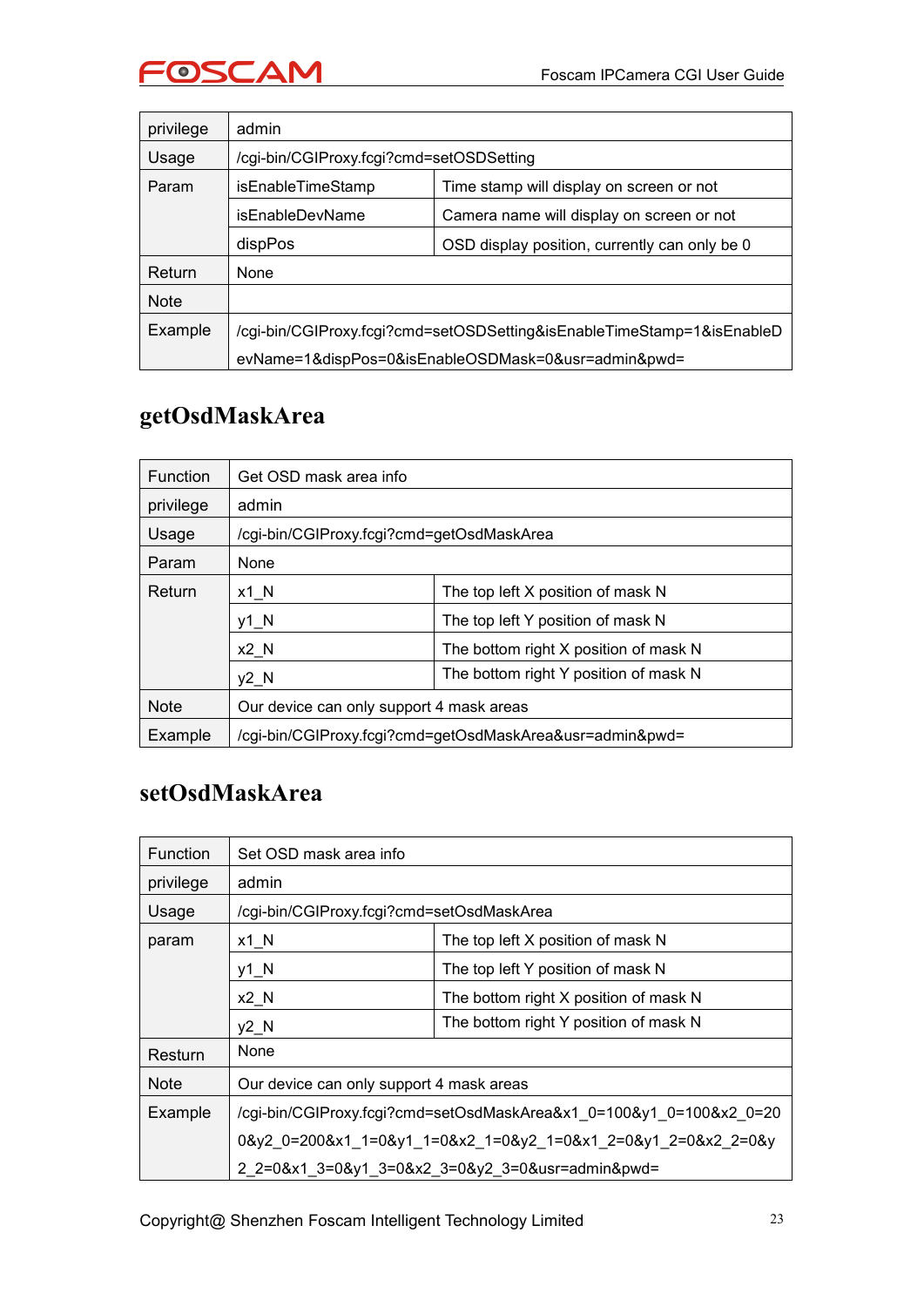| privilege | admin | |
|---|---|---|
| Usage | /cgi-bin/CGIProxy.fcgi?cmd=setOSDSetting | |
| Param | isEnableTimeStamp | Time stamp will display on screen or not |
| | isEnableDevName | Camera name will display on screen or not |
| | dispPos | OSD display position, currently can only be 0 |
| Return | None | |
| Note | | |
| Example | /cgi-bin/CGIProxy.fcgi?cmd=setOSDSetting&isEnableTimeStamp=1&isEnableDevName=1&dispPos=0&isEnableOSDMask=0&usr=admin&pwd= | |

## getOsdMaskArea

| Function | Get OSD mask area info | |
|---|---|---|
| privilege | admin | |
| Usage | /cgi-bin/CGIProxy.fcgi?cmd=getOsdMaskArea | |
| Param | None | |
| Return | x1_N | The top left X position of mask N |
| | y1_N | The top left Y position of mask N |
| | x2_N | The bottom right X position of mask N |
| | y2_N | The bottom right Y position of mask N |
| Note | Our device can only support 4 mask areas | |
| Example | /cgi-bin/CGIProxy.fcgi?cmd=getOsdMaskArea&usr=admin&pwd= | |

## setOsdMaskArea

| Function | Set OSD mask area info | |
|---|---|---|
| privilege | admin | |
| Usage | /cgi-bin/CGIProxy.fcgi?cmd=setOsdMaskArea | |
| param | x1_N | The top left X position of mask N |
| | y1_N | The top left Y position of mask N |
| | x2_N | The bottom right X position of mask N |
| | y2_N | The bottom right Y position of mask N |
| Resturn | None | |
| Note | Our device can only support 4 mask areas | |
| Example | /cgi-bin/CGIProxy.fcgi?cmd=setOsdMaskArea&x1_0=100&y1_0=100&x2_0=200&y2_0=200&x1_1=0&y1_1=0&x2_1=0&y2_1=0&x1_2=0&y1_2=0&x2_2=0&y2_2=0&x1_3=0&y1_3=0&x2_3=0&y2_3=0&usr=admin&pwd= | |

Copyright@ Shenzhen Foscam Intelligent Technology Limited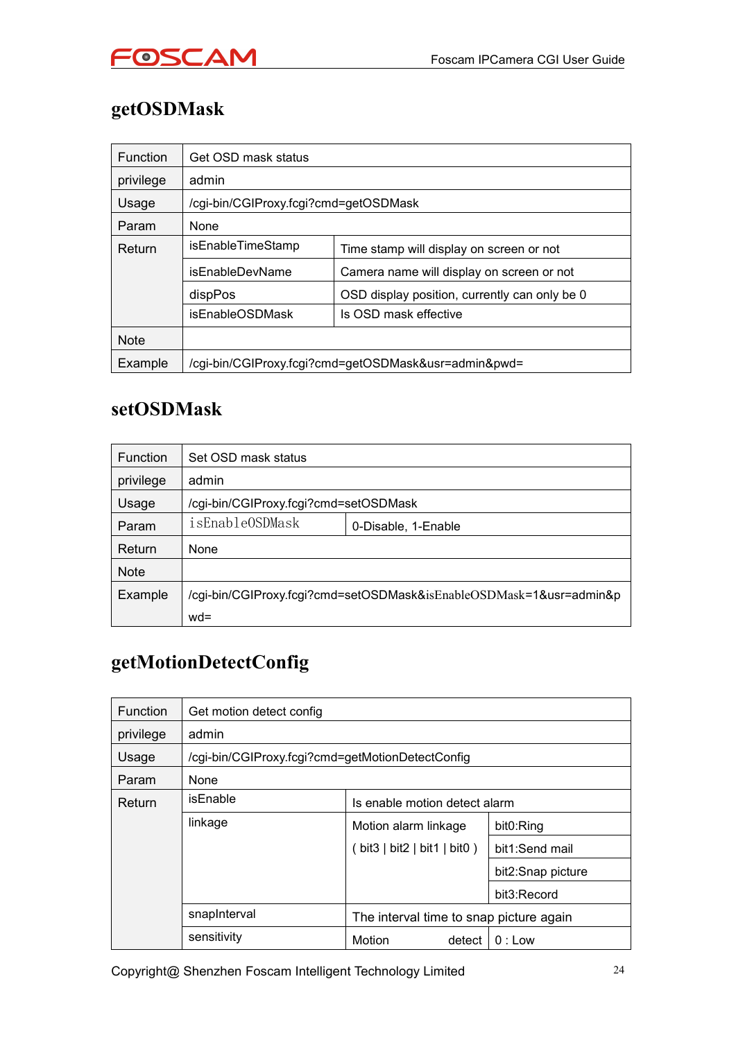## getOSDMask

| Function | Get OSD mask status | |
|---|---|---|
| privilege | admin | |
| Usage | /cgi-bin/CGIProxy.fcgi?cmd=getOSDMask | |
| Param | None | |
| Return | isEnableTimeStamp | Time stamp will display on screen or not |
| | isEnableDevName | Camera name will display on screen or not |
| | dispPos | OSD display position, currently can only be 0 |
| | isEnableOSDMask | Is OSD mask effective |
| Note | | |
| Example | /cgi-bin/CGIProxy.fcgi?cmd=getOSDMask&usr=admin&pwd= | |

## setOSDMask

| Function | Set OSD mask status | |
|---|---|---|
| privilege | admin | |
| Usage | /cgi-bin/CGIProxy.fcgi?cmd=setOSDMask | |
| Param | isEnableOSDMask | 0-Disable, 1-Enable |
| Return | None | |
| Note | | |
| Example | /cgi-bin/CGIProxy.fcgi?cmd=setOSDMask&isEnableOSDMask=1&usr=admin&pwd= | |

## getMotionDetectConfig

| Function | Get motion detect config | | |
|---|---|---|---|
| privilege | admin | | |
| Usage | /cgi-bin/CGIProxy.fcgi?cmd=getMotionDetectConfig | | |
| Param | None | | |
| Return | isEnable | Is enable motion detect alarm | |
| | linkage | Motion alarm linkage ( bit3 \| bit2 \| bit1 \| bit0 ) | bit0:Ring |
| | | | bit1:Send mail |
| | | | bit2:Snap picture |
| | | | bit3:Record |
| | snapInterval | The interval time to snap picture again | |
| | sensitivity | Motion detect | 0 : Low |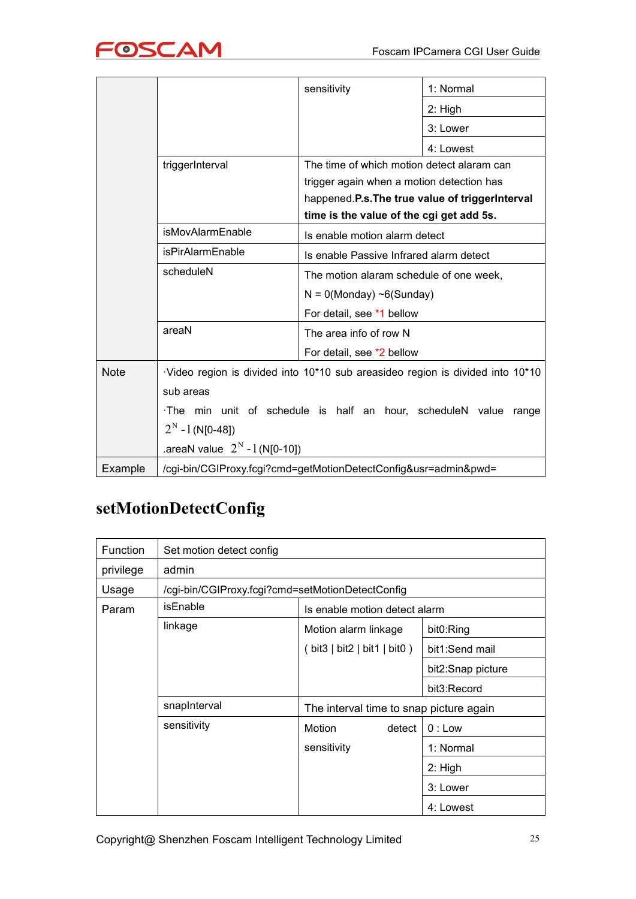| | | | |
|---|---|---|---|
| | | sensitivity | 1: Normal |
| | | | 2: High |
| | | | 3: Lower |
| | | | 4: Lowest |
| | triggerInterval | The time of which motion detect alaram can trigger again when a motion detection has happened.**P.s.The true value of triggerInterval time is the value of the cgi get add 5s.** | |
| | isMovAlarmEnable | Is enable motion alarm detect | |
| | isPirAlarmEnable | Is enable Passive Infrared alarm detect | |
| | scheduleN | The motion alaram schedule of one week, N = 0(Monday) ~6(Sunday) For detail, see *1 bellow | |
| | areaN | The area info of row N For detail, see *2 bellow | |
| Note | ·Video region is divided into 10*10 sub areasideo region is divided into 10*10 sub areas ·The min unit of schedule is half an hour, scheduleN value range $2^N - 1$ (N[0-48]) .areaN value $2^N - 1$ (N[0-10]) | | |
| Example | /cgi-bin/CGIProxy.fcgi?cmd=getMotionDetectConfig&usr=admin&pwd= | | |

## setMotionDetectConfig

| | | | |
|---|---|---|---|
| Function | Set motion detect config | | |
| privilege | admin | | |
| Usage | /cgi-bin/CGIProxy.fcgi?cmd=setMotionDetectConfig | | |
| Param | isEnable | Is enable motion detect alarm | |
| | linkage | Motion alarm linkage ( bit3 \| bit2 \| bit1 \| bit0 ) | bit0:Ring |
| | | | bit1:Send mail |
| | | | bit2:Snap picture |
| | | | bit3:Record |
| | snapInterval | The interval time to snap picture again | |
| | sensitivity | Motion detect sensitivity | 0 : Low |
| | | | 1: Normal |
| | | | 2: High |
| | | | 3: Lower |
| | | | 4: Lowest |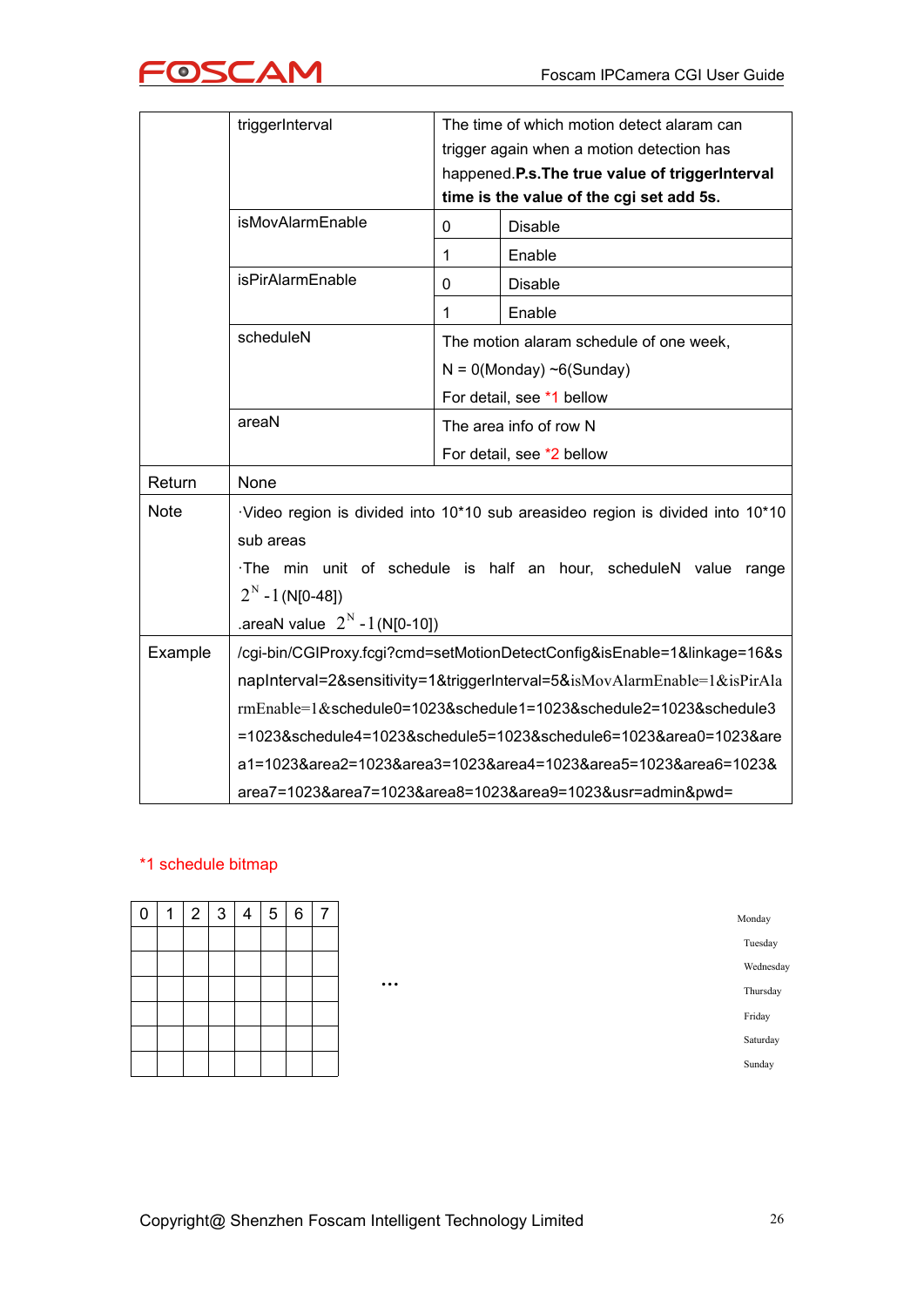| | | | |
|---|---|---|---|
| | triggerInterval | The time of which motion detect alaram can trigger again when a motion detection has happened.**P.s.The true value of triggerInterval time is the value of the cgi set add 5s.** | |
| | isMovAlarmEnable | 0 | Disable |
| | | 1 | Enable |
| | isPirAlarmEnable | 0 | Disable |
| | | 1 | Enable |
| | scheduleN | The motion alaram schedule of one week,<br>N = 0(Monday) ~6(Sunday)<br>For detail, see *1 bellow | |
| | areaN | The area info of row N<br>For detail, see *2 bellow | |
| Return | None | | |
| Note | ·Video region is divided into 10*10 sub areasideo region is divided into 10*10 sub areas<br>·The min unit of schedule is half an hour, scheduleN value range $2^N - 1$ (N[0-48])<br>.areaN value $2^N - 1$ (N[0-10]) | | |
| Example | /cgi-bin/CGIProxy.fcgi?cmd=setMotionDetectConfig&isEnable=1&linkage=16&snapInterval=2&sensitivity=1&triggerInterval=5&isMovAlarmEnable=1&isPirAlarmEnable=1&schedule0=1023&schedule1=1023&schedule2=1023&schedule3=1023&schedule4=1023&schedule5=1023&schedule6=1023&area0=1023&area1=1023&area2=1023&area3=1023&area4=1023&area5=1023&area6=1023&area7=1023&area7=1023&area8=1023&area9=1023&usr=admin&pwd= | | |

*1 schedule bitmap

| 0 | 1 | 2 | 3 | 4 | 5 | 6 | 7 | ... | |
|---|---|---|---|---|---|---|---|---|---|
| | | | | | | | | | Monday |
| | | | | | | | | | Tuesday |
| | | | | | | | | | Wednesday |
| | | | | | | | | | Thursday |
| | | | | | | | | | Friday |
| | | | | | | | | | Saturday |
| | | | | | | | | | Sunday |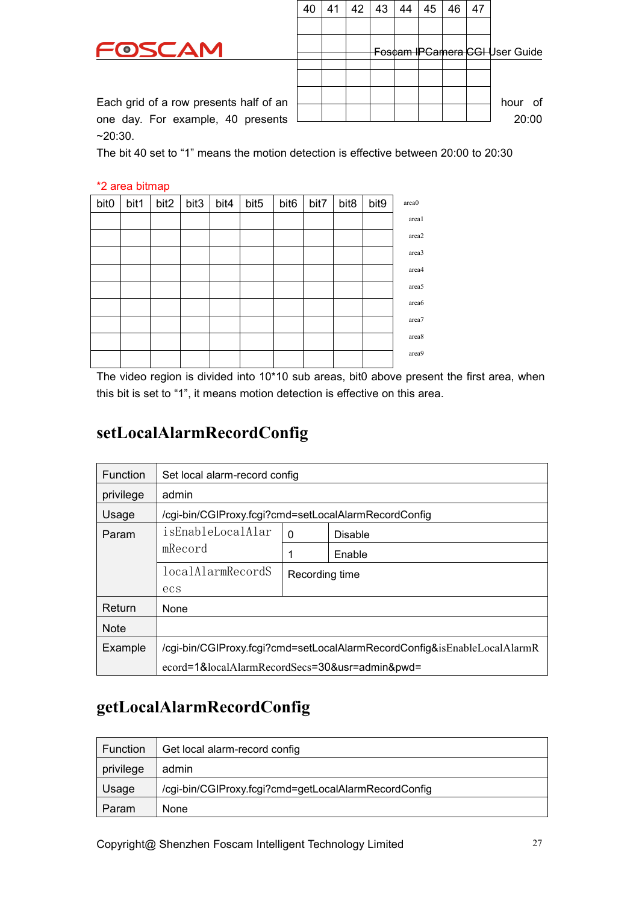| 40 | 41 | 42 | 43 | 44 | 45 | 46 | 47 |
|---|---|---|---|---|---|---|---|
| | | | | | | | |
| | | | | | | | |
| | | | | | | | |
| | | | | | | | |
| | | | | | | | |
| | | | | | | | |

Each grid of a row presents half of an hour of one day. For example, 40 presents 20:00 ~20:30.

The bit 40 set to "1" means the motion detection is effective between 20:00 to 20:30

*2 area bitmap

| bit0 | bit1 | bit2 | bit3 | bit4 | bit5 | bit6 | bit7 | bit8 | bit9 | |
|---|---|---|---|---|---|---|---|---|---|---|
| | | | | | | | | | | area0 |
| | | | | | | | | | | area1 |
| | | | | | | | | | | area2 |
| | | | | | | | | | | area3 |
| | | | | | | | | | | area4 |
| | | | | | | | | | | area5 |
| | | | | | | | | | | area6 |
| | | | | | | | | | | area7 |
| | | | | | | | | | | area8 |
| | | | | | | | | | | area9 |

The video region is divided into 10*10 sub areas, bit0 above present the first area, when this bit is set to "1", it means motion detection is effective on this area.

## setLocalAlarmRecordConfig

| Function | Set local alarm-record config | | |
|---|---|---|---|
| privilege | admin | | |
| Usage | /cgi-bin/CGIProxy.fcgi?cmd=setLocalAlarmRecordConfig | | |
| Param | isEnableLocalAlarmRecord | 0 | Disable |
| | | 1 | Enable |
| | localAlarmRecordSecs | Recording time | |
| Return | None | | |
| Note | | | |
| Example | /cgi-bin/CGIProxy.fcgi?cmd=setLocalAlarmRecordConfig&isEnableLocalAlarmRecord=1&localAlarmRecordSecs=30&usr=admin&pwd= | | |

## getLocalAlarmRecordConfig

| Function | Get local alarm-record config |
|---|---|
| privilege | admin |
| Usage | /cgi-bin/CGIProxy.fcgi?cmd=getLocalAlarmRecordConfig |
| Param | None |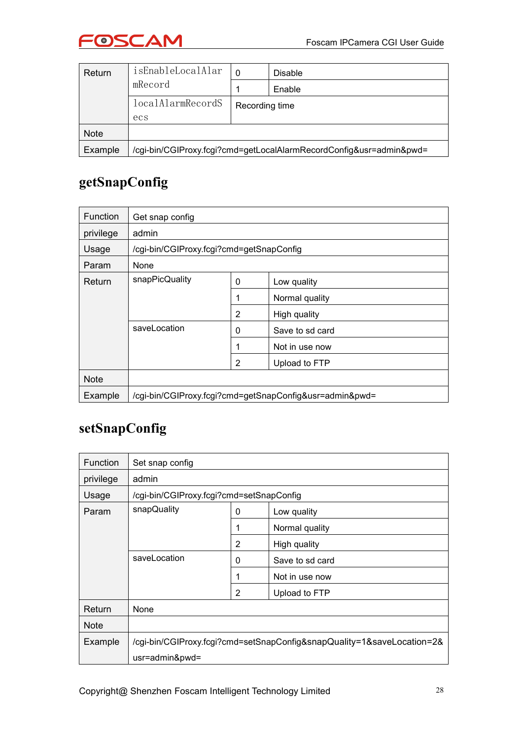| Return | isEnableLocalAlarmRecord | 0 | Disable |
| --- | --- | --- | --- |
| | | 1 | Enable |
| | localAlarmRecordSecs | Recording time | |
| Note | | | |
| Example | /cgi-bin/CGIProxy.fcgi?cmd=getLocalAlarmRecordConfig&usr=admin&pwd= | | |

## getSnapConfig

| Function | Get snap config | | |
| --- | --- | --- | --- |
| privilege | admin | | |
| Usage | /cgi-bin/CGIProxy.fcgi?cmd=getSnapConfig | | |
| Param | None | | |
| Return | snapPicQuality | 0 | Low quality |
| | | 1 | Normal quality |
| | | 2 | High quality |
| | saveLocation | 0 | Save to sd card |
| | | 1 | Not in use now |
| | | 2 | Upload to FTP |
| Note | | | |
| Example | /cgi-bin/CGIProxy.fcgi?cmd=getSnapConfig&usr=admin&pwd= | | |

## setSnapConfig

| Function | Set snap config | | |
| --- | --- | --- | --- |
| privilege | admin | | |
| Usage | /cgi-bin/CGIProxy.fcgi?cmd=setSnapConfig | | |
| Param | snapQuality | 0 | Low quality |
| | | 1 | Normal quality |
| | | 2 | High quality |
| | saveLocation | 0 | Save to sd card |
| | | 1 | Not in use now |
| | | 2 | Upload to FTP |
| Return | None | | |
| Note | | | |
| Example | /cgi-bin/CGIProxy.fcgi?cmd=setSnapConfig&snapQuality=1&saveLocation=2&usr=admin&pwd= | | |

Copyright@ Shenzhen Foscam Intelligent Technology Limited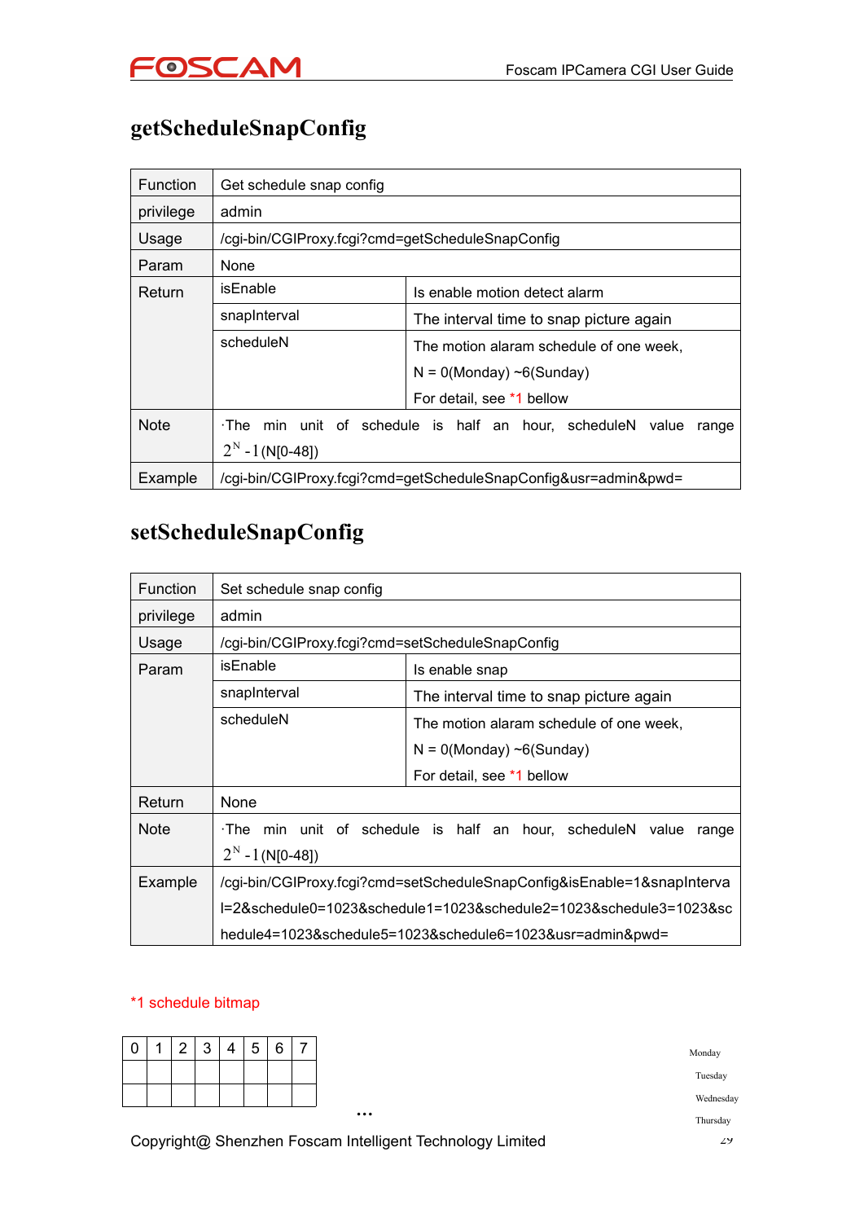## getScheduleSnapConfig

| Function | Get schedule snap config | |
|---|---|---|
| privilege | admin | |
| Usage | /cgi-bin/CGIProxy.fcgi?cmd=getScheduleSnapConfig | |
| Param | None | |
| Return | isEnable | Is enable motion detect alarm |
| | snapInterval | The interval time to snap picture again |
| | scheduleN | The motion alaram schedule of one week,<br>N = 0(Monday) ~6(Sunday)<br>For detail, see *1 bellow |
| Note | ·The min unit of schedule is half an hour, scheduleN value range $2^N - 1$ (N[0-48]) | |
| Example | /cgi-bin/CGIProxy.fcgi?cmd=getScheduleSnapConfig&usr=admin&pwd= | |

## setScheduleSnapConfig

| Function | Set schedule snap config | |
|---|---|---|
| privilege | admin | |
| Usage | /cgi-bin/CGIProxy.fcgi?cmd=setScheduleSnapConfig | |
| Param | isEnable | Is enable snap |
| | snapInterval | The interval time to snap picture again |
| | scheduleN | The motion alaram schedule of one week,<br>N = 0(Monday) ~6(Sunday)<br>For detail, see *1 bellow |
| Return | None | |
| Note | ·The min unit of schedule is half an hour, scheduleN value range $2^N - 1$ (N[0-48]) | |
| Example | /cgi-bin/CGIProxy.fcgi?cmd=setScheduleSnapConfig&isEnable=1&snapInterval=2&schedule0=1023&schedule1=1023&schedule2=1023&schedule3=1023&schedule4=1023&schedule5=1023&schedule6=1023&usr=admin&pwd= | |

*1 schedule bitmap

| 0 | 1 | 2 | 3 | 4 | 5 | 6 | 7 | … | |
|---|---|---|---|---|---|---|---|---|---|
| | | | | | | | | | Monday |
| | | | | | | | | | Tuesday |
| | | | | | | | | | Wednesday |
| | | | | | | | | | Thursday |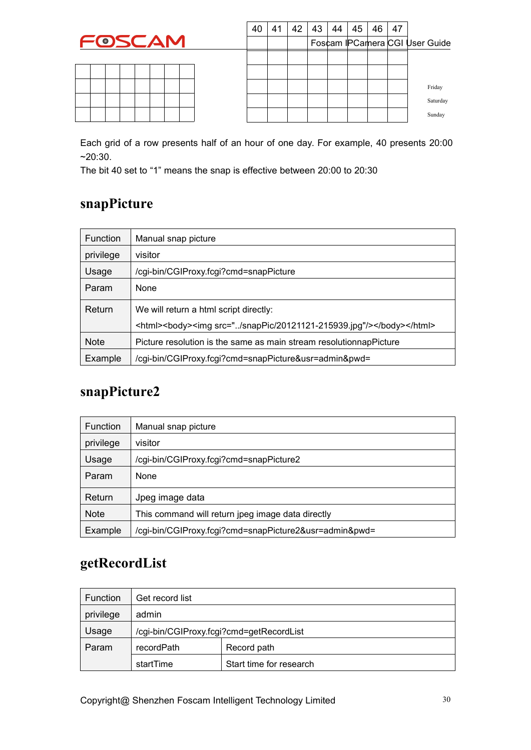| 40 | 41 | 42 | 43 | 44 | 45 | 46 | 47 |
|---|---|---|---|---|---|---|---|
| | | | | | | | |
| | | | | | | | |
| | | | | | | | |
| | | | | | | | |
| | | | | | | | |

Friday

Saturday

Sunday

Each grid of a row presents half of an hour of one day. For example, 40 presents 20:00 ~20:30.

The bit 40 set to "1" means the snap is effective between 20:00 to 20:30

## snapPicture

| Function | Manual snap picture |
|---|---|
| privilege | visitor |
| Usage | /cgi-bin/CGIProxy.fcgi?cmd=snapPicture |
| Param | None |
| Return | We will return a html script directly:<br><html><body><img src="../snapPic/20121121-215939.jpg"/></body></html> |
| Note | Picture resolution is the same as main stream resolutionnapPicture |
| Example | /cgi-bin/CGIProxy.fcgi?cmd=snapPicture&usr=admin&pwd= |

## snapPicture2

| Function | Manual snap picture |
|---|---|
| privilege | visitor |
| Usage | /cgi-bin/CGIProxy.fcgi?cmd=snapPicture2 |
| Param | None |
| Return | Jpeg image data |
| Note | This command will return jpeg image data directly |
| Example | /cgi-bin/CGIProxy.fcgi?cmd=snapPicture2&usr=admin&pwd= |

## getRecordList

| Function | Get record list | |
|---|---|---|
| privilege | admin | |
| Usage | /cgi-bin/CGIProxy.fcgi?cmd=getRecordList | |
| Param | recordPath | Record path |
| | startTime | Start time for research |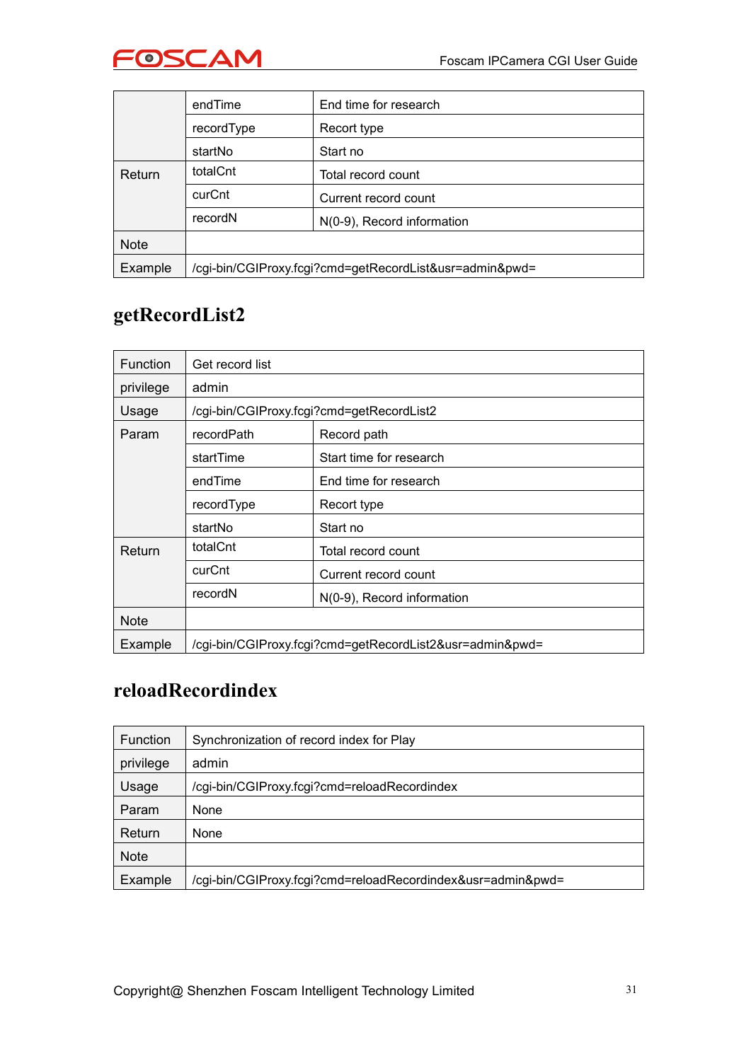| | | |
|---|---|---|
| | endTime | End time for research |
| | recordType | Record type |
| | startNo | Start no |
| Return | totalCnt | Total record count |
| | curCnt | Current record count |
| | recordN | N(0-9), Record information |
| Note | | |
| Example | /cgi-bin/CGIProxy.fcgi?cmd=getRecordList&usr=admin&pwd= | |

## getRecordList2

| | | |
|---|---|---|
| Function | Get record list | |
| privilege | admin | |
| Usage | /cgi-bin/CGIProxy.fcgi?cmd=getRecordList2 | |
| Param | recordPath | Record path |
| | startTime | Start time for research |
| | endTime | End time for research |
| | recordType | Record type |
| | startNo | Start no |
| Return | totalCnt | Total record count |
| | curCnt | Current record count |
| | recordN | N(0-9), Record information |
| Note | | |
| Example | /cgi-bin/CGIProxy.fcgi?cmd=getRecordList2&usr=admin&pwd= | |

## reloadRecordindex

| | |
|---|---|
| Function | Synchronization of record index for Play |
| privilege | admin |
| Usage | /cgi-bin/CGIProxy.fcgi?cmd=reloadRecordindex |
| Param | None |
| Return | None |
| Note | |
| Example | /cgi-bin/CGIProxy.fcgi?cmd=reloadRecordindex&usr=admin&pwd= |

Copyright@ Shenzhen Foscam Intelligent Technology Limited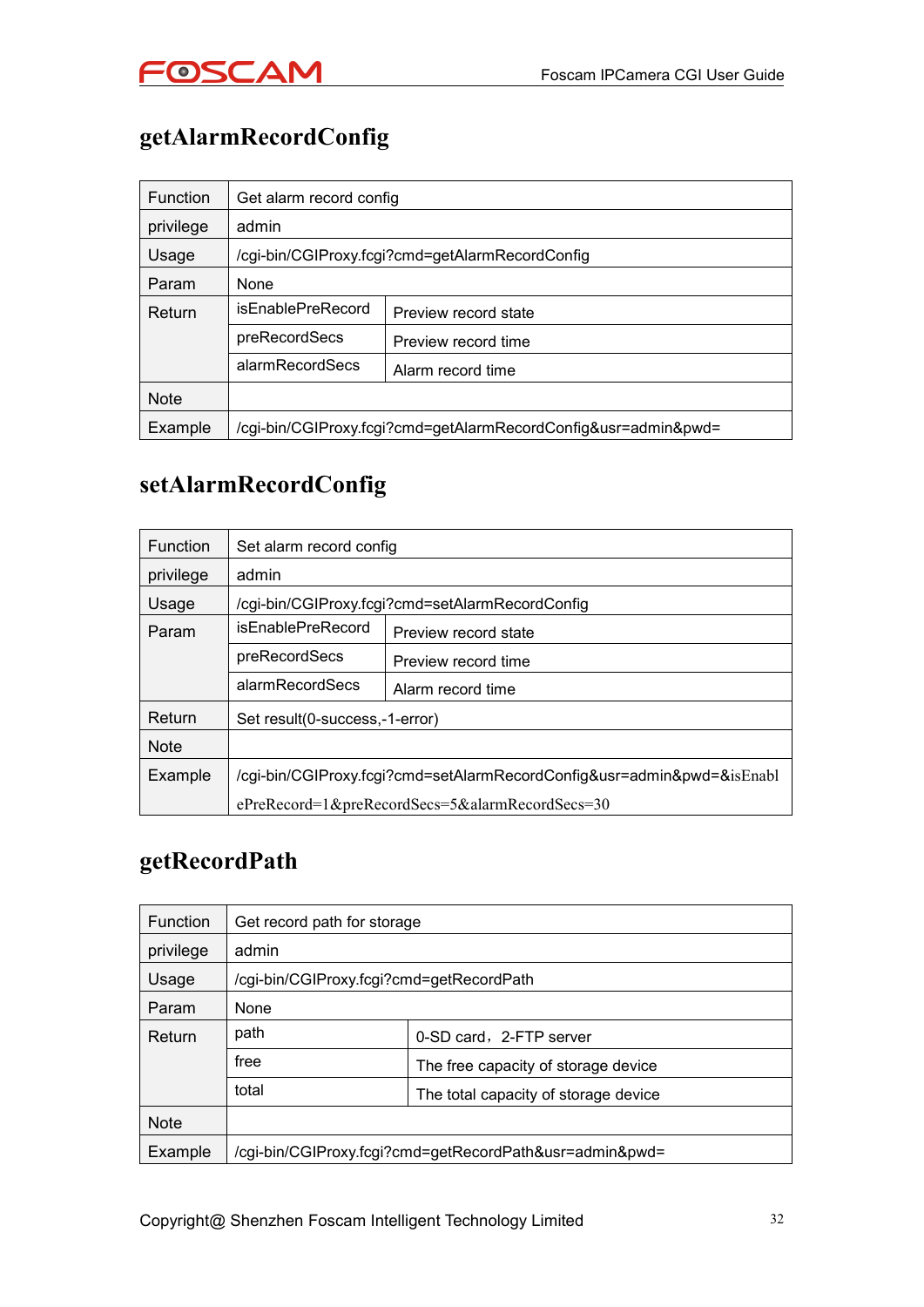## getAlarmRecordConfig

| Function | Get alarm record config | |
|---|---|---|
| privilege | admin | |
| Usage | /cgi-bin/CGIProxy.fcgi?cmd=getAlarmRecordConfig | |
| Param | None | |
| Return | isEnablePreRecord | Preview record state |
| | preRecordSecs | Preview record time |
| | alarmRecordSecs | Alarm record time |
| Note | | |
| Example | /cgi-bin/CGIProxy.fcgi?cmd=getAlarmRecordConfig&usr=admin&pwd= | |

## setAlarmRecordConfig

| Function | Set alarm record config | |
|---|---|---|
| privilege | admin | |
| Usage | /cgi-bin/CGIProxy.fcgi?cmd=setAlarmRecordConfig | |
| Param | isEnablePreRecord | Preview record state |
| | preRecordSecs | Preview record time |
| | alarmRecordSecs | Alarm record time |
| Return | Set result(0-success,-1-error) | |
| Note | | |
| Example | /cgi-bin/CGIProxy.fcgi?cmd=setAlarmRecordConfig&usr=admin&pwd=&isEnablePreRecord=1&preRecordSecs=5&alarmRecordSecs=30 | |

## getRecordPath

| Function | Get record path for storage | |
|---|---|---|
| privilege | admin | |
| Usage | /cgi-bin/CGIProxy.fcgi?cmd=getRecordPath | |
| Param | None | |
| Return | path | 0-SD card，2-FTP server |
| | free | The free capacity of storage device |
| | total | The total capacity of storage device |
| Note | | |
| Example | /cgi-bin/CGIProxy.fcgi?cmd=getRecordPath&usr=admin&pwd= | |

Copyright@ Shenzhen Foscam Intelligent Technology Limited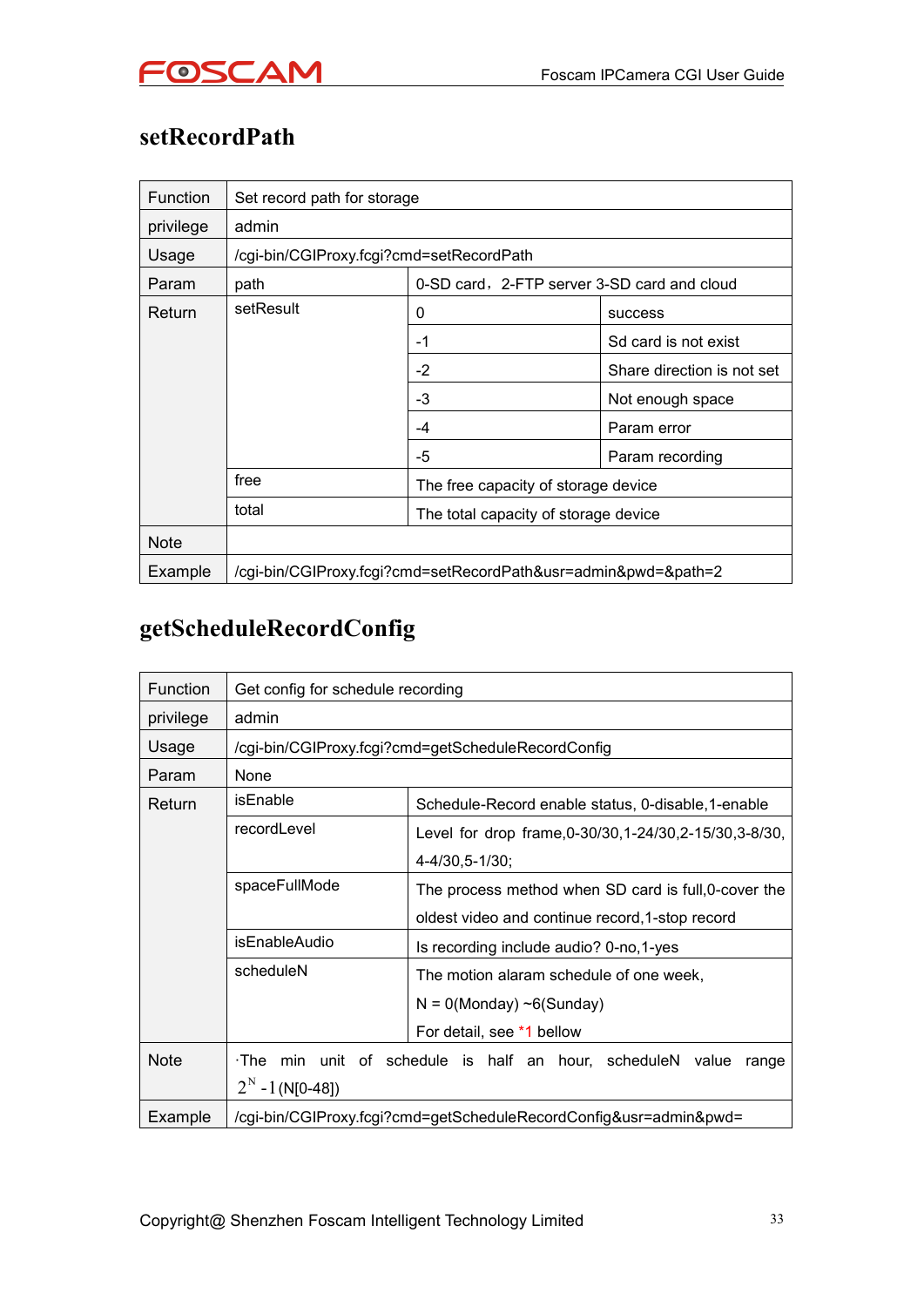## setRecordPath

| Function | Set record path for storage | | |
|---|---|---|---|
| privilege | admin | | |
| Usage | /cgi-bin/CGIProxy.fcgi?cmd=setRecordPath | | |
| Param | path | 0-SD card，2-FTP server 3-SD card and cloud | |
| Return | setResult | 0 | success |
| | | -1 | Sd card is not exist |
| | | -2 | Share direction is not set |
| | | -3 | Not enough space |
| | | -4 | Param error |
| | | -5 | Param recording |
| | free | The free capacity of storage device | |
| | total | The total capacity of storage device | |
| Note | | | |
| Example | /cgi-bin/CGIProxy.fcgi?cmd=setRecordPath&usr=admin&pwd=&path=2 | | |

## getScheduleRecordConfig

| Function | Get config for schedule recording | |
|---|---|---|
| privilege | admin | |
| Usage | /cgi-bin/CGIProxy.fcgi?cmd=getScheduleRecordConfig | |
| Param | None | |
| Return | isEnable | Schedule-Record enable status, 0-disable,1-enable |
| | recordLevel | Level for drop frame,0-30/30,1-24/30,2-15/30,3-8/30, 4-4/30,5-1/30; |
| | spaceFullMode | The process method when SD card is full,0-cover the oldest video and continue record,1-stop record |
| | isEnableAudio | Is recording include audio? 0-no,1-yes |
| | scheduleN | The motion alaram schedule of one week, N = 0(Monday) ~6(Sunday) For detail, see *1 bellow |
| Note | ·The min unit of schedule is half an hour, scheduleN value range $2^N - 1$ (N[0-48]) | |
| Example | /cgi-bin/CGIProxy.fcgi?cmd=getScheduleRecordConfig&usr=admin&pwd= | |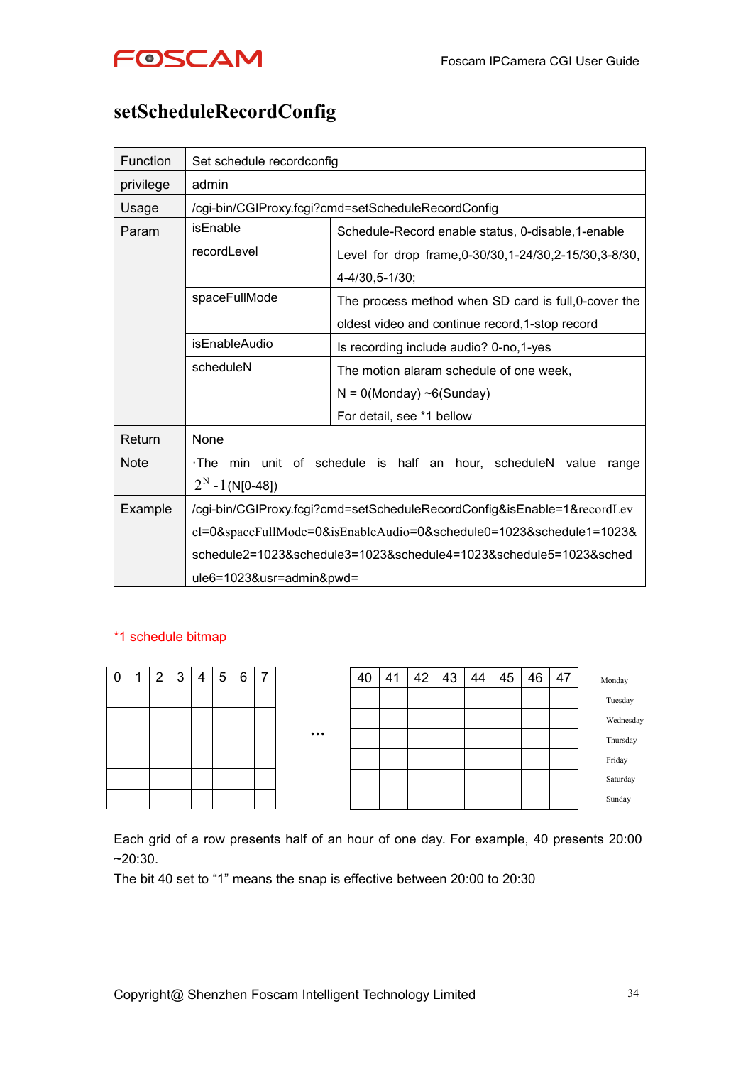# setScheduleRecordConfig

| | | |
|---|---|---|
| Function | Set schedule recordconfig | |
| privilege | admin | |
| Usage | /cgi-bin/CGIProxy.fcgi?cmd=setScheduleRecordConfig | |
| Param | isEnable | Schedule-Record enable status, 0-disable,1-enable |
| | recordLevel | Level for drop frame,0-30/30,1-24/30,2-15/30,3-8/30, 4-4/30,5-1/30; |
| | spaceFullMode | The process method when SD card is full,0-cover the oldest video and continue record,1-stop record |
| | isEnableAudio | Is recording include audio? 0-no,1-yes |
| | scheduleN | The motion alaram schedule of one week, N = 0(Monday) ~6(Sunday) For detail, see *1 bellow |
| Return | None | |
| Note | ·The min unit of schedule is half an hour, scheduleN value range $2^N - 1$ (N[0-48]) | |
| Example | /cgi-bin/CGIProxy.fcgi?cmd=setScheduleRecordConfig&isEnable=1&recordLevel=0&spaceFullMode=0&isEnableAudio=0&schedule0=1023&schedule1=1023&schedule2=1023&schedule3=1023&schedule4=1023&schedule5=1023&schedule6=1023&usr=admin&pwd= | |

*1 schedule bitmap

| 0 | 1 | 2 | 3 | 4 | 5 | 6 | 7 | … | 40 | 41 | 42 | 43 | 44 | 45 | 46 | 47 | |
|---|---|---|---|---|---|---|---|---|---|---|---|---|---|---|---|---|---|
| | | | | | | | | | | | | | | | | | Monday |
| | | | | | | | | | | | | | | | | | Tuesday |
| | | | | | | | | | | | | | | | | | Wednesday |
| | | | | | | | | | | | | | | | | | Thursday |
| | | | | | | | | | | | | | | | | | Friday |
| | | | | | | | | | | | | | | | | | Saturday |
| | | | | | | | | | | | | | | | | | Sunday |

Each grid of a row presents half of an hour of one day. For example, 40 presents 20:00 ~20:30.

The bit 40 set to "1" means the snap is effective between 20:00 to 20:30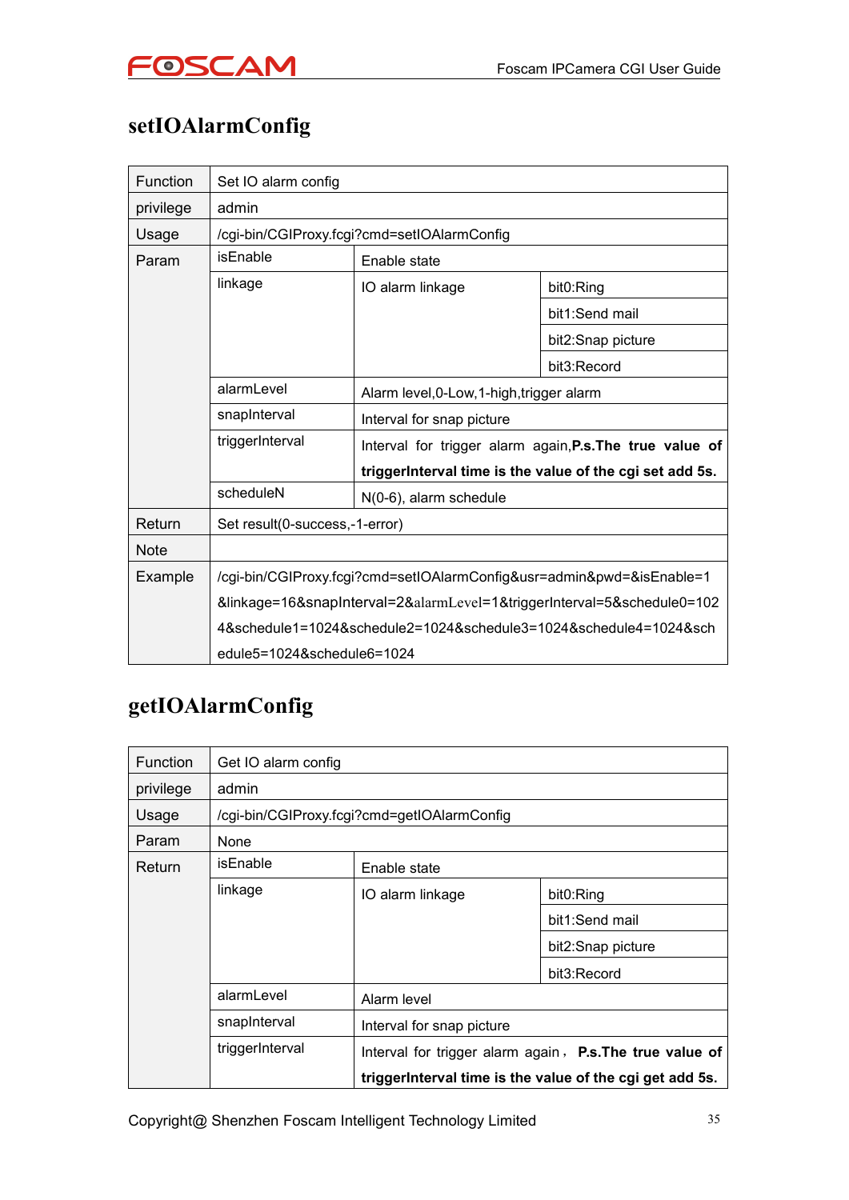## setIOAlarmConfig

| Function | Set IO alarm config | | |
|---|---|---|---|
| privilege | admin | | |
| Usage | /cgi-bin/CGIProxy.fcgi?cmd=setIOAlarmConfig | | |
| Param | isEnable | Enable state | |
| | linkage | IO alarm linkage | bit0:Ring |
| | | | bit1:Send mail |
| | | | bit2:Snap picture |
| | | | bit3:Record |
| | alarmLevel | Alarm level,0-Low,1-high,trigger alarm | |
| | snapInterval | Interval for snap picture | |
| | triggerInterval | Interval for trigger alarm again,**P.s.The true value of triggerInterval time is the value of the cgi set add 5s.** | |
| | scheduleN | N(0-6), alarm schedule | |
| Return | Set result(0-success,-1-error) | | |
| Note | | | |
| Example | /cgi-bin/CGIProxy.fcgi?cmd=setIOAlarmConfig&usr=admin&pwd=&isEnable=1&linkage=16&snapInterval=2&alarmLevel=1&triggerInterval=5&schedule0=1024&schedule1=1024&schedule2=1024&schedule3=1024&schedule4=1024&schedule5=1024&schedule6=1024 | | |

## getIOAlarmConfig

| Function | Get IO alarm config | | |
|---|---|---|---|
| privilege | admin | | |
| Usage | /cgi-bin/CGIProxy.fcgi?cmd=getIOAlarmConfig | | |
| Param | None | | |
| Return | isEnable | Enable state | |
| | linkage | IO alarm linkage | bit0:Ring |
| | | | bit1:Send mail |
| | | | bit2:Snap picture |
| | | | bit3:Record |
| | alarmLevel | Alarm level | |
| | snapInterval | Interval for snap picture | |
| | triggerInterval | Interval for trigger alarm again， **P.s.The true value of triggerInterval time is the value of the cgi get add 5s.** | |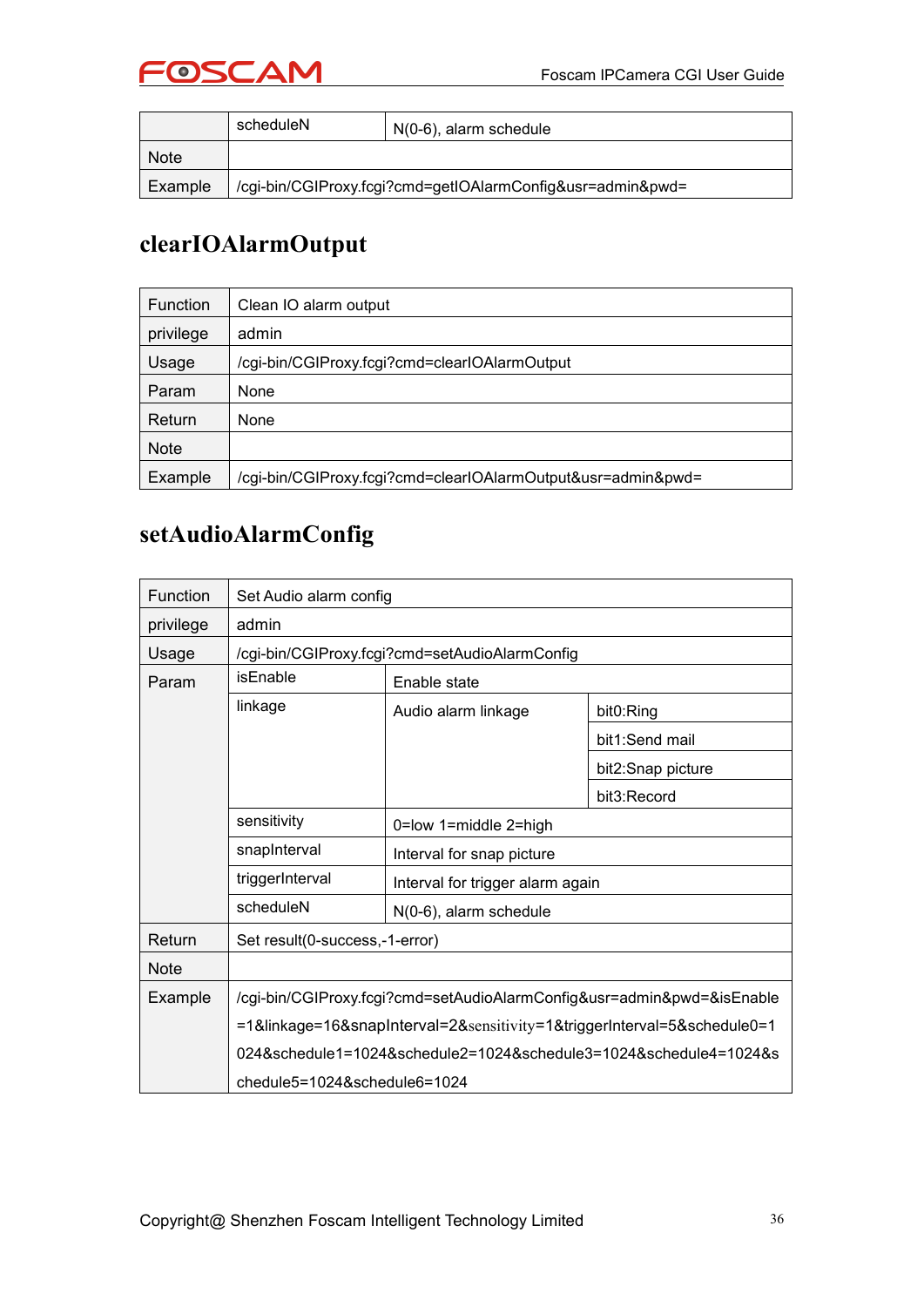|  | scheduleN | N(0-6), alarm schedule |
|---|---|---|
| Note |  |  |
| Example | /cgi-bin/CGIProxy.fcgi?cmd=getIOAlarmConfig&usr=admin&pwd= |  |

## clearIOAlarmOutput

| Function | Clean IO alarm output |
|---|---|
| privilege | admin |
| Usage | /cgi-bin/CGIProxy.fcgi?cmd=clearIOAlarmOutput |
| Param | None |
| Return | None |
| Note |  |
| Example | /cgi-bin/CGIProxy.fcgi?cmd=clearIOAlarmOutput&usr=admin&pwd= |

## setAudioAlarmConfig

| Function | Set Audio alarm config |  |  |
|---|---|---|---|
| privilege | admin |  |  |
| Usage | /cgi-bin/CGIProxy.fcgi?cmd=setAudioAlarmConfig |  |  |
| Param | isEnable | Enable state |  |
|  | linkage | Audio alarm linkage | bit0:Ring |
|  |  |  | bit1:Send mail |
|  |  |  | bit2:Snap picture |
|  |  |  | bit3:Record |
|  | sensitivity | 0=low 1=middle 2=high |  |
|  | snapInterval | Interval for snap picture |  |
|  | triggerInterval | Interval for trigger alarm again |  |
|  | scheduleN | N(0-6), alarm schedule |  |
| Return | Set result(0-success,-1-error) |  |  |
| Note |  |  |  |
| Example | /cgi-bin/CGIProxy.fcgi?cmd=setAudioAlarmConfig&usr=admin&pwd=&isEnable=1&linkage=16&snapInterval=2&sensitivity=1&triggerInterval=5&schedule0=1024&schedule1=1024&schedule2=1024&schedule3=1024&schedule4=1024&schedule5=1024&schedule6=1024 |  |  |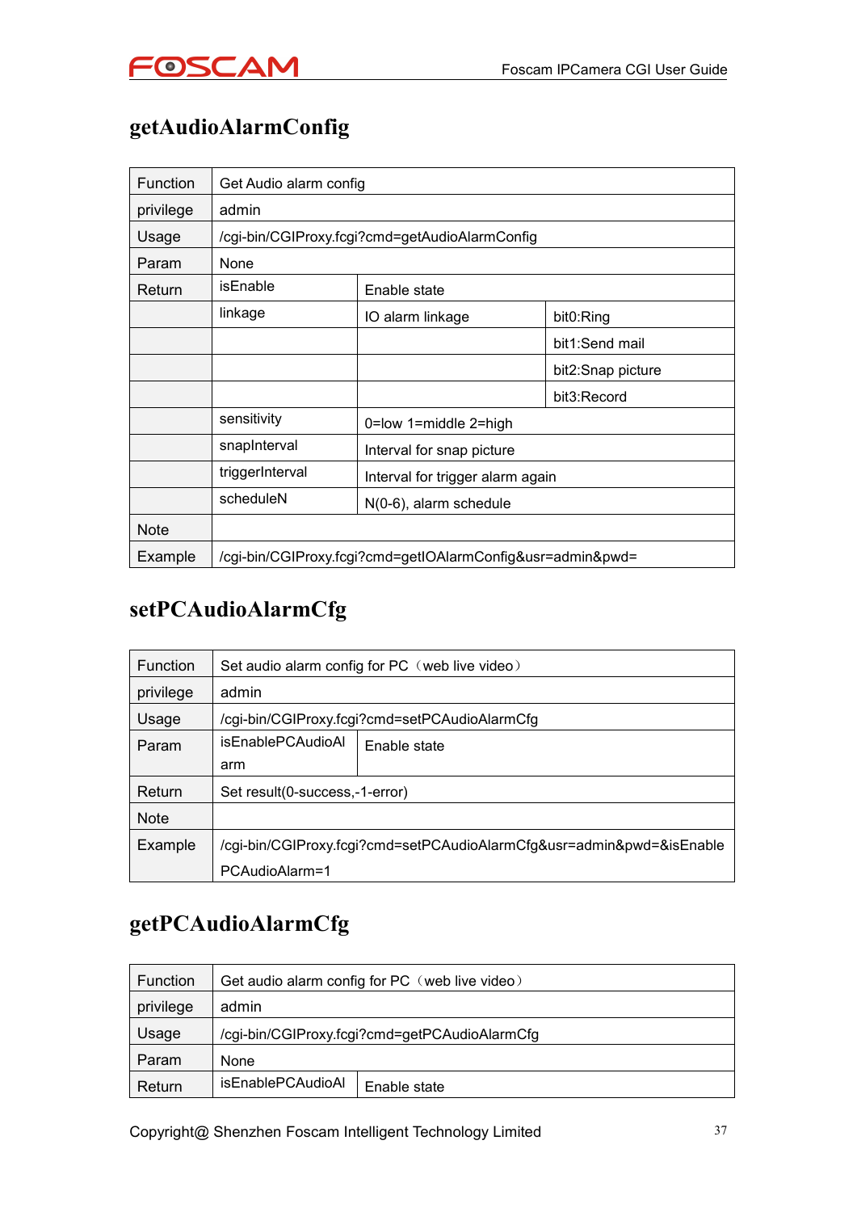# getAudioAlarmConfig

| Function | Get Audio alarm config | | |
|---|---|---|---|
| privilege | admin | | |
| Usage | /cgi-bin/CGIProxy.fcgi?cmd=getAudioAlarmConfig | | |
| Param | None | | |
| Return | isEnable | Enable state | |
| | linkage | IO alarm linkage | bit0:Ring |
| | | | bit1:Send mail |
| | | | bit2:Snap picture |
| | | | bit3:Record |
| | sensitivity | 0=low 1=middle 2=high | |
| | snapInterval | Interval for snap picture | |
| | triggerInterval | Interval for trigger alarm again | |
| | scheduleN | N(0-6), alarm schedule | |
| Note | | | |
| Example | /cgi-bin/CGIProxy.fcgi?cmd=getIOAlarmConfig&usr=admin&pwd= | | |

# setPCAudioAlarmCfg

| Function | Set audio alarm config for PC（web live video） | |
|---|---|---|
| privilege | admin | |
| Usage | /cgi-bin/CGIProxy.fcgi?cmd=setPCAudioAlarmCfg | |
| Param | isEnablePCAudioAlarm | Enable state |
| Return | Set result(0-success,-1-error) | |
| Note | | |
| Example | /cgi-bin/CGIProxy.fcgi?cmd=setPCAudioAlarmCfg&usr=admin&pwd=&isEnablePCAudioAlarm=1 | |

# getPCAudioAlarmCfg

| Function | Get audio alarm config for PC（web live video） | |
|---|---|---|
| privilege | admin | |
| Usage | /cgi-bin/CGIProxy.fcgi?cmd=getPCAudioAlarmCfg | |
| Param | None | |
| Return | isEnablePCAudioAl | Enable state |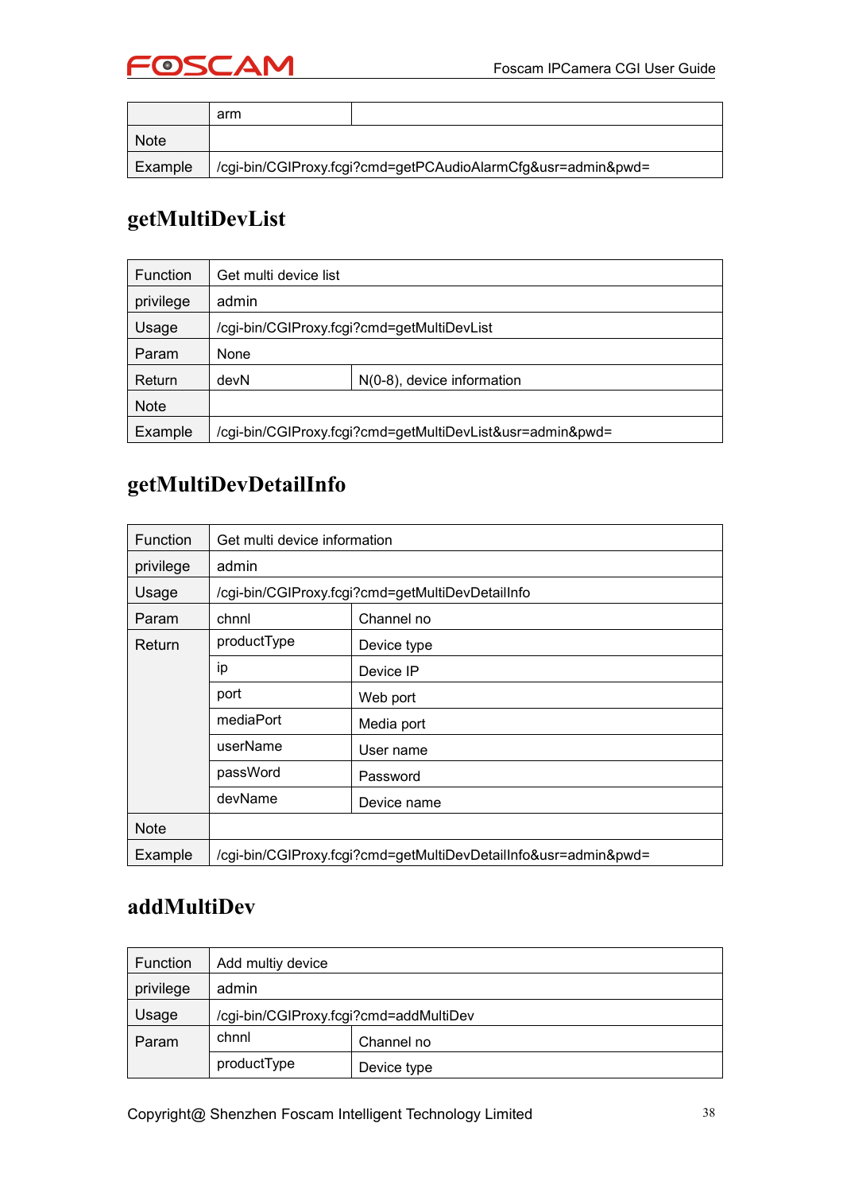|  | arm |  |
|---|---|---|
| Note |  |  |
| Example | /cgi-bin/CGIProxy.fcgi?cmd=getPCAudioAlarmCfg&usr=admin&pwd= |  |

## getMultiDevList

| Function | Get multi device list |  |
|---|---|---|
| privilege | admin |  |
| Usage | /cgi-bin/CGIProxy.fcgi?cmd=getMultiDevList |  |
| Param | None |  |
| Return | devN | N(0-8), device information |
| Note |  |  |
| Example | /cgi-bin/CGIProxy.fcgi?cmd=getMultiDevList&usr=admin&pwd= |  |

## getMultiDevDetailInfo

| Function | Get multi device information |  |
|---|---|---|
| privilege | admin |  |
| Usage | /cgi-bin/CGIProxy.fcgi?cmd=getMultiDevDetailInfo |  |
| Param | chnnl | Channel no |
| Return | productType | Device type |
|  | ip | Device IP |
|  | port | Web port |
|  | mediaPort | Media port |
|  | userName | User name |
|  | passWord | Password |
|  | devName | Device name |
| Note |  |  |
| Example | /cgi-bin/CGIProxy.fcgi?cmd=getMultiDevDetailInfo&usr=admin&pwd= |  |

## addMultiDev

| Function | Add multiy device |  |
|---|---|---|
| privilege | admin |  |
| Usage | /cgi-bin/CGIProxy.fcgi?cmd=addMultiDev |  |
| Param | chnnl | Channel no |
|  | productType | Device type |

Copyright@ Shenzhen Foscam Intelligent Technology Limited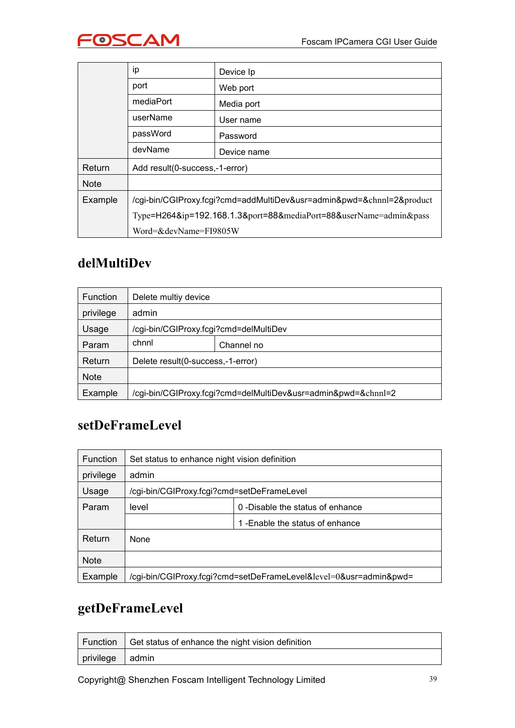| | | |
|---|---|---|
| | ip | Device Ip |
| | port | Web port |
| | mediaPort | Media port |
| | userName | User name |
| | passWord | Password |
| | devName | Device name |
| Return | Add result(0-success,-1-error) | |
| Note | | |
| Example | /cgi-bin/CGIProxy.fcgi?cmd=addMultiDev&usr=admin&pwd=&chnnl=2&productType=H264&ip=192.168.1.3&port=88&mediaPort=88&userName=admin&passWord=&devName=FI9805W | |

## delMultiDev

| | | |
|---|---|---|
| Function | Delete multiy device | |
| privilege | admin | |
| Usage | /cgi-bin/CGIProxy.fcgi?cmd=delMultiDev | |
| Param | chnnl | Channel no |
| Return | Delete result(0-success,-1-error) | |
| Note | | |
| Example | /cgi-bin/CGIProxy.fcgi?cmd=delMultiDev&usr=admin&pwd=&chnnl=2 | |

## setDeFrameLevel

| | | |
|---|---|---|
| Function | Set status to enhance night vision definition | |
| privilege | admin | |
| Usage | /cgi-bin/CGIProxy.fcgi?cmd=setDeFrameLevel | |
| Param | level | 0 -Disable the status of enhance |
| | | 1 -Enable the status of enhance |
| Return | None | |
| Note | | |
| Example | /cgi-bin/CGIProxy.fcgi?cmd=setDeFrameLevel&level=0&usr=admin&pwd= | |

## getDeFrameLevel

| | |
|---|---|
| Function | Get status of enhance the night vision definition |
| privilege | admin |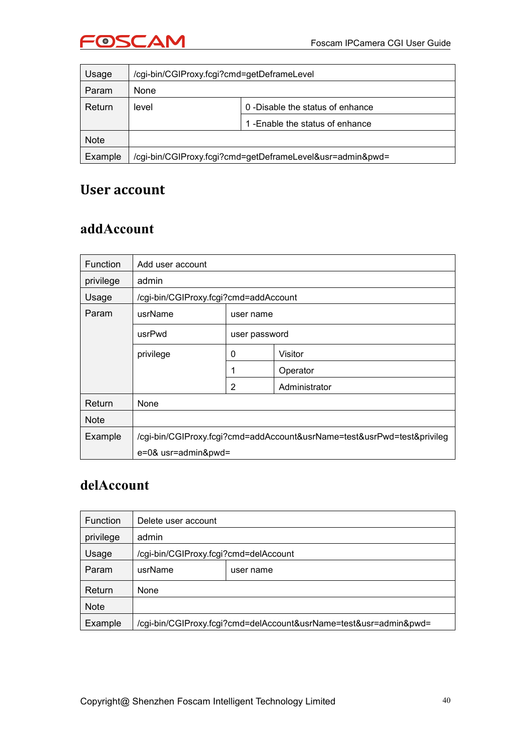| Usage | /cgi-bin/CGIProxy.fcgi?cmd=getDeframeLevel | |
|---|---|---|
| Param | None | |
| Return | level | 0 -Disable the status of enhance |
| | | 1 -Enable the status of enhance |
| Note | | |
| Example | /cgi-bin/CGIProxy.fcgi?cmd=getDeframeLevel&usr=admin&pwd= | |

# User account

## addAccount

| Function | Add user account | | |
|---|---|---|---|
| privilege | admin | | |
| Usage | /cgi-bin/CGIProxy.fcgi?cmd=addAccount | | |
| Param | usrName | user name | |
| | usrPwd | user password | |
| | privilege | 0 | Visitor |
| | | 1 | Operator |
| | | 2 | Administrator |
| Return | None | | |
| Note | | | |
| Example | /cgi-bin/CGIProxy.fcgi?cmd=addAccount&usrName=test&usrPwd=test&privilege=0& usr=admin&pwd= | | |

## delAccount

| Function | Delete user account | |
|---|---|---|
| privilege | admin | |
| Usage | /cgi-bin/CGIProxy.fcgi?cmd=delAccount | |
| Param | usrName | user name |
| Return | None | |
| Note | | |
| Example | /cgi-bin/CGIProxy.fcgi?cmd=delAccount&usrName=test&usr=admin&pwd= | |

Copyright@ Shenzhen Foscam Intelligent Technology Limited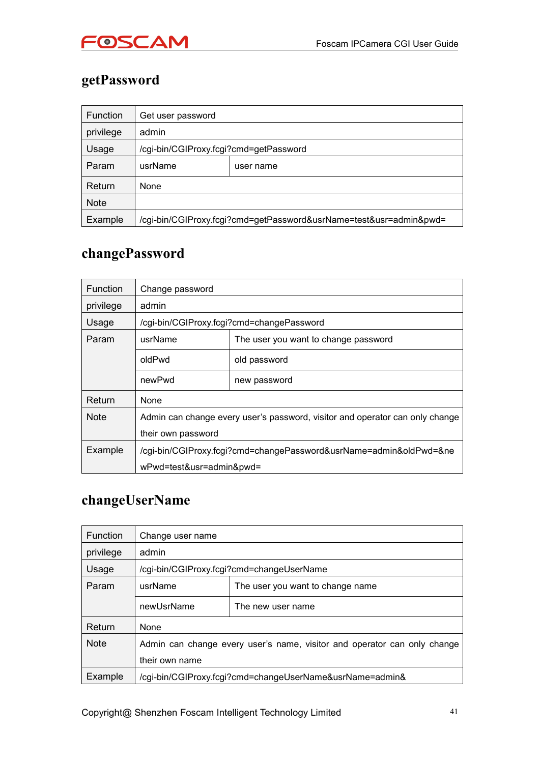## getPassword

| Function | Get user password | |
|---|---|---|
| privilege | admin | |
| Usage | /cgi-bin/CGIProxy.fcgi?cmd=getPassword | |
| Param | usrName | user name |
| Return | None | |
| Note | | |
| Example | /cgi-bin/CGIProxy.fcgi?cmd=getPassword&usrName=test&usr=admin&pwd= | |

## changePassword

| Function | Change password | |
|---|---|---|
| privilege | admin | |
| Usage | /cgi-bin/CGIProxy.fcgi?cmd=changePassword | |
| Param | usrName | The user you want to change password |
| | oldPwd | old password |
| | newPwd | new password |
| Return | None | |
| Note | Admin can change every user's password, visitor and operator can only change their own password | |
| Example | /cgi-bin/CGIProxy.fcgi?cmd=changePassword&usrName=admin&oldPwd=&newPwd=test&usr=admin&pwd= | |

## changeUserName

| Function | Change user name | |
|---|---|---|
| privilege | admin | |
| Usage | /cgi-bin/CGIProxy.fcgi?cmd=changeUserName | |
| Param | usrName | The user you want to change name |
| | newUsrName | The new user name |
| Return | None | |
| Note | Admin can change every user's name, visitor and operator can only change their own name | |
| Example | /cgi-bin/CGIProxy.fcgi?cmd=changeUserName&usrName=admin& | |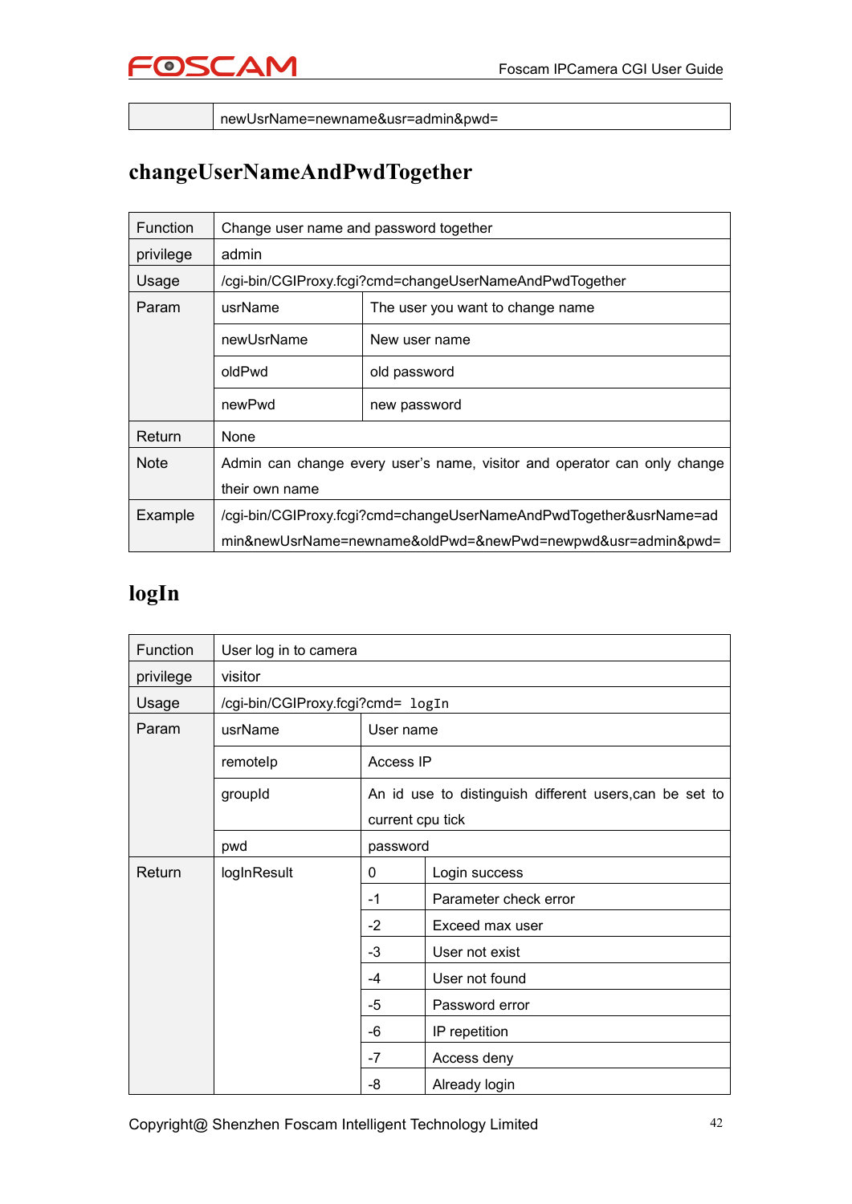| | newUsrName=newname&usr=admin&pwd= |
|---|---|

## changeUserNameAndPwdTogether

| Function | Change user name and password together | |
|---|---|---|
| privilege | admin | |
| Usage | /cgi-bin/CGIProxy.fcgi?cmd=changeUserNameAndPwdTogether | |
| Param | usrName | The user you want to change name |
| | newUsrName | New user name |
| | oldPwd | old password |
| | newPwd | new password |
| Return | None | |
| Note | Admin can change every user's name, visitor and operator can only change their own name | |
| Example | /cgi-bin/CGIProxy.fcgi?cmd=changeUserNameAndPwdTogether&usrName=admin&newUsrName=newname&oldPwd=&newPwd=newpwd&usr=admin&pwd= | |

## logIn

| Function | User log in to camera | | |
|---|---|---|---|
| privilege | visitor | | |
| Usage | /cgi-bin/CGIProxy.fcgi?cmd= logIn | | |
| Param | usrName | User name | |
| | remoteIp | Access IP | |
| | groupId | An id use to distinguish different users,can be set to current cpu tick | |
| | pwd | password | |
| Return | logInResult | 0 | Login success |
| | | -1 | Parameter check error |
| | | -2 | Exceed max user |
| | | -3 | User not exist |
| | | -4 | User not found |
| | | -5 | Password error |
| | | -6 | IP repetition |
| | | -7 | Access deny |
| | | -8 | Already login |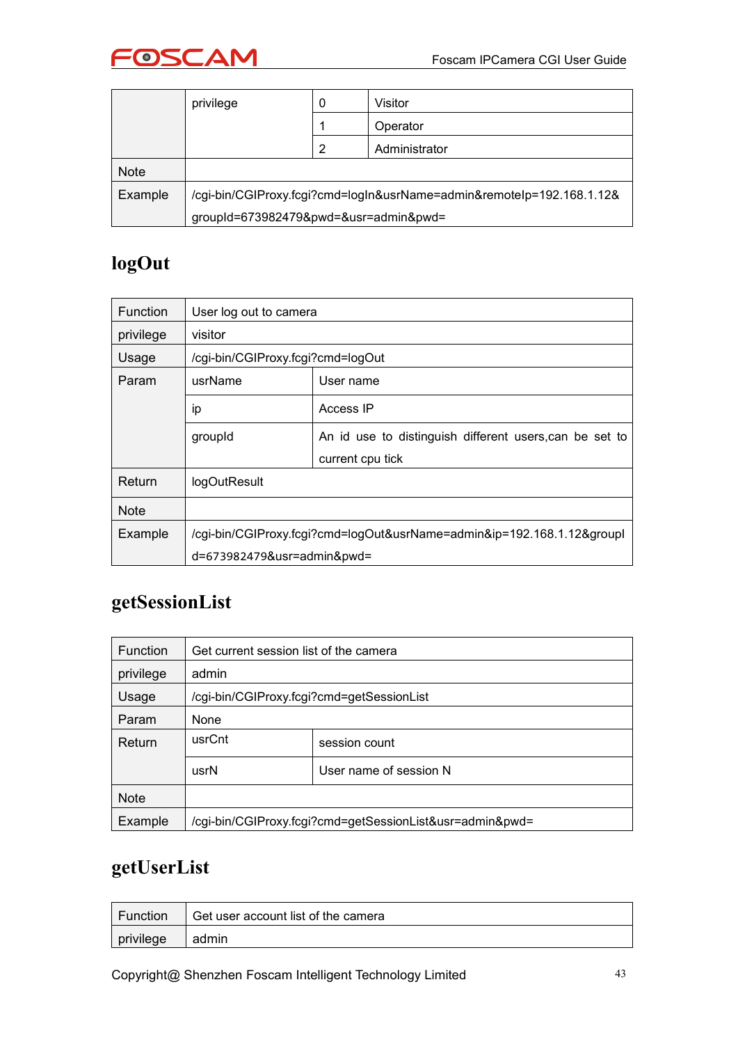|  | privilege | 0 | Visitor |
|---|---|---|---|
|  |  | 1 | Operator |
|  |  | 2 | Administrator |
| Note |  |  |  |
| Example | /cgi-bin/CGIProxy.fcgi?cmd=logIn&usrName=admin&remoteIp=192.168.1.12&groupId=673982479&pwd=&usr=admin&pwd= |  |  |

## logOut

| Function | User log out to camera | |
|---|---|---|
| privilege | visitor | |
| Usage | /cgi-bin/CGIProxy.fcgi?cmd=logOut | |
| Param | usrName | User name |
|  | ip | Access IP |
|  | groupId | An id use to distinguish different users,can be set to current cpu tick |
| Return | logOutResult | |
| Note |  | |
| Example | /cgi-bin/CGIProxy.fcgi?cmd=logOut&usrName=admin&ip=192.168.1.12&groupId=673982479&usr=admin&pwd= | |

## getSessionList

| Function | Get current session list of the camera | |
|---|---|---|
| privilege | admin | |
| Usage | /cgi-bin/CGIProxy.fcgi?cmd=getSessionList | |
| Param | None | |
| Return | usrCnt | session count |
|  | usrN | User name of session N |
| Note |  | |
| Example | /cgi-bin/CGIProxy.fcgi?cmd=getSessionList&usr=admin&pwd= | |

## getUserList

| Function | Get user account list of the camera |
|---|---|
| privilege | admin |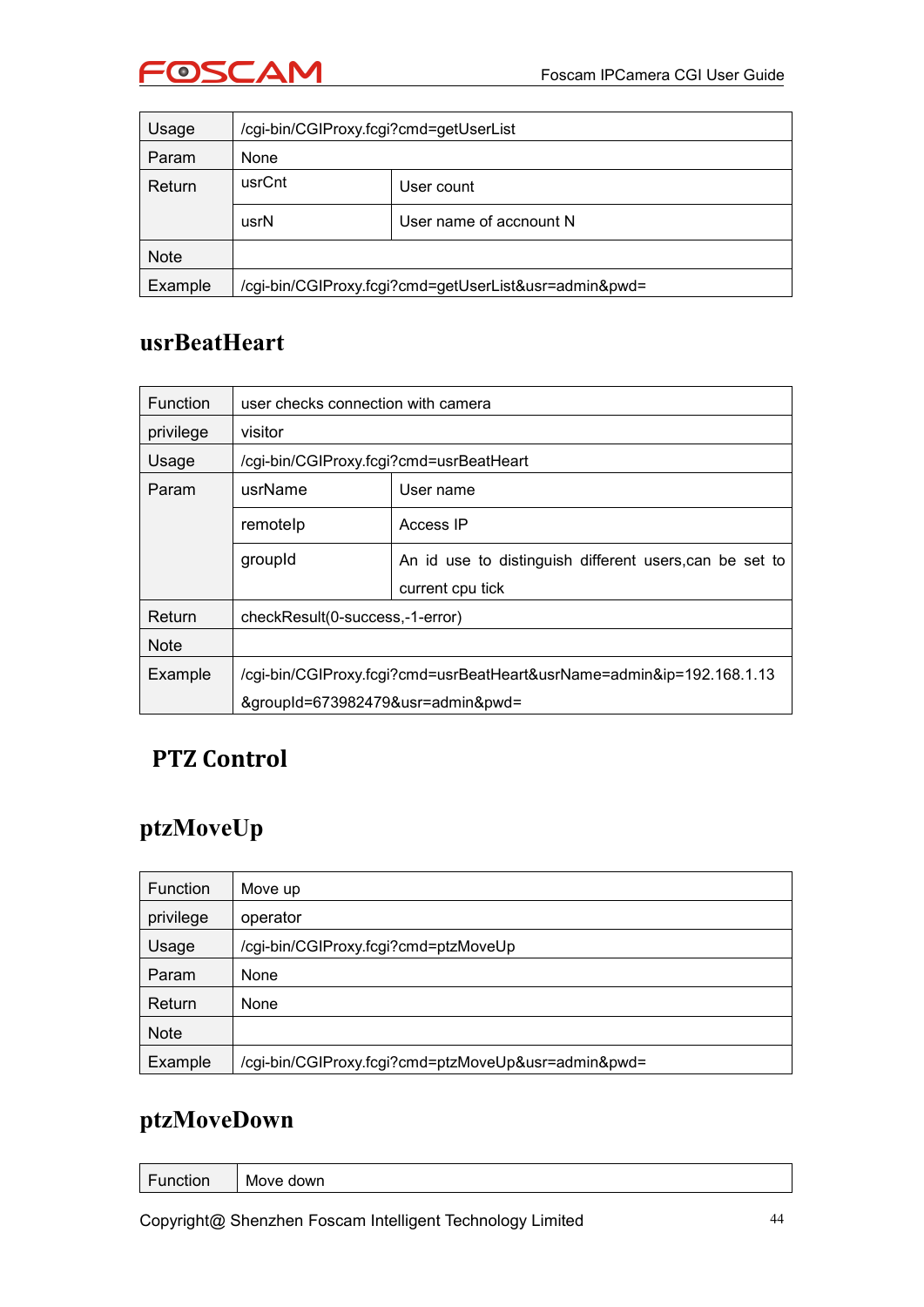| Usage | /cgi-bin/CGIProxy.fcgi?cmd=getUserList | |
|---|---|---|
| Param | None | |
| Return | usrCnt | User count |
| | usrN | User name of accnount N |
| Note | | |
| Example | /cgi-bin/CGIProxy.fcgi?cmd=getUserList&usr=admin&pwd= | |

## usrBeatHeart

| Function | user checks connection with camera | |
|---|---|---|
| privilege | visitor | |
| Usage | /cgi-bin/CGIProxy.fcgi?cmd=usrBeatHeart | |
| Param | usrName | User name |
| | remoteIp | Access IP |
| | groupId | An id use to distinguish different users,can be set to current cpu tick |
| Return | checkResult(0-success,-1-error) | |
| Note | | |
| Example | /cgi-bin/CGIProxy.fcgi?cmd=usrBeatHeart&usrName=admin&ip=192.168.1.13&groupId=673982479&usr=admin&pwd= | |

# PTZ Control

## ptzMoveUp

| Function | Move up |
|---|---|
| privilege | operator |
| Usage | /cgi-bin/CGIProxy.fcgi?cmd=ptzMoveUp |
| Param | None |
| Return | None |
| Note | |
| Example | /cgi-bin/CGIProxy.fcgi?cmd=ptzMoveUp&usr=admin&pwd= |

## ptzMoveDown

| Function | Move down |
|---|---|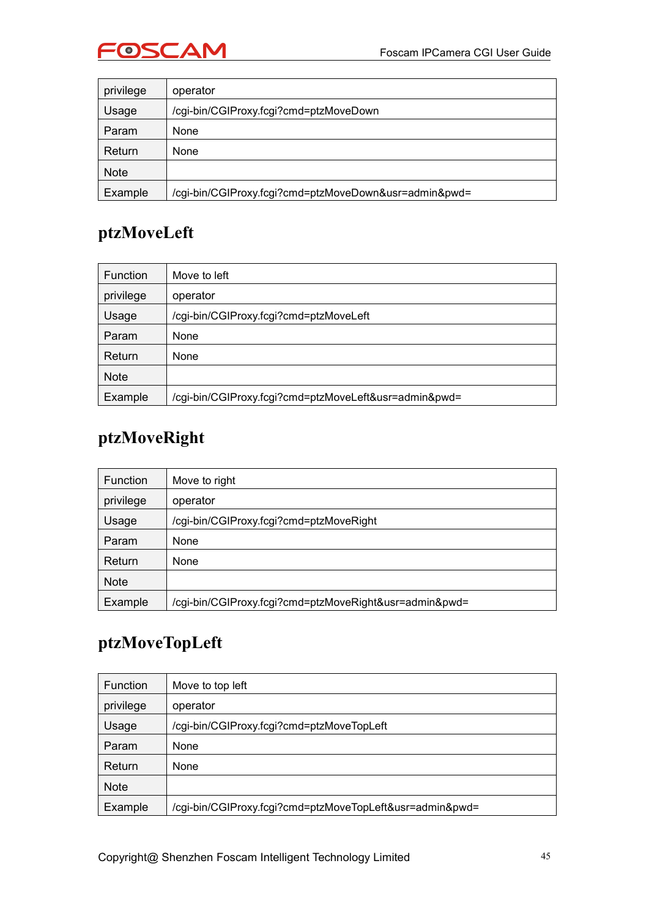| privilege | operator |
|---|---|
| Usage | /cgi-bin/CGIProxy.fcgi?cmd=ptzMoveDown |
| Param | None |
| Return | None |
| Note | |
| Example | /cgi-bin/CGIProxy.fcgi?cmd=ptzMoveDown&usr=admin&pwd= |

## ptzMoveLeft

| Function | Move to left |
|---|---|
| privilege | operator |
| Usage | /cgi-bin/CGIProxy.fcgi?cmd=ptzMoveLeft |
| Param | None |
| Return | None |
| Note | |
| Example | /cgi-bin/CGIProxy.fcgi?cmd=ptzMoveLeft&usr=admin&pwd= |

## ptzMoveRight

| Function | Move to right |
|---|---|
| privilege | operator |
| Usage | /cgi-bin/CGIProxy.fcgi?cmd=ptzMoveRight |
| Param | None |
| Return | None |
| Note | |
| Example | /cgi-bin/CGIProxy.fcgi?cmd=ptzMoveRight&usr=admin&pwd= |

## ptzMoveTopLeft

| Function | Move to top left |
|---|---|
| privilege | operator |
| Usage | /cgi-bin/CGIProxy.fcgi?cmd=ptzMoveTopLeft |
| Param | None |
| Return | None |
| Note | |
| Example | /cgi-bin/CGIProxy.fcgi?cmd=ptzMoveTopLeft&usr=admin&pwd= |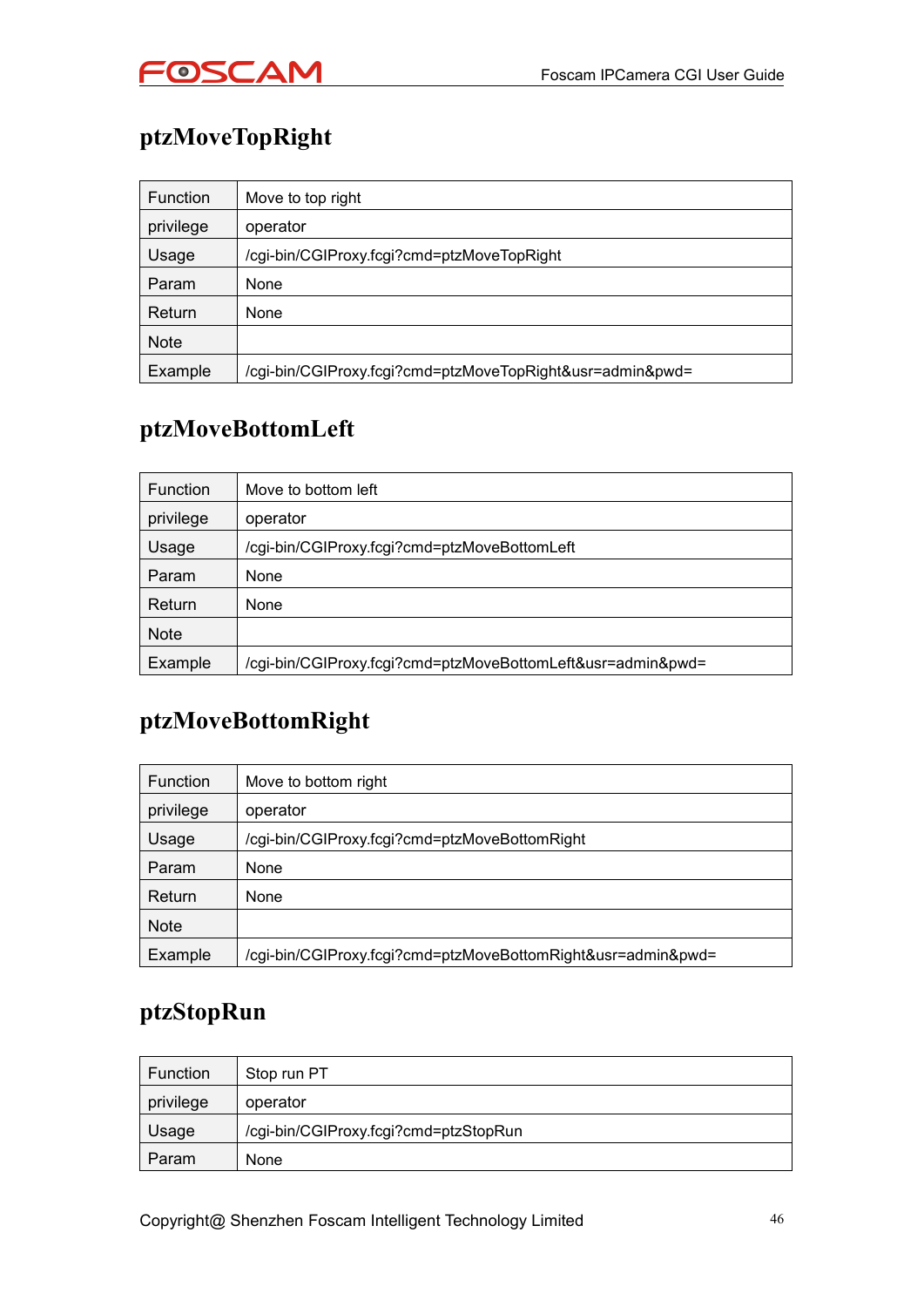## ptzMoveTopRight

| Function | Move to top right |
|---|---|
| privilege | operator |
| Usage | /cgi-bin/CGIProxy.fcgi?cmd=ptzMoveTopRight |
| Param | None |
| Return | None |
| Note | |
| Example | /cgi-bin/CGIProxy.fcgi?cmd=ptzMoveTopRight&usr=admin&pwd= |

## ptzMoveBottomLeft

| Function | Move to bottom left |
|---|---|
| privilege | operator |
| Usage | /cgi-bin/CGIProxy.fcgi?cmd=ptzMoveBottomLeft |
| Param | None |
| Return | None |
| Note | |
| Example | /cgi-bin/CGIProxy.fcgi?cmd=ptzMoveBottomLeft&usr=admin&pwd= |

## ptzMoveBottomRight

| Function | Move to bottom right |
|---|---|
| privilege | operator |
| Usage | /cgi-bin/CGIProxy.fcgi?cmd=ptzMoveBottomRight |
| Param | None |
| Return | None |
| Note | |
| Example | /cgi-bin/CGIProxy.fcgi?cmd=ptzMoveBottomRight&usr=admin&pwd= |

## ptzStopRun

| Function | Stop run PT |
|---|---|
| privilege | operator |
| Usage | /cgi-bin/CGIProxy.fcgi?cmd=ptzStopRun |
| Param | None |

Copyright@ Shenzhen Foscam Intelligent Technology Limited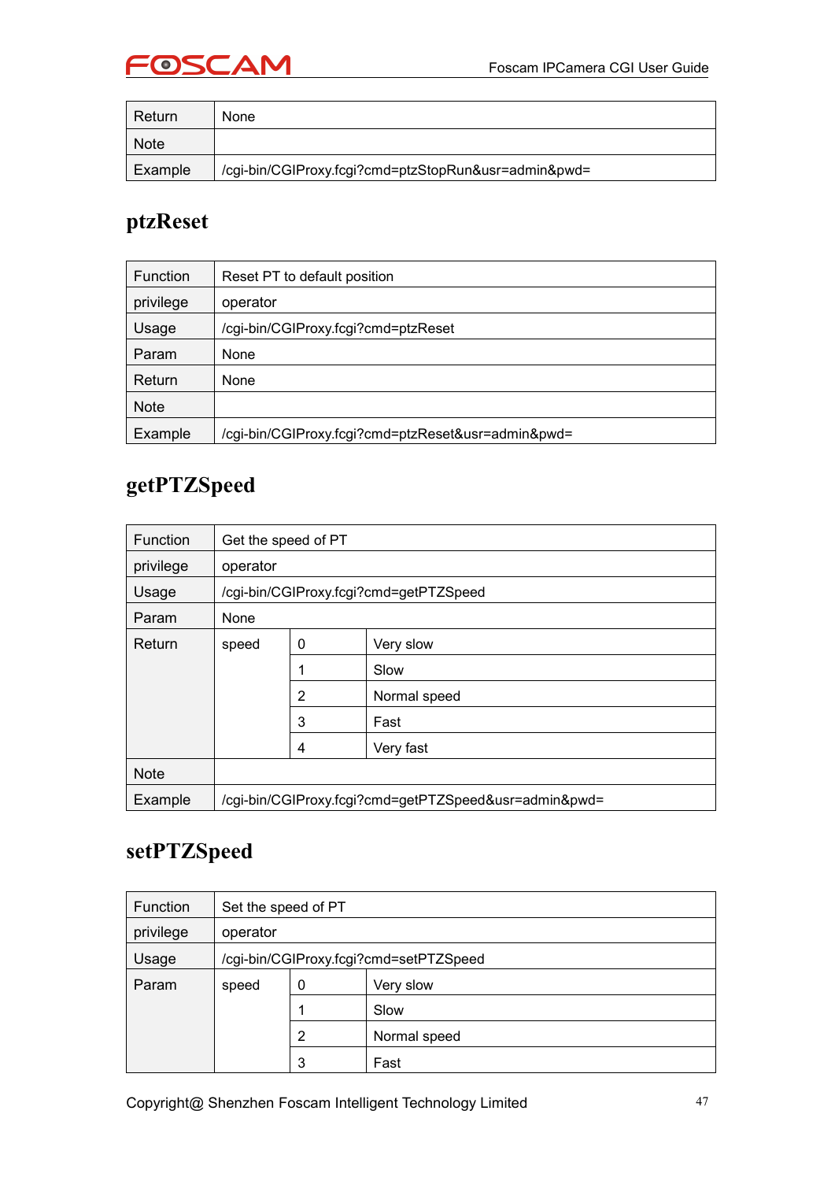| Return | None |
|---|---|
| Note | |
| Example | /cgi-bin/CGIProxy.fcgi?cmd=ptzStopRun&usr=admin&pwd= |

## ptzReset

| Function | Reset PT to default position |
|---|---|
| privilege | operator |
| Usage | /cgi-bin/CGIProxy.fcgi?cmd=ptzReset |
| Param | None |
| Return | None |
| Note | |
| Example | /cgi-bin/CGIProxy.fcgi?cmd=ptzReset&usr=admin&pwd= |

## getPTZSpeed

| Function | Get the speed of PT | | |
|---|---|---|---|
| privilege | operator | | |
| Usage | /cgi-bin/CGIProxy.fcgi?cmd=getPTZSpeed | | |
| Param | None | | |
| Return | speed | 0 | Very slow |
| | | 1 | Slow |
| | | 2 | Normal speed |
| | | 3 | Fast |
| | | 4 | Very fast |
| Note | | | |
| Example | /cgi-bin/CGIProxy.fcgi?cmd=getPTZSpeed&usr=admin&pwd= | | |

## setPTZSpeed

| Function | Set the speed of PT | | |
|---|---|---|---|
| privilege | operator | | |
| Usage | /cgi-bin/CGIProxy.fcgi?cmd=setPTZSpeed | | |
| Param | speed | 0 | Very slow |
| | | 1 | Slow |
| | | 2 | Normal speed |
| | | 3 | Fast |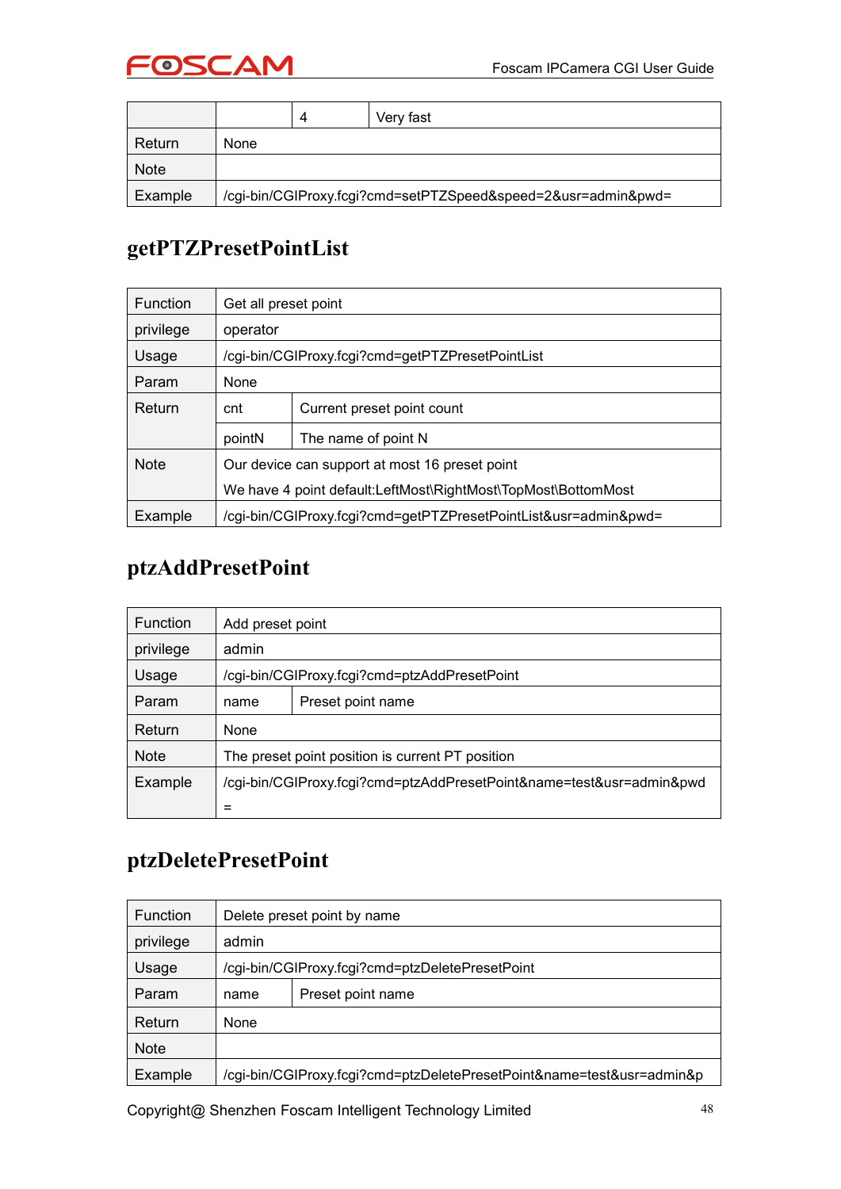|  | 4 | Very fast |
|---|---|---|
| Return | None | |
| Note | | |
| Example | /cgi-bin/CGIProxy.fcgi?cmd=setPTZSpeed&speed=2&usr=admin&pwd= | |

## getPTZPresetPointList

| Function | Get all preset point | |
|---|---|---|
| privilege | operator | |
| Usage | /cgi-bin/CGIProxy.fcgi?cmd=getPTZPresetPointList | |
| Param | None | |
| Return | cnt | Current preset point count |
| | pointN | The name of point N |
| Note | Our device can support at most 16 preset point<br>We have 4 point default:LeftMost\RightMost\TopMost\BottomMost | |
| Example | /cgi-bin/CGIProxy.fcgi?cmd=getPTZPresetPointList&usr=admin&pwd= | |

## ptzAddPresetPoint

| Function | Add preset point | |
|---|---|---|
| privilege | admin | |
| Usage | /cgi-bin/CGIProxy.fcgi?cmd=ptzAddPresetPoint | |
| Param | name | Preset point name |
| Return | None | |
| Note | The preset point position is current PT position | |
| Example | /cgi-bin/CGIProxy.fcgi?cmd=ptzAddPresetPoint&name=test&usr=admin&pwd= | |

## ptzDeletePresetPoint

| Function | Delete preset point by name | |
|---|---|---|
| privilege | admin | |
| Usage | /cgi-bin/CGIProxy.fcgi?cmd=ptzDeletePresetPoint | |
| Param | name | Preset point name |
| Return | None | |
| Note | | |
| Example | /cgi-bin/CGIProxy.fcgi?cmd=ptzDeletePresetPoint&name=test&usr=admin&p | |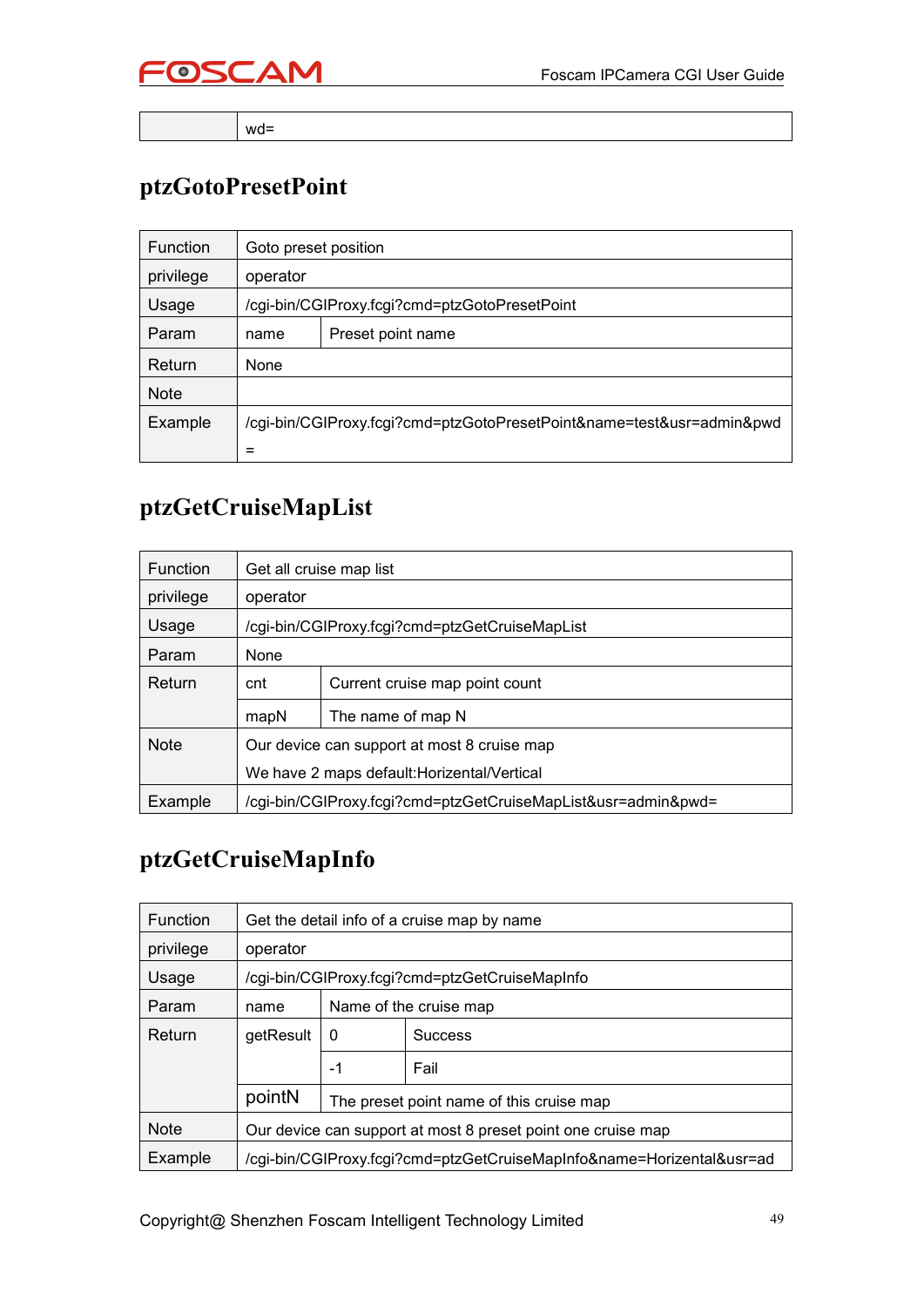|  | wd= |
|---|---|

## ptzGotoPresetPoint

| Function | Goto preset position | |
|---|---|---|
| privilege | operator | |
| Usage | /cgi-bin/CGIProxy.fcgi?cmd=ptzGotoPresetPoint | |
| Param | name | Preset point name |
| Return | None | |
| Note | | |
| Example | /cgi-bin/CGIProxy.fcgi?cmd=ptzGotoPresetPoint&name=test&usr=admin&pwd= | |

## ptzGetCruiseMapList

| Function | Get all cruise map list | |
|---|---|---|
| privilege | operator | |
| Usage | /cgi-bin/CGIProxy.fcgi?cmd=ptzGetCruiseMapList | |
| Param | None | |
| Return | cnt | Current cruise map point count |
| | mapN | The name of map N |
| Note | Our device can support at most 8 cruise map<br>We have 2 maps default:Horizental/Vertical | |
| Example | /cgi-bin/CGIProxy.fcgi?cmd=ptzGetCruiseMapList&usr=admin&pwd= | |

## ptzGetCruiseMapInfo

| Function | Get the detail info of a cruise map by name | | |
|---|---|---|---|
| privilege | operator | | |
| Usage | /cgi-bin/CGIProxy.fcgi?cmd=ptzGetCruiseMapInfo | | |
| Param | name | Name of the cruise map | |
| Return | getResult | 0 | Success |
| | | -1 | Fail |
| | pointN | The preset point name of this cruise map | |
| Note | Our device can support at most 8 preset point one cruise map | | |
| Example | /cgi-bin/CGIProxy.fcgi?cmd=ptzGetCruiseMapInfo&name=Horizental&usr=ad | | |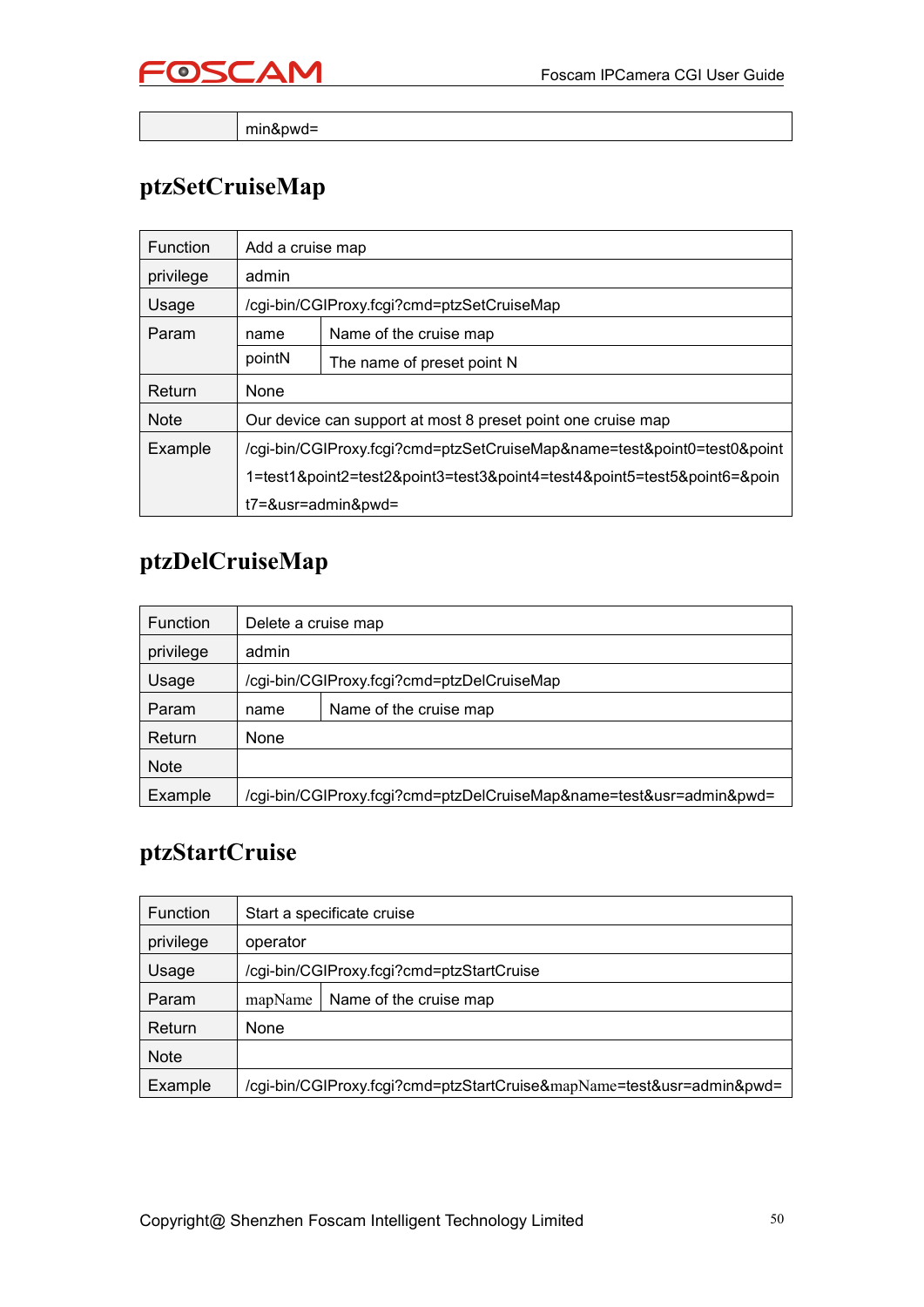|  | min&pwd= |
|---|---|

## ptzSetCruiseMap

| Function | Add a cruise map | |
|---|---|---|
| privilege | admin | |
| Usage | /cgi-bin/CGIProxy.fcgi?cmd=ptzSetCruiseMap | |
| Param | name | Name of the cruise map |
| | pointN | The name of preset point N |
| Return | None | |
| Note | Our device can support at most 8 preset point one cruise map | |
| Example | /cgi-bin/CGIProxy.fcgi?cmd=ptzSetCruiseMap&name=test&point0=test0&point1=test1&point2=test2&point3=test3&point4=test4&point5=test5&point6=&point7=&usr=admin&pwd= | |

## ptzDelCruiseMap

| Function | Delete a cruise map | |
|---|---|---|
| privilege | admin | |
| Usage | /cgi-bin/CGIProxy.fcgi?cmd=ptzDelCruiseMap | |
| Param | name | Name of the cruise map |
| Return | None | |
| Note | | |
| Example | /cgi-bin/CGIProxy.fcgi?cmd=ptzDelCruiseMap&name=test&usr=admin&pwd= | |

## ptzStartCruise

| Function | Start a specificate cruise | |
|---|---|---|
| privilege | operator | |
| Usage | /cgi-bin/CGIProxy.fcgi?cmd=ptzStartCruise | |
| Param | mapName | Name of the cruise map |
| Return | None | |
| Note | | |
| Example | /cgi-bin/CGIProxy.fcgi?cmd=ptzStartCruise&mapName=test&usr=admin&pwd= | |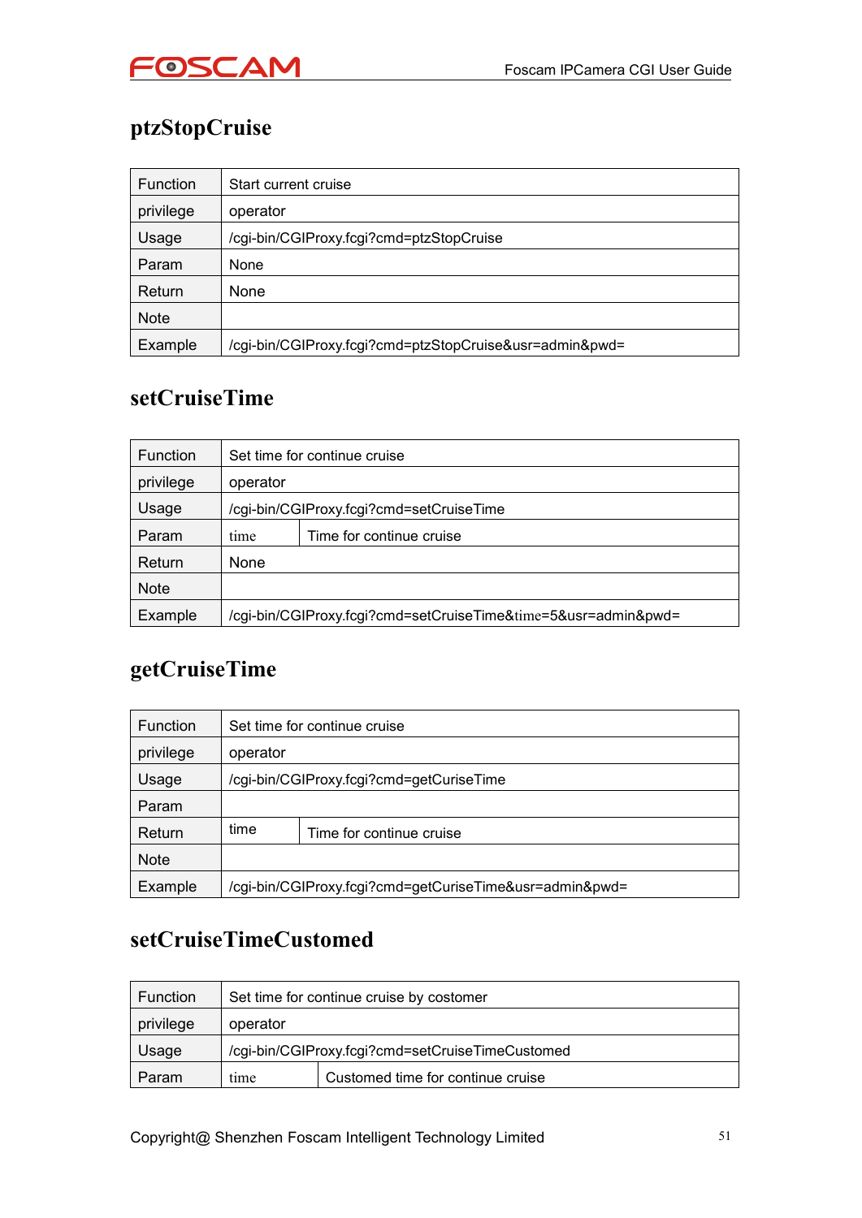## ptzStopCruise

| Function | Start current cruise | |
|---|---|---|
| privilege | operator | |
| Usage | /cgi-bin/CGIProxy.fcgi?cmd=ptzStopCruise | |
| Param | None | |
| Return | None | |
| Note | | |
| Example | /cgi-bin/CGIProxy.fcgi?cmd=ptzStopCruise&usr=admin&pwd= | |

## setCruiseTime

| Function | Set time for continue cruise | |
|---|---|---|
| privilege | operator | |
| Usage | /cgi-bin/CGIProxy.fcgi?cmd=setCruiseTime | |
| Param | time | Time for continue cruise |
| Return | None | |
| Note | | |
| Example | /cgi-bin/CGIProxy.fcgi?cmd=setCruiseTime&time=5&usr=admin&pwd= | |

## getCruiseTime

| Function | Set time for continue cruise | |
|---|---|---|
| privilege | operator | |
| Usage | /cgi-bin/CGIProxy.fcgi?cmd=getCuriseTime | |
| Param | | |
| Return | time | Time for continue cruise |
| Note | | |
| Example | /cgi-bin/CGIProxy.fcgi?cmd=getCuriseTime&usr=admin&pwd= | |

## setCruiseTimeCustomed

| Function | Set time for continue cruise by costomer | |
|---|---|---|
| privilege | operator | |
| Usage | /cgi-bin/CGIProxy.fcgi?cmd=setCruiseTimeCustomed | |
| Param | time | Customed time for continue cruise |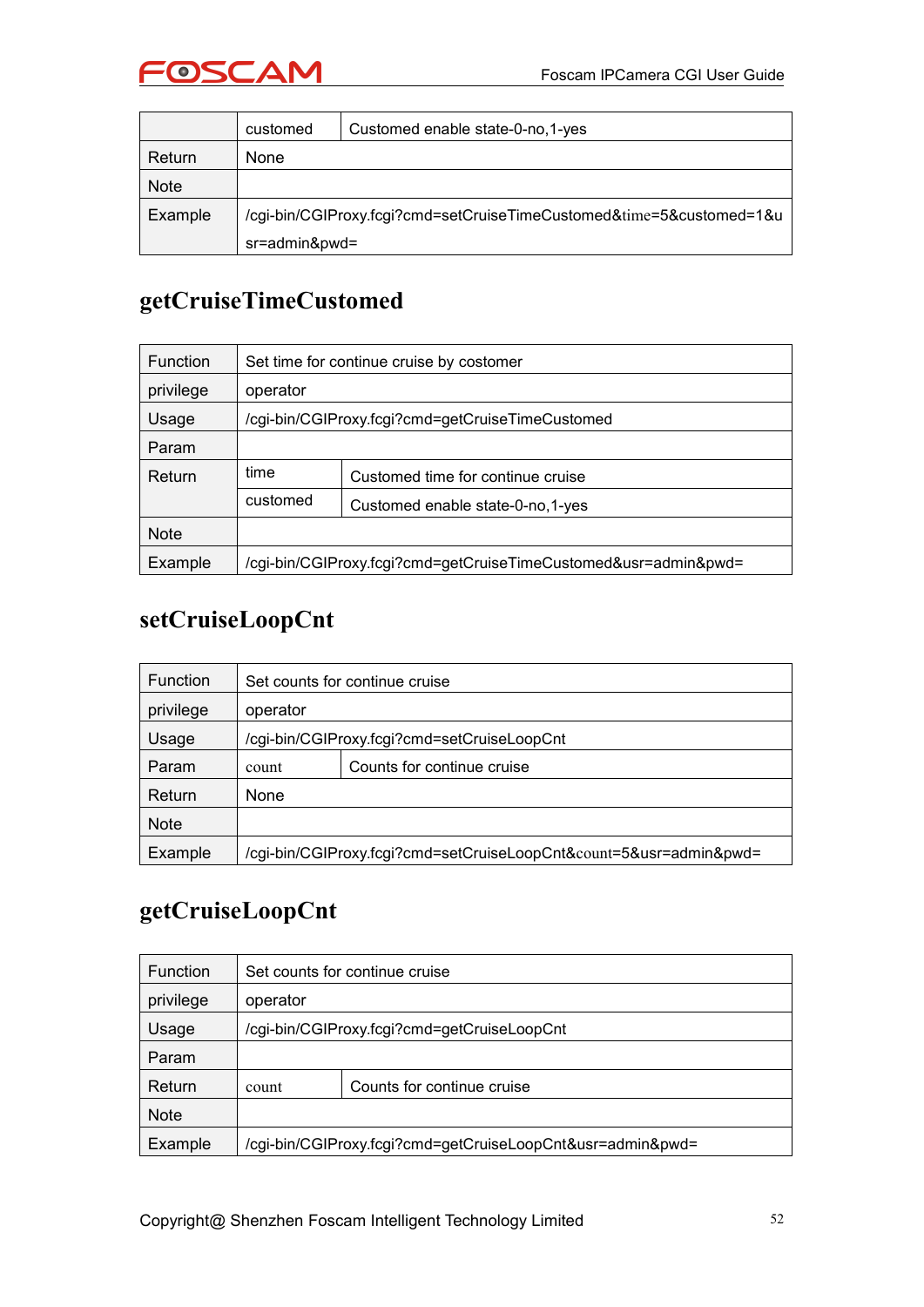|  | customed | Customed enable state-0-no,1-yes |
|---|---|---|
| Return | None | |
| Note | | |
| Example | /cgi-bin/CGIProxy.fcgi?cmd=setCruiseTimeCustomed&time=5&customed=1&usr=admin&pwd= | |

## getCruiseTimeCustomed

| Function | Set time for continue cruise by costomer | |
|---|---|---|
| privilege | operator | |
| Usage | /cgi-bin/CGIProxy.fcgi?cmd=getCruiseTimeCustomed | |
| Param | | |
| Return | time | Customed time for continue cruise |
| | customed | Customed enable state-0-no,1-yes |
| Note | | |
| Example | /cgi-bin/CGIProxy.fcgi?cmd=getCruiseTimeCustomed&usr=admin&pwd= | |

## setCruiseLoopCnt

| Function | Set counts for continue cruise | |
|---|---|---|
| privilege | operator | |
| Usage | /cgi-bin/CGIProxy.fcgi?cmd=setCruiseLoopCnt | |
| Param | count | Counts for continue cruise |
| Return | None | |
| Note | | |
| Example | /cgi-bin/CGIProxy.fcgi?cmd=setCruiseLoopCnt&count=5&usr=admin&pwd= | |

## getCruiseLoopCnt

| Function | Set counts for continue cruise | |
|---|---|---|
| privilege | operator | |
| Usage | /cgi-bin/CGIProxy.fcgi?cmd=getCruiseLoopCnt | |
| Param | | |
| Return | count | Counts for continue cruise |
| Note | | |
| Example | /cgi-bin/CGIProxy.fcgi?cmd=getCruiseLoopCnt&usr=admin&pwd= | |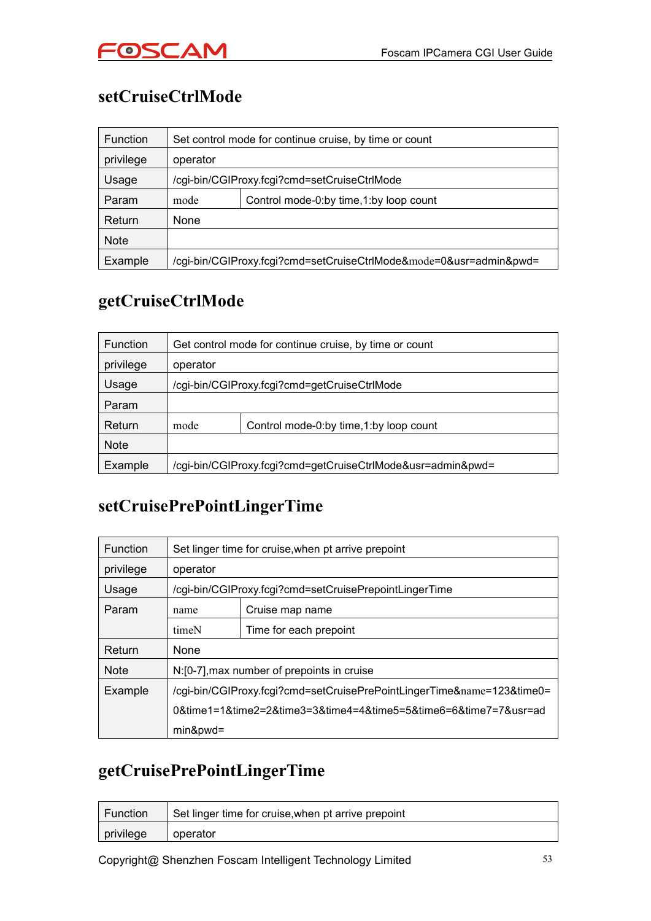## setCruiseCtrlMode

| Function | Set control mode for continue cruise, by time or count | |
|---|---|---|
| privilege | operator | |
| Usage | /cgi-bin/CGIProxy.fcgi?cmd=setCruiseCtrlMode | |
| Param | mode | Control mode-0:by time,1:by loop count |
| Return | None | |
| Note | | |
| Example | /cgi-bin/CGIProxy.fcgi?cmd=setCruiseCtrlMode&mode=0&usr=admin&pwd= | |

## getCruiseCtrlMode

| Function | Get control mode for continue cruise, by time or count | |
|---|---|---|
| privilege | operator | |
| Usage | /cgi-bin/CGIProxy.fcgi?cmd=getCruiseCtrlMode | |
| Param | | |
| Return | mode | Control mode-0:by time,1:by loop count |
| Note | | |
| Example | /cgi-bin/CGIProxy.fcgi?cmd=getCruiseCtrlMode&usr=admin&pwd= | |

## setCruisePrePointLingerTime

| Function | Set linger time for cruise,when pt arrive prepoint | |
|---|---|---|
| privilege | operator | |
| Usage | /cgi-bin/CGIProxy.fcgi?cmd=setCruisePrepointLingerTime | |
| Param | name | Cruise map name |
| | timeN | Time for each prepoint |
| Return | None | |
| Note | N:[0-7],max number of prepoints in cruise | |
| Example | /cgi-bin/CGIProxy.fcgi?cmd=setCruisePrePointLingerTime&name=123&time0=0&time1=1&time2=2&time3=3&time4=4&time5=5&time6=6&time7=7&usr=admin&pwd= | |

## getCruisePrePointLingerTime

| Function | Set linger time for cruise,when pt arrive prepoint |
|---|---|
| privilege | operator |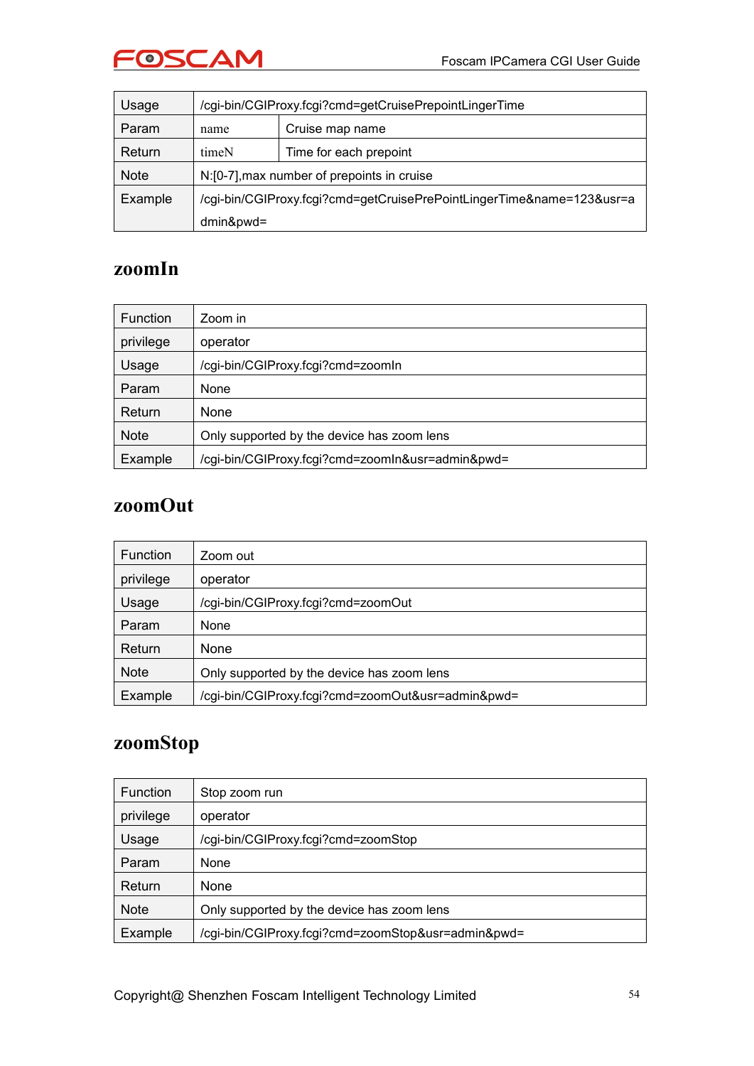| Usage | /cgi-bin/CGIProxy.fcgi?cmd=getCruisePrepointLingerTime | |
|---|---|---|
| Param | name | Cruise map name |
| Return | timeN | Time for each prepoint |
| Note | N:[0-7],max number of prepoints in cruise | |
| Example | /cgi-bin/CGIProxy.fcgi?cmd=getCruisePrePointLingerTime&name=123&usr=admin&pwd= | |

## zoomIn

| Function | Zoom in |
|---|---|
| privilege | operator |
| Usage | /cgi-bin/CGIProxy.fcgi?cmd=zoomIn |
| Param | None |
| Return | None |
| Note | Only supported by the device has zoom lens |
| Example | /cgi-bin/CGIProxy.fcgi?cmd=zoomIn&usr=admin&pwd= |

## zoomOut

| Function | Zoom out |
|---|---|
| privilege | operator |
| Usage | /cgi-bin/CGIProxy.fcgi?cmd=zoomOut |
| Param | None |
| Return | None |
| Note | Only supported by the device has zoom lens |
| Example | /cgi-bin/CGIProxy.fcgi?cmd=zoomOut&usr=admin&pwd= |

## zoomStop

| Function | Stop zoom run |
|---|---|
| privilege | operator |
| Usage | /cgi-bin/CGIProxy.fcgi?cmd=zoomStop |
| Param | None |
| Return | None |
| Note | Only supported by the device has zoom lens |
| Example | /cgi-bin/CGIProxy.fcgi?cmd=zoomStop&usr=admin&pwd= |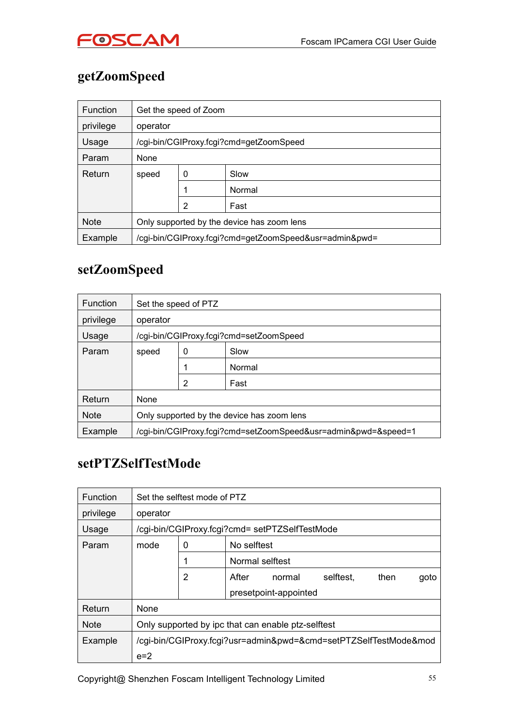## getZoomSpeed

| Function | Get the speed of Zoom | | |
|---|---|---|---|
| privilege | operator | | |
| Usage | /cgi-bin/CGIProxy.fcgi?cmd=getZoomSpeed | | |
| Param | None | | |
| Return | speed | 0 | Slow |
| | | 1 | Normal |
| | | 2 | Fast |
| Note | Only supported by the device has zoom lens | | |
| Example | /cgi-bin/CGIProxy.fcgi?cmd=getZoomSpeed&usr=admin&pwd= | | |

## setZoomSpeed

| Function | Set the speed of PTZ | | |
|---|---|---|---|
| privilege | operator | | |
| Usage | /cgi-bin/CGIProxy.fcgi?cmd=setZoomSpeed | | |
| Param | speed | 0 | Slow |
| | | 1 | Normal |
| | | 2 | Fast |
| Return | None | | |
| Note | Only supported by the device has zoom lens | | |
| Example | /cgi-bin/CGIProxy.fcgi?cmd=setZoomSpeed&usr=admin&pwd=&speed=1 | | |

## setPTZSelfTestMode

| Function | Set the selftest mode of PTZ | | |
|---|---|---|---|
| privilege | operator | | |
| Usage | /cgi-bin/CGIProxy.fcgi?cmd= setPTZSelfTestMode | | |
| Param | mode | 0 | No selftest |
| | | 1 | Normal selftest |
| | | 2 | After normal selftest, then goto presetpoint-appointed |
| Return | None | | |
| Note | Only supported by ipc that can enable ptz-selftest | | |
| Example | /cgi-bin/CGIProxy.fcgi?usr=admin&pwd=&cmd=setPTZSelfTestMode&mode=2 | | |

Copyright@ Shenzhen Foscam Intelligent Technology Limited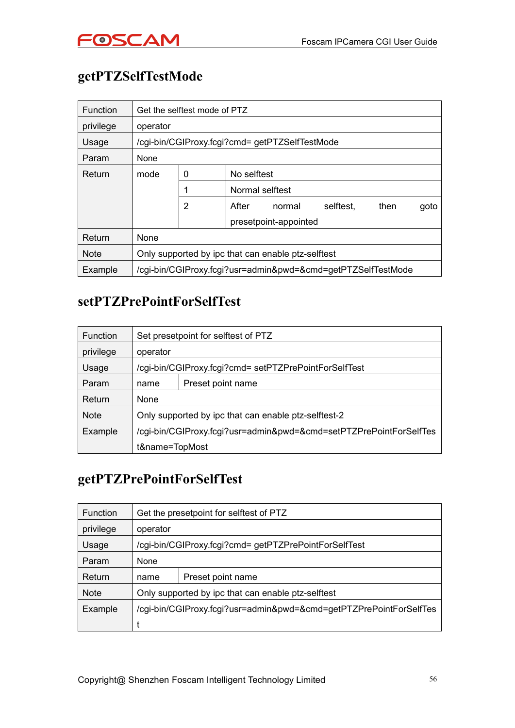## getPTZSelfTestMode

| Function | Get the selftest mode of PTZ | | |
|---|---|---|---|
| privilege | operator | | |
| Usage | /cgi-bin/CGIProxy.fcgi?cmd= getPTZSelfTestMode | | |
| Param | None | | |
| Return | mode | 0 | No selftest |
| | | 1 | Normal selftest |
| | | 2 | After normal selftest, then goto presetpoint-appointed |
| Return | None | | |
| Note | Only supported by ipc that can enable ptz-selftest | | |
| Example | /cgi-bin/CGIProxy.fcgi?usr=admin&pwd=&cmd=getPTZSelfTestMode | | |

## setPTZPrePointForSelfTest

| Function | Set presetpoint for selftest of PTZ | |
|---|---|---|
| privilege | operator | |
| Usage | /cgi-bin/CGIProxy.fcgi?cmd= setPTZPrePointForSelfTest | |
| Param | name | Preset point name |
| Return | None | |
| Note | Only supported by ipc that can enable ptz-selftest-2 | |
| Example | /cgi-bin/CGIProxy.fcgi?usr=admin&pwd=&cmd=setPTZPrePointForSelfTest&name=TopMost | |

## getPTZPrePointForSelfTest

| Function | Get the presetpoint for selftest of PTZ | |
|---|---|---|
| privilege | operator | |
| Usage | /cgi-bin/CGIProxy.fcgi?cmd= getPTZPrePointForSelfTest | |
| Param | None | |
| Return | name | Preset point name |
| Note | Only supported by ipc that can enable ptz-selftest | |
| Example | /cgi-bin/CGIProxy.fcgi?usr=admin&pwd=&cmd=getPTZPrePointForSelfTest | |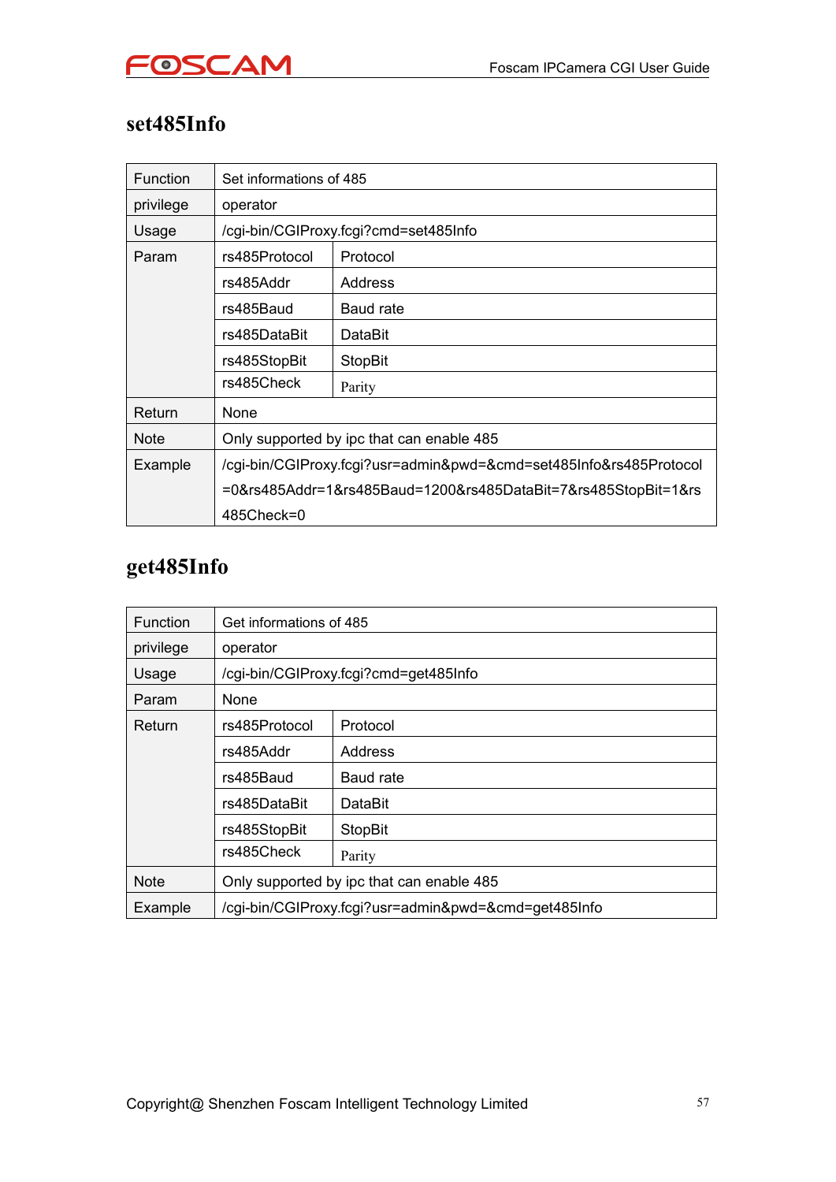## set485Info

| Function | Set informations of 485 | |
|---|---|---|
| privilege | operator | |
| Usage | /cgi-bin/CGIProxy.fcgi?cmd=set485Info | |
| Param | rs485Protocol | Protocol |
| | rs485Addr | Address |
| | rs485Baud | Baud rate |
| | rs485DataBit | DataBit |
| | rs485StopBit | StopBit |
| | rs485Check | Parity |
| Return | None | |
| Note | Only supported by ipc that can enable 485 | |
| Example | /cgi-bin/CGIProxy.fcgi?usr=admin&pwd=&cmd=set485Info&rs485Protocol=0&rs485Addr=1&rs485Baud=1200&rs485DataBit=7&rs485StopBit=1&rs485Check=0 | |

## get485Info

| Function | Get informations of 485 | |
|---|---|---|
| privilege | operator | |
| Usage | /cgi-bin/CGIProxy.fcgi?cmd=get485Info | |
| Param | None | |
| Return | rs485Protocol | Protocol |
| | rs485Addr | Address |
| | rs485Baud | Baud rate |
| | rs485DataBit | DataBit |
| | rs485StopBit | StopBit |
| | rs485Check | Parity |
| Note | Only supported by ipc that can enable 485 | |
| Example | /cgi-bin/CGIProxy.fcgi?usr=admin&pwd=&cmd=get485Info | |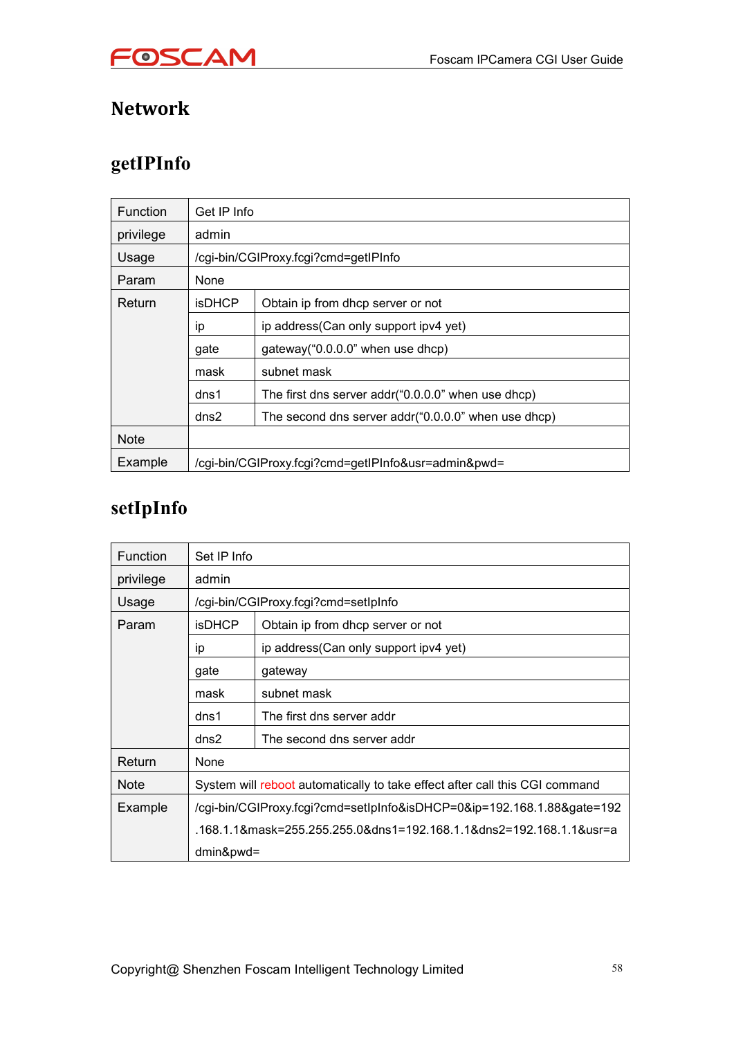# Network

## getIPInfo

| Function | Get IP Info | |
|---|---|---|
| privilege | admin | |
| Usage | /cgi-bin/CGIProxy.fcgi?cmd=getIPInfo | |
| Param | None | |
| Return | isDHCP | Obtain ip from dhcp server or not |
| | ip | ip address(Can only support ipv4 yet) |
| | gate | gateway("0.0.0.0" when use dhcp) |
| | mask | subnet mask |
| | dns1 | The first dns server addr("0.0.0.0" when use dhcp) |
| | dns2 | The second dns server addr("0.0.0.0" when use dhcp) |
| Note | | |
| Example | /cgi-bin/CGIProxy.fcgi?cmd=getIPInfo&usr=admin&pwd= | |

## setIpInfo

| Function | Set IP Info | |
|---|---|---|
| privilege | admin | |
| Usage | /cgi-bin/CGIProxy.fcgi?cmd=setIpInfo | |
| Param | isDHCP | Obtain ip from dhcp server or not |
| | ip | ip address(Can only support ipv4 yet) |
| | gate | gateway |
| | mask | subnet mask |
| | dns1 | The first dns server addr |
| | dns2 | The second dns server addr |
| Return | None | |
| Note | System will reboot automatically to take effect after call this CGI command | |
| Example | /cgi-bin/CGIProxy.fcgi?cmd=setIpInfo&isDHCP=0&ip=192.168.1.88&gate=192.168.1.1&mask=255.255.255.0&dns1=192.168.1.1&dns2=192.168.1.1&usr=admin&pwd= | |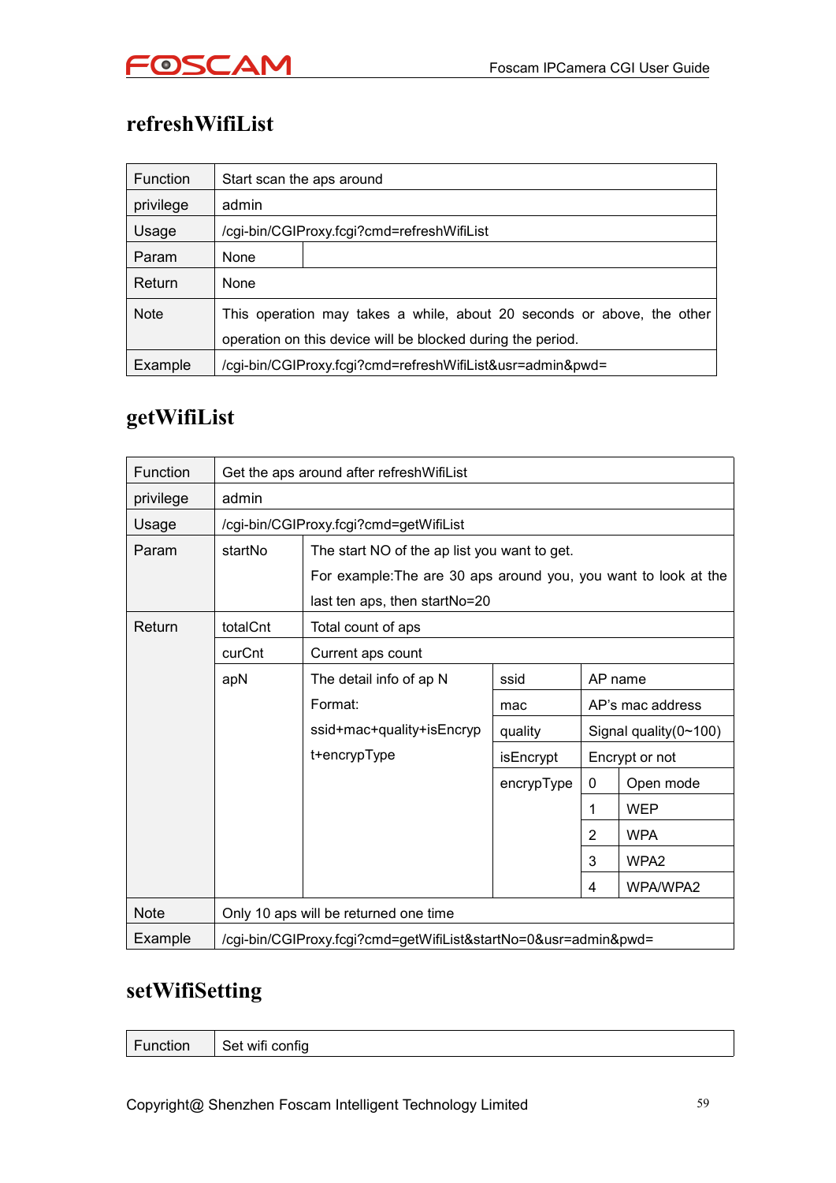## refreshWifiList

| Function | Start scan the aps around | |
|---|---|---|
| privilege | admin | |
| Usage | /cgi-bin/CGIProxy.fcgi?cmd=refreshWifiList | |
| Param | None | |
| Return | None | |
| Note | This operation may takes a while, about 20 seconds or above, the other operation on this device will be blocked during the period. | |
| Example | /cgi-bin/CGIProxy.fcgi?cmd=refreshWifiList&usr=admin&pwd= | |

## getWifiList

| Function | Get the aps around after refreshWifiList | | | | |
|---|---|---|---|---|---|
| privilege | admin | | | | |
| Usage | /cgi-bin/CGIProxy.fcgi?cmd=getWifiList | | | | |
| Param | startNo | The start NO of the ap list you want to get. For example:The are 30 aps around you, you want to look at the last ten aps, then startNo=20 | | | |
| Return | totalCnt | Total count of aps | | | |
| | curCnt | Current aps count | | | |
| | apN | The detail info of ap N Format: ssid+mac+quality+isEncrypt+encrypType | ssid | AP name | |
| | | | mac | AP's mac address | |
| | | | quality | Signal quality(0~100) | |
| | | | isEncrypt | Encrypt or not | |
| | | | encrypType | 0 | Open mode |
| | | | | 1 | WEP |
| | | | | 2 | WPA |
| | | | | 3 | WPA2 |
| | | | | 4 | WPA/WPA2 |
| Note | Only 10 aps will be returned one time | | | | |
| Example | /cgi-bin/CGIProxy.fcgi?cmd=getWifiList&startNo=0&usr=admin&pwd= | | | | |

## setWifiSetting

| Function | Set wifi config |
|---|---|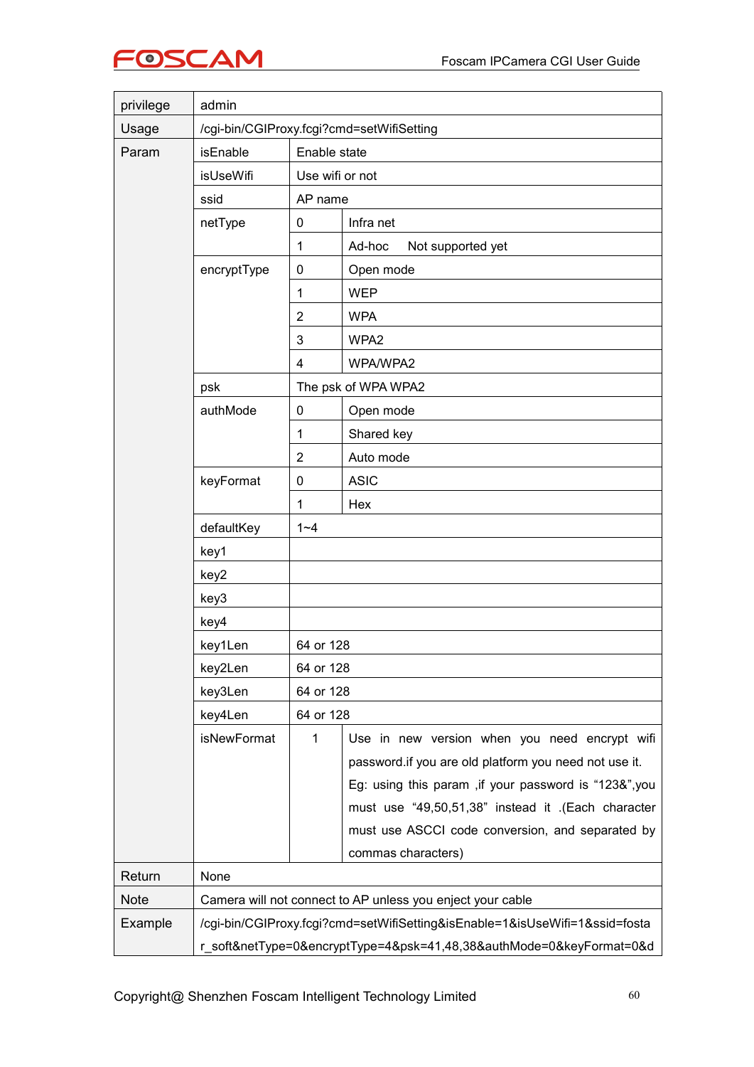| | | | |
|---|---|---|---|
| privilege | admin | | |
| Usage | /cgi-bin/CGIProxy.fcgi?cmd=setWifiSetting | | |
| Param | isEnable | Enable state | |
| | isUseWifi | Use wifi or not | |
| | ssid | AP name | |
| | netType | 0 | Infra net |
| | | 1 | Ad-hoc     Not supported yet |
| | encryptType | 0 | Open mode |
| | | 1 | WEP |
| | | 2 | WPA |
| | | 3 | WPA2 |
| | | 4 | WPA/WPA2 |
| | psk | The psk of WPA WPA2 | |
| | authMode | 0 | Open mode |
| | | 1 | Shared key |
| | | 2 | Auto mode |
| | keyFormat | 0 | ASIC |
| | | 1 | Hex |
| | defaultKey | 1~4 | |
| | key1 | | |
| | key2 | | |
| | key3 | | |
| | key4 | | |
| | key1Len | 64 or 128 | |
| | key2Len | 64 or 128 | |
| | key3Len | 64 or 128 | |
| | key4Len | 64 or 128 | |
| | isNewFormat | 1 | Use in new version when you need encrypt wifi password.if you are old platform you need not use it. Eg: using this param ,if your password is "123&",you must use "49,50,51,38" instead it .(Each character must use ASCCI code conversion, and separated by commas characters) |
| Return | None | | |
| Note | Camera will not connect to AP unless you eject your cable | | |
| Example | /cgi-bin/CGIProxy.fcgi?cmd=setWifiSetting&isEnable=1&isUseWifi=1&ssid=foscam_soft&netType=0&encryptType=4&psk=41,48,38&authMode=0&keyFormat=0&d | | |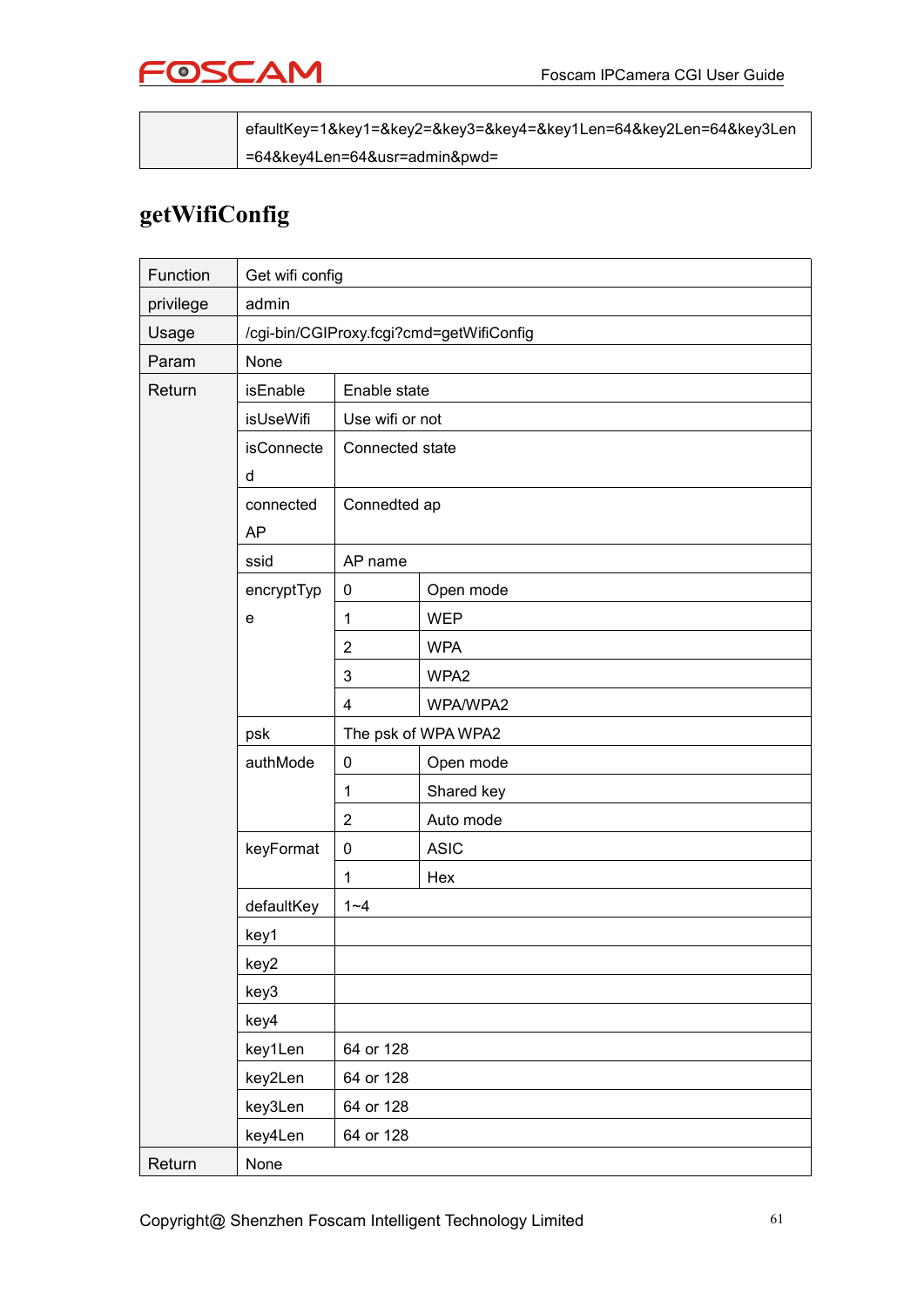| | efaultKey=1&key1=&key2=&key3=&key4=&key1Len=64&key2Len=64&key3Len=64&key4Len=64&usr=admin&pwd= |
|---|---|

## getWifiConfig

| Function | Get wifi config | | |
|---|---|---|---|
| privilege | admin | | |
| Usage | /cgi-bin/CGIProxy.fcgi?cmd=getWifiConfig | | |
| Param | None | | |
| Return | isEnable | Enable state | |
| | isUseWifi | Use wifi or not | |
| | isConnected | Connected state | |
| | connectedAP | Connedted ap | |
| | ssid | AP name | |
| | encryptType | 0 | Open mode |
| | | 1 | WEP |
| | | 2 | WPA |
| | | 3 | WPA2 |
| | | 4 | WPA/WPA2 |
| | psk | The psk of WPA WPA2 | |
| | authMode | 0 | Open mode |
| | | 1 | Shared key |
| | | 2 | Auto mode |
| | keyFormat | 0 | ASIC |
| | | 1 | Hex |
| | defaultKey | 1~4 | |
| | key1 | | |
| | key2 | | |
| | key3 | | |
| | key4 | | |
| | key1Len | 64 or 128 | |
| | key2Len | 64 or 128 | |
| | key3Len | 64 or 128 | |
| | key4Len | 64 or 128 | |
| Return | None | | |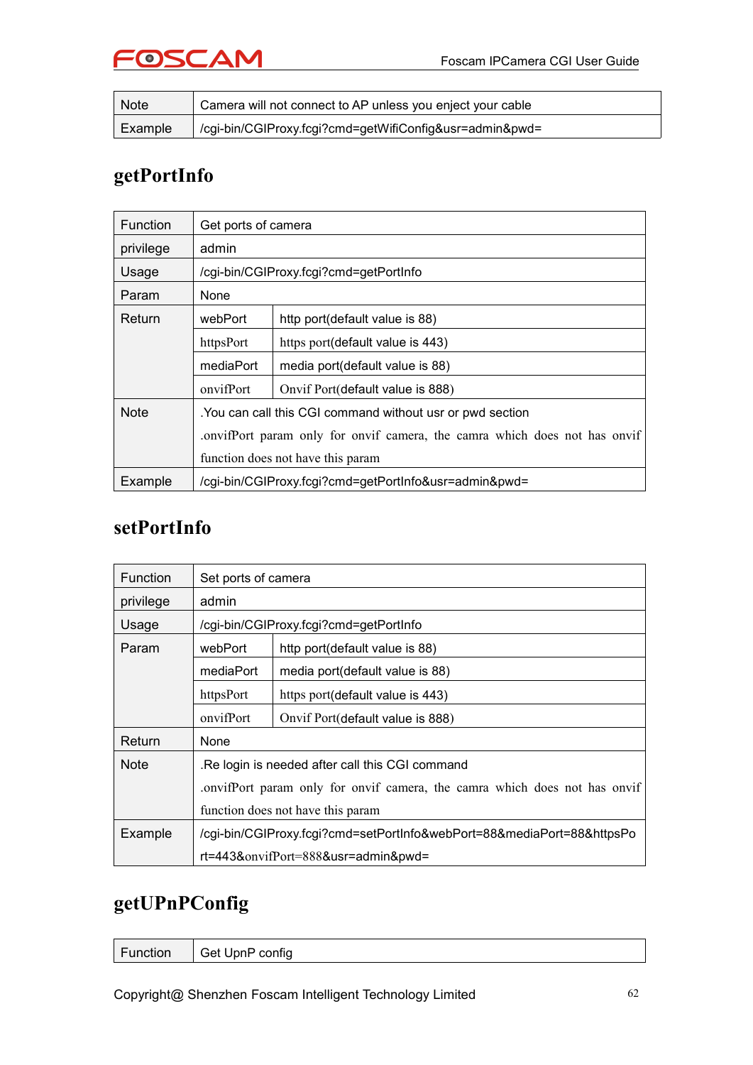| Note | Camera will not connect to AP unless you eject your cable |
| --- | --- |
| Example | /cgi-bin/CGIProxy.fcgi?cmd=getWifiConfig&usr=admin&pwd= |

## getPortInfo

| Function | Get ports of camera | |
| --- | --- | --- |
| privilege | admin | |
| Usage | /cgi-bin/CGIProxy.fcgi?cmd=getPortInfo | |
| Param | None | |
| Return | webPort | http port(default value is 88) |
| | httpsPort | https port(default value is 443) |
| | mediaPort | media port(default value is 88) |
| | onvifPort | Onvif Port(default value is 888) |
| Note | .You can call this CGI command without usr or pwd section<br>.onvifPort param only for onvif camera, the camra which does not has onvif function does not have this param | |
| Example | /cgi-bin/CGIProxy.fcgi?cmd=getPortInfo&usr=admin&pwd= | |

## setPortInfo

| Function | Set ports of camera | |
| --- | --- | --- |
| privilege | admin | |
| Usage | /cgi-bin/CGIProxy.fcgi?cmd=getPortInfo | |
| Param | webPort | http port(default value is 88) |
| | mediaPort | media port(default value is 88) |
| | httpsPort | https port(default value is 443) |
| | onvifPort | Onvif Port(default value is 888) |
| Return | None | |
| Note | .Re login is needed after call this CGI command<br>.onvifPort param only for onvif camera, the camra which does not has onvif function does not have this param | |
| Example | /cgi-bin/CGIProxy.fcgi?cmd=setPortInfo&webPort=88&mediaPort=88&httpsPort=443&onvifPort=888&usr=admin&pwd= | |

## getUPnPConfig

| Function | Get UpnP config |
| --- | --- |

Copyright@ Shenzhen Foscam Intelligent Technology Limited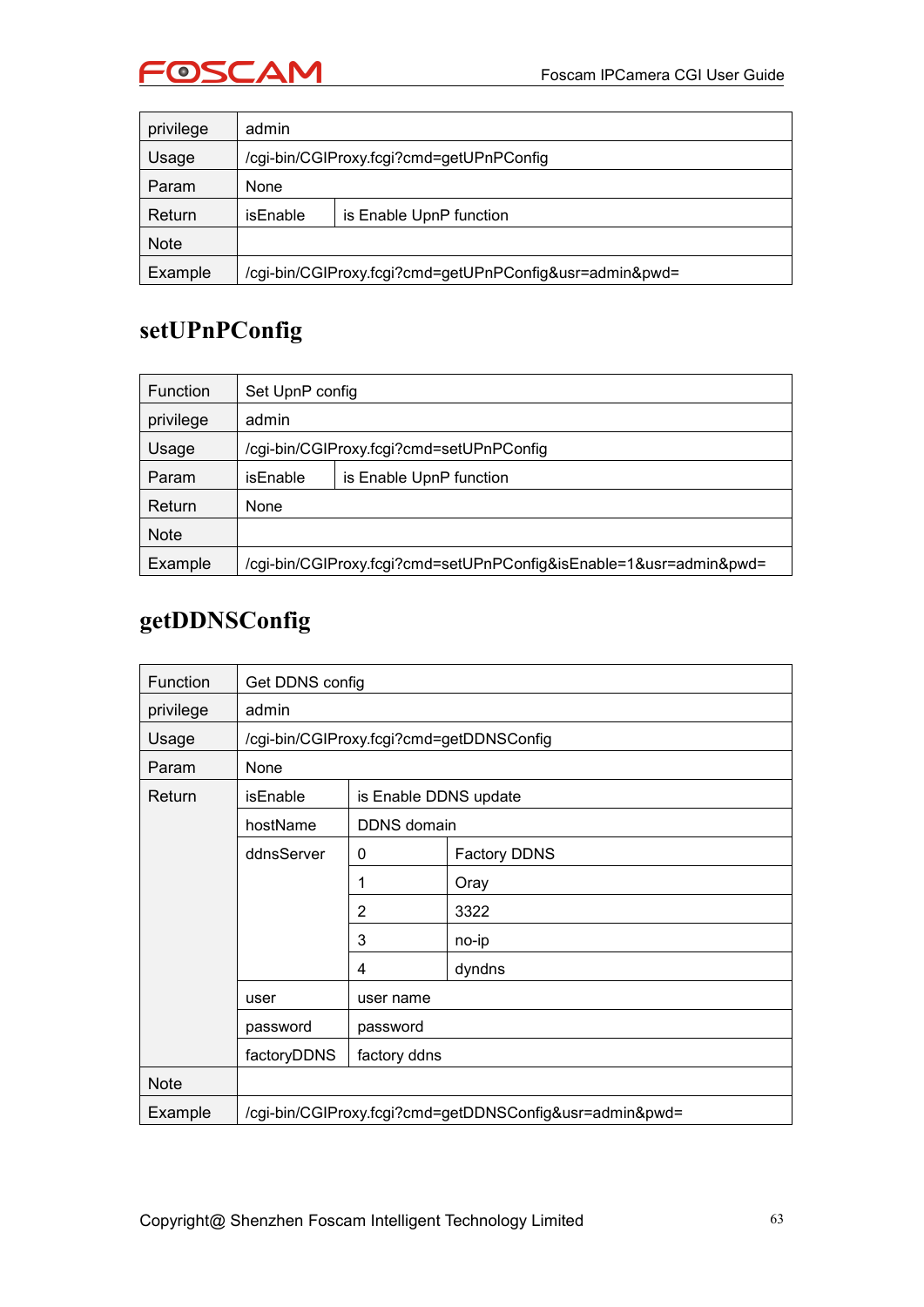| privilege | admin | |
| --- | --- | --- |
| Usage | /cgi-bin/CGIProxy.fcgi?cmd=getUPnPConfig | |
| Param | None | |
| Return | isEnable | is Enable UpnP function |
| Note | | |
| Example | /cgi-bin/CGIProxy.fcgi?cmd=getUPnPConfig&usr=admin&pwd= | |

## setUPnPConfig

| Function | Set UpnP config | |
| --- | --- | --- |
| privilege | admin | |
| Usage | /cgi-bin/CGIProxy.fcgi?cmd=setUPnPConfig | |
| Param | isEnable | is Enable UpnP function |
| Return | None | |
| Note | | |
| Example | /cgi-bin/CGIProxy.fcgi?cmd=setUPnPConfig&isEnable=1&usr=admin&pwd= | |

## getDDNSConfig

| Function | Get DDNS config | | |
| --- | --- | --- | --- |
| privilege | admin | | |
| Usage | /cgi-bin/CGIProxy.fcgi?cmd=getDDNSConfig | | |
| Param | None | | |
| Return | isEnable | is Enable DDNS update | |
| | hostName | DDNS domain | |
| | ddnsServer | 0 | Factory DDNS |
| | | 1 | Oray |
| | | 2 | 3322 |
| | | 3 | no-ip |
| | | 4 | dyndns |
| | user | user name | |
| | password | password | |
| | factoryDDNS | factory ddns | |
| Note | | | |
| Example | /cgi-bin/CGIProxy.fcgi?cmd=getDDNSConfig&usr=admin&pwd= | | |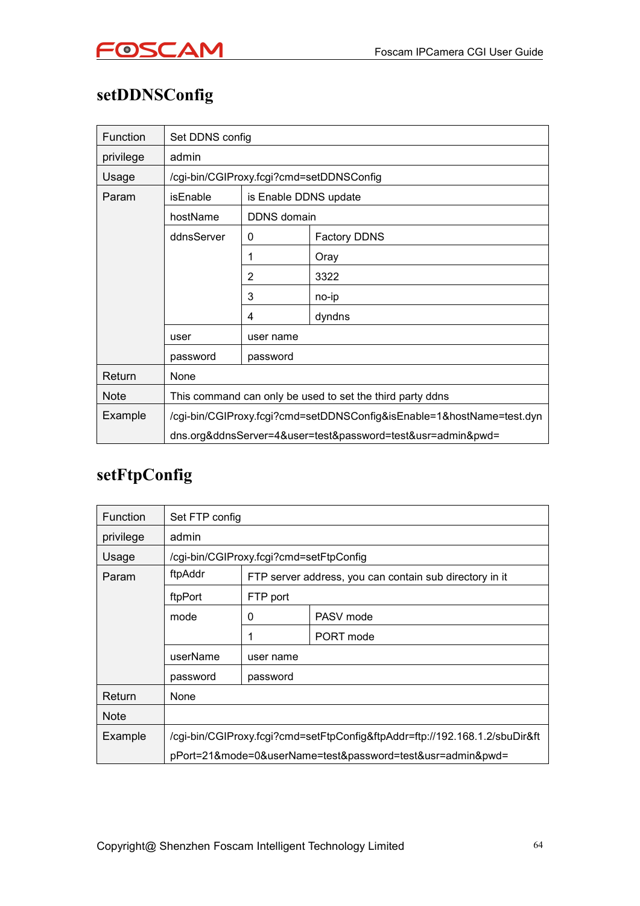## setDDNSConfig

| | | | |
|---|---|---|---|
| Function | Set DDNS config | | |
| privilege | admin | | |
| Usage | /cgi-bin/CGIProxy.fcgi?cmd=setDDNSConfig | | |
| Param | isEnable | is Enable DDNS update | |
| | hostName | DDNS domain | |
| | ddnsServer | 0 | Factory DDNS |
| | | 1 | Oray |
| | | 2 | 3322 |
| | | 3 | no-ip |
| | | 4 | dyndns |
| | user | user name | |
| | password | password | |
| Return | None | | |
| Note | This command can only be used to set the third party ddns | | |
| Example | /cgi-bin/CGIProxy.fcgi?cmd=setDDNSConfig&isEnable=1&hostName=test.dyndns.org&ddnsServer=4&user=test&password=test&usr=admin&pwd= | | |

## setFtpConfig

| | | | |
|---|---|---|---|
| Function | Set FTP config | | |
| privilege | admin | | |
| Usage | /cgi-bin/CGIProxy.fcgi?cmd=setFtpConfig | | |
| Param | ftpAddr | FTP server address, you can contain sub directory in it | |
| | ftpPort | FTP port | |
| | mode | 0 | PASV mode |
| | | 1 | PORT mode |
| | userName | user name | |
| | password | password | |
| Return | None | | |
| Note | | | |
| Example | /cgi-bin/CGIProxy.fcgi?cmd=setFtpConfig&ftpAddr=ftp://192.168.1.2/sbuDir&ftpPort=21&mode=0&userName=test&password=test&usr=admin&pwd= | | |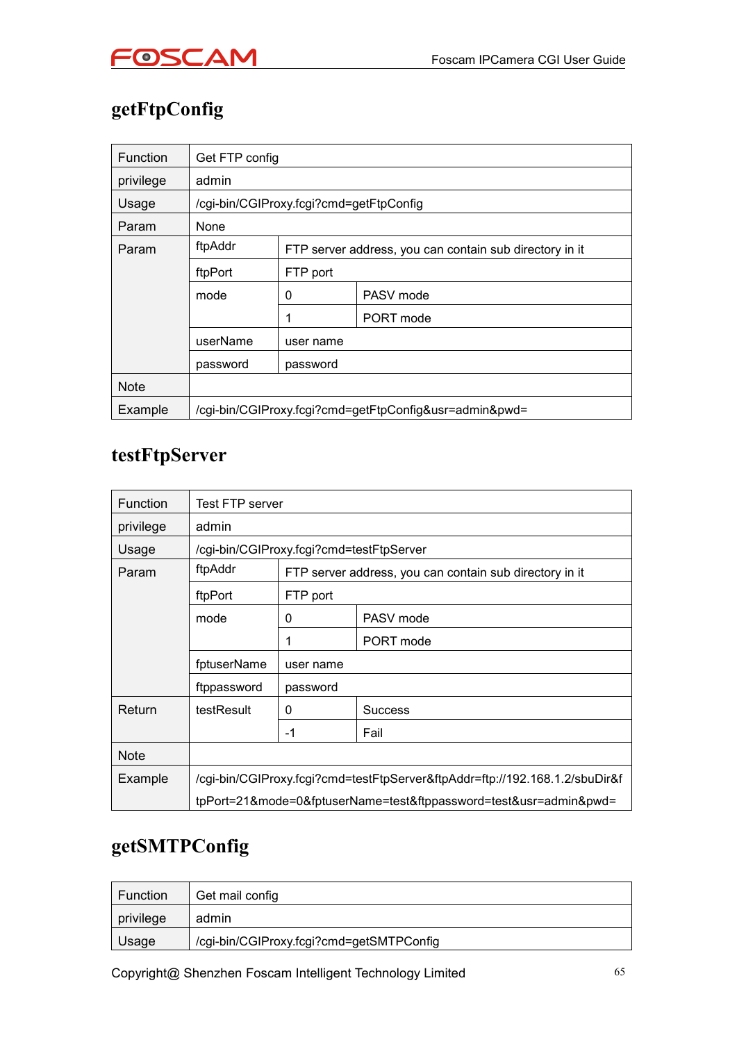## getFtpConfig

| Function | Get FTP config | | |
|---|---|---|---|
| privilege | admin | | |
| Usage | /cgi-bin/CGIProxy.fcgi?cmd=getFtpConfig | | |
| Param | None | | |
| Param | ftpAddr | FTP server address, you can contain sub directory in it | |
| | ftpPort | FTP port | |
| | mode | 0 | PASV mode |
| | | 1 | PORT mode |
| | userName | user name | |
| | password | password | |
| Note | | | |
| Example | /cgi-bin/CGIProxy.fcgi?cmd=getFtpConfig&usr=admin&pwd= | | |

## testFtpServer

| Function | Test FTP server | | |
|---|---|---|---|
| privilege | admin | | |
| Usage | /cgi-bin/CGIProxy.fcgi?cmd=testFtpServer | | |
| Param | ftpAddr | FTP server address, you can contain sub directory in it | |
| | ftpPort | FTP port | |
| | mode | 0 | PASV mode |
| | | 1 | PORT mode |
| | fptuserName | user name | |
| | ftppassword | password | |
| Return | testResult | 0 | Success |
| | | -1 | Fail |
| Note | | | |
| Example | /cgi-bin/CGIProxy.fcgi?cmd=testFtpServer&ftpAddr=ftp://192.168.1.2/sbuDir&ftpPort=21&mode=0&fptuserName=test&ftppassword=test&usr=admin&pwd= | | |

## getSMTPConfig

| Function | Get mail config |
|---|---|
| privilege | admin |
| Usage | /cgi-bin/CGIProxy.fcgi?cmd=getSMTPConfig |

Copyright@ Shenzhen Foscam Intelligent Technology Limited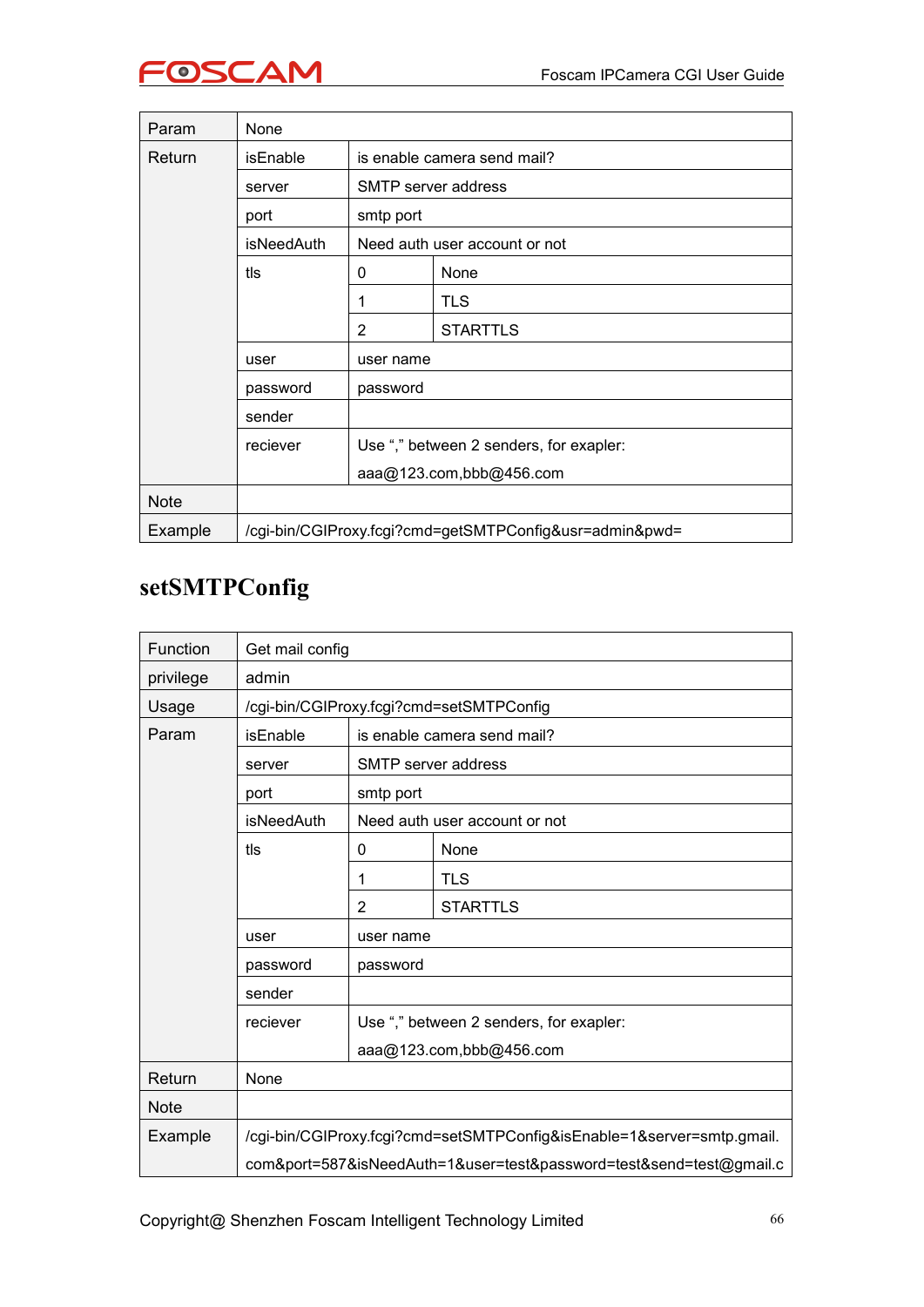| | | | |
|---|---|---|---|
| Param | None | | |
| Return | isEnable | is enable camera send mail? | |
| | server | SMTP server address | |
| | port | smtp port | |
| | isNeedAuth | Need auth user account or not | |
| | tls | 0 | None |
| | | 1 | TLS |
| | | 2 | STARTTLS |
| | user | user name | |
| | password | password | |
| | sender | | |
| | reciever | Use “,” between 2 senders, for exapler: aaa@123.com,bbb@456.com | |
| Note | | | |
| Example | /cgi-bin/CGIProxy.fcgi?cmd=getSMTPConfig&usr=admin&pwd= | | |

## setSMTPConfig

| | | | |
|---|---|---|---|
| Function | Get mail config | | |
| privilege | admin | | |
| Usage | /cgi-bin/CGIProxy.fcgi?cmd=setSMTPConfig | | |
| Param | isEnable | is enable camera send mail? | |
| | server | SMTP server address | |
| | port | smtp port | |
| | isNeedAuth | Need auth user account or not | |
| | tls | 0 | None |
| | | 1 | TLS |
| | | 2 | STARTTLS |
| | user | user name | |
| | password | password | |
| | sender | | |
| | reciever | Use “,” between 2 senders, for exapler: aaa@123.com,bbb@456.com | |
| Return | None | | |
| Note | | | |
| Example | /cgi-bin/CGIProxy.fcgi?cmd=setSMTPConfig&isEnable=1&server=smtp.gmail.com&port=587&isNeedAuth=1&user=test&password=test&send=test@gmail.c | | |

Copyright@ Shenzhen Foscam Intelligent Technology Limited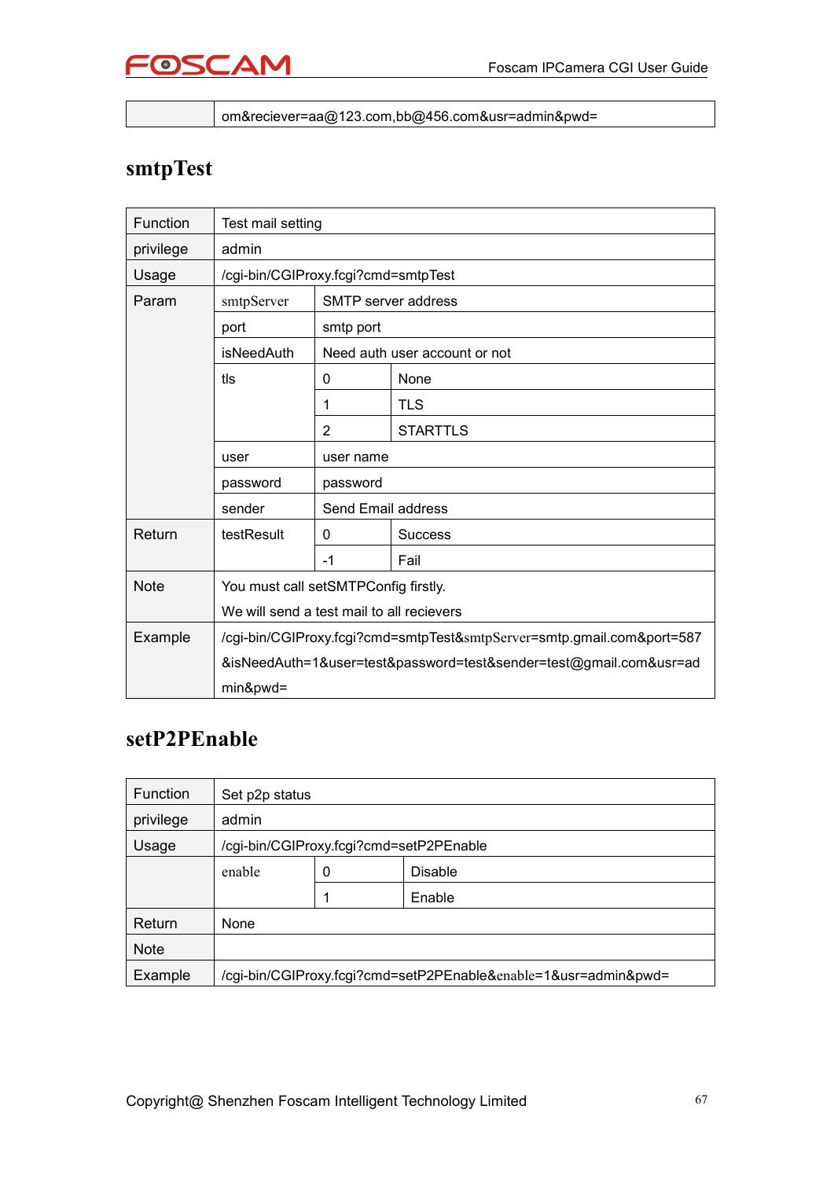| | om&reciever=aa@123.com,bb@456.com&usr=admin&pwd= |
|---|---|

## smtpTest

| Function | Test mail setting | | |
|---|---|---|---|
| privilege | admin | | |
| Usage | /cgi-bin/CGIProxy.fcgi?cmd=smtpTest | | |
| Param | smtpServer | SMTP server address | |
| | port | smtp port | |
| | isNeedAuth | Need auth user account or not | |
| | tls | 0 | None |
| | | 1 | TLS |
| | | 2 | STARTTLS |
| | user | user name | |
| | password | password | |
| | sender | Send Email address | |
| Return | testResult | 0 | Success |
| | | -1 | Fail |
| Note | You must call setSMTPConfig firstly.<br>We will send a test mail to all recievers | | |
| Example | /cgi-bin/CGIProxy.fcgi?cmd=smtpTest&smtpServer=smtp.gmail.com&port=587&isNeedAuth=1&user=test&password=test&sender=test@gmail.com&usr=admin&pwd= | | |

## setP2PEnable

| Function | Set p2p status | | |
|---|---|---|---|
| privilege | admin | | |
| Usage | /cgi-bin/CGIProxy.fcgi?cmd=setP2PEnable | | |
| | enable | 0 | Disable |
| | | 1 | Enable |
| Return | None | | |
| Note | | | |
| Example | /cgi-bin/CGIProxy.fcgi?cmd=setP2PEnable&enable=1&usr=admin&pwd= | | |

Copyright@ Shenzhen Foscam Intelligent Technology Limited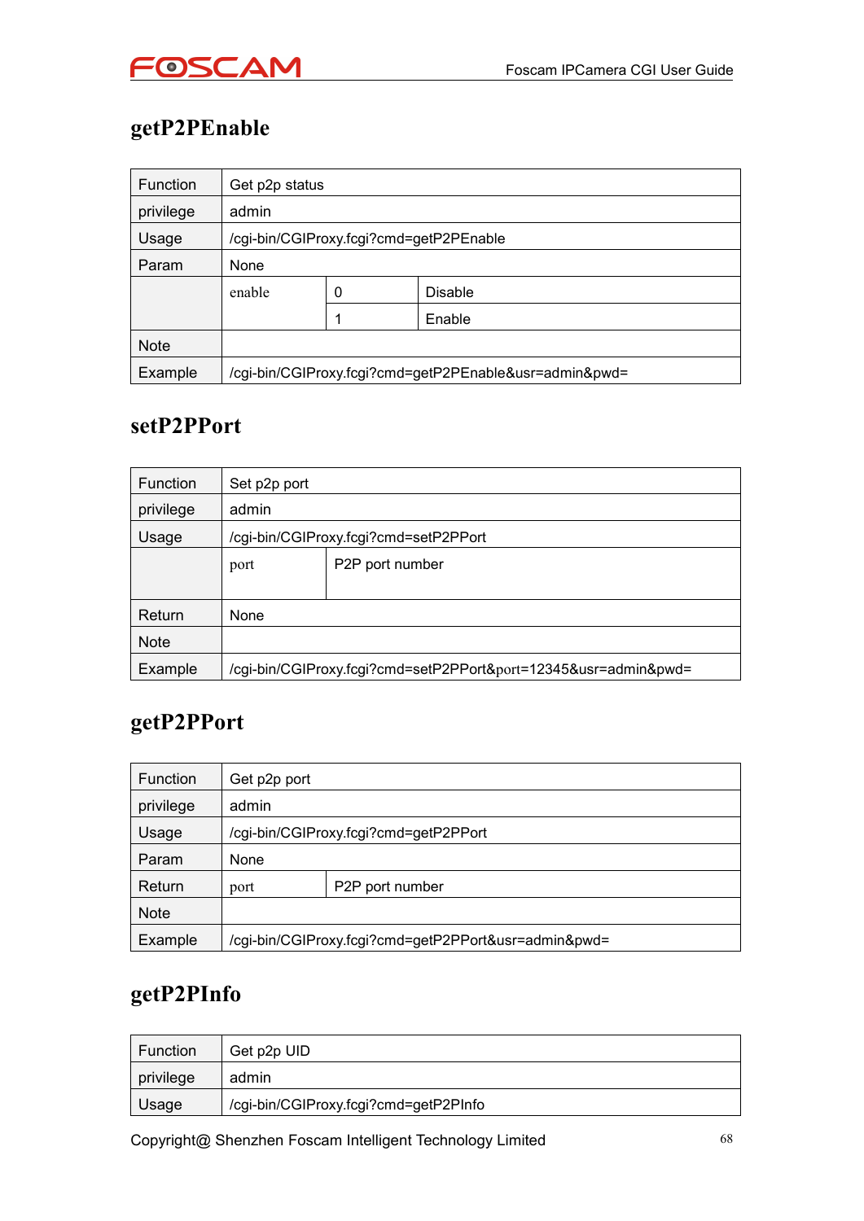## getP2PEnable

| Function | Get p2p status | |
|---|---|---|
| privilege | admin | | |
| Usage | /cgi-bin/CGIProxy.fcgi?cmd=getP2PEnable | | |
| Param | None | | |
| | enable | 0 | Disable |
| | | 1 | Enable |
| Note | | | |
| Example | /cgi-bin/CGIProxy.fcgi?cmd=getP2PEnable&usr=admin&pwd= | | |

## setP2PPort

| Function | Set p2p port | |
|---|---|---|
| privilege | admin | |
| Usage | /cgi-bin/CGIProxy.fcgi?cmd=setP2PPort | |
| | port | P2P port number |
| Return | None | |
| Note | | |
| Example | /cgi-bin/CGIProxy.fcgi?cmd=setP2PPort&port=12345&usr=admin&pwd= | |

## getP2PPort

| Function | Get p2p port | |
|---|---|---|
| privilege | admin | |
| Usage | /cgi-bin/CGIProxy.fcgi?cmd=getP2PPort | |
| Param | None | |
| Return | port | P2P port number |
| Note | | |
| Example | /cgi-bin/CGIProxy.fcgi?cmd=getP2PPort&usr=admin&pwd= | |

## getP2PInfo

| Function | Get p2p UID |
|---|---|
| privilege | admin |
| Usage | /cgi-bin/CGIProxy.fcgi?cmd=getP2PInfo |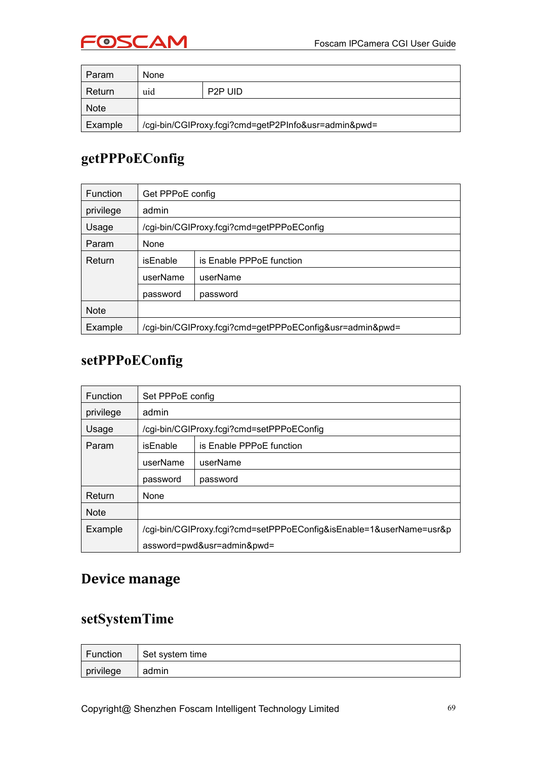| Param | None | |
|---|---|---|
| Return | uid | P2P UID |
| Note | | |
| Example | /cgi-bin/CGIProxy.fcgi?cmd=getP2PInfo&usr=admin&pwd= | |

## getPPPoEConfig

| Function | Get PPPoE config | |
|---|---|---|
| privilege | admin | |
| Usage | /cgi-bin/CGIProxy.fcgi?cmd=getPPPoEConfig | |
| Param | None | |
| Return | isEnable | is Enable PPPoE function |
| | userName | userName |
| | password | password |
| Note | | |
| Example | /cgi-bin/CGIProxy.fcgi?cmd=getPPPoEConfig&usr=admin&pwd= | |

## setPPPoEConfig

| Function | Set PPPoE config | |
|---|---|---|
| privilege | admin | |
| Usage | /cgi-bin/CGIProxy.fcgi?cmd=setPPPoEConfig | |
| Param | isEnable | is Enable PPPoE function |
| | userName | userName |
| | password | password |
| Return | None | |
| Note | | |
| Example | /cgi-bin/CGIProxy.fcgi?cmd=setPPPoEConfig&isEnable=1&userName=usr&password=pwd&usr=admin&pwd= | |

# Device manage

## setSystemTime

| Function | Set system time |
|---|---|
| privilege | admin |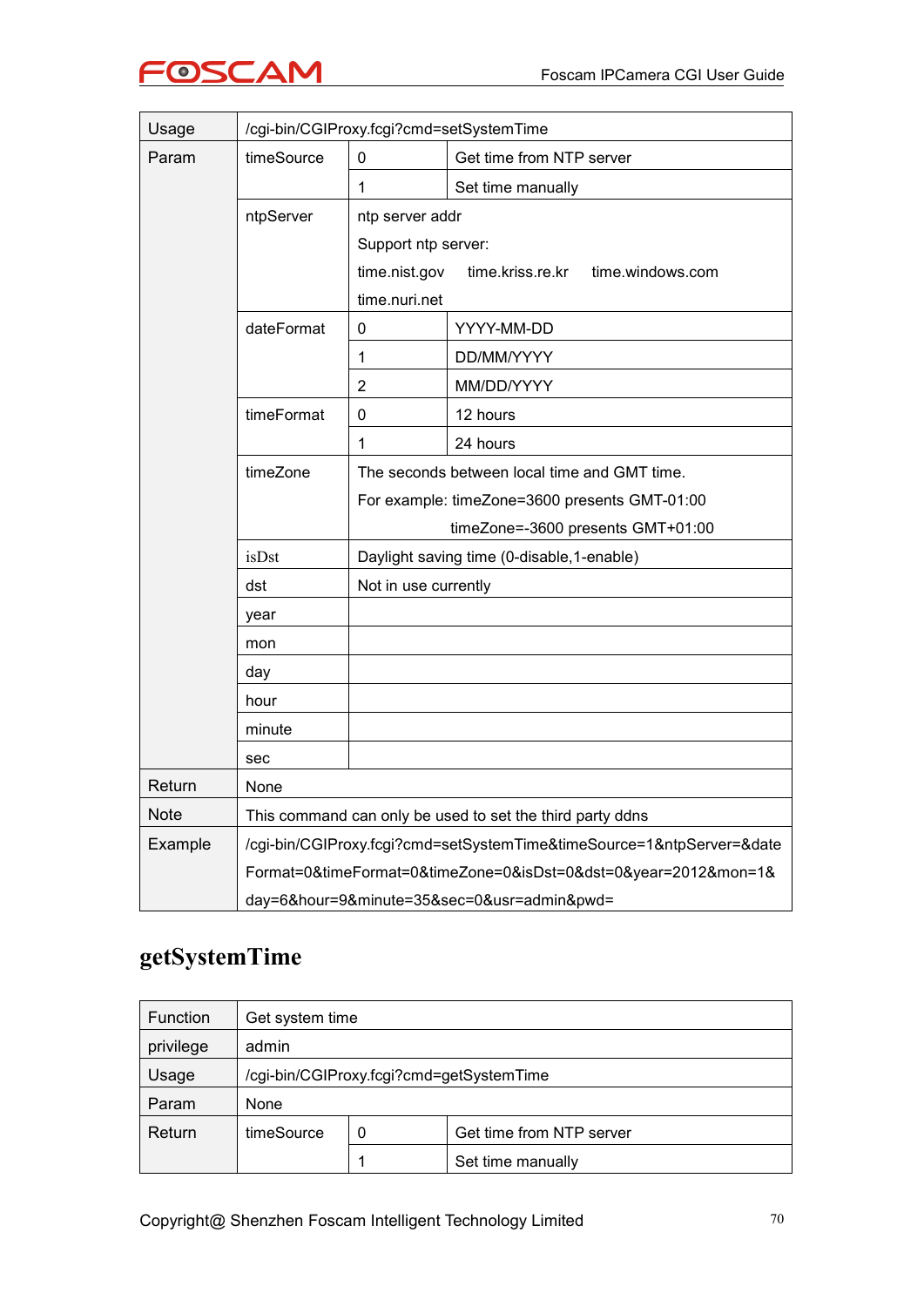| | | | |
|---|---|---|---|
| Usage | /cgi-bin/CGIProxy.fcgi?cmd=setSystemTime | | |
| Param | timeSource | 0 | Get time from NTP server |
| | | 1 | Set time manually |
| | ntpServer | ntp server addr<br>Support ntp server:<br>time.nist.gov time.kriss.re.kr time.windows.com<br>time.nuri.net | |
| | dateFormat | 0 | YYYY-MM-DD |
| | | 1 | DD/MM/YYYY |
| | | 2 | MM/DD/YYYY |
| | timeFormat | 0 | 12 hours |
| | | 1 | 24 hours |
| | timeZone | The seconds between local time and GMT time.<br>For example: timeZone=3600 presents GMT-01:00<br>timeZone=-3600 presents GMT+01:00 | |
| | isDst | Daylight saving time (0-disable,1-enable) | |
| | dst | Not in use currently | |
| | year | | |
| | mon | | |
| | day | | |
| | hour | | |
| | minute | | |
| | sec | | |
| Return | None | | |
| Note | This command can only be used to set the third party ddns | | |
| Example | /cgi-bin/CGIProxy.fcgi?cmd=setSystemTime&timeSource=1&ntpServer=&dateFormat=0&timeFormat=0&timeZone=0&isDst=0&dst=0&year=2012&mon=1&day=6&hour=9&minute=35&sec=0&usr=admin&pwd= | | |

## getSystemTime

| | | | |
|---|---|---|---|
| Function | Get system time | | |
| privilege | admin | | |
| Usage | /cgi-bin/CGIProxy.fcgi?cmd=getSystemTime | | |
| Param | None | | |
| Return | timeSource | 0 | Get time from NTP server |
| | | 1 | Set time manually |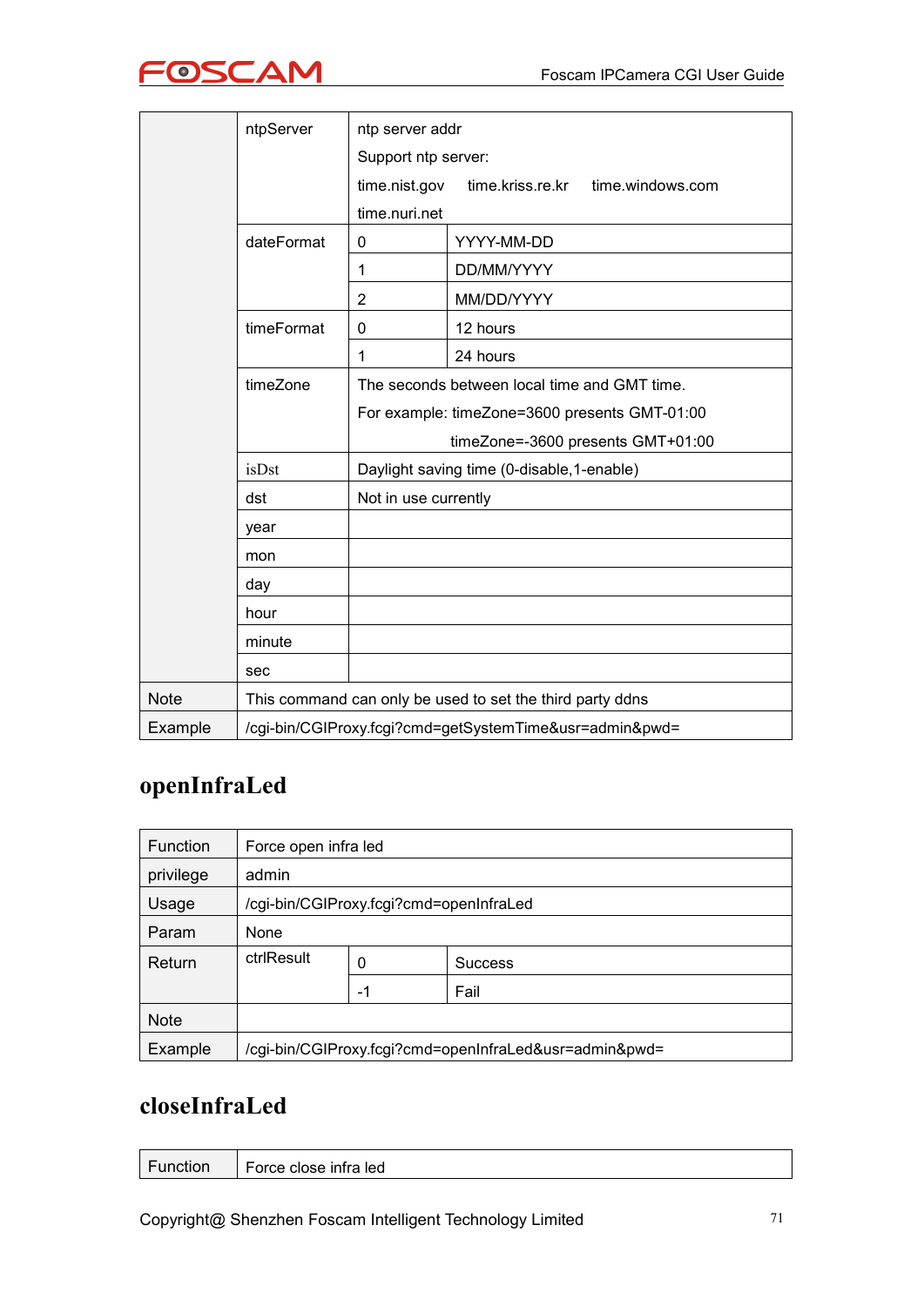| | | | |
|---|---|---|---|
| | ntpServer | ntp server addr<br>Support ntp server:<br>time.nist.gov time.kriss.re.kr time.windows.com<br>time.nuri.net | |
| | dateFormat | 0 | YYYY-MM-DD |
| | | 1 | DD/MM/YYYY |
| | | 2 | MM/DD/YYYY |
| | timeFormat | 0 | 12 hours |
| | | 1 | 24 hours |
| | timeZone | The seconds between local time and GMT time.<br>For example: timeZone=3600 presents GMT-01:00<br>timeZone=-3600 presents GMT+01:00 | |
| | isDst | Daylight saving time (0-disable,1-enable) | |
| | dst | Not in use currently | |
| | year | | |
| | mon | | |
| | day | | |
| | hour | | |
| | minute | | |
| | sec | | |
| Note | This command can only be used to set the third party ddns | | |
| Example | /cgi-bin/CGIProxy.fcgi?cmd=getSystemTime&usr=admin&pwd= | | |

## openInfraLed

| | | | |
|---|---|---|---|
| Function | Force open infra led | | |
| privilege | admin | | |
| Usage | /cgi-bin/CGIProxy.fcgi?cmd=openInfraLed | | |
| Param | None | | |
| Return | ctrlResult | 0 | Success |
| | | -1 | Fail |
| Note | | | |
| Example | /cgi-bin/CGIProxy.fcgi?cmd=openInfraLed&usr=admin&pwd= | | |

## closeInfraLed

| | |
|---|---|
| Function | Force close infra led |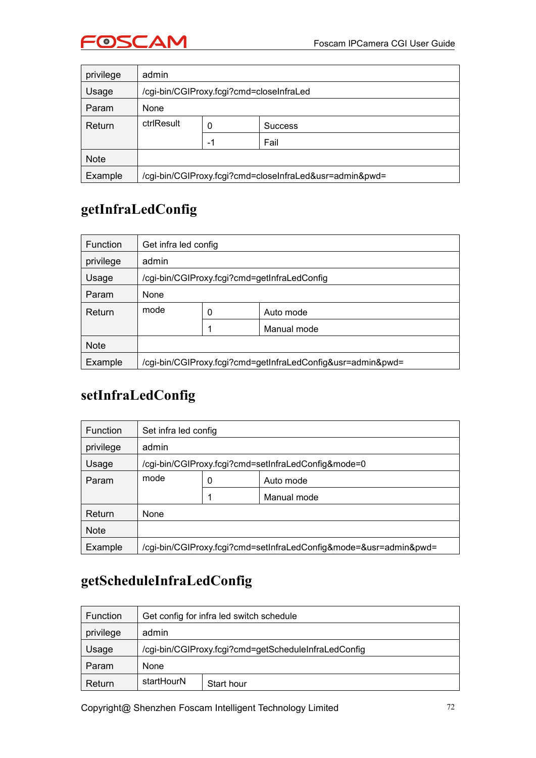| privilege | admin | | |
|---|---|---|---|
| Usage | /cgi-bin/CGIProxy.fcgi?cmd=closeInfraLed | | |
| Param | None | | |
| Return | ctrlResult | 0 | Success |
| | | -1 | Fail |
| Note | | | |
| Example | /cgi-bin/CGIProxy.fcgi?cmd=closeInfraLed&usr=admin&pwd= | | |

## getInfraLedConfig

| Function | Get infra led config | | |
|---|---|---|---|
| privilege | admin | | |
| Usage | /cgi-bin/CGIProxy.fcgi?cmd=getInfraLedConfig | | |
| Param | None | | |
| Return | mode | 0 | Auto mode |
| | | 1 | Manual mode |
| Note | | | |
| Example | /cgi-bin/CGIProxy.fcgi?cmd=getInfraLedConfig&usr=admin&pwd= | | |

## setInfraLedConfig

| Function | Set infra led config | | |
|---|---|---|---|
| privilege | admin | | |
| Usage | /cgi-bin/CGIProxy.fcgi?cmd=setInfraLedConfig&mode=0 | | |
| Param | mode | 0 | Auto mode |
| | | 1 | Manual mode |
| Return | None | | |
| Note | | | |
| Example | /cgi-bin/CGIProxy.fcgi?cmd=setInfraLedConfig&mode=&usr=admin&pwd= | | |

## getScheduleInfraLedConfig

| Function | Get config for infra led switch schedule |
|---|---|
| privilege | admin |
| Usage | /cgi-bin/CGIProxy.fcgi?cmd=getScheduleInfraLedConfig |
| Param | None |
| Return | startHourN &nbsp;&nbsp; Start hour |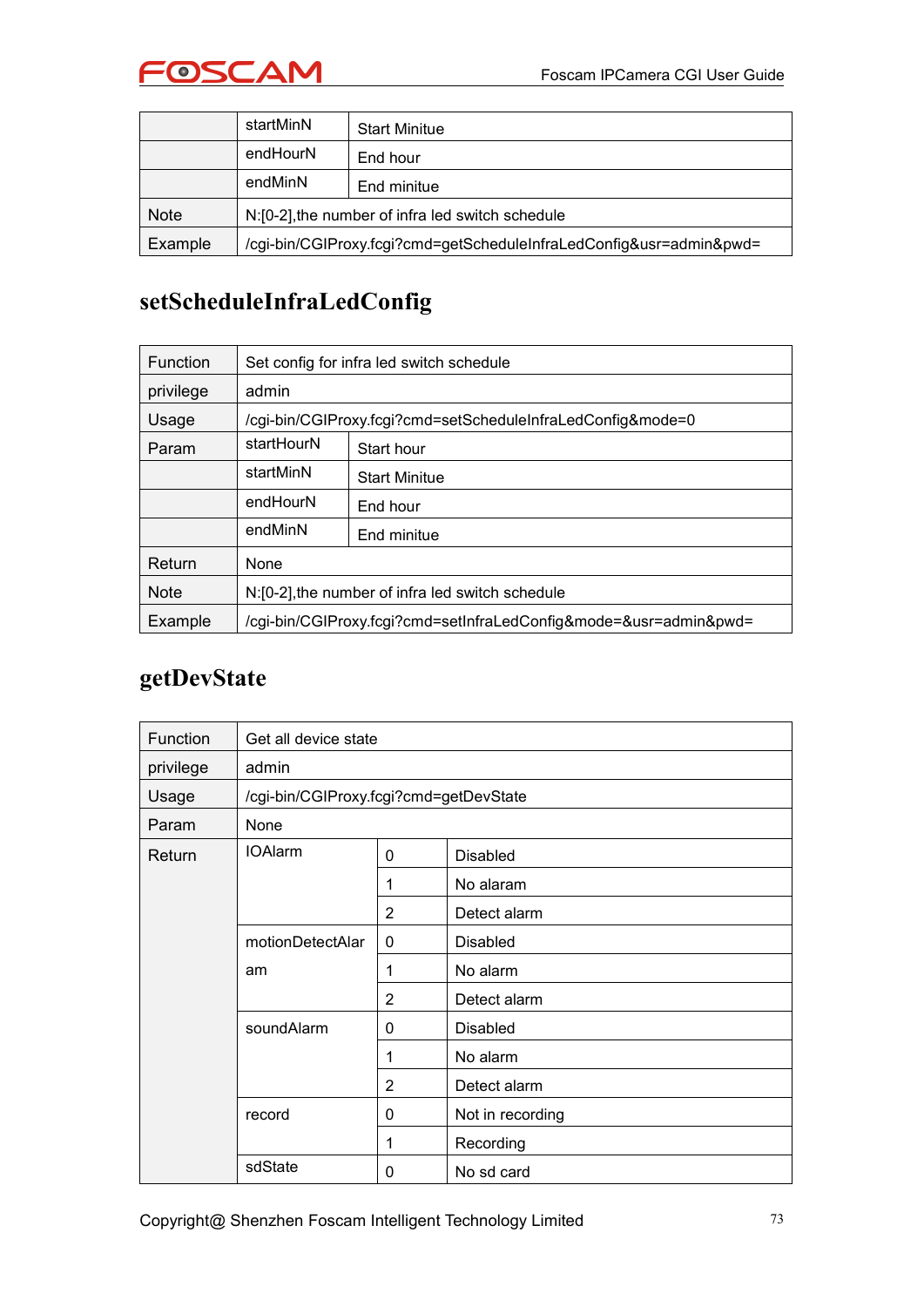|  |  |  |
|---|---|---|
|  | startMinN | Start Minitue |
|  | endHourN | End hour |
|  | endMinN | End minitue |
| Note | N:[0-2],the number of infra led switch schedule | |
| Example | /cgi-bin/CGIProxy.fcgi?cmd=getScheduleInfraLedConfig&usr=admin&pwd= | |

## setScheduleInfraLedConfig

| Function | Set config for infra led switch schedule | |
|---|---|---|
| privilege | admin | |
| Usage | /cgi-bin/CGIProxy.fcgi?cmd=setScheduleInfraLedConfig&mode=0 | |
| Param | startHourN | Start hour |
|  | startMinN | Start Minitue |
|  | endHourN | End hour |
|  | endMinN | End minitue |
| Return | None | |
| Note | N:[0-2],the number of infra led switch schedule | |
| Example | /cgi-bin/CGIProxy.fcgi?cmd=setInfraLedConfig&mode=&usr=admin&pwd= | |

## getDevState

| Function | Get all device state | | |
|---|---|---|---|
| privilege | admin | | |
| Usage | /cgi-bin/CGIProxy.fcgi?cmd=getDevState | | |
| Param | None | | |
| Return | IOAlarm | 0 | Disabled |
|  |  | 1 | No alaram |
|  |  | 2 | Detect alarm |
|  | motionDetectAlaram | 0 | Disabled |
|  |  | 1 | No alarm |
|  |  | 2 | Detect alarm |
|  | soundAlarm | 0 | Disabled |
|  |  | 1 | No alarm |
|  |  | 2 | Detect alarm |
|  | record | 0 | Not in recording |
|  |  | 1 | Recording |
|  | sdState | 0 | No sd card |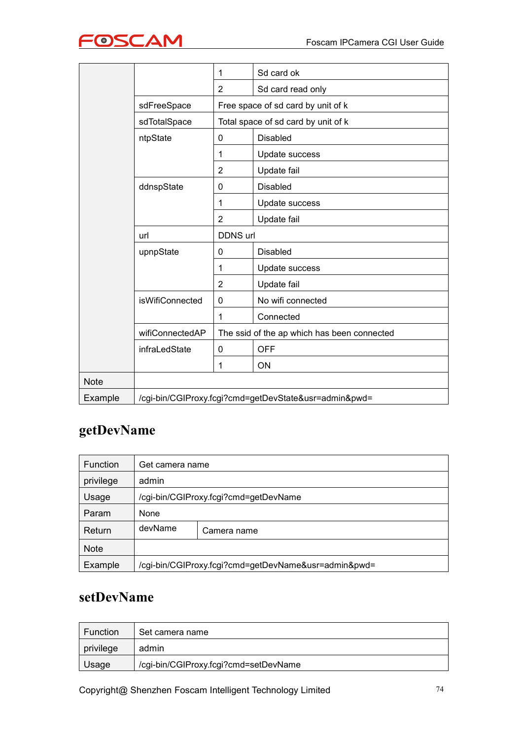| | | | |
|---|---|---|---|
| | | 1 | Sd card ok |
| | | 2 | Sd card read only |
| | sdFreeSpace | Free space of sd card by unit of k | |
| | sdTotalSpace | Total space of sd card by unit of k | |
| | ntpState | 0 | Disabled |
| | | 1 | Update success |
| | | 2 | Update fail |
| | ddnspState | 0 | Disabled |
| | | 1 | Update success |
| | | 2 | Update fail |
| | url | DDNS url | |
| | upnpState | 0 | Disabled |
| | | 1 | Update success |
| | | 2 | Update fail |
| | isWifiConnected | 0 | No wifi connected |
| | | 1 | Connected |
| | wifiConnectedAP | The ssid of the ap which has been connected | |
| | infraLedState | 0 | OFF |
| | | 1 | ON |
| Note | | | |
| Example | /cgi-bin/CGIProxy.fcgi?cmd=getDevState&usr=admin&pwd= | | |

## getDevName

| | | |
|---|---|---|
| Function | Get camera name | |
| privilege | admin | |
| Usage | /cgi-bin/CGIProxy.fcgi?cmd=getDevName | |
| Param | None | |
| Return | devName | Camera name |
| Note | | |
| Example | /cgi-bin/CGIProxy.fcgi?cmd=getDevName&usr=admin&pwd= | |

## setDevName

| | |
|---|---|
| Function | Set camera name |
| privilege | admin |
| Usage | /cgi-bin/CGIProxy.fcgi?cmd=setDevName |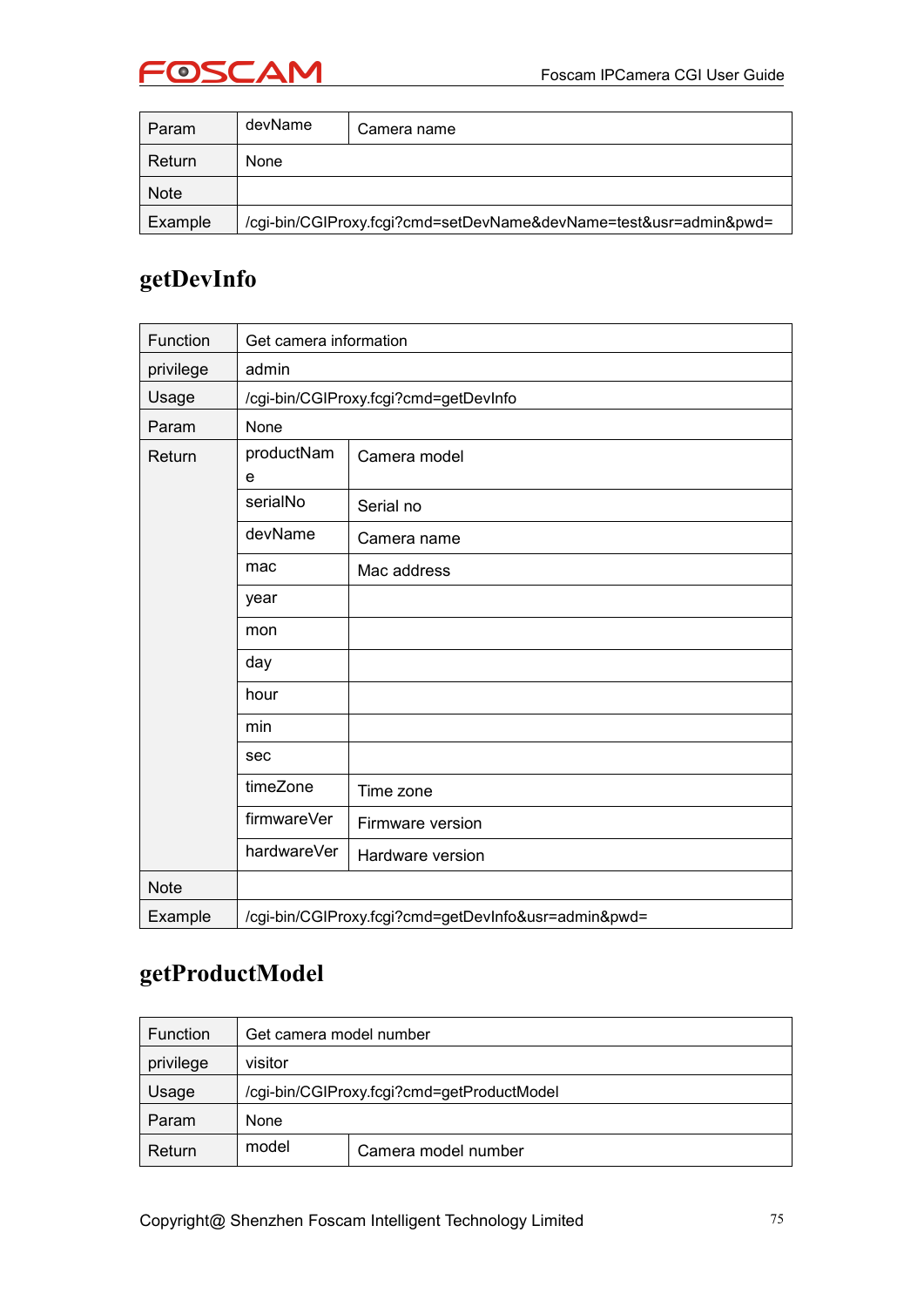| Param | devName | Camera name |
| --- | --- | --- |
| Return | None | |
| Note | | |
| Example | /cgi-bin/CGIProxy.fcgi?cmd=setDevName&devName=test&usr=admin&pwd= | |

## getDevInfo

| Function | Get camera information | |
| --- | --- | --- |
| privilege | admin | |
| Usage | /cgi-bin/CGIProxy.fcgi?cmd=getDevInfo | |
| Param | None | |
| Return | productName | Camera model |
| | serialNo | Serial no |
| | devName | Camera name |
| | mac | Mac address |
| | year | |
| | mon | |
| | day | |
| | hour | |
| | min | |
| | sec | |
| | timeZone | Time zone |
| | firmwareVer | Firmware version |
| | hardwareVer | Hardware version |
| Note | | |
| Example | /cgi-bin/CGIProxy.fcgi?cmd=getDevInfo&usr=admin&pwd= | |

## getProductModel

| Function | Get camera model number | |
| --- | --- | --- |
| privilege | visitor | |
| Usage | /cgi-bin/CGIProxy.fcgi?cmd=getProductModel | |
| Param | None | |
| Return | model | Camera model number |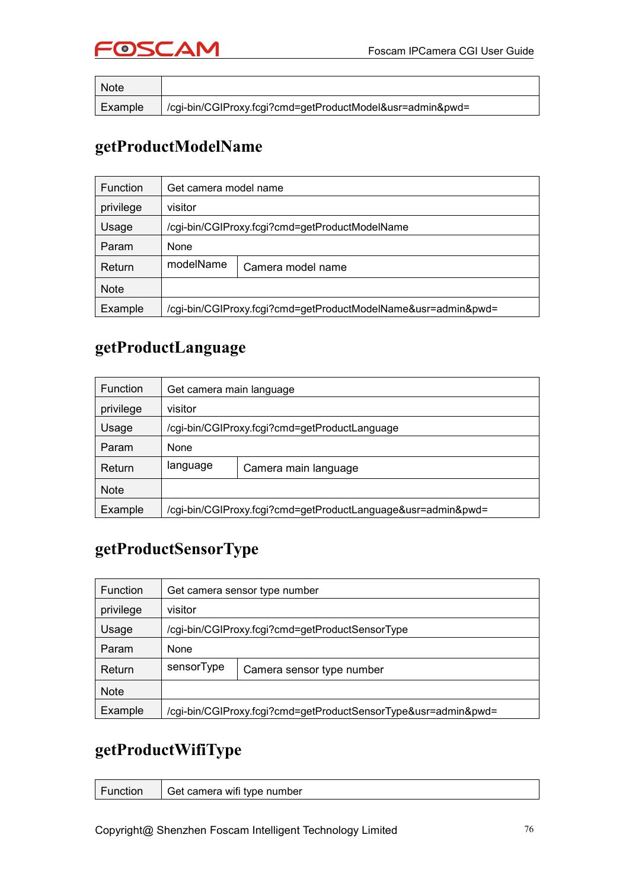| Note | | |
|---|---|---|
| Example | /cgi-bin/CGIProxy.fcgi?cmd=getProductModel&usr=admin&pwd= | |

## getProductModelName

| Function | Get camera model name | |
|---|---|---|
| privilege | visitor | |
| Usage | /cgi-bin/CGIProxy.fcgi?cmd=getProductModelName | |
| Param | None | |
| Return | modelName | Camera model name |
| Note | | |
| Example | /cgi-bin/CGIProxy.fcgi?cmd=getProductModelName&usr=admin&pwd= | |

## getProductLanguage

| Function | Get camera main language | |
|---|---|---|
| privilege | visitor | |
| Usage | /cgi-bin/CGIProxy.fcgi?cmd=getProductLanguage | |
| Param | None | |
| Return | language | Camera main language |
| Note | | |
| Example | /cgi-bin/CGIProxy.fcgi?cmd=getProductLanguage&usr=admin&pwd= | |

## getProductSensorType

| Function | Get camera sensor type number | |
|---|---|---|
| privilege | visitor | |
| Usage | /cgi-bin/CGIProxy.fcgi?cmd=getProductSensorType | |
| Param | None | |
| Return | sensorType | Camera sensor type number |
| Note | | |
| Example | /cgi-bin/CGIProxy.fcgi?cmd=getProductSensorType&usr=admin&pwd= | |

## getProductWifiType

| Function | Get camera wifi type number |
|---|---|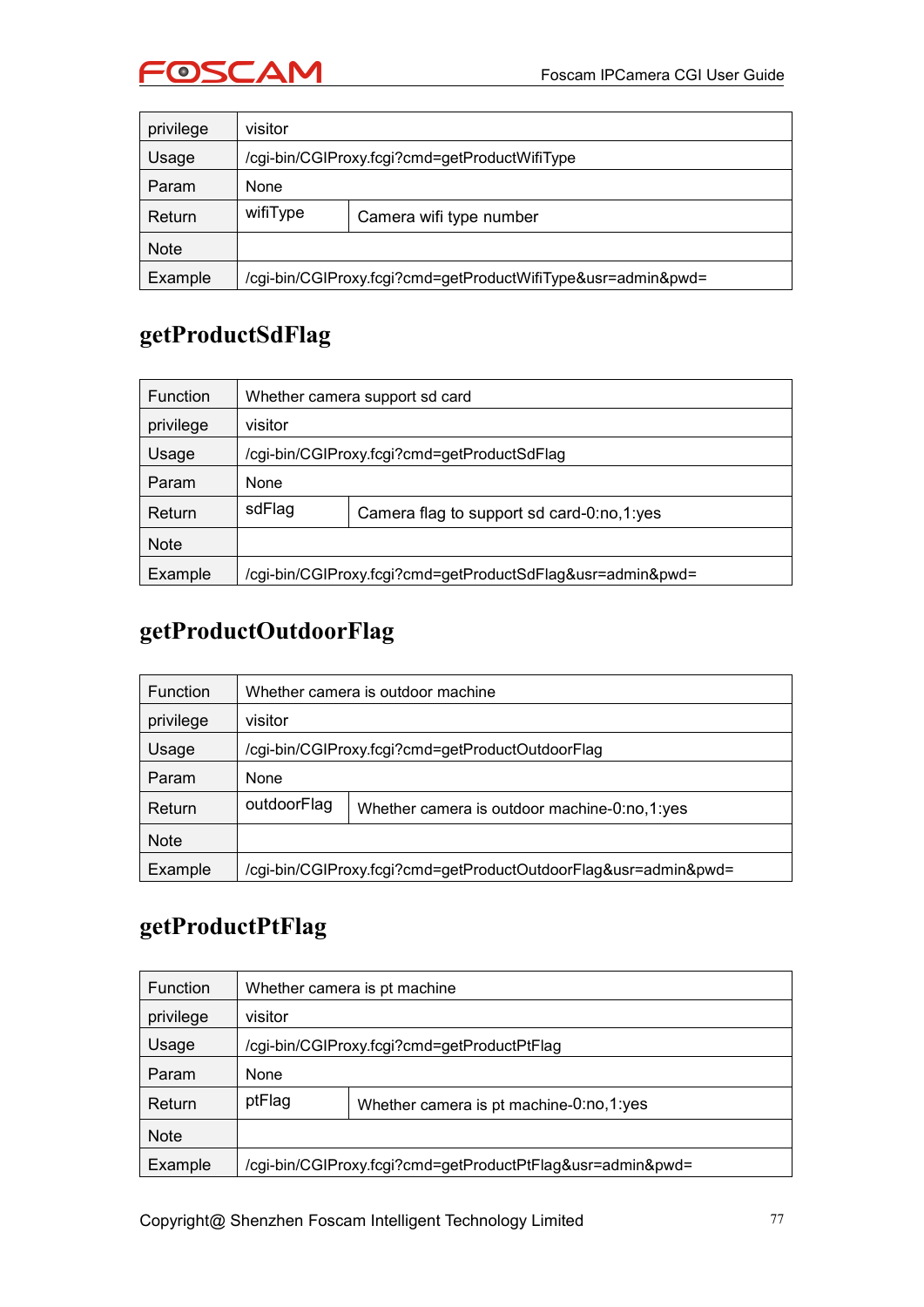| privilege | visitor | |
|---|---|---|
| Usage | /cgi-bin/CGIProxy.fcgi?cmd=getProductWifiType | |
| Param | None | |
| Return | wifiType | Camera wifi type number |
| Note | | |
| Example | /cgi-bin/CGIProxy.fcgi?cmd=getProductWifiType&usr=admin&pwd= | |

## getProductSdFlag

| Function | Whether camera support sd card | |
|---|---|---|
| privilege | visitor | |
| Usage | /cgi-bin/CGIProxy.fcgi?cmd=getProductSdFlag | |
| Param | None | |
| Return | sdFlag | Camera flag to support sd card-0:no,1:yes |
| Note | | |
| Example | /cgi-bin/CGIProxy.fcgi?cmd=getProductSdFlag&usr=admin&pwd= | |

## getProductOutdoorFlag

| Function | Whether camera is outdoor machine | |
|---|---|---|
| privilege | visitor | |
| Usage | /cgi-bin/CGIProxy.fcgi?cmd=getProductOutdoorFlag | |
| Param | None | |
| Return | outdoorFlag | Whether camera is outdoor machine-0:no,1:yes |
| Note | | |
| Example | /cgi-bin/CGIProxy.fcgi?cmd=getProductOutdoorFlag&usr=admin&pwd= | |

## getProductPtFlag

| Function | Whether camera is pt machine | |
|---|---|---|
| privilege | visitor | |
| Usage | /cgi-bin/CGIProxy.fcgi?cmd=getProductPtFlag | |
| Param | None | |
| Return | ptFlag | Whether camera is pt machine-0:no,1:yes |
| Note | | |
| Example | /cgi-bin/CGIProxy.fcgi?cmd=getProductPtFlag&usr=admin&pwd= | |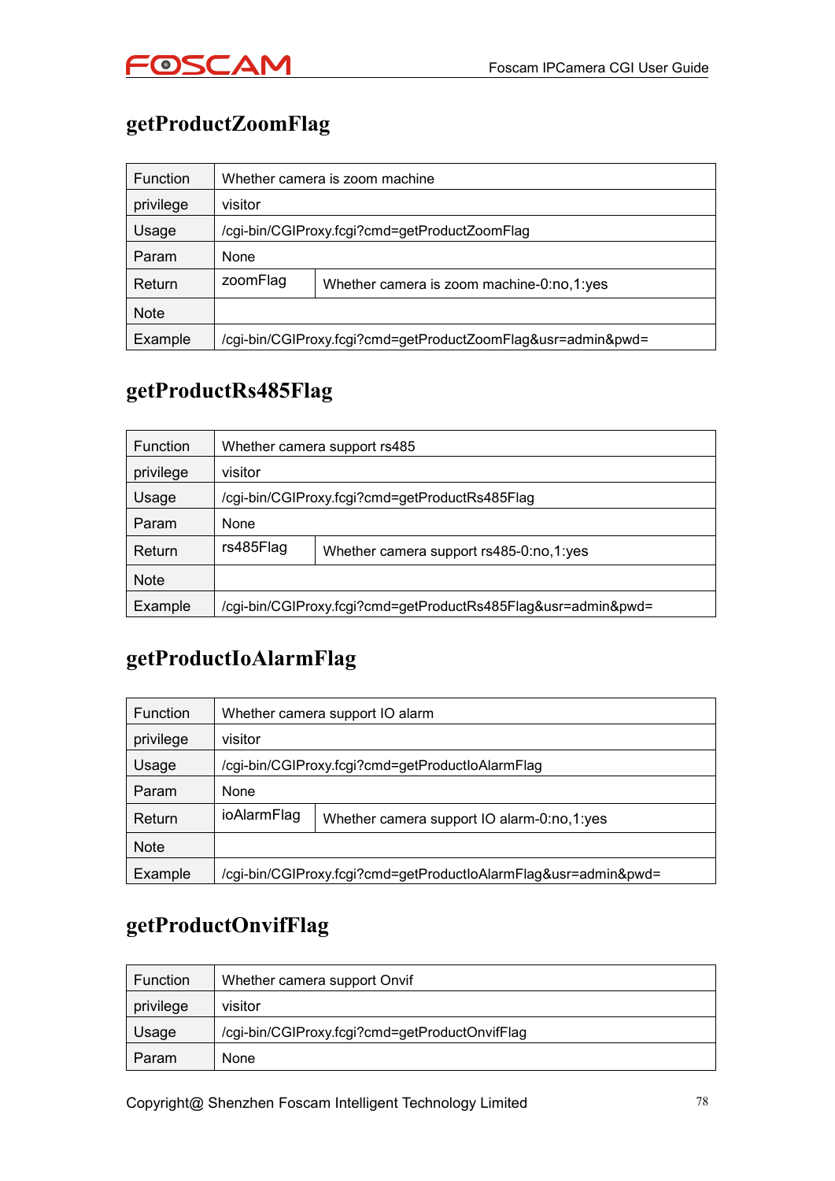## getProductZoomFlag

| Function | Whether camera is zoom machine | |
|---|---|---|
| privilege | visitor | |
| Usage | /cgi-bin/CGIProxy.fcgi?cmd=getProductZoomFlag | |
| Param | None | |
| Return | zoomFlag | Whether camera is zoom machine-0:no,1:yes |
| Note | | |
| Example | /cgi-bin/CGIProxy.fcgi?cmd=getProductZoomFlag&usr=admin&pwd= | |

## getProductRs485Flag

| Function | Whether camera support rs485 | |
|---|---|---|
| privilege | visitor | |
| Usage | /cgi-bin/CGIProxy.fcgi?cmd=getProductRs485Flag | |
| Param | None | |
| Return | rs485Flag | Whether camera support rs485-0:no,1:yes |
| Note | | |
| Example | /cgi-bin/CGIProxy.fcgi?cmd=getProductRs485Flag&usr=admin&pwd= | |

## getProductIoAlarmFlag

| Function | Whether camera support IO alarm | |
|---|---|---|
| privilege | visitor | |
| Usage | /cgi-bin/CGIProxy.fcgi?cmd=getProductIoAlarmFlag | |
| Param | None | |
| Return | ioAlarmFlag | Whether camera support IO alarm-0:no,1:yes |
| Note | | |
| Example | /cgi-bin/CGIProxy.fcgi?cmd=getProductIoAlarmFlag&usr=admin&pwd= | |

## getProductOnvifFlag

| Function | Whether camera support Onvif |
|---|---|
| privilege | visitor |
| Usage | /cgi-bin/CGIProxy.fcgi?cmd=getProductOnvifFlag |
| Param | None |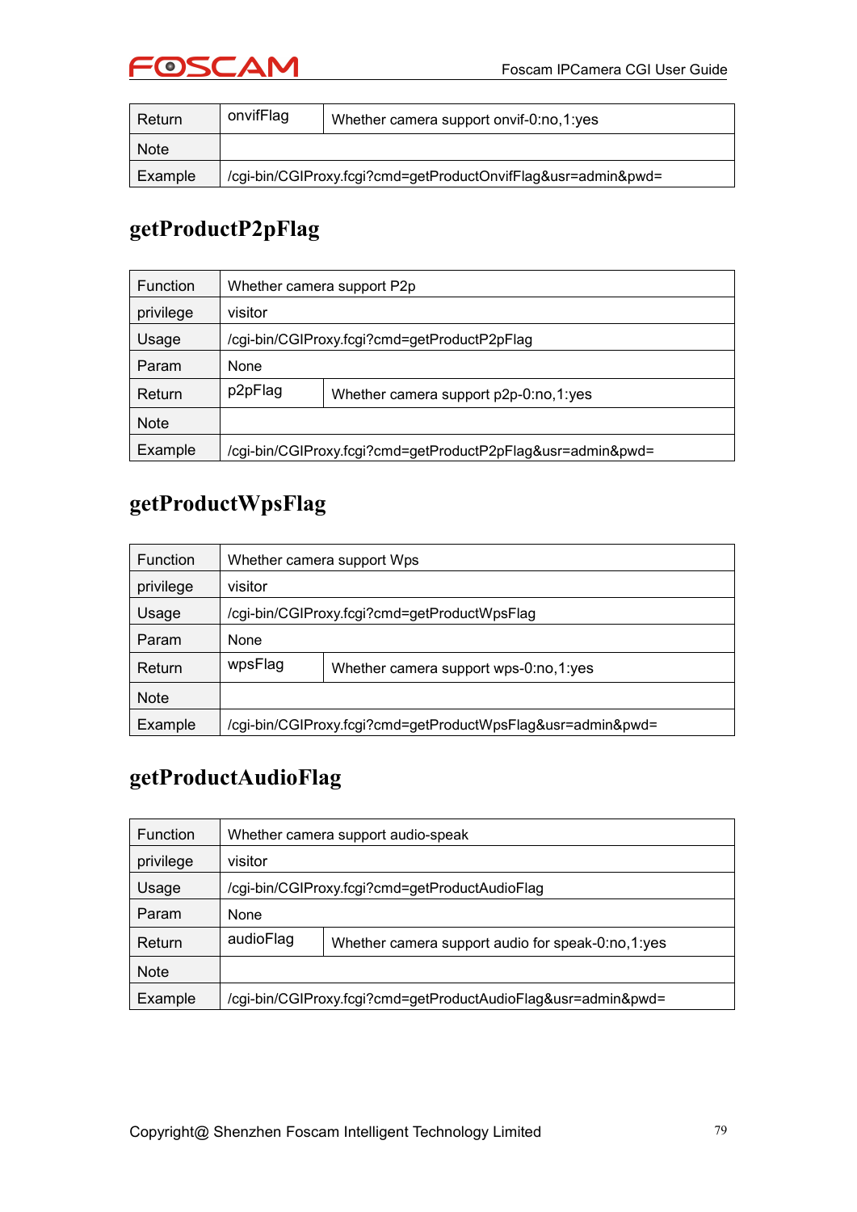| Return | onvifFlag | Whether camera support onvif-0:no,1:yes |
|---|---|---|
| Note | | |
| Example | /cgi-bin/CGIProxy.fcgi?cmd=getProductOnvifFlag&usr=admin&pwd= | |

## getProductP2pFlag

| Function | Whether camera support P2p | |
|---|---|---|
| privilege | visitor | |
| Usage | /cgi-bin/CGIProxy.fcgi?cmd=getProductP2pFlag | |
| Param | None | |
| Return | p2pFlag | Whether camera support p2p-0:no,1:yes |
| Note | | |
| Example | /cgi-bin/CGIProxy.fcgi?cmd=getProductP2pFlag&usr=admin&pwd= | |

## getProductWpsFlag

| Function | Whether camera support Wps | |
|---|---|---|
| privilege | visitor | |
| Usage | /cgi-bin/CGIProxy.fcgi?cmd=getProductWpsFlag | |
| Param | None | |
| Return | wpsFlag | Whether camera support wps-0:no,1:yes |
| Note | | |
| Example | /cgi-bin/CGIProxy.fcgi?cmd=getProductWpsFlag&usr=admin&pwd= | |

## getProductAudioFlag

| Function | Whether camera support audio-speak | |
|---|---|---|
| privilege | visitor | |
| Usage | /cgi-bin/CGIProxy.fcgi?cmd=getProductAudioFlag | |
| Param | None | |
| Return | audioFlag | Whether camera support audio for speak-0:no,1:yes |
| Note | | |
| Example | /cgi-bin/CGIProxy.fcgi?cmd=getProductAudioFlag&usr=admin&pwd= | |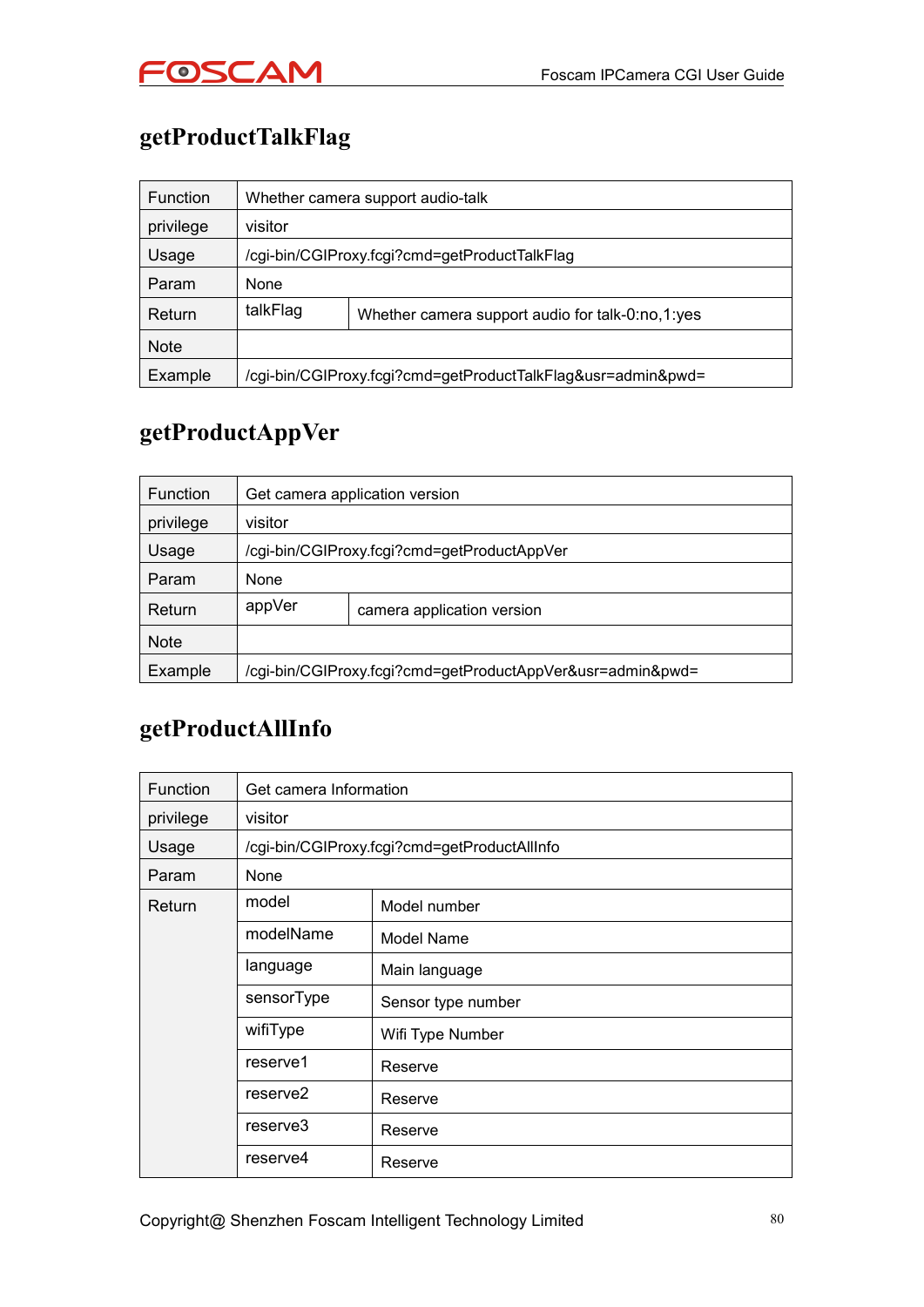## getProductTalkFlag

| Function | Whether camera support audio-talk | |
|---|---|---|
| privilege | visitor | |
| Usage | /cgi-bin/CGIProxy.fcgi?cmd=getProductTalkFlag | |
| Param | None | |
| Return | talkFlag | Whether camera support audio for talk-0:no,1:yes |
| Note | | |
| Example | /cgi-bin/CGIProxy.fcgi?cmd=getProductTalkFlag&usr=admin&pwd= | |

## getProductAppVer

| Function | Get camera application version | |
|---|---|---|
| privilege | visitor | |
| Usage | /cgi-bin/CGIProxy.fcgi?cmd=getProductAppVer | |
| Param | None | |
| Return | appVer | camera application version |
| Note | | |
| Example | /cgi-bin/CGIProxy.fcgi?cmd=getProductAppVer&usr=admin&pwd= | |

## getProductAllInfo

| Function | Get camera Information | |
|---|---|---|
| privilege | visitor | |
| Usage | /cgi-bin/CGIProxy.fcgi?cmd=getProductAllInfo | |
| Param | None | |
| Return | model | Model number |
| | modelName | Model Name |
| | language | Main language |
| | sensorType | Sensor type number |
| | wifiType | Wifi Type Number |
| | reserve1 | Reserve |
| | reserve2 | Reserve |
| | reserve3 | Reserve |
| | reserve4 | Reserve |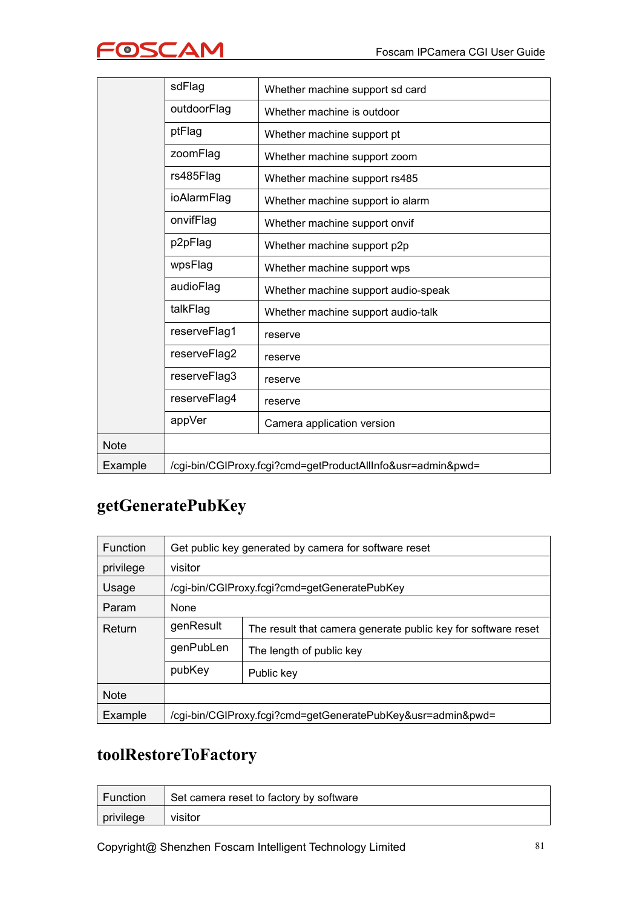| | | |
|---|---|---|
| | sdFlag | Whether machine support sd card |
| | outdoorFlag | Whether machine is outdoor |
| | ptFlag | Whether machine support pt |
| | zoomFlag | Whether machine support zoom |
| | rs485Flag | Whether machine support rs485 |
| | ioAlarmFlag | Whether machine support io alarm |
| | onvifFlag | Whether machine support onvif |
| | p2pFlag | Whether machine support p2p |
| | wpsFlag | Whether machine support wps |
| | audioFlag | Whether machine support audio-speak |
| | talkFlag | Whether machine support audio-talk |
| | reserveFlag1 | reserve |
| | reserveFlag2 | reserve |
| | reserveFlag3 | reserve |
| | reserveFlag4 | reserve |
| | appVer | Camera application version |
| Note | | |
| Example | /cgi-bin/CGIProxy.fcgi?cmd=getProductAllInfo&usr=admin&pwd= | |

## getGeneratePubKey

| | | |
|---|---|---|
| Function | Get public key generated by camera for software reset | |
| privilege | visitor | |
| Usage | /cgi-bin/CGIProxy.fcgi?cmd=getGeneratePubKey | |
| Param | None | |
| Return | genResult | The result that camera generate public key for software reset |
| | genPubLen | The length of public key |
| | pubKey | Public key |
| Note | | |
| Example | /cgi-bin/CGIProxy.fcgi?cmd=getGeneratePubKey&usr=admin&pwd= | |

## toolRestoreToFactory

| | |
|---|---|
| Function | Set camera reset to factory by software |
| privilege | visitor |

Copyright@ Shenzhen Foscam Intelligent Technology Limited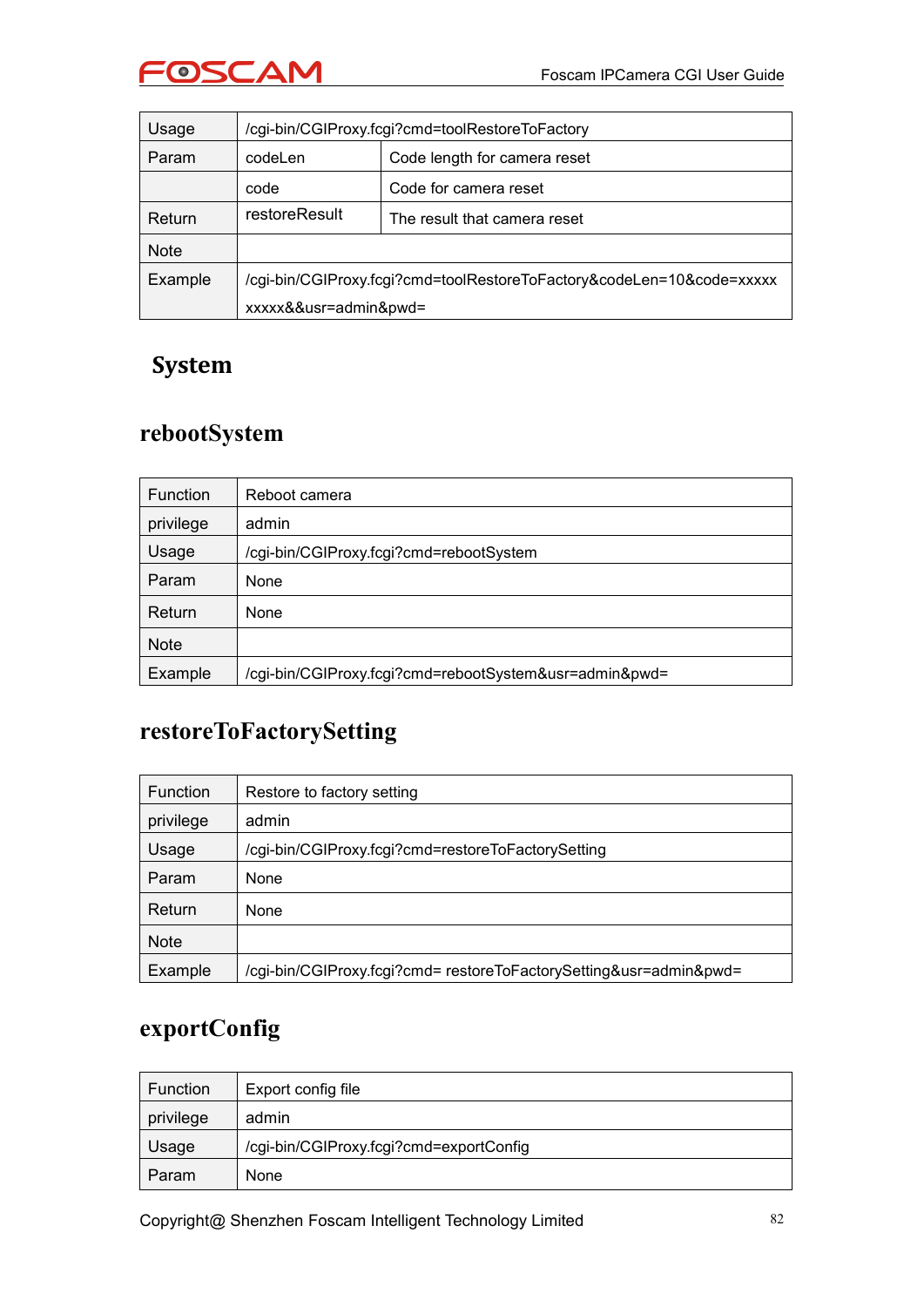| Usage | /cgi-bin/CGIProxy.fcgi?cmd=toolRestoreToFactory | |
|---|---|---|
| Param | codeLen | Code length for camera reset |
| | code | Code for camera reset |
| Return | restoreResult | The result that camera reset |
| Note | | |
| Example | /cgi-bin/CGIProxy.fcgi?cmd=toolRestoreToFactory&codeLen=10&code=xxxxxxxxxx&&usr=admin&pwd= | |

# System

## rebootSystem

| Function | Reboot camera |
|---|---|
| privilege | admin |
| Usage | /cgi-bin/CGIProxy.fcgi?cmd=rebootSystem |
| Param | None |
| Return | None |
| Note | |
| Example | /cgi-bin/CGIProxy.fcgi?cmd=rebootSystem&usr=admin&pwd= |

## restoreToFactorySetting

| Function | Restore to factory setting |
|---|---|
| privilege | admin |
| Usage | /cgi-bin/CGIProxy.fcgi?cmd=restoreToFactorySetting |
| Param | None |
| Return | None |
| Note | |
| Example | /cgi-bin/CGIProxy.fcgi?cmd= restoreToFactorySetting&usr=admin&pwd= |

## exportConfig

| Function | Export config file |
|---|---|
| privilege | admin |
| Usage | /cgi-bin/CGIProxy.fcgi?cmd=exportConfig |
| Param | None |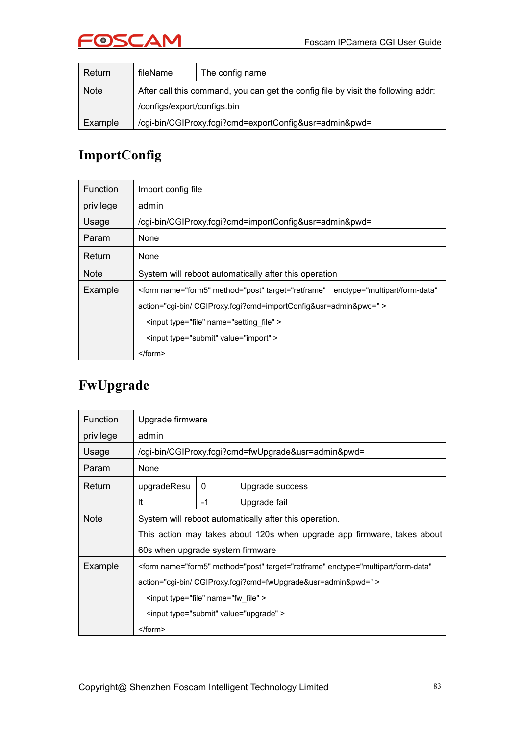| Return | fileName | The config name |
|---|---|---|
| Note | After call this command, you can get the config file by visit the following addr: /configs/export/configs.bin | |
| Example | /cgi-bin/CGIProxy.fcgi?cmd=exportConfig&usr=admin&pwd= | |

## ImportConfig

| Function | Import config file |
|---|---|
| privilege | admin |
| Usage | /cgi-bin/CGIProxy.fcgi?cmd=importConfig&usr=admin&pwd= |
| Param | None |
| Return | None |
| Note | System will reboot automatically after this operation |
| Example | <form name="form5" method="post" target="retframe" enctype="multipart/form-data" action="cgi-bin/ CGIProxy.fcgi?cmd=importConfig&usr=admin&pwd=" > <input type="file" name="setting_file" > <input type="submit" value="import" > </form> |

## FwUpgrade

| Function | Upgrade firmware | | |
|---|---|---|---|
| privilege | admin | | |
| Usage | /cgi-bin/CGIProxy.fcgi?cmd=fwUpgrade&usr=admin&pwd= | | |
| Param | None | | |
| Return | upgradeResult | 0 | Upgrade success |
| | | -1 | Upgrade fail |
| Note | System will reboot automatically after this operation. This action may takes about 120s when upgrade app firmware, takes about 60s when upgrade system firmware | | |
| Example | <form name="form5" method="post" target="retframe" enctype="multipart/form-data" action="cgi-bin/ CGIProxy.fcgi?cmd=fwUpgrade&usr=admin&pwd=" > <input type="file" name="fw_file" > <input type="submit" value="upgrade" > </form> | | |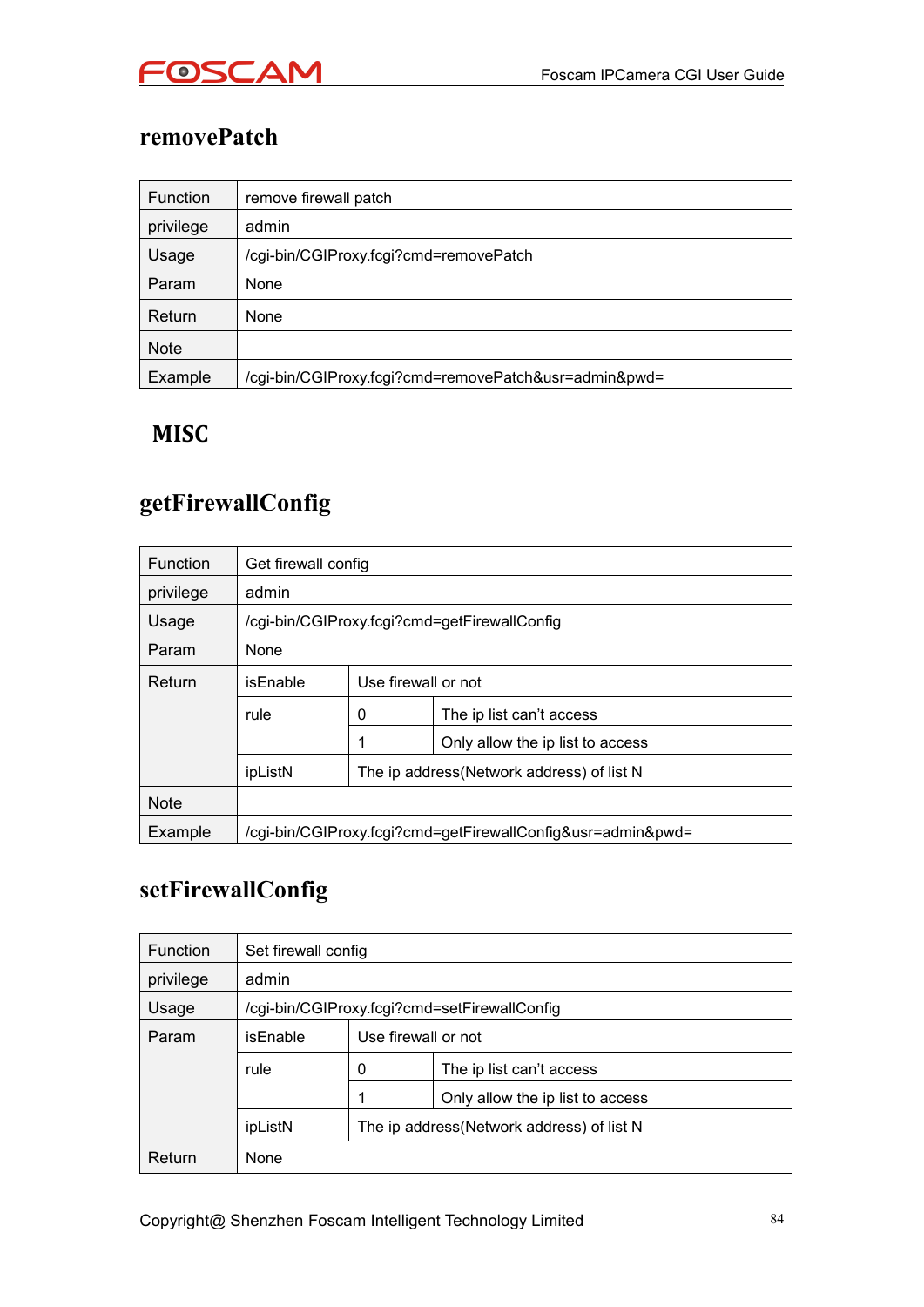## removePatch

| Function | remove firewall patch |
|---|---|
| privilege | admin |
| Usage | /cgi-bin/CGIProxy.fcgi?cmd=removePatch |
| Param | None |
| Return | None |
| Note | |
| Example | /cgi-bin/CGIProxy.fcgi?cmd=removePatch&usr=admin&pwd= |

# MISC

## getFirewallConfig

| Function | Get firewall config | | |
|---|---|---|---|
| privilege | admin | | |
| Usage | /cgi-bin/CGIProxy.fcgi?cmd=getFirewallConfig | | |
| Param | None | | |
| Return | isEnable | Use firewall or not | |
| | rule | 0 | The ip list can't access |
| | | 1 | Only allow the ip list to access |
| | ipListN | The ip address(Network address) of list N | |
| Note | | | |
| Example | /cgi-bin/CGIProxy.fcgi?cmd=getFirewallConfig&usr=admin&pwd= | | |

## setFirewallConfig

| Function | Set firewall config | | |
|---|---|---|---|
| privilege | admin | | |
| Usage | /cgi-bin/CGIProxy.fcgi?cmd=setFirewallConfig | | |
| Param | isEnable | Use firewall or not | |
| | rule | 0 | The ip list can't access |
| | | 1 | Only allow the ip list to access |
| | ipListN | The ip address(Network address) of list N | |
| Return | None | | |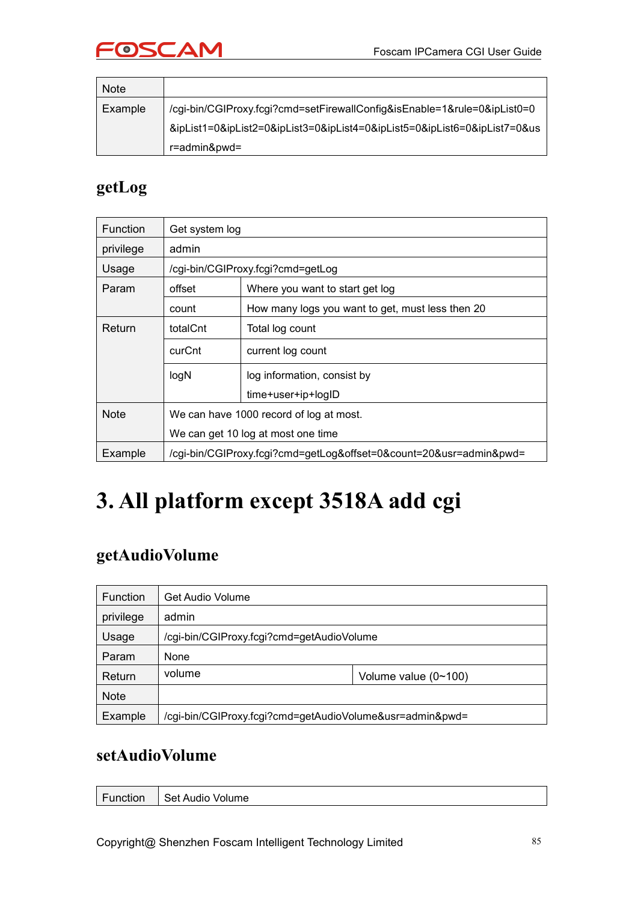| Note | |
|---|---|
| Example | /cgi-bin/CGIProxy.fcgi?cmd=setFirewallConfig&isEnable=1&rule=0&ipList0=0&ipList1=0&ipList2=0&ipList3=0&ipList4=0&ipList5=0&ipList6=0&ipList7=0&usr=admin&pwd= |

## getLog

| Function | Get system log | |
|---|---|---|
| privilege | admin | |
| Usage | /cgi-bin/CGIProxy.fcgi?cmd=getLog | |
| Param | offset | Where you want to start get log |
| | count | How many logs you want to get, must less then 20 |
| Return | totalCnt | Total log count |
| | curCnt | current log count |
| | logN | log information, consist by time+user+ip+logID |
| Note | We can have 1000 record of log at most.<br>We can get 10 log at most one time | |
| Example | /cgi-bin/CGIProxy.fcgi?cmd=getLog&offset=0&count=20&usr=admin&pwd= | |

# 3. All platform except 3518A add cgi

## getAudioVolume

| Function | Get Audio Volume | |
|---|---|---|
| privilege | admin | |
| Usage | /cgi-bin/CGIProxy.fcgi?cmd=getAudioVolume | |
| Param | None | |
| Return | volume | Volume value (0~100) |
| Note | | |
| Example | /cgi-bin/CGIProxy.fcgi?cmd=getAudioVolume&usr=admin&pwd= | |

## setAudioVolume

| Function | Set Audio Volume |
|---|---|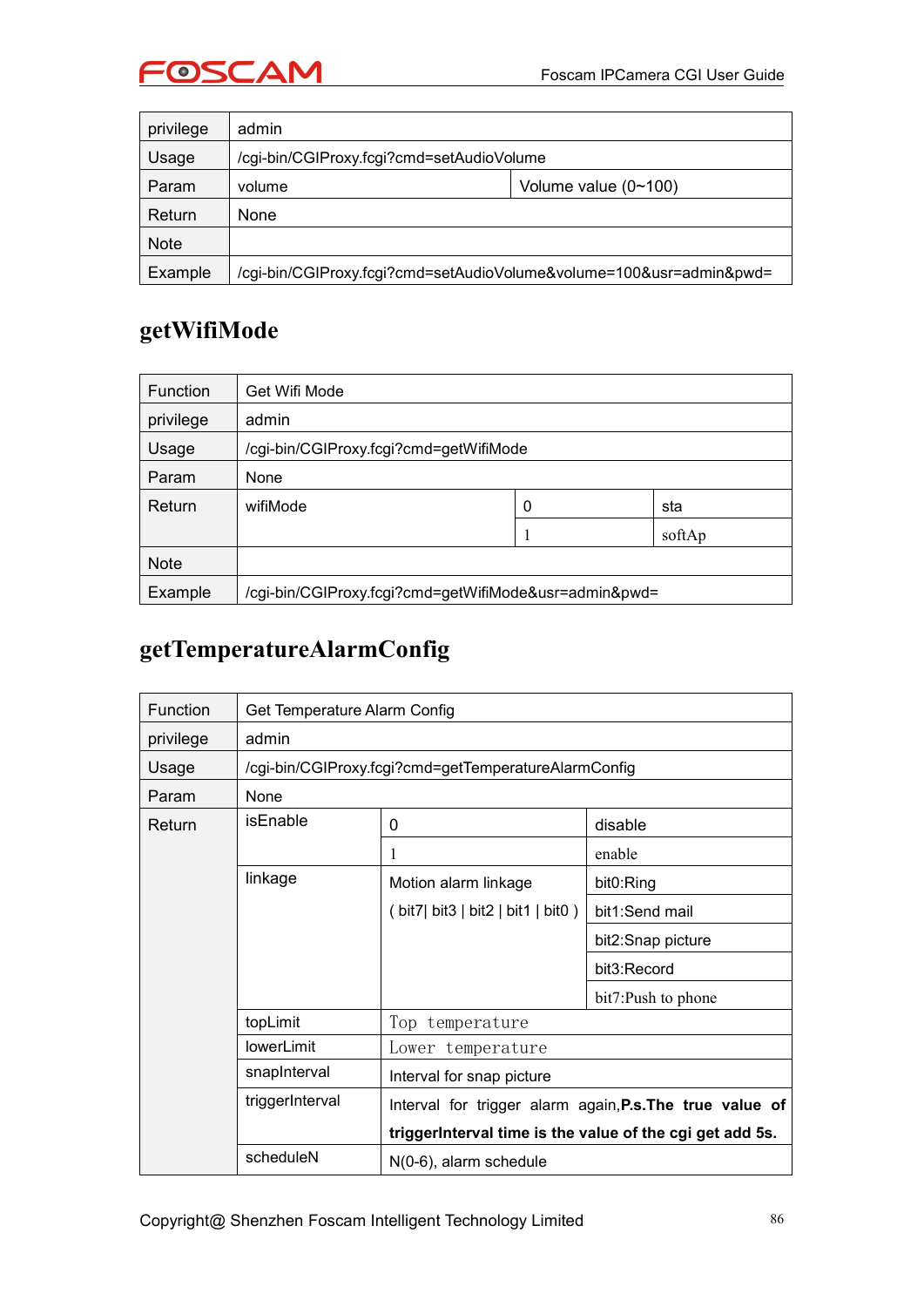| privilege | admin | |
|---|---|---|
| Usage | /cgi-bin/CGIProxy.fcgi?cmd=setAudioVolume | |
| Param | volume | Volume value (0~100) |
| Return | None | |
| Note | | |
| Example | /cgi-bin/CGIProxy.fcgi?cmd=setAudioVolume&volume=100&usr=admin&pwd= | |

## getWifiMode

| Function | Get Wifi Mode | | |
|---|---|---|---|
| privilege | admin | | |
| Usage | /cgi-bin/CGIProxy.fcgi?cmd=getWifiMode | | |
| Param | None | | |
| Return | wifiMode | 0 | sta |
| | | 1 | softAp |
| Note | | | |
| Example | /cgi-bin/CGIProxy.fcgi?cmd=getWifiMode&usr=admin&pwd= | | |

## getTemperatureAlarmConfig

| Function | Get Temperature Alarm Config | | |
|---|---|---|---|
| privilege | admin | | |
| Usage | /cgi-bin/CGIProxy.fcgi?cmd=getTemperatureAlarmConfig | | |
| Param | None | | |
| Return | isEnable | 0 | disable |
| | | 1 | enable |
| | linkage | Motion alarm linkage ( bit7\| bit3 \| bit2 \| bit1 \| bit0 ) | bit0:Ring |
| | | | bit1:Send mail |
| | | | bit2:Snap picture |
| | | | bit3:Record |
| | | | bit7:Push to phone |
| | topLimit | Top temperature | |
| | lowerLimit | Lower temperature | |
| | snapInterval | Interval for snap picture | |
| | triggerInterval | Interval for trigger alarm again,**P.s.The true value of triggerInterval time is the value of the cgi get add 5s.** | |
| | scheduleN | N(0-6), alarm schedule | |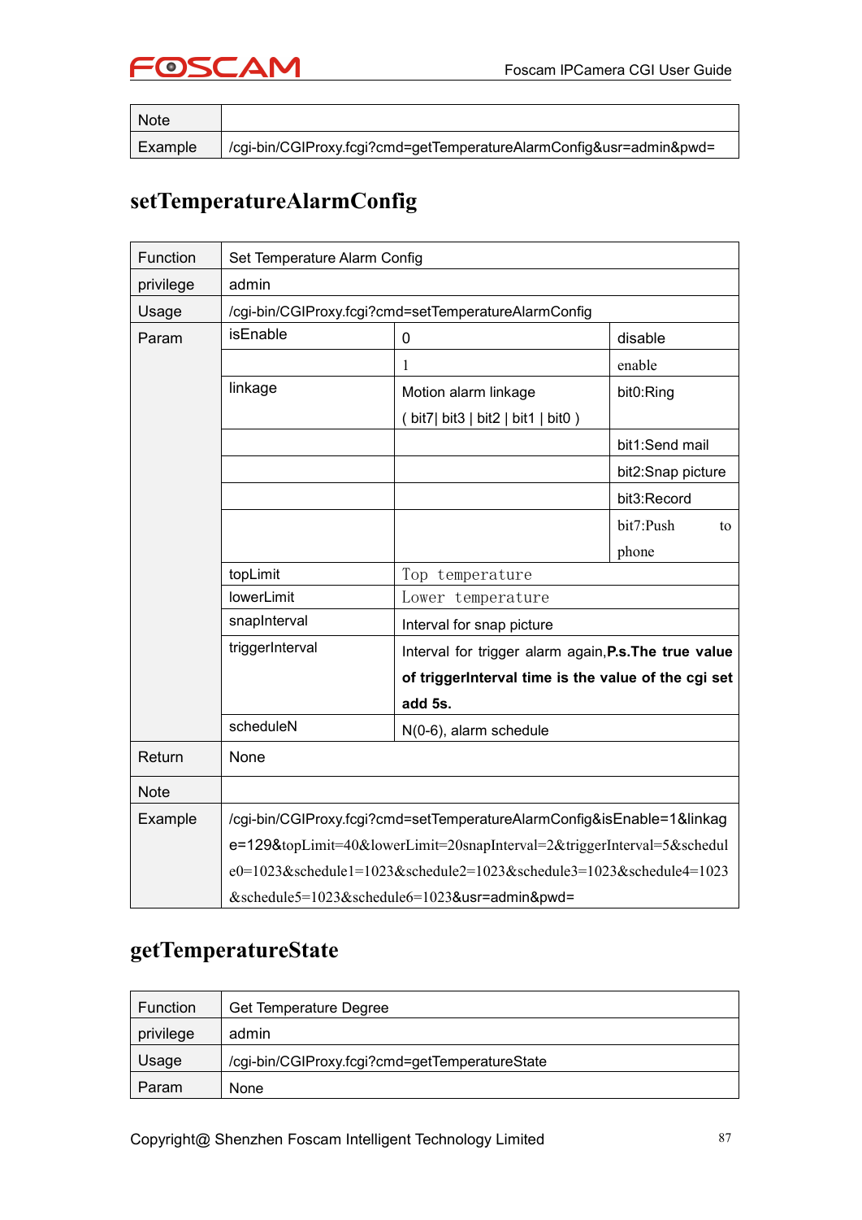| Note | |
|---|---|
| Example | /cgi-bin/CGIProxy.fcgi?cmd=getTemperatureAlarmConfig&usr=admin&pwd= |

## setTemperatureAlarmConfig

| Function | Set Temperature Alarm Config | | |
|---|---|---|---|
| privilege | admin | | |
| Usage | /cgi-bin/CGIProxy.fcgi?cmd=setTemperatureAlarmConfig | | |
| Param | isEnable | 0 | disable |
| | | 1 | enable |
| | linkage | Motion alarm linkage ( bit7\| bit3 \| bit2 \| bit1 \| bit0 ) | bit0:Ring |
| | | | bit1:Send mail |
| | | | bit2:Snap picture |
| | | | bit3:Record |
| | | | bit7:Push to phone |
| | topLimit | Top temperature | |
| | lowerLimit | Lower temperature | |
| | snapInterval | Interval for snap picture | |
| | triggerInterval | Interval for trigger alarm again,**P.s.The true value of triggerInterval time is the value of the cgi set add 5s.** | |
| | scheduleN | N(0-6), alarm schedule | |
| Return | None | | |
| Note | | | |
| Example | /cgi-bin/CGIProxy.fcgi?cmd=setTemperatureAlarmConfig&isEnable=1&linkage=129&topLimit=40&lowerLimit=20snapInterval=2&triggerInterval=5&schedule0=1023&schedule1=1023&schedule2=1023&schedule3=1023&schedule4=1023&schedule5=1023&schedule6=1023&usr=admin&pwd= | | |

## getTemperatureState

| Function | Get Temperature Degree |
|---|---|
| privilege | admin |
| Usage | /cgi-bin/CGIProxy.fcgi?cmd=getTemperatureState |
| Param | None |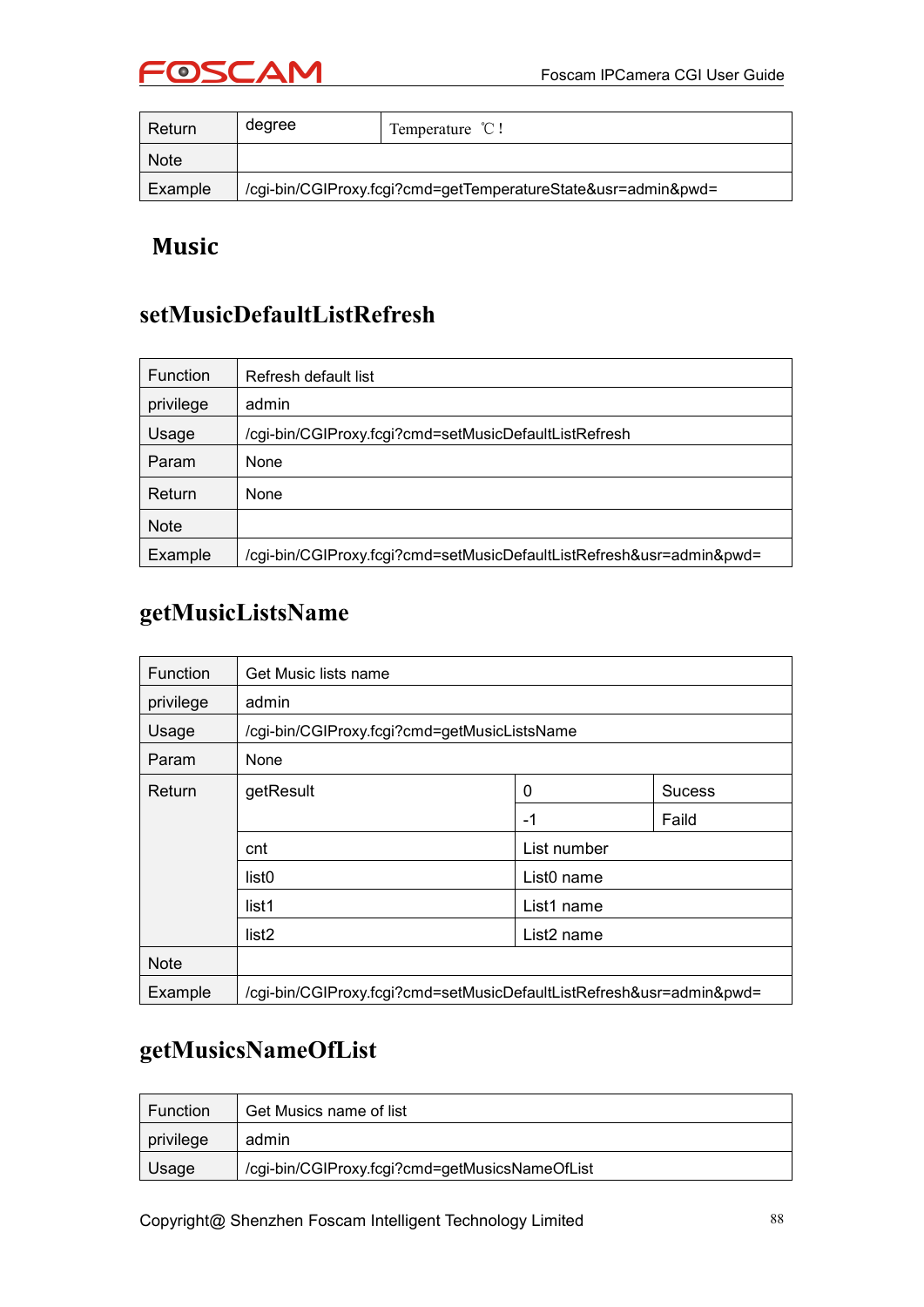| Return | degree | Temperature ℃ ! |
|---|---|---|
| Note | | |
| Example | /cgi-bin/CGIProxy.fcgi?cmd=getTemperatureState&usr=admin&pwd= | |

# Music

## setMusicDefaultListRefresh

| Function | Refresh default list |
|---|---|
| privilege | admin |
| Usage | /cgi-bin/CGIProxy.fcgi?cmd=setMusicDefaultListRefresh |
| Param | None |
| Return | None |
| Note | |
| Example | /cgi-bin/CGIProxy.fcgi?cmd=setMusicDefaultListRefresh&usr=admin&pwd= |

## getMusicListsName

| Function | Get Music lists name | | |
|---|---|---|---|
| privilege | admin | | |
| Usage | /cgi-bin/CGIProxy.fcgi?cmd=getMusicListsName | | |
| Param | None | | |
| Return | getResult | 0 | Sucess |
| | | -1 | Faild |
| | cnt | List number | |
| | list0 | List0 name | |
| | list1 | List1 name | |
| | list2 | List2 name | |
| Note | | | |
| Example | /cgi-bin/CGIProxy.fcgi?cmd=setMusicDefaultListRefresh&usr=admin&pwd= | | |

## getMusicsNameOfList

| Function | Get Musics name of list |
|---|---|
| privilege | admin |
| Usage | /cgi-bin/CGIProxy.fcgi?cmd=getMusicsNameOfList |

Copyright@ Shenzhen Foscam Intelligent Technology Limited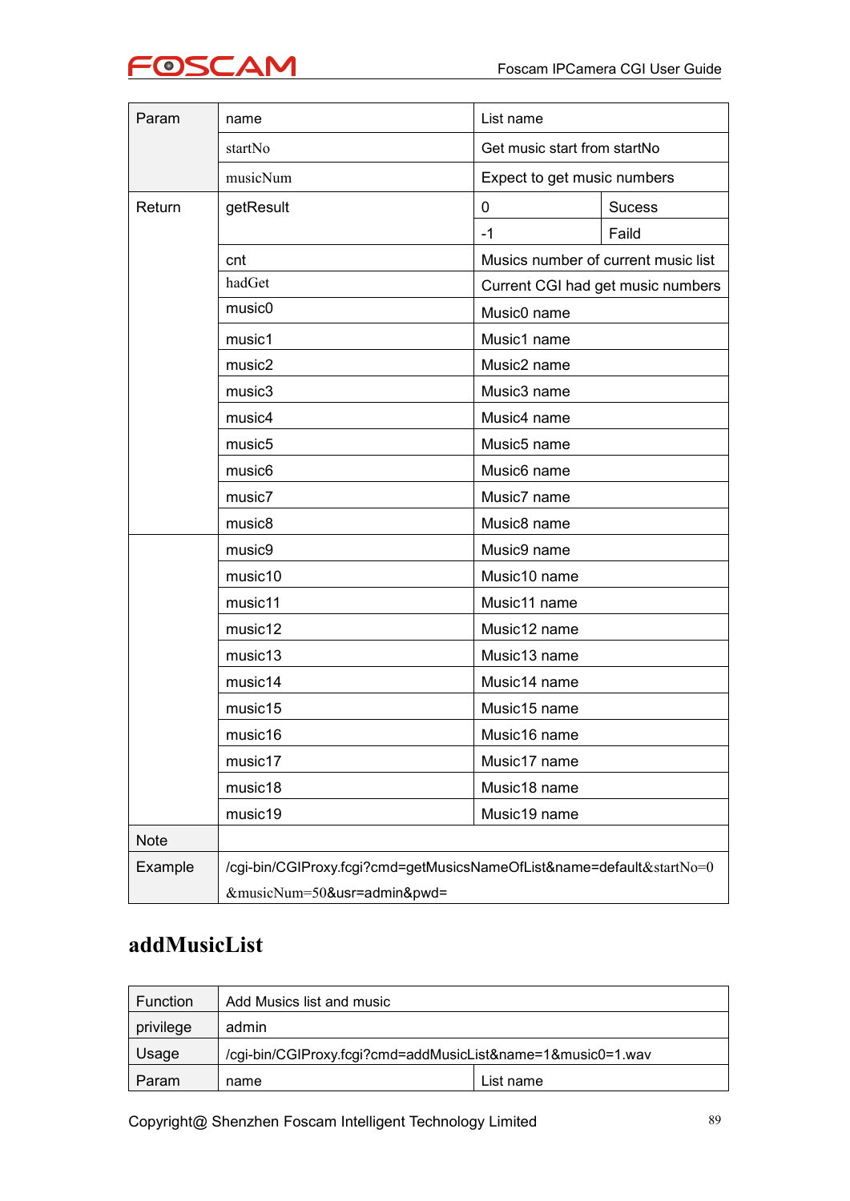| Param | name | List name | |
|---|---|---|---|
| | startNo | Get music start from startNo | |
| | musicNum | Expect to get music numbers | |
| Return | getResult | 0 | Sucess |
| | | -1 | Faild |
| | cnt | Musics number of current music list | |
| | hadGet | Current CGI had get music numbers | |
| | music0 | Music0 name | |
| | music1 | Music1 name | |
| | music2 | Music2 name | |
| | music3 | Music3 name | |
| | music4 | Music4 name | |
| | music5 | Music5 name | |
| | music6 | Music6 name | |
| | music7 | Music7 name | |
| | music8 | Music8 name | |
| | music9 | Music9 name | |
| | music10 | Music10 name | |
| | music11 | Music11 name | |
| | music12 | Music12 name | |
| | music13 | Music13 name | |
| | music14 | Music14 name | |
| | music15 | Music15 name | |
| | music16 | Music16 name | |
| | music17 | Music17 name | |
| | music18 | Music18 name | |
| | music19 | Music19 name | |
| Note | | | |
| Example | /cgi-bin/CGIProxy.fcgi?cmd=getMusicsNameOfList&name=default&startNo=0&musicNum=50&usr=admin&pwd= | | |

## addMusicList

| Function | Add Musics list and music | |
|---|---|---|
| privilege | admin | |
| Usage | /cgi-bin/CGIProxy.fcgi?cmd=addMusicList&name=1&music0=1.wav | |
| Param | name | List name |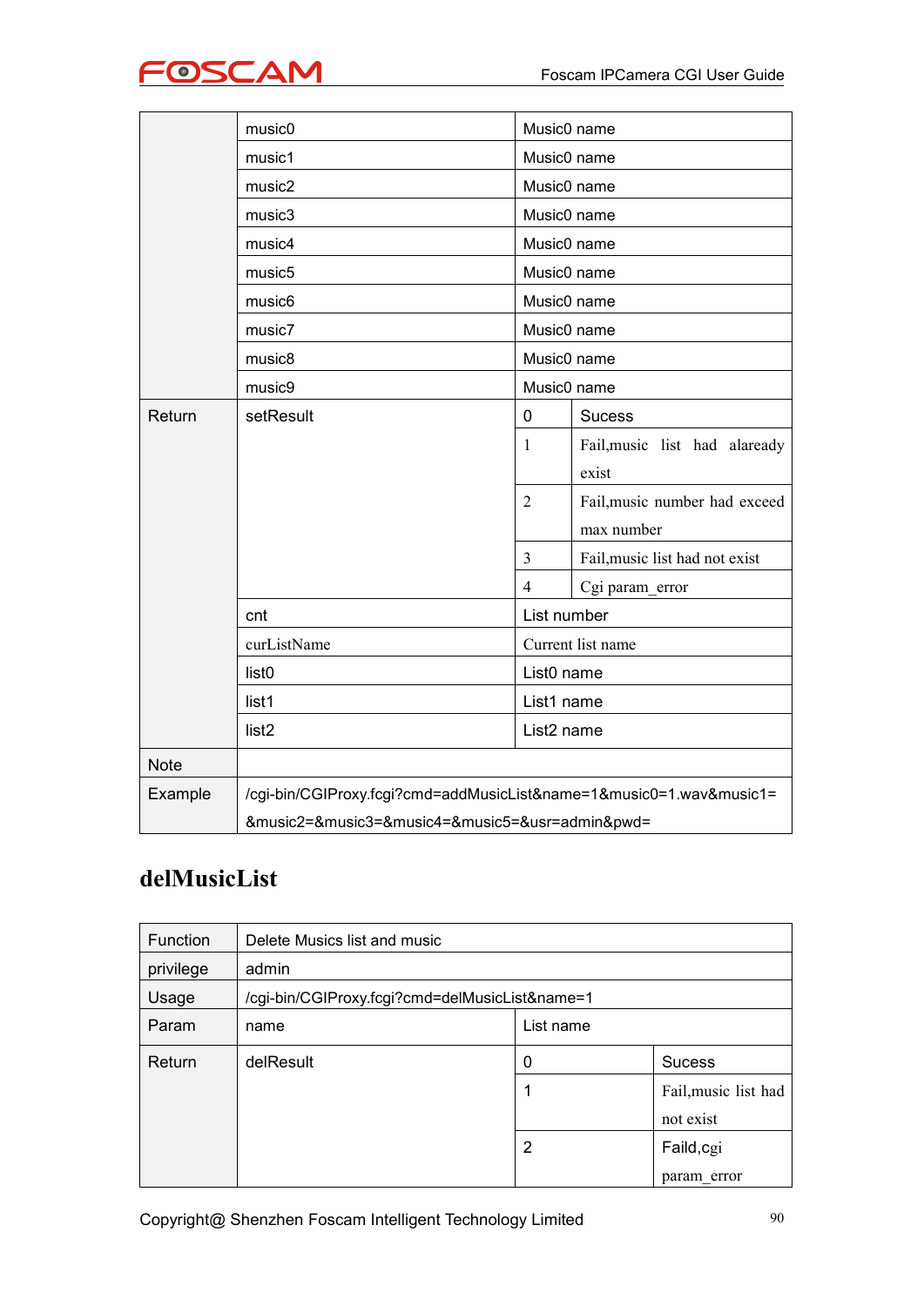| | | | |
|---|---|---|---|
| | music0 | Music0 name | |
| | music1 | Music0 name | |
| | music2 | Music0 name | |
| | music3 | Music0 name | |
| | music4 | Music0 name | |
| | music5 | Music0 name | |
| | music6 | Music0 name | |
| | music7 | Music0 name | |
| | music8 | Music0 name | |
| | music9 | Music0 name | |
| Return | setResult | 0 | Sucess |
| | | 1 | Fail,music list had alaready exist |
| | | 2 | Fail,music number had exceed max number |
| | | 3 | Fail,music list had not exist |
| | | 4 | Cgi param_error |
| | cnt | List number | |
| | curListName | Current list name | |
| | list0 | List0 name | |
| | list1 | List1 name | |
| | list2 | List2 name | |
| Note | | | |
| Example | /cgi-bin/CGIProxy.fcgi?cmd=addMusicList&name=1&music0=1.wav&music1=&music2=&music3=&music4=&music5=&usr=admin&pwd= | | |

## delMusicList

| | | | |
|---|---|---|---|
| Function | Delete Musics list and music | | |
| privilege | admin | | |
| Usage | /cgi-bin/CGIProxy.fcgi?cmd=delMusicList&name=1 | | |
| Param | name | List name | |
| Return | delResult | 0 | Sucess |
| | | 1 | Fail,music list had not exist |
| | | 2 | Faild,cgi param_error |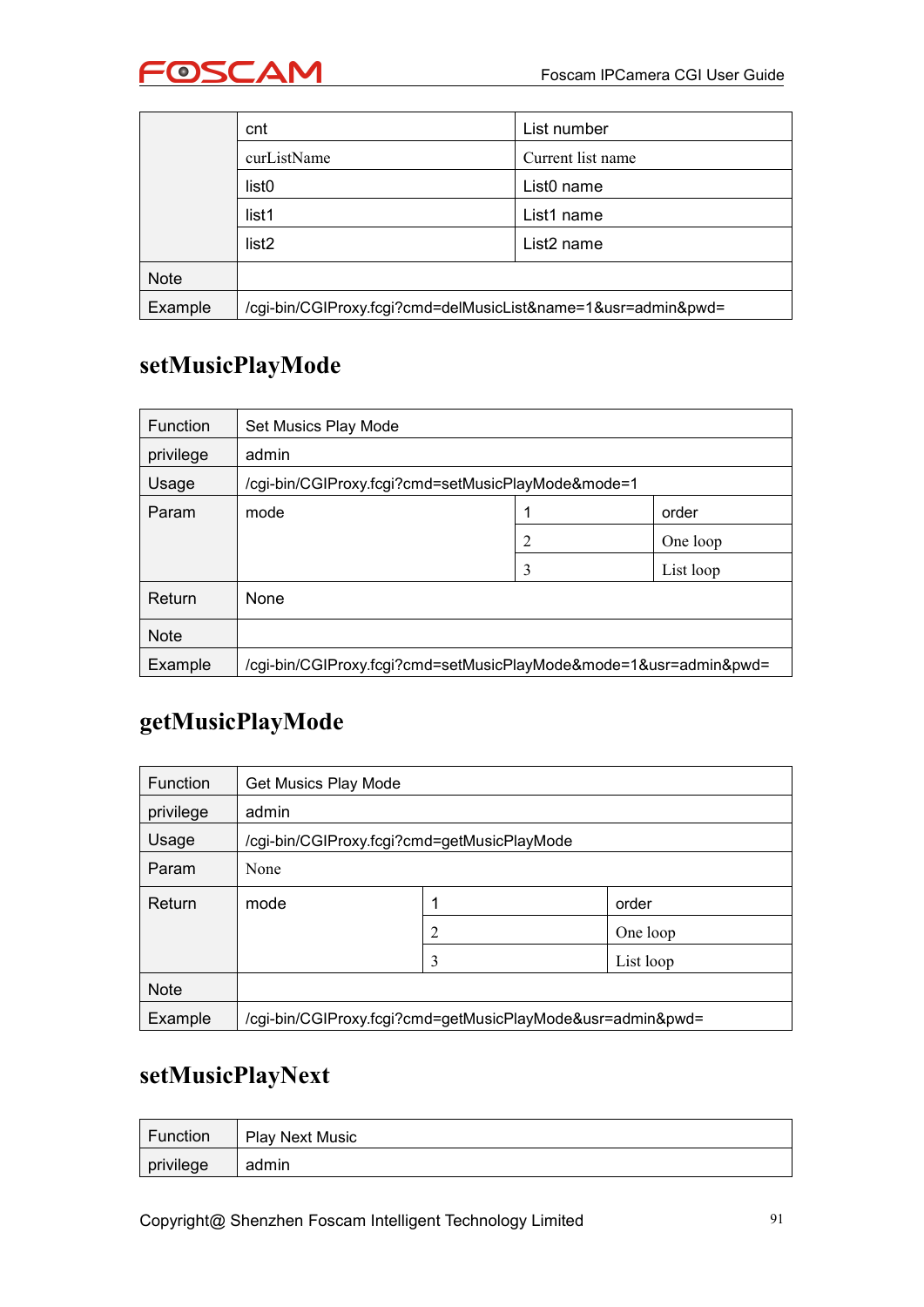| | | |
|---|---|---|
| | cnt | List number |
| | curListName | Current list name |
| | list0 | List0 name |
| | list1 | List1 name |
| | list2 | List2 name |
| Note | | |
| Example | /cgi-bin/CGIProxy.fcgi?cmd=delMusicList&name=1&usr=admin&pwd= | |

## setMusicPlayMode

| | | | |
|---|---|---|---|
| Function | Set Musics Play Mode | | |
| privilege | admin | | |
| Usage | /cgi-bin/CGIProxy.fcgi?cmd=setMusicPlayMode&mode=1 | | |
| Param | mode | 1 | order |
| | | 2 | One loop |
| | | 3 | List loop |
| Return | None | | |
| Note | | | |
| Example | /cgi-bin/CGIProxy.fcgi?cmd=setMusicPlayMode&mode=1&usr=admin&pwd= | | |

## getMusicPlayMode

| | | | |
|---|---|---|---|
| Function | Get Musics Play Mode | | |
| privilege | admin | | |
| Usage | /cgi-bin/CGIProxy.fcgi?cmd=getMusicPlayMode | | |
| Param | None | | |
| Return | mode | 1 | order |
| | | 2 | One loop |
| | | 3 | List loop |
| Note | | | |
| Example | /cgi-bin/CGIProxy.fcgi?cmd=getMusicPlayMode&usr=admin&pwd= | | |

## setMusicPlayNext

| | |
|---|---|
| Function | Play Next Music |
| privilege | admin |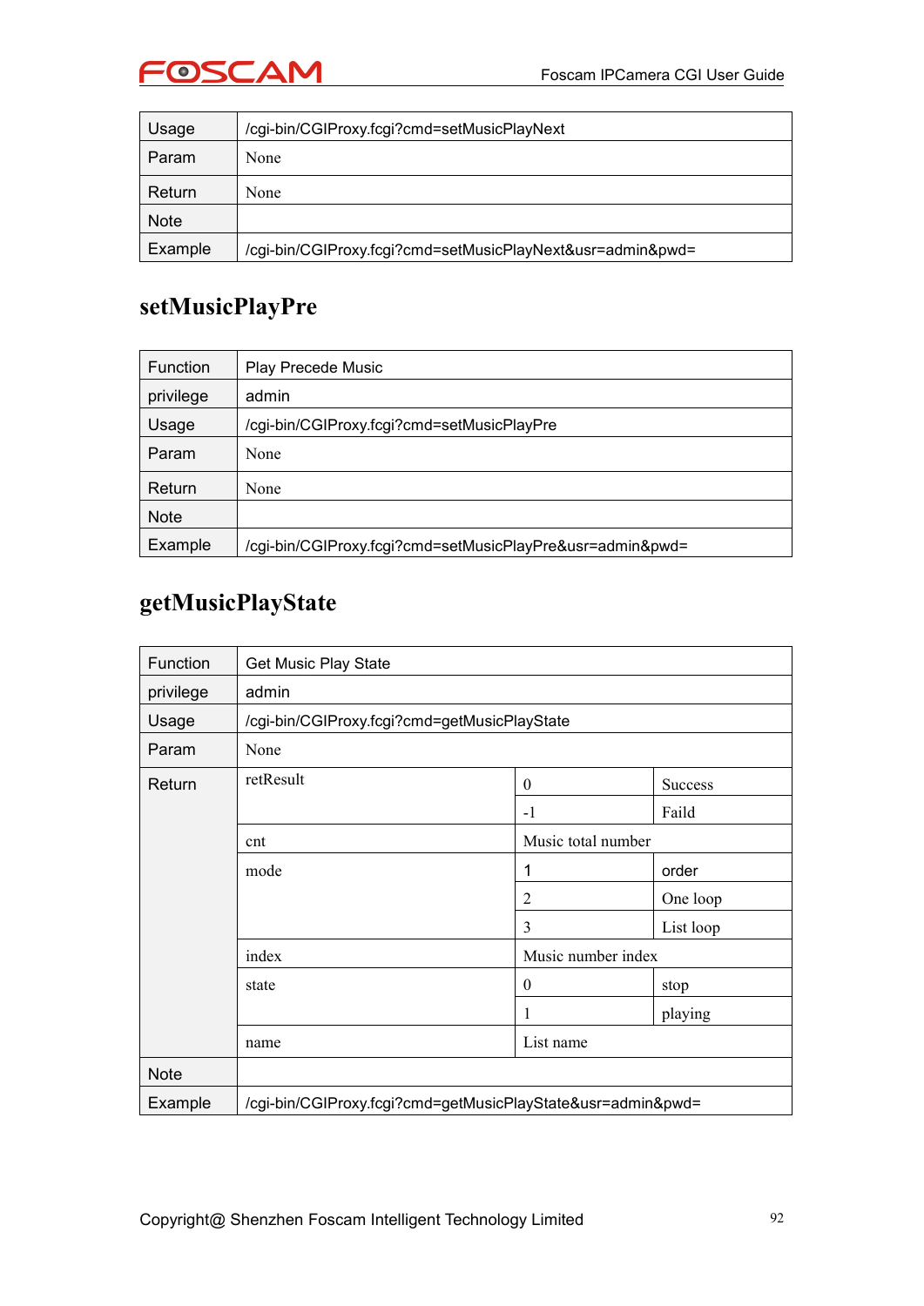| Usage | /cgi-bin/CGIProxy.fcgi?cmd=setMusicPlayNext |
|---|---|
| Param | None |
| Return | None |
| Note | |
| Example | /cgi-bin/CGIProxy.fcgi?cmd=setMusicPlayNext&usr=admin&pwd= |

## setMusicPlayPre

| Function | Play Precede Music |
|---|---|
| privilege | admin |
| Usage | /cgi-bin/CGIProxy.fcgi?cmd=setMusicPlayPre |
| Param | None |
| Return | None |
| Note | |
| Example | /cgi-bin/CGIProxy.fcgi?cmd=setMusicPlayPre&usr=admin&pwd= |

## getMusicPlayState

| Function | Get Music Play State | | |
|---|---|---|---|
| privilege | admin | | |
| Usage | /cgi-bin/CGIProxy.fcgi?cmd=getMusicPlayState | | |
| Param | None | | |
| Return | retResult | 0 | Success |
| | | -1 | Faild |
| | cnt | Music total number | |
| | mode | 1 | order |
| | | 2 | One loop |
| | | 3 | List loop |
| | index | Music number index | |
| | state | 0 | stop |
| | | 1 | playing |
| | name | List name | |
| Note | | | |
| Example | /cgi-bin/CGIProxy.fcgi?cmd=getMusicPlayState&usr=admin&pwd= | | |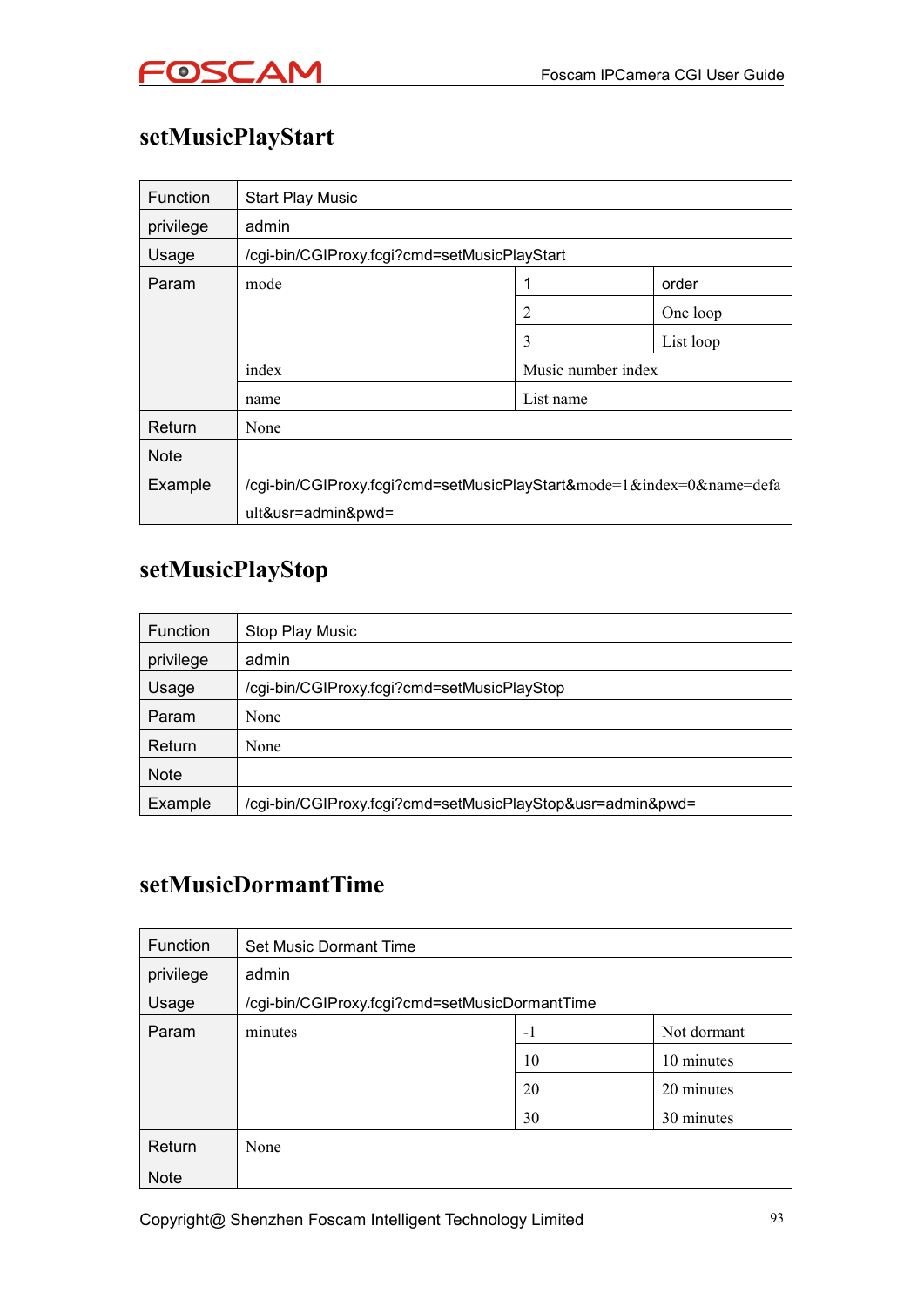## setMusicPlayStart

| Function | Start Play Music | | |
|---|---|---|---|
| privilege | admin | | |
| Usage | /cgi-bin/CGIProxy.fcgi?cmd=setMusicPlayStart | | |
| Param | mode | 1 | order |
| | | 2 | One loop |
| | | 3 | List loop |
| | index | Music number index | |
| | name | List name | |
| Return | None | | |
| Note | | | |
| Example | /cgi-bin/CGIProxy.fcgi?cmd=setMusicPlayStart&mode=1&index=0&name=default&usr=admin&pwd= | | |

## setMusicPlayStop

| Function | Stop Play Music |
|---|---|
| privilege | admin |
| Usage | /cgi-bin/CGIProxy.fcgi?cmd=setMusicPlayStop |
| Param | None |
| Return | None |
| Note | |
| Example | /cgi-bin/CGIProxy.fcgi?cmd=setMusicPlayStop&usr=admin&pwd= |

## setMusicDormantTime

| Function | Set Music Dormant Time | | |
|---|---|---|---|
| privilege | admin | | |
| Usage | /cgi-bin/CGIProxy.fcgi?cmd=setMusicDormantTime | | |
| Param | minutes | -1 | Not dormant |
| | | 10 | 10 minutes |
| | | 20 | 20 minutes |
| | | 30 | 30 minutes |
| Return | None | | |
| Note | | | |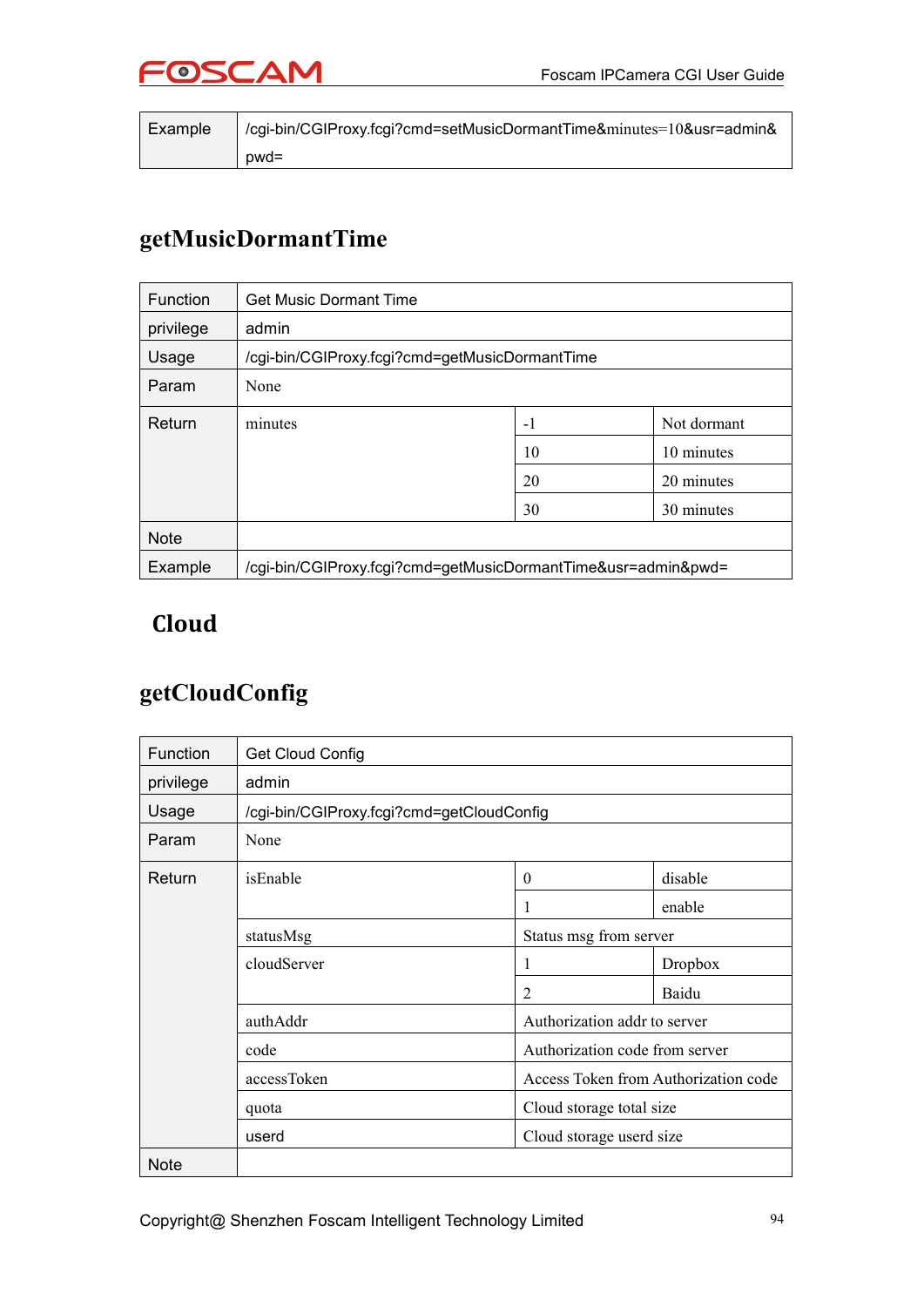| Example | /cgi-bin/CGIProxy.fcgi?cmd=setMusicDormantTime&minutes=10&usr=admin&pwd= | | |
|---|---|---|---|

## getMusicDormantTime

| Function | Get Music Dormant Time | | |
|---|---|---|---|
| privilege | admin | | |
| Usage | /cgi-bin/CGIProxy.fcgi?cmd=getMusicDormantTime | | |
| Param | None | | |
| Return | minutes | -1 | Not dormant |
| | | 10 | 10 minutes |
| | | 20 | 20 minutes |
| | | 30 | 30 minutes |
| Note | | | |
| Example | /cgi-bin/CGIProxy.fcgi?cmd=getMusicDormantTime&usr=admin&pwd= | | |

# Cloud

## getCloudConfig

| Function | Get Cloud Config | | |
|---|---|---|---|
| privilege | admin | | |
| Usage | /cgi-bin/CGIProxy.fcgi?cmd=getCloudConfig | | |
| Param | None | | |
| Return | isEnable | 0 | disable |
| | | 1 | enable |
| | statusMsg | Status msg from server | |
| | cloudServer | 1 | Dropbox |
| | | 2 | Baidu |
| | authAddr | Authorization addr to server | |
| | code | Authorization code from server | |
| | accessToken | Access Token from Authorization code | |
| | quota | Cloud storage total size | |
| | userd | Cloud storage userd size | |
| Note | | | |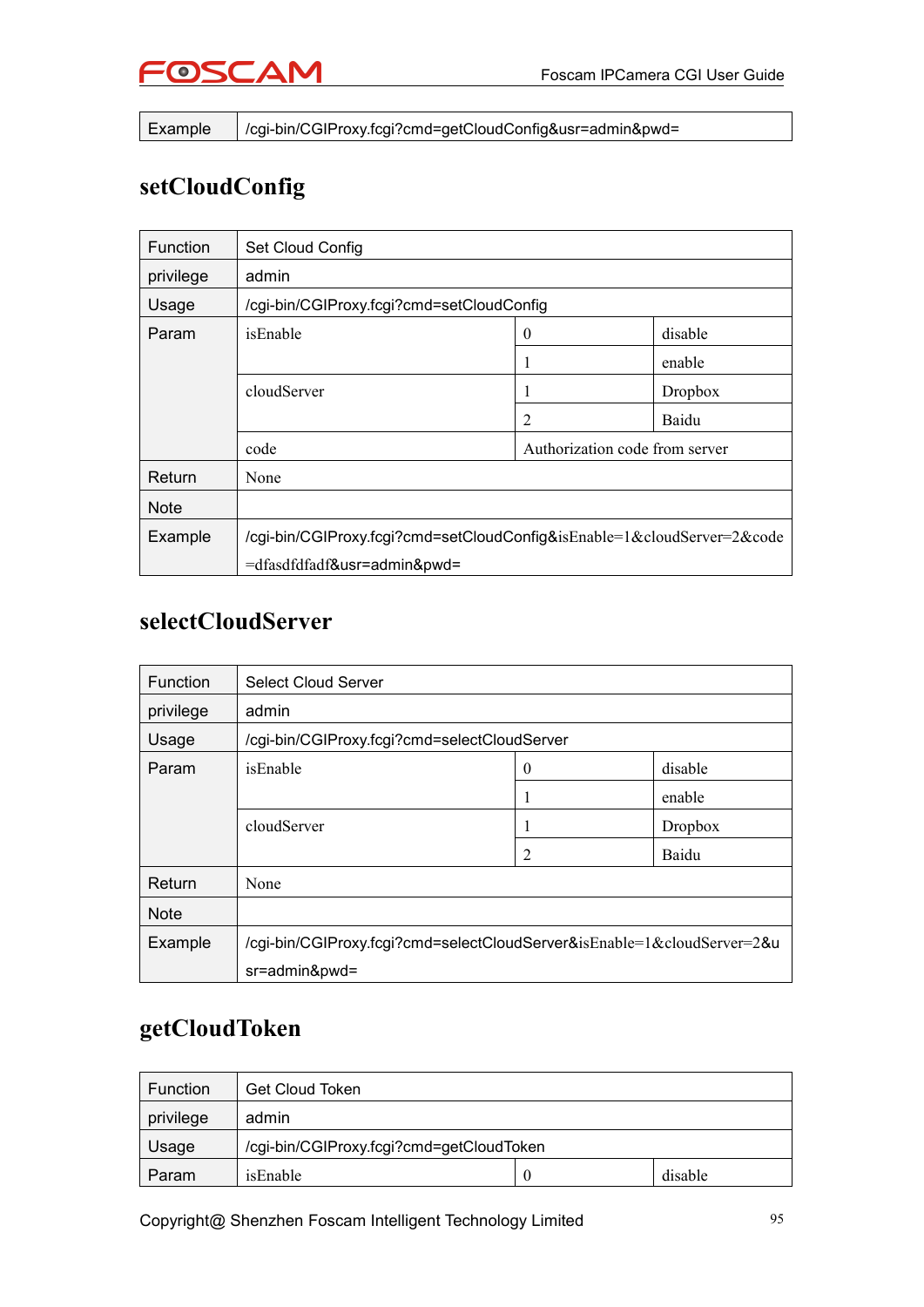| Example | /cgi-bin/CGIProxy.fcgi?cmd=getCloudConfig&usr=admin&pwd= |
|---|---|

## setCloudConfig

| Function | Set Cloud Config | | |
|---|---|---|---|
| privilege | admin | | |
| Usage | /cgi-bin/CGIProxy.fcgi?cmd=setCloudConfig | | |
| Param | isEnable | 0 | disable |
| | | 1 | enable |
| | cloudServer | 1 | Dropbox |
| | | 2 | Baidu |
| | code | Authorization code from server | |
| Return | None | | |
| Note | | | |
| Example | /cgi-bin/CGIProxy.fcgi?cmd=setCloudConfig&isEnable=1&cloudServer=2&code=dfasdfdfadf&usr=admin&pwd= | | |

## selectCloudServer

| Function | Select Cloud Server | | |
|---|---|---|---|
| privilege | admin | | |
| Usage | /cgi-bin/CGIProxy.fcgi?cmd=selectCloudServer | | |
| Param | isEnable | 0 | disable |
| | | 1 | enable |
| | cloudServer | 1 | Dropbox |
| | | 2 | Baidu |
| Return | None | | |
| Note | | | |
| Example | /cgi-bin/CGIProxy.fcgi?cmd=selectCloudServer&isEnable=1&cloudServer=2&usr=admin&pwd= | | |

## getCloudToken

| Function | Get Cloud Token | | |
|---|---|---|---|
| privilege | admin | | |
| Usage | /cgi-bin/CGIProxy.fcgi?cmd=getCloudToken | | |
| Param | isEnable | 0 | disable |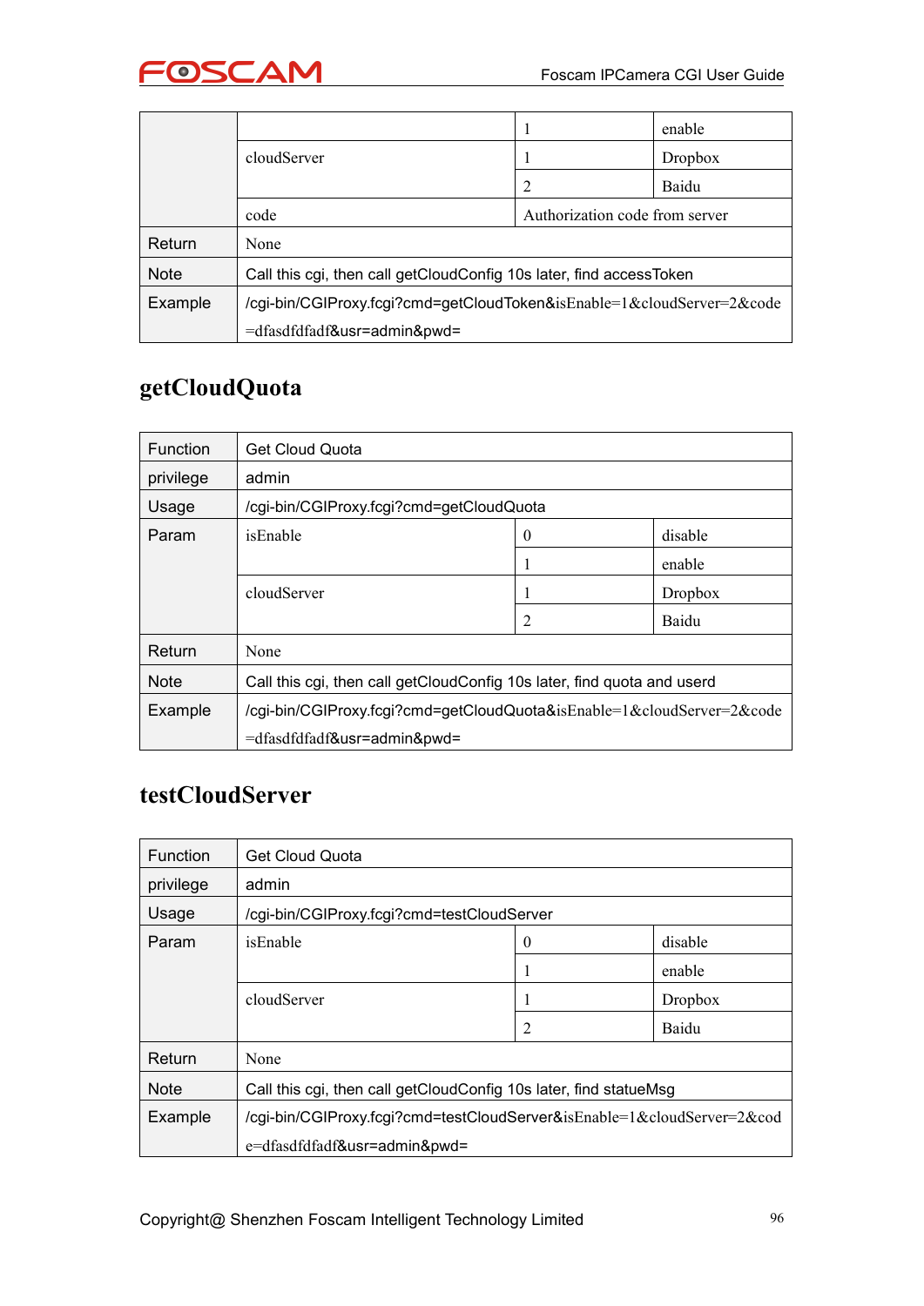| | | | |
|---|---|---|---|
| | | 1 | enable |
| | cloudServer | 1 | Dropbox |
| | | 2 | Baidu |
| | code | Authorization code from server | |
| Return | None | | |
| Note | Call this cgi, then call getCloudConfig 10s later, find accessToken | | |
| Example | /cgi-bin/CGIProxy.fcgi?cmd=getCloudToken&isEnable=1&cloudServer=2&code=dfasdfdfadf&usr=admin&pwd= | | |

## getCloudQuota

| | | | |
|---|---|---|---|
| Function | Get Cloud Quota | | |
| privilege | admin | | |
| Usage | /cgi-bin/CGIProxy.fcgi?cmd=getCloudQuota | | |
| Param | isEnable | 0 | disable |
| | | 1 | enable |
| | cloudServer | 1 | Dropbox |
| | | 2 | Baidu |
| Return | None | | |
| Note | Call this cgi, then call getCloudConfig 10s later, find quota and userd | | |
| Example | /cgi-bin/CGIProxy.fcgi?cmd=getCloudQuota&isEnable=1&cloudServer=2&code=dfasdfdfadf&usr=admin&pwd= | | |

## testCloudServer

| | | | |
|---|---|---|---|
| Function | Get Cloud Quota | | |
| privilege | admin | | |
| Usage | /cgi-bin/CGIProxy.fcgi?cmd=testCloudServer | | |
| Param | isEnable | 0 | disable |
| | | 1 | enable |
| | cloudServer | 1 | Dropbox |
| | | 2 | Baidu |
| Return | None | | |
| Note | Call this cgi, then call getCloudConfig 10s later, find statueMsg | | |
| Example | /cgi-bin/CGIProxy.fcgi?cmd=testCloudServer&isEnable=1&cloudServer=2&code=dfasdfdfadf&usr=admin&pwd= | | |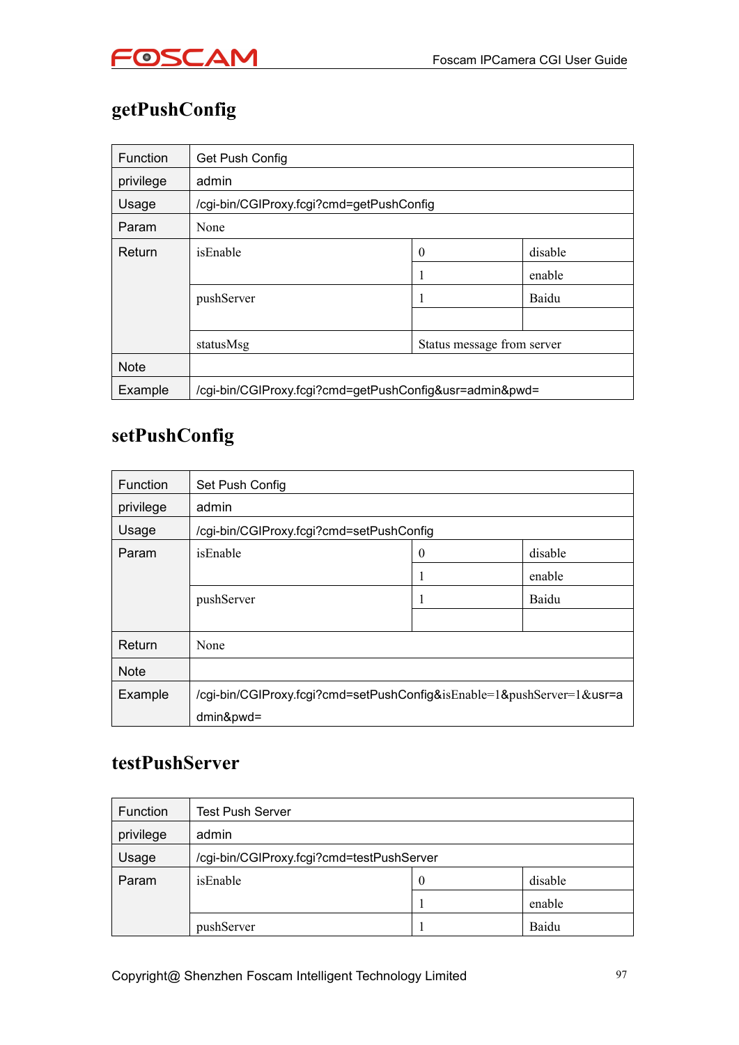## getPushConfig

| Function | Get Push Config | | |
|---|---|---|---|
| privilege | admin | | |
| Usage | /cgi-bin/CGIProxy.fcgi?cmd=getPushConfig | | |
| Param | None | | |
| Return | isEnable | 0 | disable |
| | | 1 | enable |
| | pushServer | 1 | Baidu |
| | | | |
| | statusMsg | Status message from server | |
| Note | | | |
| Example | /cgi-bin/CGIProxy.fcgi?cmd=getPushConfig&usr=admin&pwd= | | |

## setPushConfig

| Function | Set Push Config | | |
|---|---|---|---|
| privilege | admin | | |
| Usage | /cgi-bin/CGIProxy.fcgi?cmd=setPushConfig | | |
| Param | isEnable | 0 | disable |
| | | 1 | enable |
| | pushServer | 1 | Baidu |
| | | | |
| Return | None | | |
| Note | | | |
| Example | /cgi-bin/CGIProxy.fcgi?cmd=setPushConfig&isEnable=1&pushServer=1&usr=admin&pwd= | | |

## testPushServer

| Function | Test Push Server | | |
|---|---|---|---|
| privilege | admin | | |
| Usage | /cgi-bin/CGIProxy.fcgi?cmd=testPushServer | | |
| Param | isEnable | 0 | disable |
| | | 1 | enable |
| | pushServer | 1 | Baidu |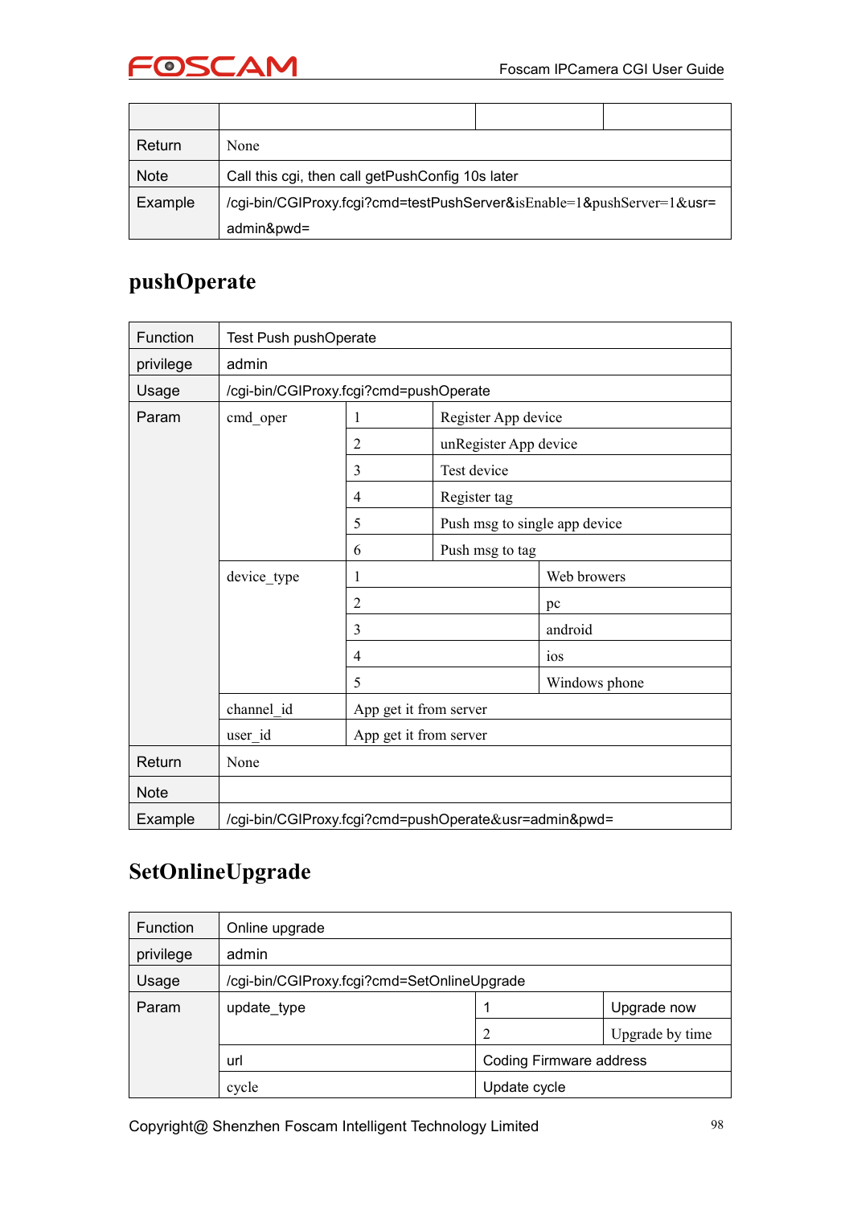| | | | |
|---|---|---|---|
| Return | None | | |
| Note | Call this cgi, then call getPushConfig 10s later | | |
| Example | /cgi-bin/CGIProxy.fcgi?cmd=testPushServer&isEnable=1&pushServer=1&usr=admin&pwd= | | |

## pushOperate

| | | | |
|---|---|---|---|
| Function | Test Push pushOperate | | |
| privilege | admin | | |
| Usage | /cgi-bin/CGIProxy.fcgi?cmd=pushOperate | | |
| Param | cmd_oper | 1 | Register App device |
| | | 2 | unRegister App device |
| | | 3 | Test device |
| | | 4 | Register tag |
| | | 5 | Push msg to single app device |
| | | 6 | Push msg to tag |
| | device_type | 1 | Web browers |
| | | 2 | pc |
| | | 3 | android |
| | | 4 | ios |
| | | 5 | Windows phone |
| | channel_id | App get it from server | |
| | user_id | App get it from server | |
| Return | None | | |
| Note | | | |
| Example | /cgi-bin/CGIProxy.fcgi?cmd=pushOperate&usr=admin&pwd= | | |

## SetOnlineUpgrade

| | | | |
|---|---|---|---|
| Function | Online upgrade | | |
| privilege | admin | | |
| Usage | /cgi-bin/CGIProxy.fcgi?cmd=SetOnlineUpgrade | | |
| Param | update_type | 1 | Upgrade now |
| | | 2 | Upgrade by time |
| | url | Coding Firmware address | |
| | cycle | Update cycle | |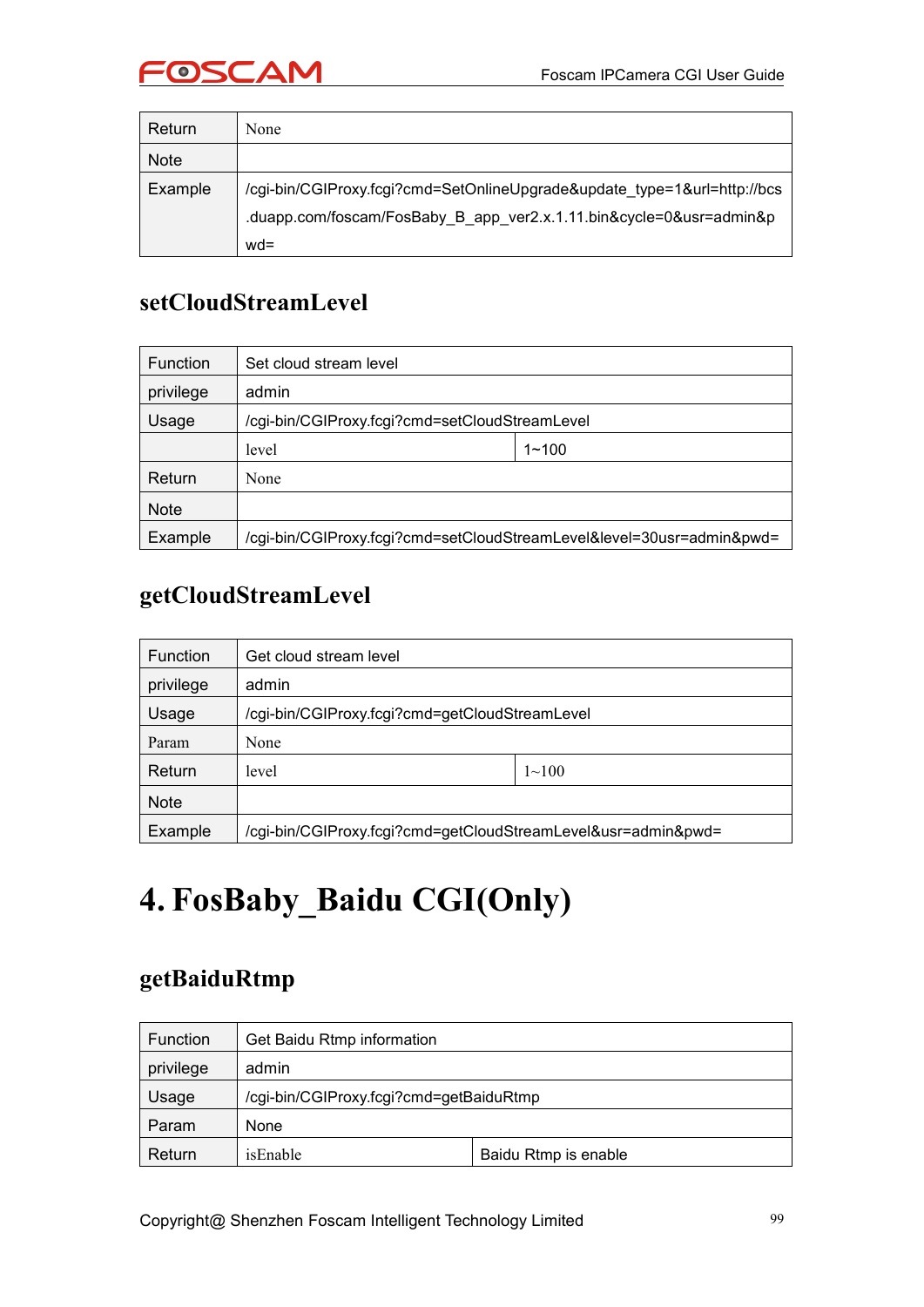| Return | None |
|---|---|
| Note | |
| Example | /cgi-bin/CGIProxy.fcgi?cmd=SetOnlineUpgrade&update_type=1&url=http://bcs.duapp.com/foscam/FosBaby_B_app_ver2.x.1.11.bin&cycle=0&usr=admin&pwd= |

### setCloudStreamLevel

| Function | Set cloud stream level | |
|---|---|---|
| privilege | admin | |
| Usage | /cgi-bin/CGIProxy.fcgi?cmd=setCloudStreamLevel | |
| | level | 1~100 |
| Return | None | |
| Note | | |
| Example | /cgi-bin/CGIProxy.fcgi?cmd=setCloudStreamLevel&level=30usr=admin&pwd= | |

### getCloudStreamLevel

| Function | Get cloud stream level | |
|---|---|---|
| privilege | admin | |
| Usage | /cgi-bin/CGIProxy.fcgi?cmd=getCloudStreamLevel | |
| Param | None | |
| Return | level | 1~100 |
| Note | | |
| Example | /cgi-bin/CGIProxy.fcgi?cmd=getCloudStreamLevel&usr=admin&pwd= | |

# 4. FosBaby_Baidu CGI(Only)

### getBaiduRtmp

| Function | Get Baidu Rtmp information | |
|---|---|---|
| privilege | admin | |
| Usage | /cgi-bin/CGIProxy.fcgi?cmd=getBaiduRtmp | |
| Param | None | |
| Return | isEnable | Baidu Rtmp is enable |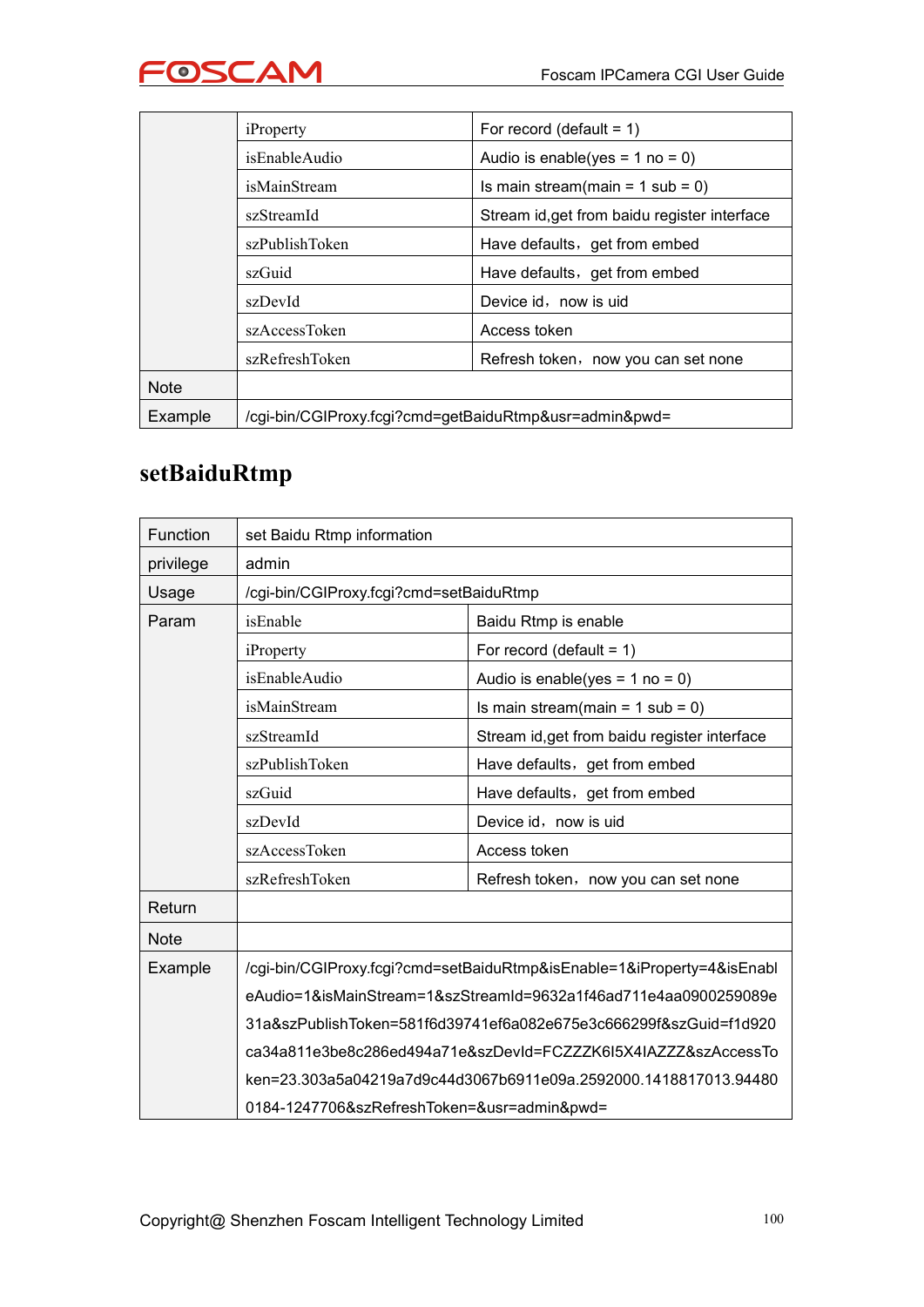| | | |
|---|---|---|
| | iProperty | For record (default = 1) |
| | isEnableAudio | Audio is enable(yes = 1 no = 0) |
| | isMainStream | Is main stream(main = 1 sub = 0) |
| | szStreamId | Stream id,get from baidu register interface |
| | szPublishToken | Have defaults，get from embed |
| | szGuid | Have defaults，get from embed |
| | szDevId | Device id，now is uid |
| | szAccessToken | Access token |
| | szRefreshToken | Refresh token，now you can set none |
| Note | | |
| Example | /cgi-bin/CGIProxy.fcgi?cmd=getBaiduRtmp&usr=admin&pwd= | |

## setBaiduRtmp

| | | |
|---|---|---|
| Function | set Baidu Rtmp information | |
| privilege | admin | |
| Usage | /cgi-bin/CGIProxy.fcgi?cmd=setBaiduRtmp | |
| Param | isEnable | Baidu Rtmp is enable |
| | iProperty | For record (default = 1) |
| | isEnableAudio | Audio is enable(yes = 1 no = 0) |
| | isMainStream | Is main stream(main = 1 sub = 0) |
| | szStreamId | Stream id,get from baidu register interface |
| | szPublishToken | Have defaults，get from embed |
| | szGuid | Have defaults，get from embed |
| | szDevId | Device id，now is uid |
| | szAccessToken | Access token |
| | szRefreshToken | Refresh token，now you can set none |
| Return | | |
| Note | | |
| Example | /cgi-bin/CGIProxy.fcgi?cmd=setBaiduRtmp&isEnable=1&iProperty=4&isEnableAudio=1&isMainStream=1&szStreamId=9632a1f46ad711e4aa0900259089e31a&szPublishToken=581f6d39741ef6a082e675e3c666299f&szGuid=f1d920ca34a811e3be8c286ed494a71e&szDevId=FCZZZK6I5X4IAZZZ&szAccessToken=23.303a5a04219a7d9c44d3067b6911e09a.2592000.1418817013.944800184-1247706&szRefreshToken=&usr=admin&pwd= | |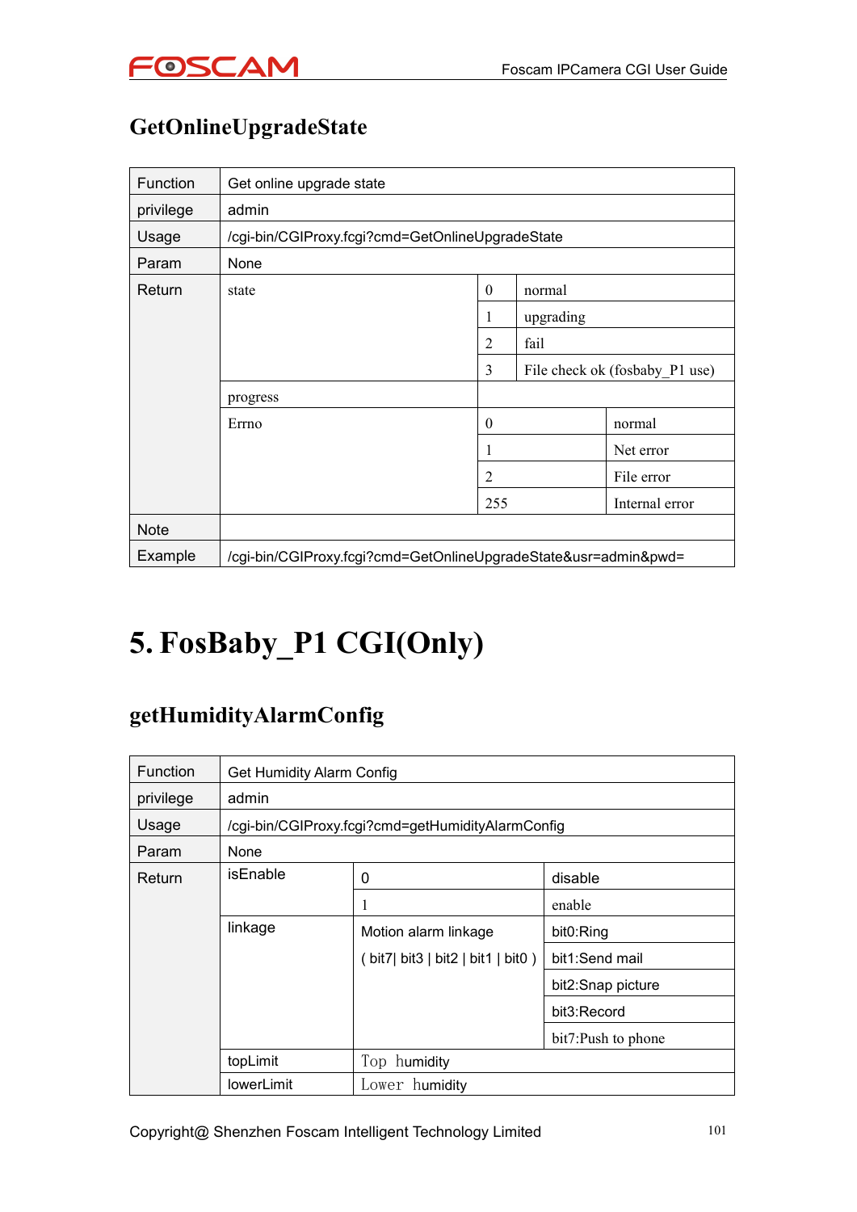## GetOnlineUpgradeState

| Function | Get online upgrade state | | |
|---|---|---|---|
| privilege | admin | | |
| Usage | /cgi-bin/CGIProxy.fcgi?cmd=GetOnlineUpgradeState | | |
| Param | None | | |
| Return | state | 0 | normal |
| | | 1 | upgrading |
| | | 2 | fail |
| | | 3 | File check ok (fosbaby_P1 use) |
| | progress | | |
| | Errno | 0 | normal |
| | | 1 | Net error |
| | | 2 | File error |
| | | 255 | Internal error |
| Note | | | |
| Example | /cgi-bin/CGIProxy.fcgi?cmd=GetOnlineUpgradeState&usr=admin&pwd= | | |

# 5. FosBaby_P1 CGI(Only)

## getHumidityAlarmConfig

| Function | Get Humidity Alarm Config | | |
|---|---|---|---|
| privilege | admin | | |
| Usage | /cgi-bin/CGIProxy.fcgi?cmd=getHumidityAlarmConfig | | |
| Param | None | | |
| Return | isEnable | 0 | disable |
| | | 1 | enable |
| | linkage | Motion alarm linkage | bit0:Ring |
| | | ( bit7\| bit3 \| bit2 \| bit1 \| bit0 ) | bit1:Send mail |
| | | | bit2:Snap picture |
| | | | bit3:Record |
| | | | bit7:Push to phone |
| | topLimit | Top humidity | |
| | lowerLimit | Lower humidity | |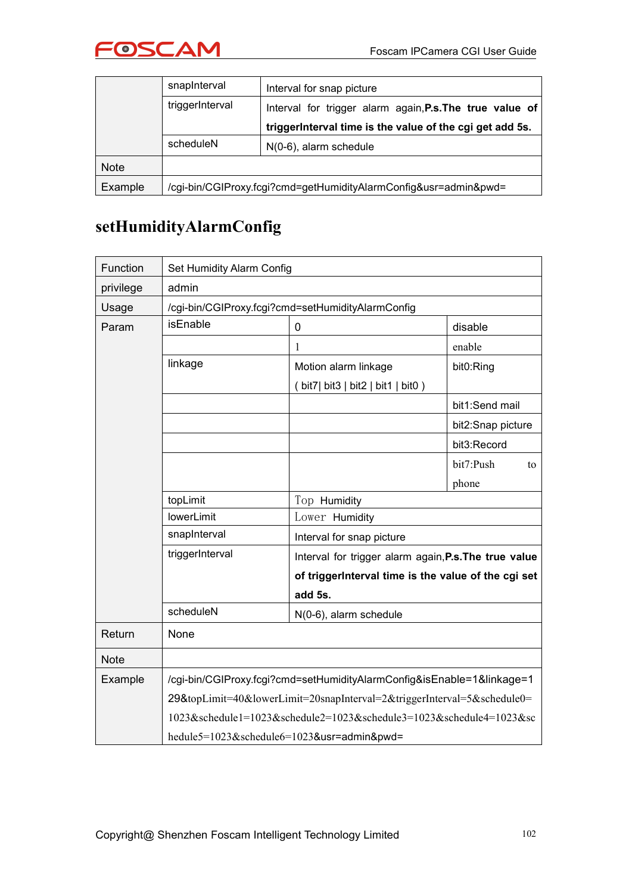| | | |
|---|---|---|
| | snapInterval | Interval for snap picture |
| | triggerInterval | Interval for trigger alarm again,**P.s.The true value of triggerInterval time is the value of the cgi get add 5s.** |
| | scheduleN | N(0-6), alarm schedule |
| Note | | |
| Example | /cgi-bin/CGIProxy.fcgi?cmd=getHumidityAlarmConfig&usr=admin&pwd= | |

## setHumidityAlarmConfig

| Function | Set Humidity Alarm Config | | |
|---|---|---|---|
| privilege | admin | | |
| Usage | /cgi-bin/CGIProxy.fcgi?cmd=setHumidityAlarmConfig | | |
| Param | isEnable | 0 | disable |
| | | 1 | enable |
| | linkage | Motion alarm linkage ( bit7\| bit3 \| bit2 \| bit1 \| bit0 ) | bit0:Ring |
| | | | bit1:Send mail |
| | | | bit2:Snap picture |
| | | | bit3:Record |
| | | | bit7:Push to phone |
| | topLimit | Top Humidity | |
| | lowerLimit | Lower Humidity | |
| | snapInterval | Interval for snap picture | |
| | triggerInterval | Interval for trigger alarm again,**P.s.The true value of triggerInterval time is the value of the cgi set add 5s.** | |
| | scheduleN | N(0-6), alarm schedule | |
| Return | None | | |
| Note | | | |
| Example | /cgi-bin/CGIProxy.fcgi?cmd=setHumidityAlarmConfig&isEnable=1&linkage=129&topLimit=40&lowerLimit=20snapInterval=2&triggerInterval=5&schedule0=1023&schedule1=1023&schedule2=1023&schedule3=1023&schedule4=1023&schedule5=1023&schedule6=1023&usr=admin&pwd= | | |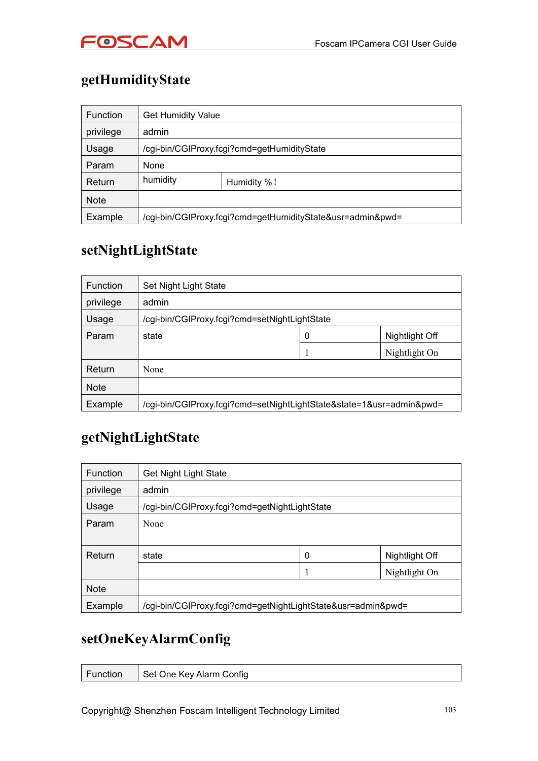## getHumidityState

| Function | Get Humidity Value | |
|---|---|---|
| privilege | admin | |
| Usage | /cgi-bin/CGIProxy.fcgi?cmd=getHumidityState | |
| Param | None | |
| Return | humidity | Humidity %！ |
| Note | | |
| Example | /cgi-bin/CGIProxy.fcgi?cmd=getHumidityState&usr=admin&pwd= | |

## setNightLightState

| Function | Set Night Light State | | |
|---|---|---|---|
| privilege | admin | | |
| Usage | /cgi-bin/CGIProxy.fcgi?cmd=setNightLightState | | |
| Param | state | 0 | Nightlight Off |
| | | 1 | Nightlight On |
| Return | None | | |
| Note | | | |
| Example | /cgi-bin/CGIProxy.fcgi?cmd=setNightLightState&state=1&usr=admin&pwd= | | |

## getNightLightState

| Function | Get Night Light State | | |
|---|---|---|---|
| privilege | admin | | |
| Usage | /cgi-bin/CGIProxy.fcgi?cmd=getNightLightState | | |
| Param | None | | |
| Return | state | 0 | Nightlight Off |
| | | 1 | Nightlight On |
| Note | | | |
| Example | /cgi-bin/CGIProxy.fcgi?cmd=getNightLightState&usr=admin&pwd= | | |

## setOneKeyAlarmConfig

| Function | Set One Key Alarm Config |
|---|---|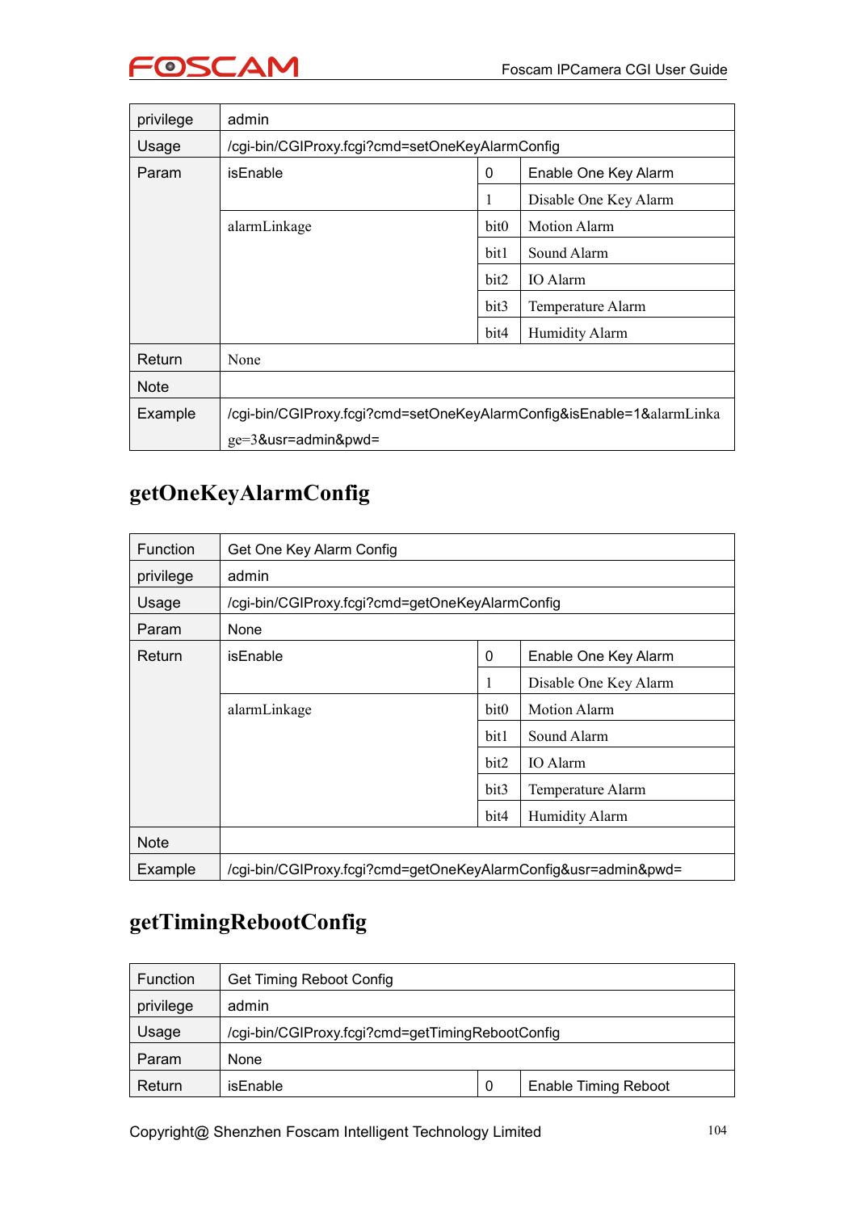| privilege | admin | | |
|---|---|---|---|
| Usage | /cgi-bin/CGIProxy.fcgi?cmd=setOneKeyAlarmConfig | | |
| Param | isEnable | 0 | Enable One Key Alarm |
| | | 1 | Disable One Key Alarm |
| | alarmLinkage | bit0 | Motion Alarm |
| | | bit1 | Sound Alarm |
| | | bit2 | IO Alarm |
| | | bit3 | Temperature Alarm |
| | | bit4 | Humidity Alarm |
| Return | None | | |
| Note | | | |
| Example | /cgi-bin/CGIProxy.fcgi?cmd=setOneKeyAlarmConfig&isEnable=1&alarmLinkage=3&usr=admin&pwd= | | |

## getOneKeyAlarmConfig

| Function | Get One Key Alarm Config | | |
|---|---|---|---|
| privilege | admin | | |
| Usage | /cgi-bin/CGIProxy.fcgi?cmd=getOneKeyAlarmConfig | | |
| Param | None | | |
| Return | isEnable | 0 | Enable One Key Alarm |
| | | 1 | Disable One Key Alarm |
| | alarmLinkage | bit0 | Motion Alarm |
| | | bit1 | Sound Alarm |
| | | bit2 | IO Alarm |
| | | bit3 | Temperature Alarm |
| | | bit4 | Humidity Alarm |
| Note | | | |
| Example | /cgi-bin/CGIProxy.fcgi?cmd=getOneKeyAlarmConfig&usr=admin&pwd= | | |

## getTimingRebootConfig

| Function | Get Timing Reboot Config | | |
|---|---|---|---|
| privilege | admin | | |
| Usage | /cgi-bin/CGIProxy.fcgi?cmd=getTimingRebootConfig | | |
| Param | None | | |
| Return | isEnable | 0 | Enable Timing Reboot |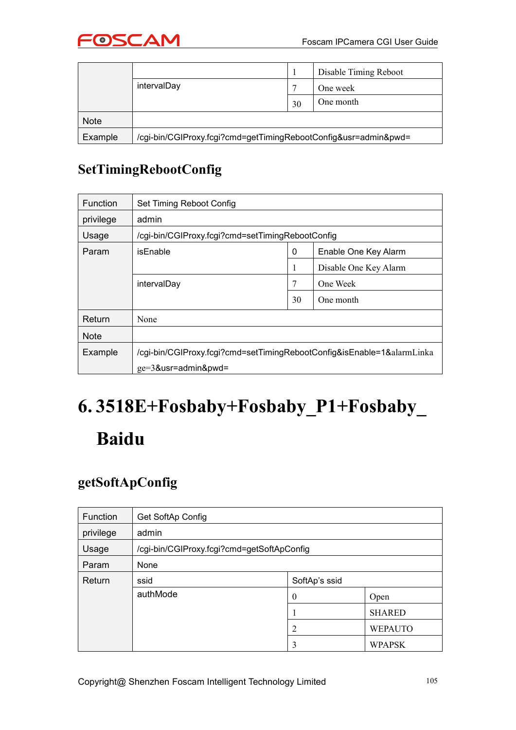|  |  |  |  |
|---|---|---|---|
|  | intervalDay | 1 | Disable Timing Reboot |
|  |  | 7 | One week |
|  |  | 30 | One month |
| Note |  |  |  |
| Example | /cgi-bin/CGIProxy.fcgi?cmd=getTimingRebootConfig&usr=admin&pwd= |  |  |

### SetTimingRebootConfig

| Function | Set Timing Reboot Config |  |  |
|---|---|---|---|
| privilege | admin |  |  |
| Usage | /cgi-bin/CGIProxy.fcgi?cmd=setTimingRebootConfig |  |  |
| Param | isEnable | 0 | Enable One Key Alarm |
|  |  | 1 | Disable One Key Alarm |
|  | intervalDay | 7 | One Week |
|  |  | 30 | One month |
| Return | None |  |  |
| Note |  |  |  |
| Example | /cgi-bin/CGIProxy.fcgi?cmd=setTimingRebootConfig&isEnable=1&alarmLinkage=3&usr=admin&pwd= |  |  |

# 6. 3518E+Fosbaby+Fosbaby_P1+Fosbaby_Baidu

### getSoftApConfig

| Function | Get SoftAp Config |  |  |
|---|---|---|---|
| privilege | admin |  |  |
| Usage | /cgi-bin/CGIProxy.fcgi?cmd=getSoftApConfig |  |  |
| Param | None |  |  |
| Return | ssid | SoftAp's ssid |  |
|  | authMode | 0 | Open |
|  |  | 1 | SHARED |
|  |  | 2 | WEPAUTO |
|  |  | 3 | WPAPSK |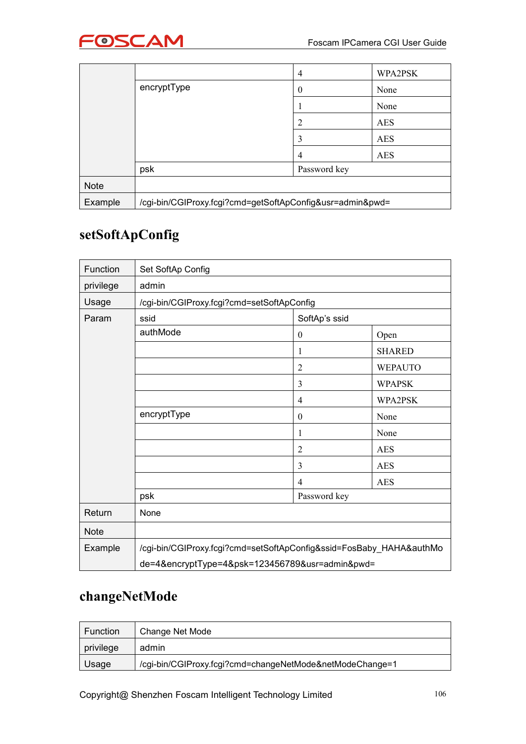|  |  |  |  |
|---|---|---|---|
|  |  | 4 | WPA2PSK |
|  | encryptType | 0 | None |
|  |  | 1 | None |
|  |  | 2 | AES |
|  |  | 3 | AES |
|  |  | 4 | AES |
|  | psk | Password key |  |
| Note |  |  |  |
| Example | /cgi-bin/CGIProxy.fcgi?cmd=getSoftApConfig&usr=admin&pwd= |  |  |

## setSoftApConfig

| Function | Set SoftAp Config |  |  |
|---|---|---|---|
| privilege | admin |  |  |
| Usage | /cgi-bin/CGIProxy.fcgi?cmd=setSoftApConfig |  |  |
| Param | ssid | SoftAp's ssid |  |
|  | authMode | 0 | Open |
|  |  | 1 | SHARED |
|  |  | 2 | WEPAUTO |
|  |  | 3 | WPAPSK |
|  |  | 4 | WPA2PSK |
|  | encryptType | 0 | None |
|  |  | 1 | None |
|  |  | 2 | AES |
|  |  | 3 | AES |
|  |  | 4 | AES |
|  | psk | Password key |  |
| Return | None |  |  |
| Note |  |  |  |
| Example | /cgi-bin/CGIProxy.fcgi?cmd=setSoftApConfig&ssid=FosBaby_HAHA&authMode=4&encryptType=4&psk=123456789&usr=admin&pwd= |  |  |

## changeNetMode

| Function | Change Net Mode |
|---|---|
| privilege | admin |
| Usage | /cgi-bin/CGIProxy.fcgi?cmd=changeNetMode&netModeChange=1 |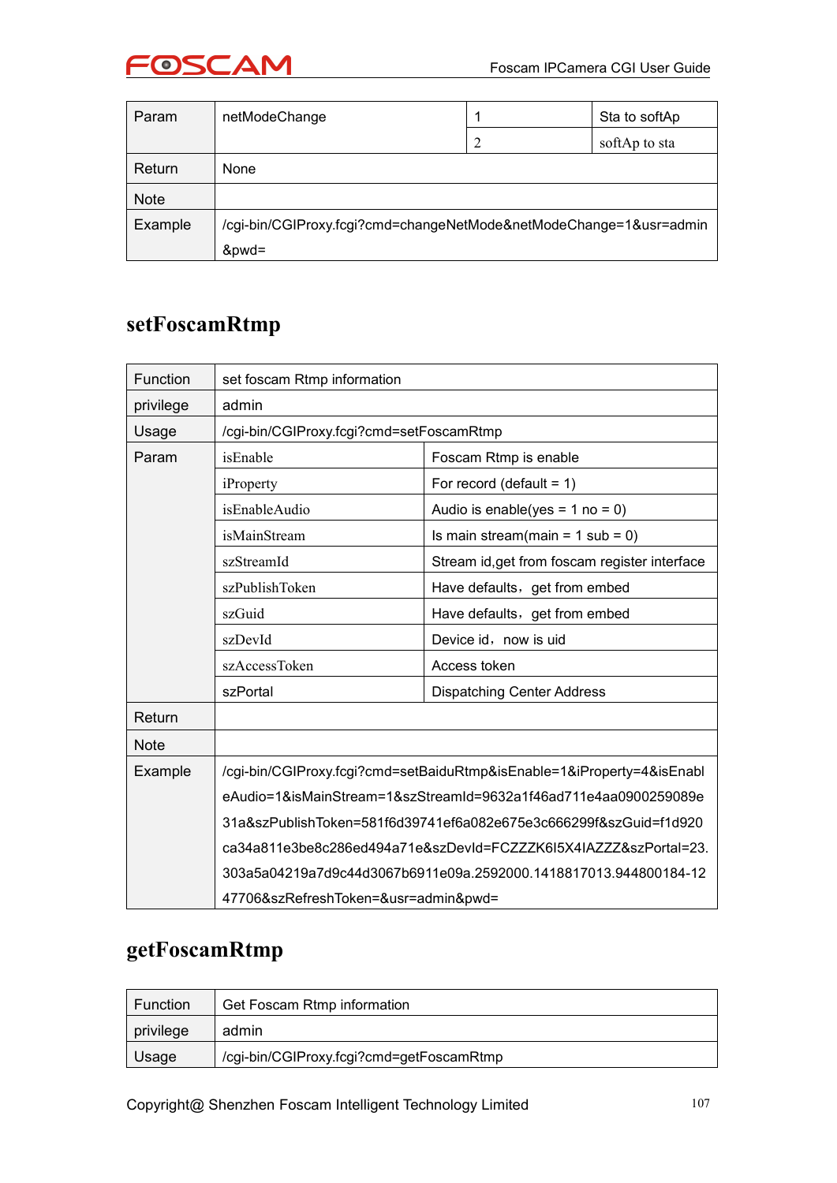| Param | netModeChange | 1 | Sta to softAp |
|---|---|---|---|
| | | 2 | softAp to sta |
| Return | None | | |
| Note | | | |
| Example | /cgi-bin/CGIProxy.fcgi?cmd=changeNetMode&netModeChange=1&usr=admin&pwd= | | |

## setFoscamRtmp

| Function | set foscam Rtmp information | |
|---|---|---|
| privilege | admin | |
| Usage | /cgi-bin/CGIProxy.fcgi?cmd=setFoscamRtmp | |
| Param | isEnable | Foscam Rtmp is enable |
| | iProperty | For record (default = 1) |
| | isEnableAudio | Audio is enable(yes = 1 no = 0) |
| | isMainStream | Is main stream(main = 1 sub = 0) |
| | szStreamId | Stream id,get from foscam register interface |
| | szPublishToken | Have defaults，get from embed |
| | szGuid | Have defaults，get from embed |
| | szDevId | Device id，now is uid |
| | szAccessToken | Access token |
| | szPortal | Dispatching Center Address |
| Return | | |
| Note | | |
| Example | /cgi-bin/CGIProxy.fcgi?cmd=setBaiduRtmp&isEnable=1&iProperty=4&isEnableAudio=1&isMainStream=1&szStreamId=9632a1f46ad711e4aa0900259089e31a&szPublishToken=581f6d39741ef6a082e675e3c666299f&szGuid=f1d920ca34a811e3be8c286ed494a71e&szDevId=FCZZZK6I5X4IAZZZ&szPortal=23.303a5a04219a7d9c44d3067b6911e09a.2592000.1418817013.944800184-1247706&szRefreshToken=&usr=admin&pwd= | |

## getFoscamRtmp

| Function | Get Foscam Rtmp information |
|---|---|
| privilege | admin |
| Usage | /cgi-bin/CGIProxy.fcgi?cmd=getFoscamRtmp |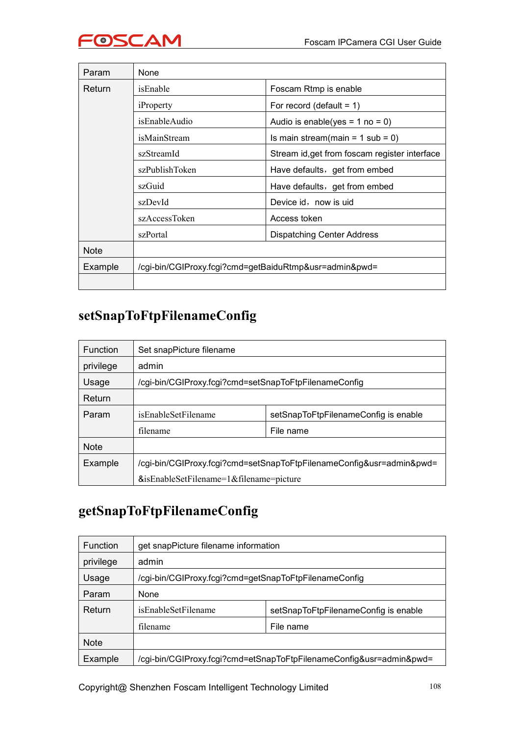| Param | None | |
|---|---|---|
| Return | isEnable | Foscam Rtmp is enable |
| | iProperty | For record (default = 1) |
| | isEnableAudio | Audio is enable(yes = 1 no = 0) |
| | isMainStream | Is main stream(main = 1 sub = 0) |
| | szStreamId | Stream id,get from foscam register interface |
| | szPublishToken | Have defaults，get from embed |
| | szGuid | Have defaults，get from embed |
| | szDevId | Device id，now is uid |
| | szAccessToken | Access token |
| | szPortal | Dispatching Center Address |
| Note | | |
| Example | /cgi-bin/CGIProxy.fcgi?cmd=getBaiduRtmp&usr=admin&pwd= | |
| | | |

## setSnapToFtpFilenameConfig

| Function | Set snapPicture filename | |
|---|---|---|
| privilege | admin | |
| Usage | /cgi-bin/CGIProxy.fcgi?cmd=setSnapToFtpFilenameConfig | |
| Return | | |
| Param | isEnableSetFilename | setSnapToFtpFilenameConfig is enable |
| | filename | File name |
| Note | | |
| Example | /cgi-bin/CGIProxy.fcgi?cmd=setSnapToFtpFilenameConfig&usr=admin&pwd=&isEnableSetFilename=1&filename=picture | |

## getSnapToFtpFilenameConfig

| Function | get snapPicture filename information | |
|---|---|---|
| privilege | admin | |
| Usage | /cgi-bin/CGIProxy.fcgi?cmd=getSnapToFtpFilenameConfig | |
| Param | None | |
| Return | isEnableSetFilename | setSnapToFtpFilenameConfig is enable |
| | filename | File name |
| Note | | |
| Example | /cgi-bin/CGIProxy.fcgi?cmd=etSnapToFtpFilenameConfig&usr=admin&pwd= | |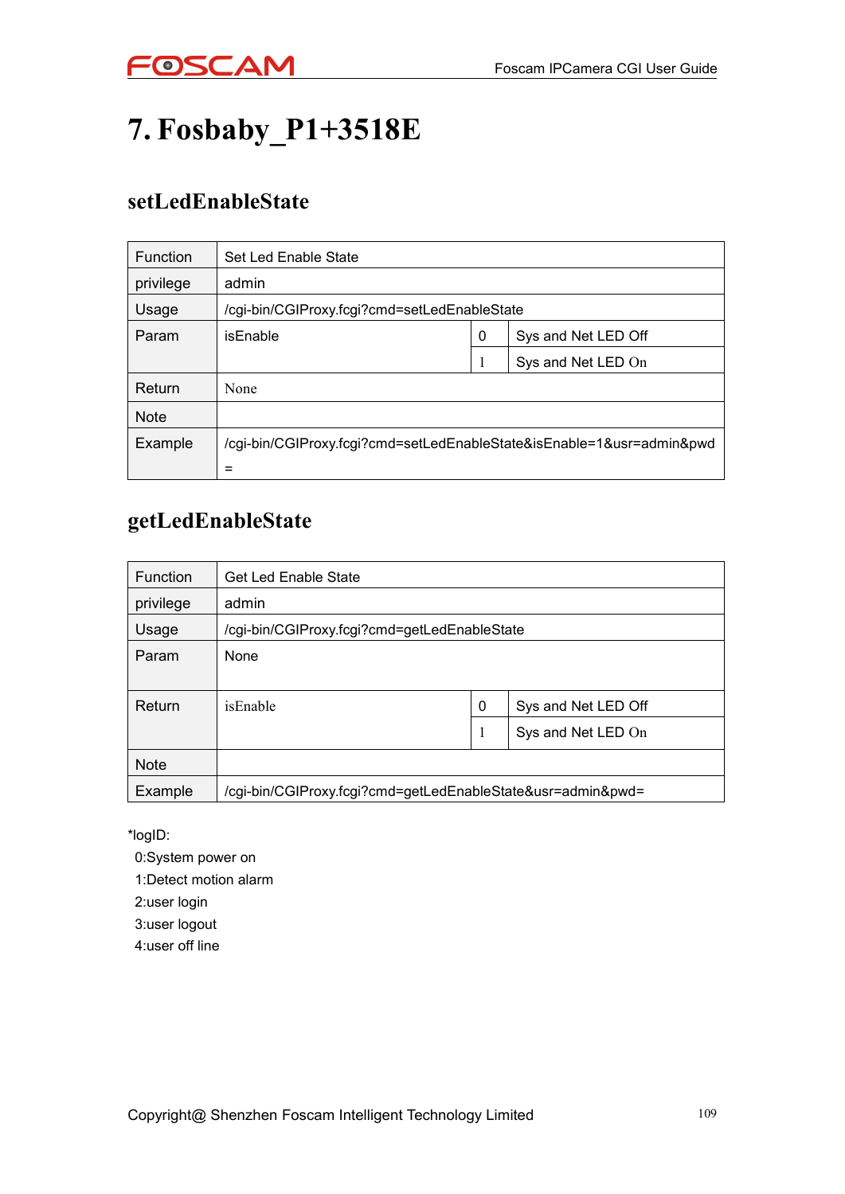# 7. Fosbaby_P1+3518E

## setLedEnableState

| Function | Set Led Enable State | | |
|---|---|---|---|
| privilege | admin | | |
| Usage | /cgi-bin/CGIProxy.fcgi?cmd=setLedEnableState | | |
| Param | isEnable | 0 | Sys and Net LED Off |
| | | 1 | Sys and Net LED On |
| Return | None | | |
| Note | | | |
| Example | /cgi-bin/CGIProxy.fcgi?cmd=setLedEnableState&isEnable=1&usr=admin&pwd= | | |

## getLedEnableState

| Function | Get Led Enable State | | |
|---|---|---|---|
| privilege | admin | | |
| Usage | /cgi-bin/CGIProxy.fcgi?cmd=getLedEnableState | | |
| Param | None | | |
| Return | isEnable | 0 | Sys and Net LED Off |
| | | 1 | Sys and Net LED On |
| Note | | | |
| Example | /cgi-bin/CGIProxy.fcgi?cmd=getLedEnableState&usr=admin&pwd= | | |

*logID:
0:System power on
1:Detect motion alarm
2:user login
3:user logout
4:user off line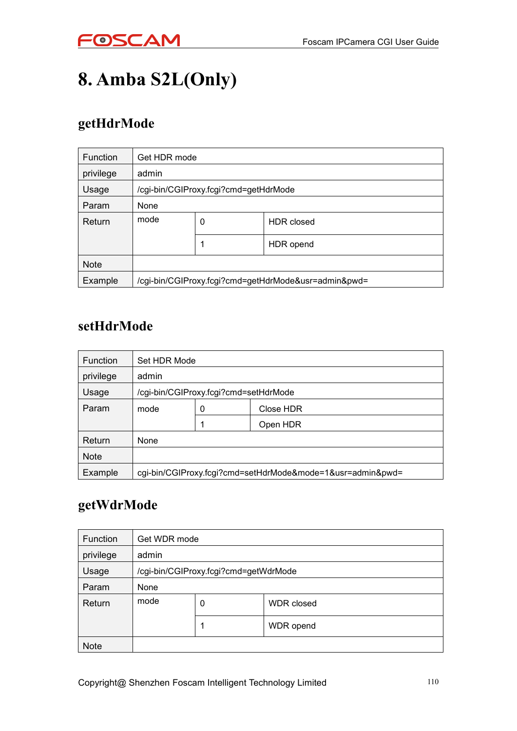# 8. Amba S2L(Only)

## getHdrMode

| Function | Get HDR mode | | |
|---|---|---|---|
| privilege | admin | | |
| Usage | /cgi-bin/CGIProxy.fcgi?cmd=getHdrMode | | |
| Param | None | | |
| Return | mode | 0 | HDR closed |
| | | 1 | HDR opend |
| Note | | | |
| Example | /cgi-bin/CGIProxy.fcgi?cmd=getHdrMode&usr=admin&pwd= | | |

## setHdrMode

| Function | Set HDR Mode | | |
|---|---|---|---|
| privilege | admin | | |
| Usage | /cgi-bin/CGIProxy.fcgi?cmd=setHdrMode | | |
| Param | mode | 0 | Close HDR |
| | | 1 | Open HDR |
| Return | None | | |
| Note | | | |
| Example | cgi-bin/CGIProxy.fcgi?cmd=setHdrMode&mode=1&usr=admin&pwd= | | |

## getWdrMode

| Function | Get WDR mode | | |
|---|---|---|---|
| privilege | admin | | |
| Usage | /cgi-bin/CGIProxy.fcgi?cmd=getWdrMode | | |
| Param | None | | |
| Return | mode | 0 | WDR closed |
| | | 1 | WDR opend |
| Note | | | |

Copyright@ Shenzhen Foscam Intelligent Technology Limited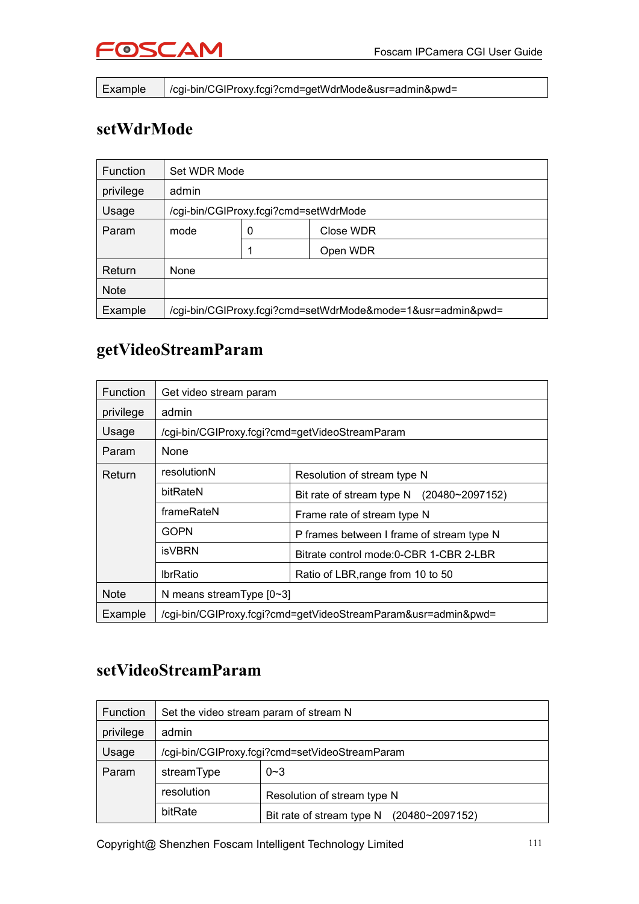| Example | /cgi-bin/CGIProxy.fcgi?cmd=getWdrMode&usr=admin&pwd= |
|---|---|

## setWdrMode

| Function | Set WDR Mode | | |
|---|---|---|---|
| privilege | admin | | |
| Usage | /cgi-bin/CGIProxy.fcgi?cmd=setWdrMode | | |
| Param | mode | 0 | Close WDR |
| | | 1 | Open WDR |
| Return | None | | |
| Note | | | |
| Example | /cgi-bin/CGIProxy.fcgi?cmd=setWdrMode&mode=1&usr=admin&pwd= | | |

## getVideoStreamParam

| Function | Get video stream param | |
|---|---|---|
| privilege | admin | |
| Usage | /cgi-bin/CGIProxy.fcgi?cmd=getVideoStreamParam | |
| Param | None | |
| Return | resolutionN | Resolution of stream type N |
| | bitRateN | Bit rate of stream type N (20480~2097152) |
| | frameRateN | Frame rate of stream type N |
| | GOPN | P frames between I frame of stream type N |
| | isVBRN | Bitrate control mode:0-CBR 1-CBR 2-LBR |
| | lbrRatio | Ratio of LBR,range from 10 to 50 |
| Note | N means streamType [0~3] | |
| Example | /cgi-bin/CGIProxy.fcgi?cmd=getVideoStreamParam&usr=admin&pwd= | |

## setVideoStreamParam

| Function | Set the video stream param of stream N | |
|---|---|---|
| privilege | admin | |
| Usage | /cgi-bin/CGIProxy.fcgi?cmd=setVideoStreamParam | |
| Param | streamType | 0~3 |
| | resolution | Resolution of stream type N |
| | bitRate | Bit rate of stream type N (20480~2097152) |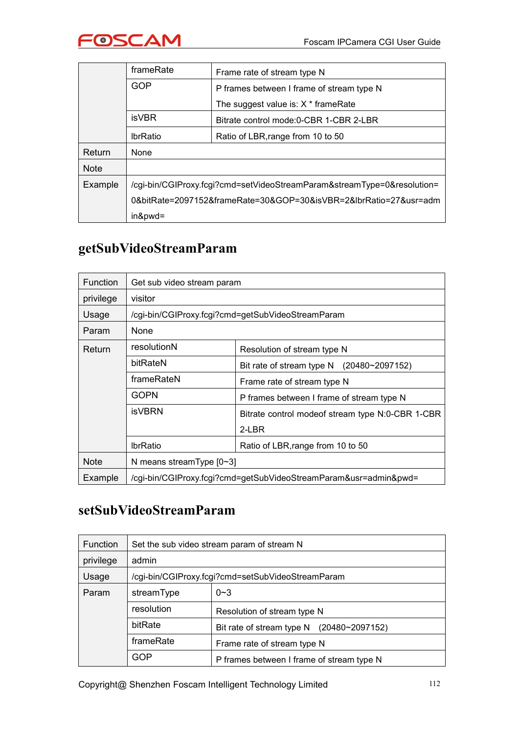| | | |
|---|---|---|
| | frameRate | Frame rate of stream type N |
| | GOP | P frames between I frame of stream type N<br>The suggest value is: X * frameRate |
| | isVBR | Bitrate control mode:0-CBR 1-CBR 2-LBR |
| | lbrRatio | Ratio of LBR,range from 10 to 50 |
| Return | None | |
| Note | | |
| Example | /cgi-bin/CGIProxy.fcgi?cmd=setVideoStreamParam&streamType=0&resolution=0&bitRate=2097152&frameRate=30&GOP=30&isVBR=2&lbrRatio=27&usr=admin&pwd= | |

## getSubVideoStreamParam

| | | |
|---|---|---|
| Function | Get sub video stream param | |
| privilege | visitor | |
| Usage | /cgi-bin/CGIProxy.fcgi?cmd=getSubVideoStreamParam | |
| Param | None | |
| Return | resolutionN | Resolution of stream type N |
| | bitRateN | Bit rate of stream type N (20480~2097152) |
| | frameRateN | Frame rate of stream type N |
| | GOPN | P frames between I frame of stream type N |
| | isVBRN | Bitrate control modeof stream type N:0-CBR 1-CBR 2-LBR |
| | lbrRatio | Ratio of LBR,range from 10 to 50 |
| Note | N means streamType [0~3] | |
| Example | /cgi-bin/CGIProxy.fcgi?cmd=getSubVideoStreamParam&usr=admin&pwd= | |

## setSubVideoStreamParam

| | | |
|---|---|---|
| Function | Set the sub video stream param of stream N | |
| privilege | admin | |
| Usage | /cgi-bin/CGIProxy.fcgi?cmd=setSubVideoStreamParam | |
| Param | streamType | 0~3 |
| | resolution | Resolution of stream type N |
| | bitRate | Bit rate of stream type N (20480~2097152) |
| | frameRate | Frame rate of stream type N |
| | GOP | P frames between I frame of stream type N |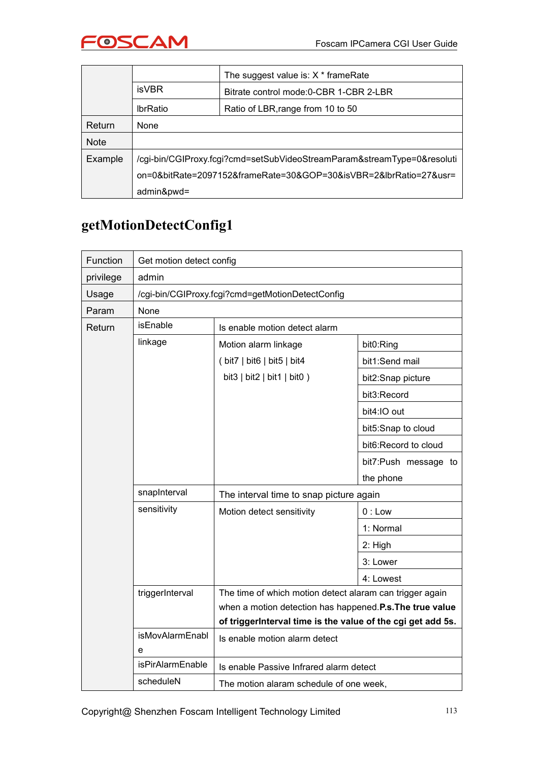| | | |
|---|---|---|
| | | The suggest value is: X * frameRate |
| | isVBR | Bitrate control mode:0-CBR 1-CBR 2-LBR |
| | lbrRatio | Ratio of LBR,range from 10 to 50 |
| Return | None | |
| Note | | |
| Example | /cgi-bin/CGIProxy.fcgi?cmd=setSubVideoStreamParam&streamType=0&resolution=0&bitRate=2097152&frameRate=30&GOP=30&isVBR=2&lbrRatio=27&usr=admin&pwd= | |

## getMotionDetectConfig1

| | | | |
|---|---|---|---|
| Function | Get motion detect config | | |
| privilege | admin | | |
| Usage | /cgi-bin/CGIProxy.fcgi?cmd=getMotionDetectConfig | | |
| Param | None | | |
| Return | isEnable | Is enable motion detect alarm | |
| | linkage | Motion alarm linkage ( bit7 \| bit6 \| bit5 \| bit4 bit3 \| bit2 \| bit1 \| bit0 ) | bit0:Ring |
| | | | bit1:Send mail |
| | | | bit2:Snap picture |
| | | | bit3:Record |
| | | | bit4:IO out |
| | | | bit5:Snap to cloud |
| | | | bit6:Record to cloud |
| | | | bit7:Push message to the phone |
| | snapInterval | The interval time to snap picture again | |
| | sensitivity | Motion detect sensitivity | 0 : Low |
| | | | 1: Normal |
| | | | 2: High |
| | | | 3: Lower |
| | | | 4: Lowest |
| | triggerInterval | The time of which motion detect alaram can trigger again when a motion detection has happened.**P.s.The true value of triggerInterval time is the value of the cgi get add 5s.** | |
| | isMovAlarmEnable | Is enable motion alarm detect | |
| | isPirAlarmEnable | Is enable Passive Infrared alarm detect | |
| | scheduleN | The motion alaram schedule of one week, | |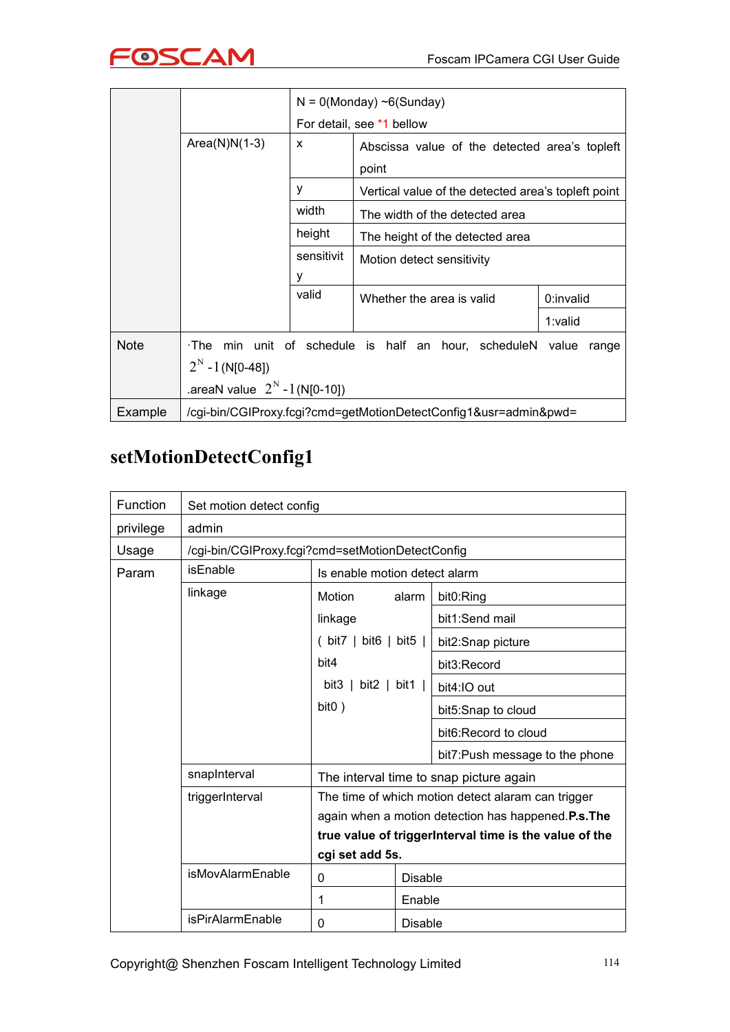|  |  | N = 0(Monday) ~6(Sunday)<br>For detail, see *1 bellow |  |  |
|---|---|---|---|---|
|  | Area(N)N(1-3) | x | Abscissa value of the detected area's topleft point |  |
|  |  | y | Vertical value of the detected area's topleft point |  |
|  |  | width | The width of the detected area |  |
|  |  | height | The height of the detected area |  |
|  |  | sensitivity | Motion detect sensitivity |  |
|  |  | valid | Whether the area is valid | 0:invalid |
|  |  |  |  | 1:valid |
| Note | ·The min unit of schedule is half an hour, scheduleN value range $2^N - 1$ (N[0-48])<br>.areaN value $2^N - 1$ (N[0-10]) |  |  |  |
| Example | /cgi-bin/CGIProxy.fcgi?cmd=getMotionDetectConfig1&usr=admin&pwd= |  |  |  |

## setMotionDetectConfig1

| Function | Set motion detect config |  |  |
|---|---|---|---|
| privilege | admin |  |  |
| Usage | /cgi-bin/CGIProxy.fcgi?cmd=setMotionDetectConfig |  |  |
| Param | isEnable | Is enable motion detect alarm |  |
|  | linkage | Motion alarm linkage ( bit7 \| bit6 \| bit5 \| bit4 bit3 \| bit2 \| bit1 \| bit0 ) | bit0:Ring |
|  |  |  | bit1:Send mail |
|  |  |  | bit2:Snap picture |
|  |  |  | bit3:Record |
|  |  |  | bit4:IO out |
|  |  |  | bit5:Snap to cloud |
|  |  |  | bit6:Record to cloud |
|  |  |  | bit7:Push message to the phone |
|  | snapInterval | The interval time to snap picture again |  |
|  | triggerInterval | The time of which motion detect alaram can trigger again when a motion detection has happened.**P.s.The true value of triggerInterval time is the value of the cgi set add 5s.** |  |
|  | isMovAlarmEnable | 0 | Disable |
|  |  | 1 | Enable |
|  | isPirAlarmEnable | 0 | Disable |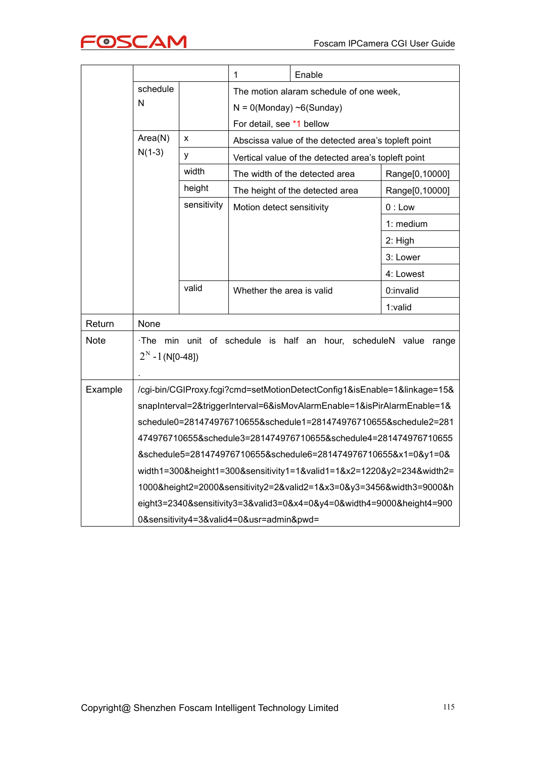| | | | | |
|---|---|---|---|---|
| | | 1 | Enable | |
| | schedule N | | The motion alaram schedule of one week,<br>N = 0(Monday) ~6(Sunday)<br>For detail, see *1 bellow | |
| | Area(N) N(1-3) | x | Abscissa value of the detected area's topleft point | |
| | | y | Vertical value of the detected area's topleft point | |
| | | width | The width of the detected area | Range[0,10000] |
| | | height | The height of the detected area | Range[0,10000] |
| | | sensitivity | Motion detect sensitivity | 0 : Low |
| | | | | 1: medium |
| | | | | 2: High |
| | | | | 3: Lower |
| | | | | 4: Lowest |
| | | valid | Whether the area is valid | 0:invalid |
| | | | | 1:valid |
| Return | None | | | |
| Note | ·The min unit of schedule is half an hour, scheduleN value range $2^N - 1$ (N[0-48])<br>. | | | |
| Example | /cgi-bin/CGIProxy.fcgi?cmd=setMotionDetectConfig1&isEnable=1&linkage=15&snapInterval=2&triggerInterval=6&isMovAlarmEnable=1&isPirAlarmEnable=1&schedule0=281474976710655&schedule1=281474976710655&schedule2=281474976710655&schedule3=281474976710655&schedule4=281474976710655&schedule5=281474976710655&schedule6=281474976710655&x1=0&y1=0&width1=300&height1=300&sensitivity1=1&valid1=1&x2=1220&y2=234&width2=1000&height2=2000&sensitivity2=2&valid2=1&x3=0&y3=3456&width3=9000&height3=2340&sensitivity3=3&valid3=0&x4=0&y4=0&width4=9000&height4=9000&sensitivity4=3&valid4=0&usr=admin&pwd= | | | |